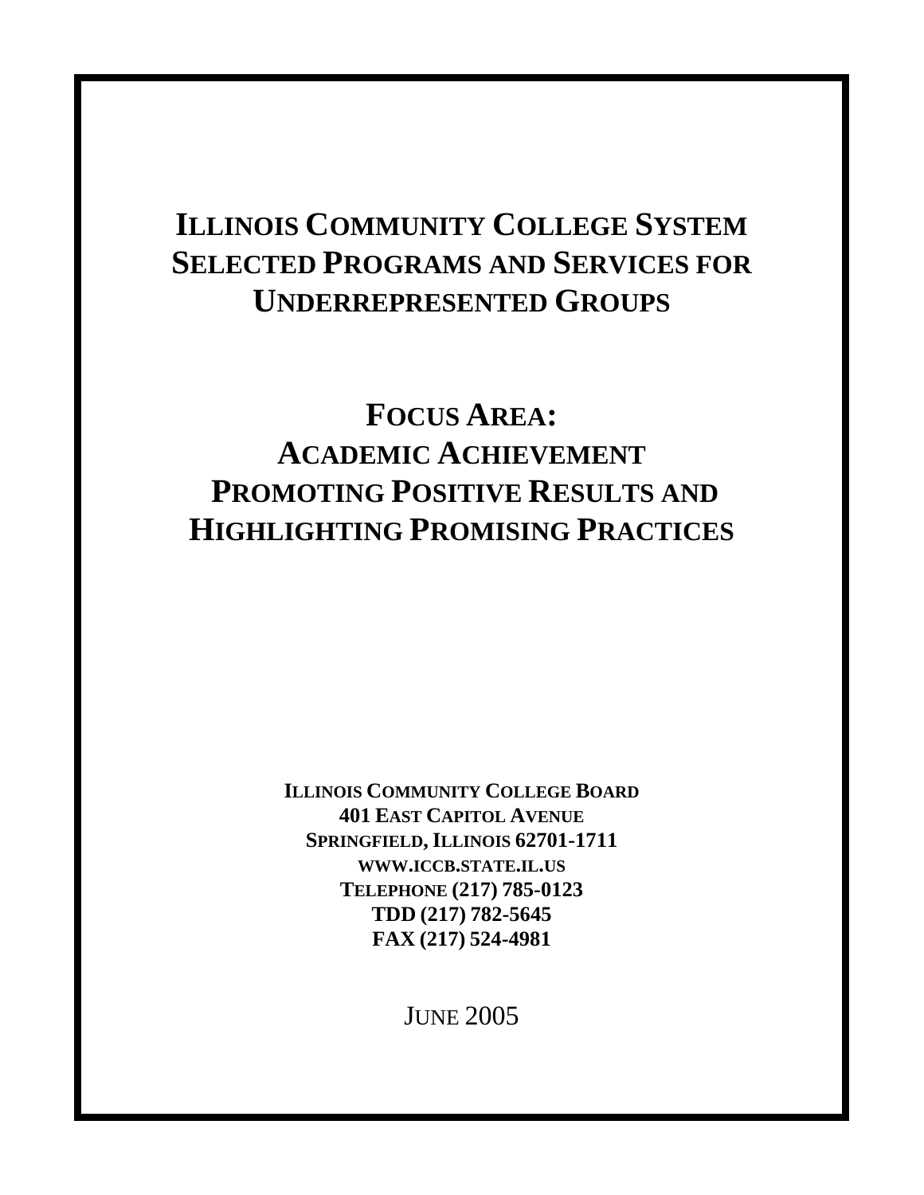# ILLINOIS COMMUNITY COLLEGE SYSTEM SELECTED PROGRAMS AND SERVICES FOR UNDERREPRESENTED GROUPS

# FOCUS AREA: ACADEMIC ACHIEVEMENT PROMOTING POSITIVE RESULTS AND HIGHLIGHTING PROMISING PRACTICES

**ILLINOIS COMMUNITY COLLEGE BOARD**
**401 EAST CAPITOL AVENUE**
**SPRINGFIELD, ILLINOIS 62701-1711**
**WWW.ICCB.STATE.IL.US**
**TELEPHONE (217) 785-0123**
**TDD (217) 782-5645**
**FAX (217) 524-4981**

JUNE 2005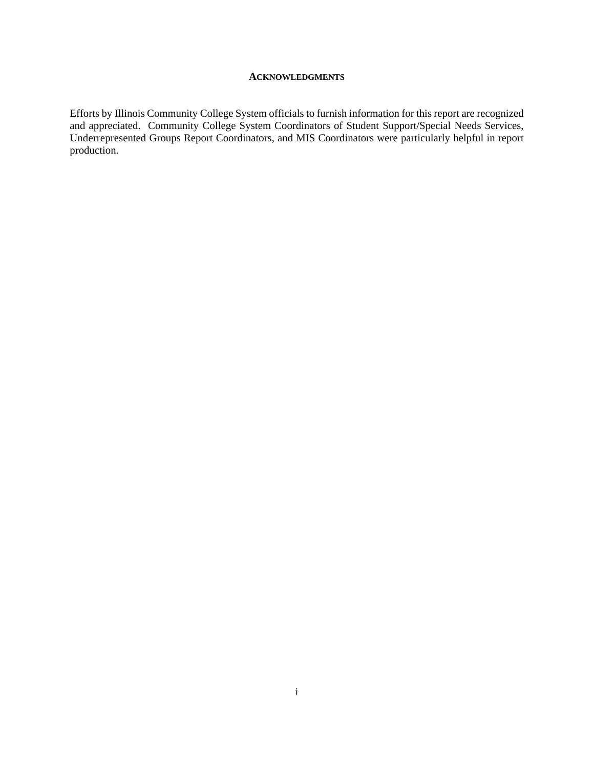## ACKNOWLEDGMENTS

Efforts by Illinois Community College System officials to furnish information for this report are recognized and appreciated. Community College System Coordinators of Student Support/Special Needs Services, Underrepresented Groups Report Coordinators, and MIS Coordinators were particularly helpful in report production.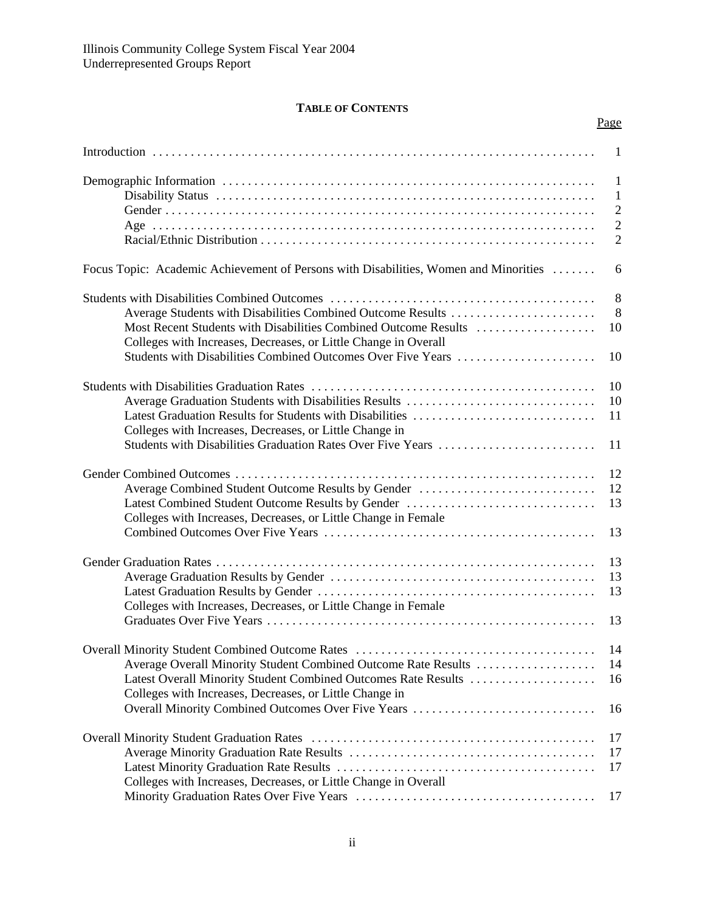Illinois Community College System Fiscal Year 2004
Underrepresented Groups Report

**TABLE OF CONTENTS**

| | Page |
|---|---|
| Introduction | 1 |
| Demographic Information | 1 |
| Disability Status | 1 |
| Gender | 2 |
| Age | 2 |
| Racial/Ethnic Distribution | 2 |
| Focus Topic: Academic Achievement of Persons with Disabilities, Women and Minorities | 6 |
| Students with Disabilities Combined Outcomes | 8 |
| Average Students with Disabilities Combined Outcome Results | 8 |
| Most Recent Students with Disabilities Combined Outcome Results | 10 |
| Colleges with Increases, Decreases, or Little Change in Overall Students with Disabilities Combined Outcomes Over Five Years | 10 |
| Students with Disabilities Graduation Rates | 10 |
| Average Graduation Students with Disabilities Results | 10 |
| Latest Graduation Results for Students with Disabilities | 11 |
| Colleges with Increases, Decreases, or Little Change in Students with Disabilities Graduation Rates Over Five Years | 11 |
| Gender Combined Outcomes | 12 |
| Average Combined Student Outcome Results by Gender | 12 |
| Latest Combined Student Outcome Results by Gender | 13 |
| Colleges with Increases, Decreases, or Little Change in Female Combined Outcomes Over Five Years | 13 |
| Gender Graduation Rates | 13 |
| Average Graduation Results by Gender | 13 |
| Latest Graduation Results by Gender | 13 |
| Colleges with Increases, Decreases, or Little Change in Female Graduates Over Five Years | 13 |
| Overall Minority Student Combined Outcome Rates | 14 |
| Average Overall Minority Student Combined Outcome Rate Results | 14 |
| Latest Overall Minority Student Combined Outcomes Rate Results | 16 |
| Colleges with Increases, Decreases, or Little Change in Overall Minority Combined Outcomes Over Five Years | 16 |
| Overall Minority Student Graduation Rates | 17 |
| Average Minority Graduation Rate Results | 17 |
| Latest Minority Graduation Rate Results | 17 |
| Colleges with Increases, Decreases, or Little Change in Overall Minority Graduation Rates Over Five Years | 17 |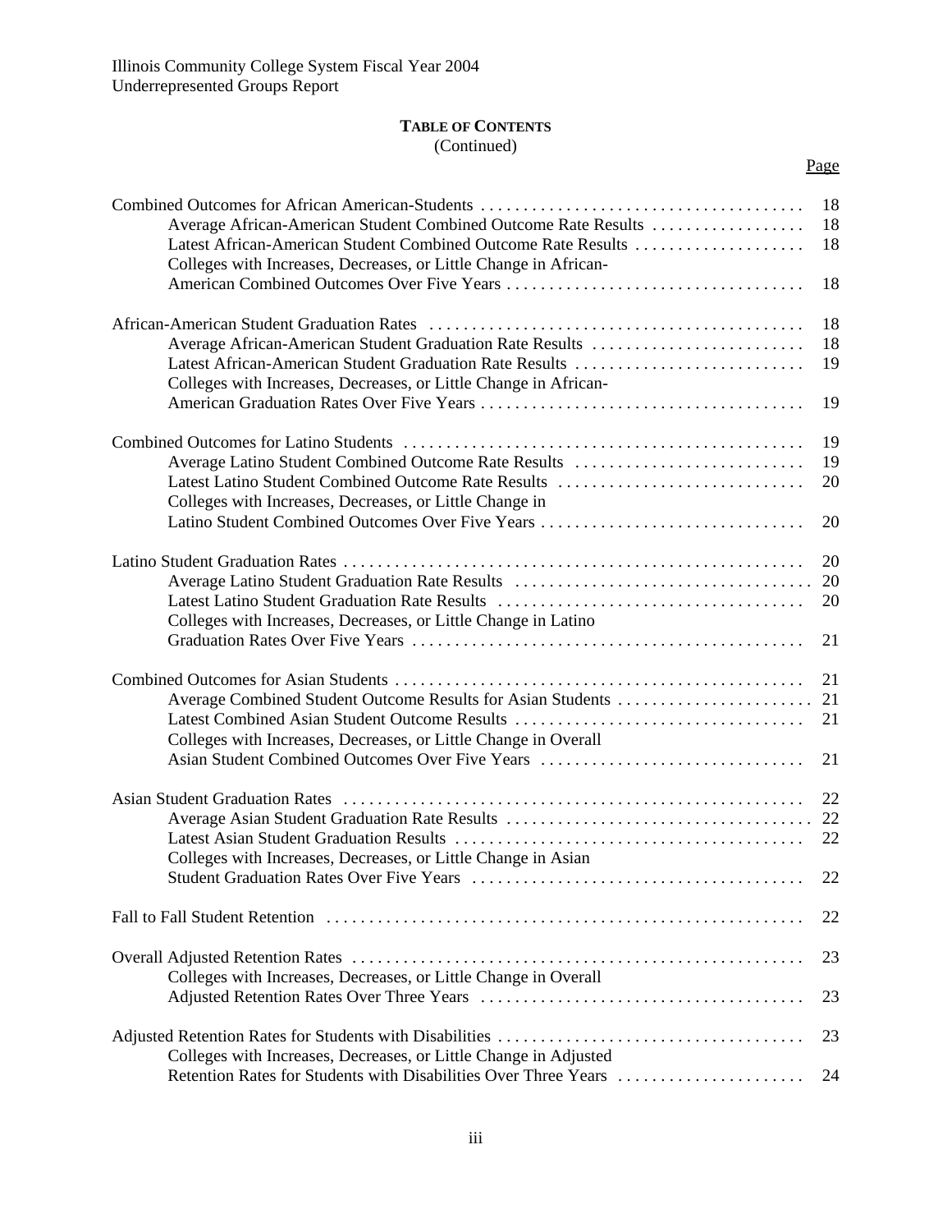Illinois Community College System Fiscal Year 2004
Underrepresented Groups Report

**TABLE OF CONTENTS**
(Continued)

| | Page |
|---|---|
| Combined Outcomes for African American-Students | 18 |
| Average African-American Student Combined Outcome Rate Results | 18 |
| Latest African-American Student Combined Outcome Rate Results | 18 |
| Colleges with Increases, Decreases, or Little Change in African-American Combined Outcomes Over Five Years | 18 |
| African-American Student Graduation Rates | 18 |
| Average African-American Student Graduation Rate Results | 18 |
| Latest African-American Student Graduation Rate Results | 19 |
| Colleges with Increases, Decreases, or Little Change in African-American Graduation Rates Over Five Years | 19 |
| Combined Outcomes for Latino Students | 19 |
| Average Latino Student Combined Outcome Rate Results | 19 |
| Latest Latino Student Combined Outcome Rate Results | 20 |
| Colleges with Increases, Decreases, or Little Change in Latino Student Combined Outcomes Over Five Years | 20 |
| Latino Student Graduation Rates | 20 |
| Average Latino Student Graduation Rate Results | 20 |
| Latest Latino Student Graduation Rate Results | 20 |
| Colleges with Increases, Decreases, or Little Change in Latino Graduation Rates Over Five Years | 21 |
| Combined Outcomes for Asian Students | 21 |
| Average Combined Student Outcome Results for Asian Students | 21 |
| Latest Combined Asian Student Outcome Results | 21 |
| Colleges with Increases, Decreases, or Little Change in Overall Asian Student Combined Outcomes Over Five Years | 21 |
| Asian Student Graduation Rates | 22 |
| Average Asian Student Graduation Rate Results | 22 |
| Latest Asian Student Graduation Results | 22 |
| Colleges with Increases, Decreases, or Little Change in Asian Student Graduation Rates Over Five Years | 22 |
| Fall to Fall Student Retention | 22 |
| Overall Adjusted Retention Rates | 23 |
| Colleges with Increases, Decreases, or Little Change in Overall Adjusted Retention Rates Over Three Years | 23 |
| Adjusted Retention Rates for Students with Disabilities | 23 |
| Colleges with Increases, Decreases, or Little Change in Adjusted Retention Rates for Students with Disabilities Over Three Years | 24 |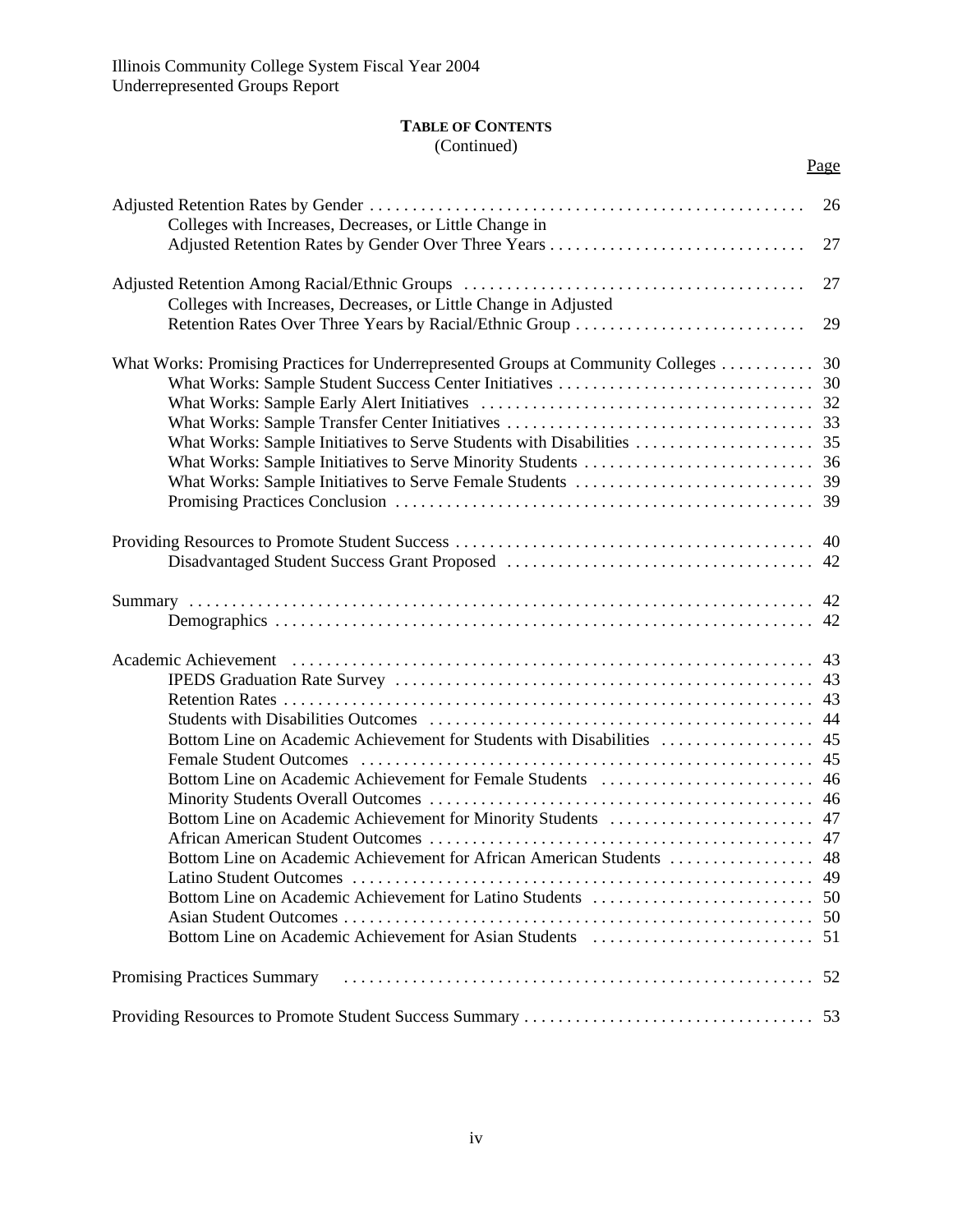Illinois Community College System Fiscal Year 2004
Underrepresented Groups Report

## TABLE OF CONTENTS
(Continued)

| | Page |
|---|---|
| Adjusted Retention Rates by Gender | 26 |
| Colleges with Increases, Decreases, or Little Change in Adjusted Retention Rates by Gender Over Three Years | 27 |
| Adjusted Retention Among Racial/Ethnic Groups | 27 |
| Colleges with Increases, Decreases, or Little Change in Adjusted Retention Rates Over Three Years by Racial/Ethnic Group | 29 |
| What Works: Promising Practices for Underrepresented Groups at Community Colleges | 30 |
| What Works: Sample Student Success Center Initiatives | 30 |
| What Works: Sample Early Alert Initiatives | 32 |
| What Works: Sample Transfer Center Initiatives | 33 |
| What Works: Sample Initiatives to Serve Students with Disabilities | 35 |
| What Works: Sample Initiatives to Serve Minority Students | 36 |
| What Works: Sample Initiatives to Serve Female Students | 39 |
| Promising Practices Conclusion | 39 |
| Providing Resources to Promote Student Success | 40 |
| Disadvantaged Student Success Grant Proposed | 42 |
| Summary | 42 |
| Demographics | 42 |
| Academic Achievement | 43 |
| IPEDS Graduation Rate Survey | 43 |
| Retention Rates | 43 |
| Students with Disabilities Outcomes | 44 |
| Bottom Line on Academic Achievement for Students with Disabilities | 45 |
| Female Student Outcomes | 45 |
| Bottom Line on Academic Achievement for Female Students | 46 |
| Minority Students Overall Outcomes | 46 |
| Bottom Line on Academic Achievement for Minority Students | 47 |
| African American Student Outcomes | 47 |
| Bottom Line on Academic Achievement for African American Students | 48 |
| Latino Student Outcomes | 49 |
| Bottom Line on Academic Achievement for Latino Students | 50 |
| Asian Student Outcomes | 50 |
| Bottom Line on Academic Achievement for Asian Students | 51 |
| Promising Practices Summary | 52 |
| Providing Resources to Promote Student Success Summary | 53 |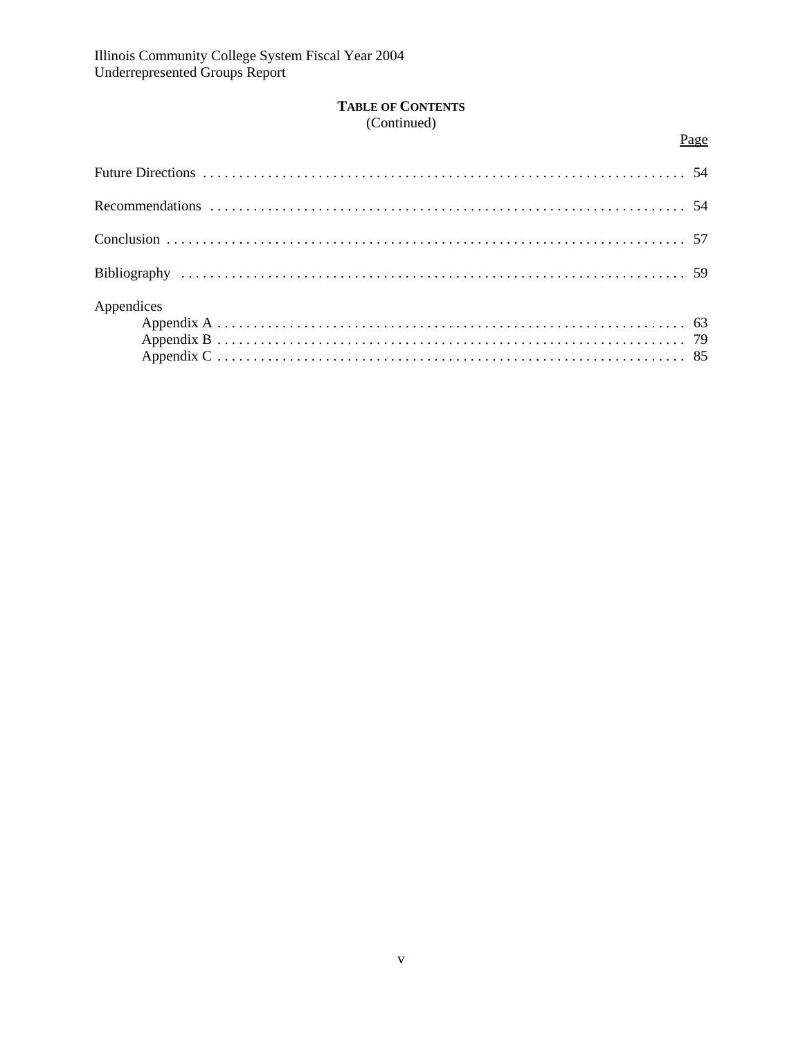**TABLE OF CONTENTS**
(Continued)

| | Page |
|---|---|
| Future Directions | 54 |
| Recommendations | 54 |
| Conclusion | 57 |
| Bibliography | 59 |
| Appendices | |
| Appendix A | 63 |
| Appendix B | 79 |
| Appendix C | 85 |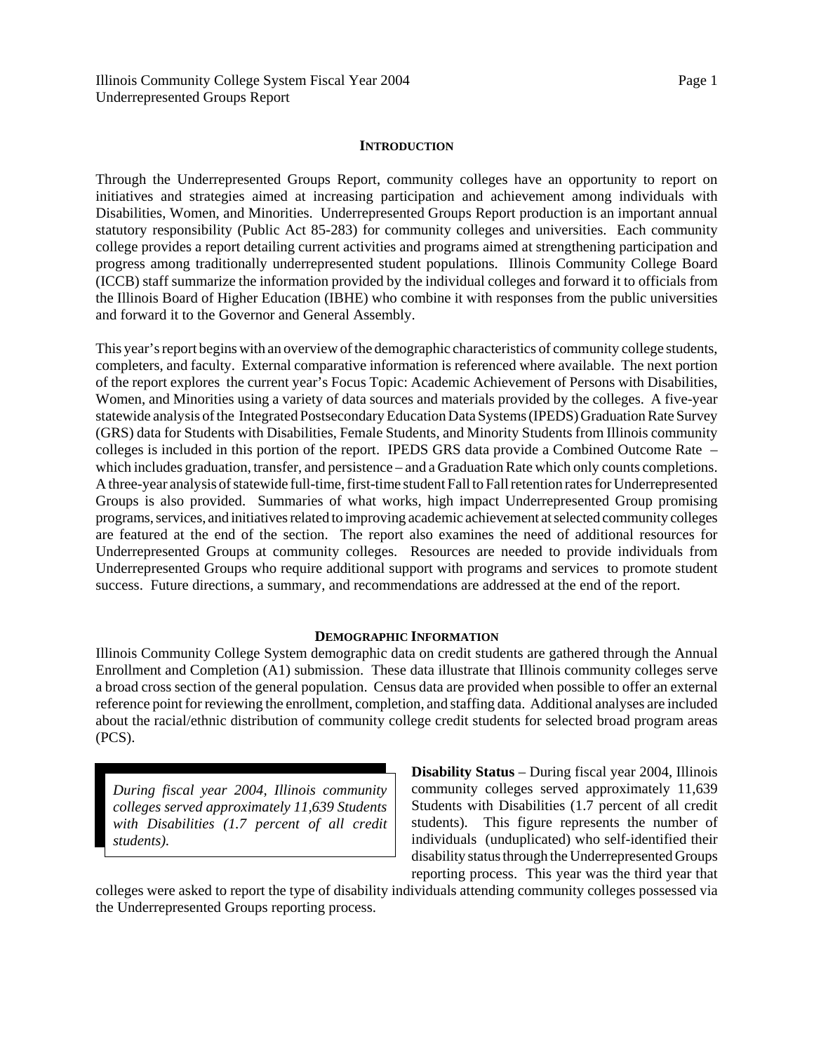## INTRODUCTION

Through the Underrepresented Groups Report, community colleges have an opportunity to report on initiatives and strategies aimed at increasing participation and achievement among individuals with Disabilities, Women, and Minorities. Underrepresented Groups Report production is an important annual statutory responsibility (Public Act 85-283) for community colleges and universities. Each community college provides a report detailing current activities and programs aimed at strengthening participation and progress among traditionally underrepresented student populations. Illinois Community College Board (ICCB) staff summarize the information provided by the individual colleges and forward it to officials from the Illinois Board of Higher Education (IBHE) who combine it with responses from the public universities and forward it to the Governor and General Assembly.

This year's report begins with an overview of the demographic characteristics of community college students, completers, and faculty. External comparative information is referenced where available. The next portion of the report explores the current year's Focus Topic: Academic Achievement of Persons with Disabilities, Women, and Minorities using a variety of data sources and materials provided by the colleges. A five-year statewide analysis of the Integrated Postsecondary Education Data Systems (IPEDS) Graduation Rate Survey (GRS) data for Students with Disabilities, Female Students, and Minority Students from Illinois community colleges is included in this portion of the report. IPEDS GRS data provide a Combined Outcome Rate – which includes graduation, transfer, and persistence – and a Graduation Rate which only counts completions. A three-year analysis of statewide full-time, first-time student Fall to Fall retention rates for Underrepresented Groups is also provided. Summaries of what works, high impact Underrepresented Group promising programs, services, and initiatives related to improving academic achievement at selected community colleges are featured at the end of the section. The report also examines the need of additional resources for Underrepresented Groups at community colleges. Resources are needed to provide individuals from Underrepresented Groups who require additional support with programs and services to promote student success. Future directions, a summary, and recommendations are addressed at the end of the report.

## DEMOGRAPHIC INFORMATION

Illinois Community College System demographic data on credit students are gathered through the Annual Enrollment and Completion (A1) submission. These data illustrate that Illinois community colleges serve a broad cross section of the general population. Census data are provided when possible to offer an external reference point for reviewing the enrollment, completion, and staffing data. Additional analyses are included about the racial/ethnic distribution of community college credit students for selected broad program areas (PCS).

> *During fiscal year 2004, Illinois community colleges served approximately 11,639 Students with Disabilities (1.7 percent of all credit students).*

**Disability Status** – During fiscal year 2004, Illinois community colleges served approximately 11,639 Students with Disabilities (1.7 percent of all credit students). This figure represents the number of individuals (unduplicated) who self-identified their disability status through the Underrepresented Groups reporting process. This year was the third year that colleges were asked to report the type of disability individuals attending community colleges possessed via the Underrepresented Groups reporting process.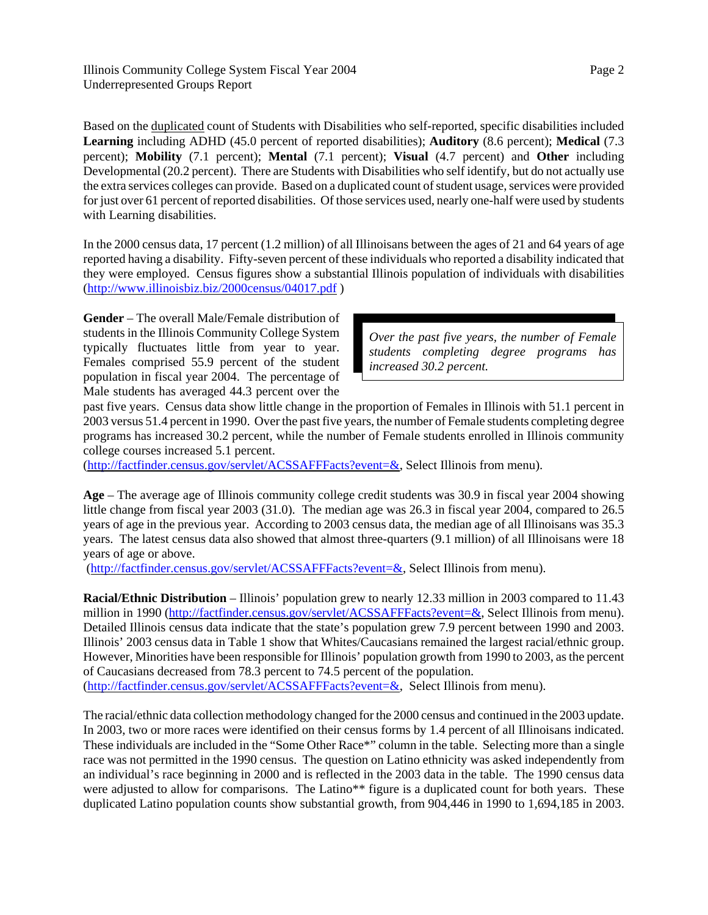Based on the <u>duplicated</u> count of Students with Disabilities who self-reported, specific disabilities included **Learning** including ADHD (45.0 percent of reported disabilities); **Auditory** (8.6 percent); **Medical** (7.3 percent); **Mobility** (7.1 percent); **Mental** (7.1 percent); **Visual** (4.7 percent) and **Other** including Developmental (20.2 percent). There are Students with Disabilities who self identify, but do not actually use the extra services colleges can provide. Based on a duplicated count of student usage, services were provided for just over 61 percent of reported disabilities. Of those services used, nearly one-half were used by students with Learning disabilities.

In the 2000 census data, 17 percent (1.2 million) of all Illinoisans between the ages of 21 and 64 years of age reported having a disability. Fifty-seven percent of these individuals who reported a disability indicated that they were employed. Census figures show a substantial Illinois population of individuals with disabilities (http://www.illinoisbiz.biz/2000census/04017.pdf )

> *Over the past five years, the number of Female students completing degree programs has increased 30.2 percent.*

**Gender** – The overall Male/Female distribution of students in the Illinois Community College System typically fluctuates little from year to year. Females comprised 55.9 percent of the student population in fiscal year 2004. The percentage of Male students has averaged 44.3 percent over the past five years. Census data show little change in the proportion of Females in Illinois with 51.1 percent in 2003 versus 51.4 percent in 1990. Over the past five years, the number of Female students completing degree programs has increased 30.2 percent, while the number of Female students enrolled in Illinois community college courses increased 5.1 percent.
(http://factfinder.census.gov/servlet/ACSSAFFFacts?event=&, Select Illinois from menu).

**Age** – The average age of Illinois community college credit students was 30.9 in fiscal year 2004 showing little change from fiscal year 2003 (31.0). The median age was 26.3 in fiscal year 2004, compared to 26.5 years of age in the previous year. According to 2003 census data, the median age of all Illinoisans was 35.3 years. The latest census data also showed that almost three-quarters (9.1 million) of all Illinoisans were 18 years of age or above.
(http://factfinder.census.gov/servlet/ACSSAFFFacts?event=&, Select Illinois from menu).

**Racial/Ethnic Distribution** – Illinois' population grew to nearly 12.33 million in 2003 compared to 11.43 million in 1990 (http://factfinder.census.gov/servlet/ACSSAFFFacts?event=&, Select Illinois from menu). Detailed Illinois census data indicate that the state's population grew 7.9 percent between 1990 and 2003. Illinois' 2003 census data in Table 1 show that Whites/Caucasians remained the largest racial/ethnic group. However, Minorities have been responsible for Illinois' population growth from 1990 to 2003, as the percent of Caucasians decreased from 78.3 percent to 74.5 percent of the population.
(http://factfinder.census.gov/servlet/ACSSAFFFacts?event=&, Select Illinois from menu).

The racial/ethnic data collection methodology changed for the 2000 census and continued in the 2003 update. In 2003, two or more races were identified on their census forms by 1.4 percent of all Illinoisans indicated. These individuals are included in the "Some Other Race*" column in the table. Selecting more than a single race was not permitted in the 1990 census. The question on Latino ethnicity was asked independently from an individual's race beginning in 2000 and is reflected in the 2003 data in the table. The 1990 census data were adjusted to allow for comparisons. The Latino** figure is a duplicated count for both years. These duplicated Latino population counts show substantial growth, from 904,446 in 1990 to 1,694,185 in 2003.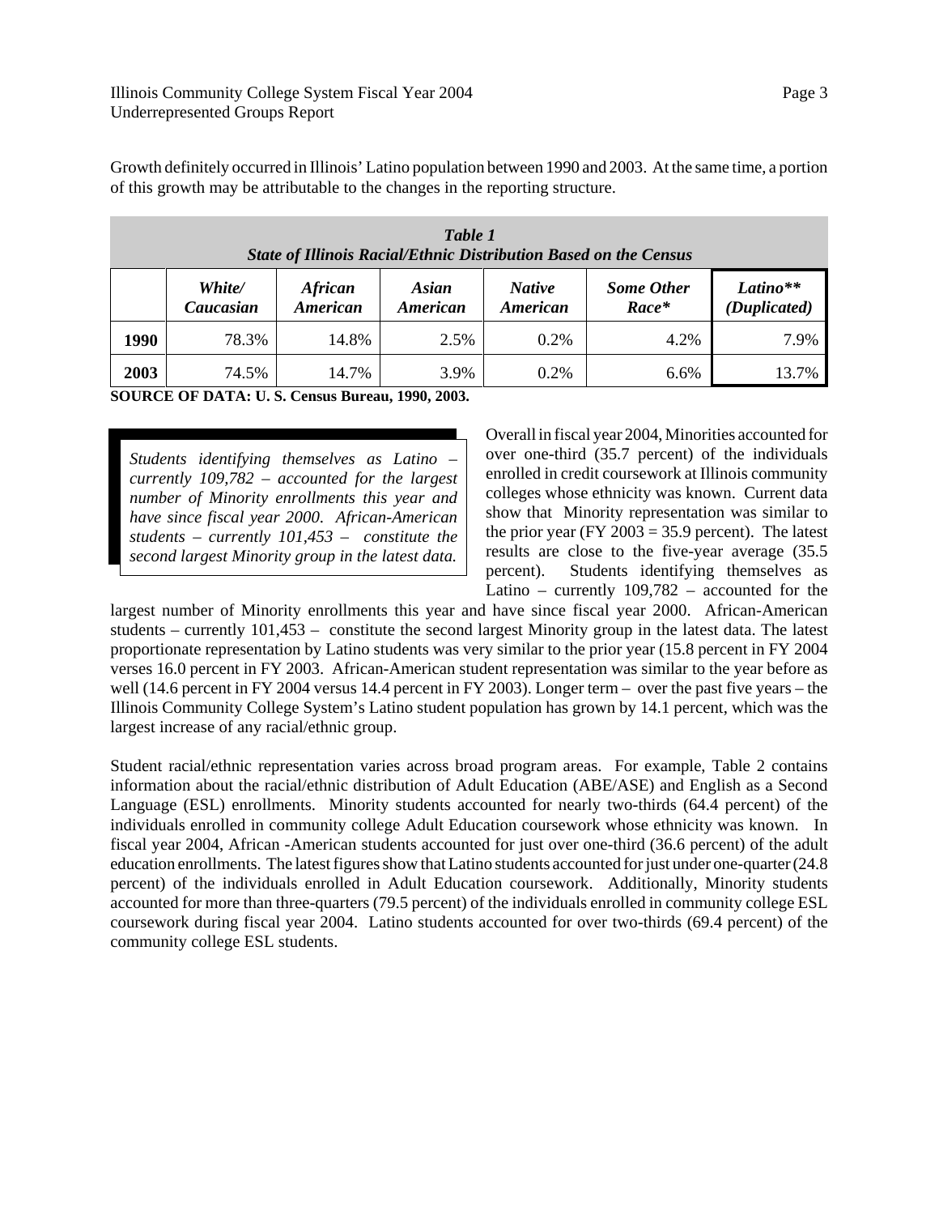Growth definitely occurred in Illinois' Latino population between 1990 and 2003. At the same time, a portion of this growth may be attributable to the changes in the reporting structure.

***Table 1***
***State of Illinois Racial/Ethnic Distribution Based on the Census***

| | *White/ Caucasian* | *African American* | *Asian American* | *Native American* | *Some Other Race** | *Latino*** *(Duplicated)* |
|---|---|---|---|---|---|---|
| **1990** | 78.3% | 14.8% | 2.5% | 0.2% | 4.2% | 7.9% |
| **2003** | 74.5% | 14.7% | 3.9% | 0.2% | 6.6% | 13.7% |

**SOURCE OF DATA: U. S. Census Bureau, 1990, 2003.**

*Students identifying themselves as Latino – currently 109,782 – accounted for the largest number of Minority enrollments this year and have since fiscal year 2000. African-American students – currently 101,453 – constitute the second largest Minority group in the latest data.*

Overall in fiscal year 2004, Minorities accounted for over one-third (35.7 percent) of the individuals enrolled in credit coursework at Illinois community colleges whose ethnicity was known. Current data show that Minority representation was similar to the prior year (FY 2003 = 35.9 percent). The latest results are close to the five-year average (35.5 percent). Students identifying themselves as Latino – currently 109,782 – accounted for the largest number of Minority enrollments this year and have since fiscal year 2000. African-American students – currently 101,453 – constitute the second largest Minority group in the latest data. The latest proportionate representation by Latino students was very similar to the prior year (15.8 percent in FY 2004 verses 16.0 percent in FY 2003. African-American student representation was similar to the year before as well (14.6 percent in FY 2004 versus 14.4 percent in FY 2003). Longer term – over the past five years – the Illinois Community College System's Latino student population has grown by 14.1 percent, which was the largest increase of any racial/ethnic group.

Student racial/ethnic representation varies across broad program areas. For example, Table 2 contains information about the racial/ethnic distribution of Adult Education (ABE/ASE) and English as a Second Language (ESL) enrollments. Minority students accounted for nearly two-thirds (64.4 percent) of the individuals enrolled in community college Adult Education coursework whose ethnicity was known. In fiscal year 2004, African -American students accounted for just over one-third (36.6 percent) of the adult education enrollments. The latest figures show that Latino students accounted for just under one-quarter (24.8 percent) of the individuals enrolled in Adult Education coursework. Additionally, Minority students accounted for more than three-quarters (79.5 percent) of the individuals enrolled in community college ESL coursework during fiscal year 2004. Latino students accounted for over two-thirds (69.4 percent) of the community college ESL students.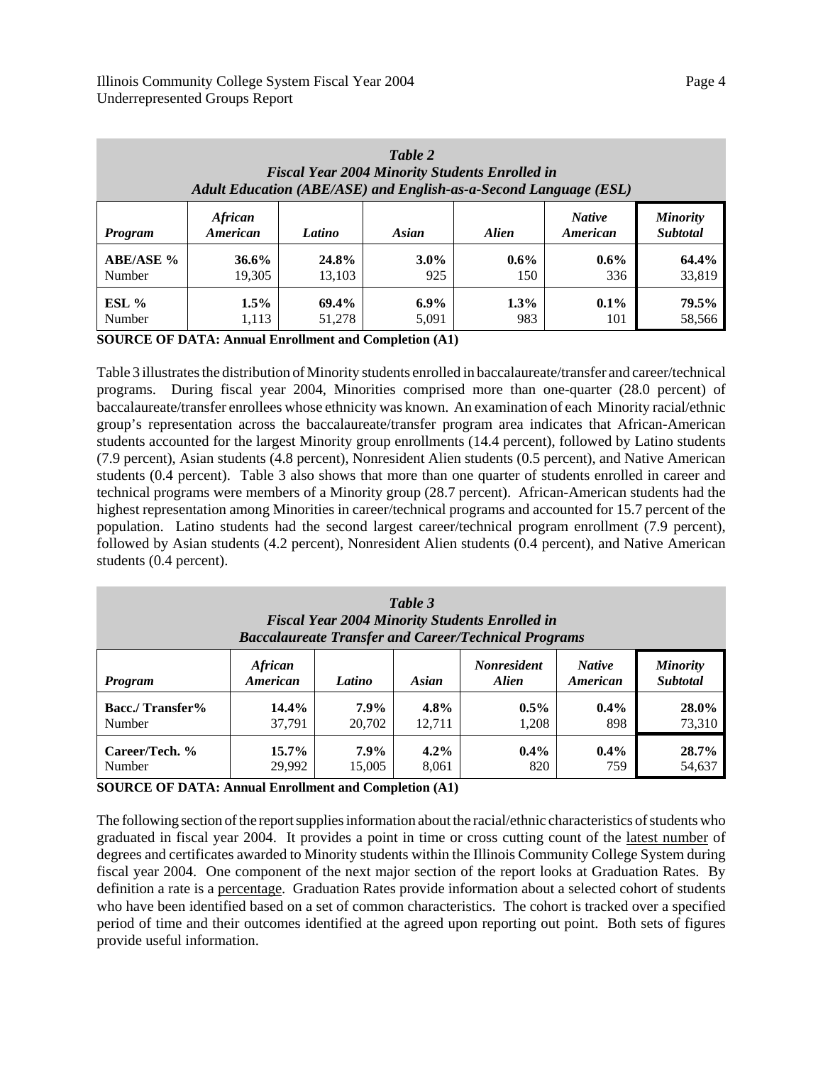**Table 2**
***Fiscal Year 2004 Minority Students Enrolled in Adult Education (ABE/ASE) and English-as-a-Second Language (ESL)***

| *Program* | *African American* | *Latino* | *Asian* | *Alien* | *Native American* | *Minority Subtotal* |
|---|---|---|---|---|---|---|
| **ABE/ASE %** | **36.6%** | **24.8%** | **3.0%** | **0.6%** | **0.6%** | **64.4%** |
| Number | 19,305 | 13,103 | 925 | 150 | 336 | 33,819 |
| **ESL %** | **1.5%** | **69.4%** | **6.9%** | **1.3%** | **0.1%** | **79.5%** |
| Number | 1,113 | 51,278 | 5,091 | 983 | 101 | 58,566 |

**SOURCE OF DATA: Annual Enrollment and Completion (A1)**

Table 3 illustrates the distribution of Minority students enrolled in baccalaureate/transfer and career/technical programs. During fiscal year 2004, Minorities comprised more than one-quarter (28.0 percent) of baccalaureate/transfer enrollees whose ethnicity was known. An examination of each Minority racial/ethnic group's representation across the baccalaureate/transfer program area indicates that African-American students accounted for the largest Minority group enrollments (14.4 percent), followed by Latino students (7.9 percent), Asian students (4.8 percent), Nonresident Alien students (0.5 percent), and Native American students (0.4 percent). Table 3 also shows that more than one quarter of students enrolled in career and technical programs were members of a Minority group (28.7 percent). African-American students had the highest representation among Minorities in career/technical programs and accounted for 15.7 percent of the population. Latino students had the second largest career/technical program enrollment (7.9 percent), followed by Asian students (4.2 percent), Nonresident Alien students (0.4 percent), and Native American students (0.4 percent).

**Table 3**
***Fiscal Year 2004 Minority Students Enrolled in Baccalaureate Transfer and Career/Technical Programs***

| *Program* | *African American* | *Latino* | *Asian* | *Nonresident Alien* | *Native American* | *Minority Subtotal* |
|---|---|---|---|---|---|---|
| **Bacc./ Transfer%** | **14.4%** | **7.9%** | **4.8%** | **0.5%** | **0.4%** | **28.0%** |
| Number | 37,791 | 20,702 | 12,711 | 1,208 | 898 | 73,310 |
| **Career/Tech. %** | **15.7%** | **7.9%** | **4.2%** | **0.4%** | **0.4%** | **28.7%** |
| Number | 29,992 | 15,005 | 8,061 | 820 | 759 | 54,637 |

**SOURCE OF DATA: Annual Enrollment and Completion (A1)**

The following section of the report supplies information about the racial/ethnic characteristics of students who graduated in fiscal year 2004. It provides a point in time or cross cutting count of the latest number of degrees and certificates awarded to Minority students within the Illinois Community College System during fiscal year 2004. One component of the next major section of the report looks at Graduation Rates. By definition a rate is a percentage. Graduation Rates provide information about a selected cohort of students who have been identified based on a set of common characteristics. The cohort is tracked over a specified period of time and their outcomes identified at the agreed upon reporting out point. Both sets of figures provide useful information.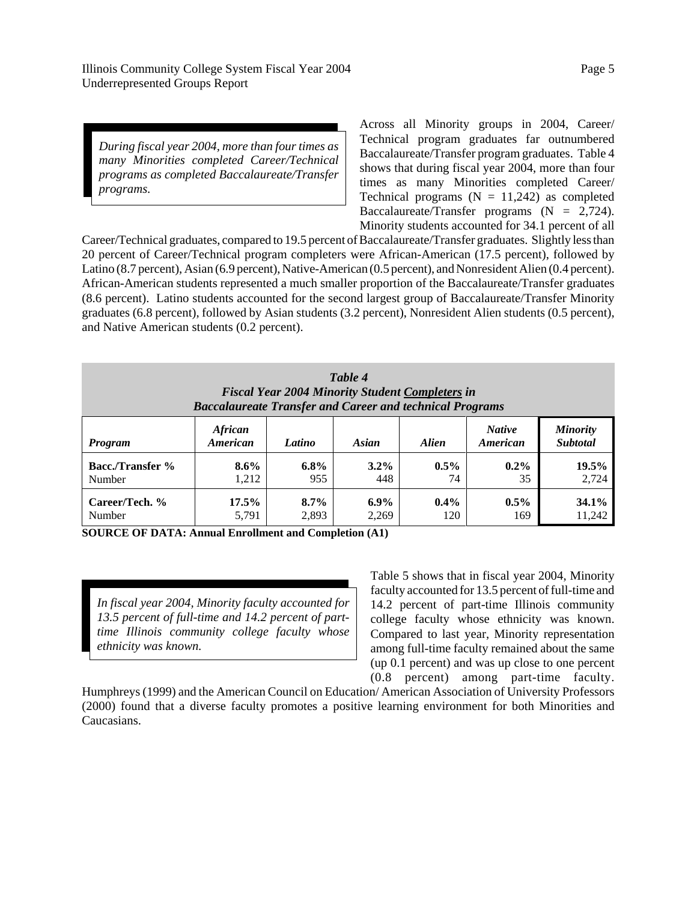*During fiscal year 2004, more than four times as many Minorities completed Career/Technical programs as completed Baccalaureate/Transfer programs.*

Across all Minority groups in 2004, Career/Technical program graduates far outnumbered Baccalaureate/Transfer program graduates. Table 4 shows that during fiscal year 2004, more than four times as many Minorities completed Career/Technical programs (N = 11,242) as completed Baccalaureate/Transfer programs (N = 2,724). Minority students accounted for 34.1 percent of all Career/Technical graduates, compared to 19.5 percent of Baccalaureate/Transfer graduates. Slightly less than 20 percent of Career/Technical program completers were African-American (17.5 percent), followed by Latino (8.7 percent), Asian (6.9 percent), Native-American (0.5 percent), and Nonresident Alien (0.4 percent). African-American students represented a much smaller proportion of the Baccalaureate/Transfer graduates (8.6 percent). Latino students accounted for the second largest group of Baccalaureate/Transfer Minority graduates (6.8 percent), followed by Asian students (3.2 percent), Nonresident Alien students (0.5 percent), and Native American students (0.2 percent).

***Table 4***
***Fiscal Year 2004 Minority Student Completers in Baccalaureate Transfer and Career and technical Programs***

| *Program* | *African American* | *Latino* | *Asian* | *Alien* | *Native American* | *Minority Subtotal* |
|---|---|---|---|---|---|---|
| **Bacc./Transfer %** | **8.6%** | **6.8%** | **3.2%** | **0.5%** | **0.2%** | **19.5%** |
| Number | 1,212 | 955 | 448 | 74 | 35 | 2,724 |
| **Career/Tech. %** | **17.5%** | **8.7%** | **6.9%** | **0.4%** | **0.5%** | **34.1%** |
| Number | 5,791 | 2,893 | 2,269 | 120 | 169 | 11,242 |

**SOURCE OF DATA: Annual Enrollment and Completion (A1)**

*In fiscal year 2004, Minority faculty accounted for 13.5 percent of full-time and 14.2 percent of part-time Illinois community college faculty whose ethnicity was known.*

Table 5 shows that in fiscal year 2004, Minority faculty accounted for 13.5 percent of full-time and 14.2 percent of part-time Illinois community college faculty whose ethnicity was known. Compared to last year, Minority representation among full-time faculty remained about the same (up 0.1 percent) and was up close to one percent (0.8 percent) among part-time faculty. Humphreys (1999) and the American Council on Education/ American Association of University Professors (2000) found that a diverse faculty promotes a positive learning environment for both Minorities and Caucasians.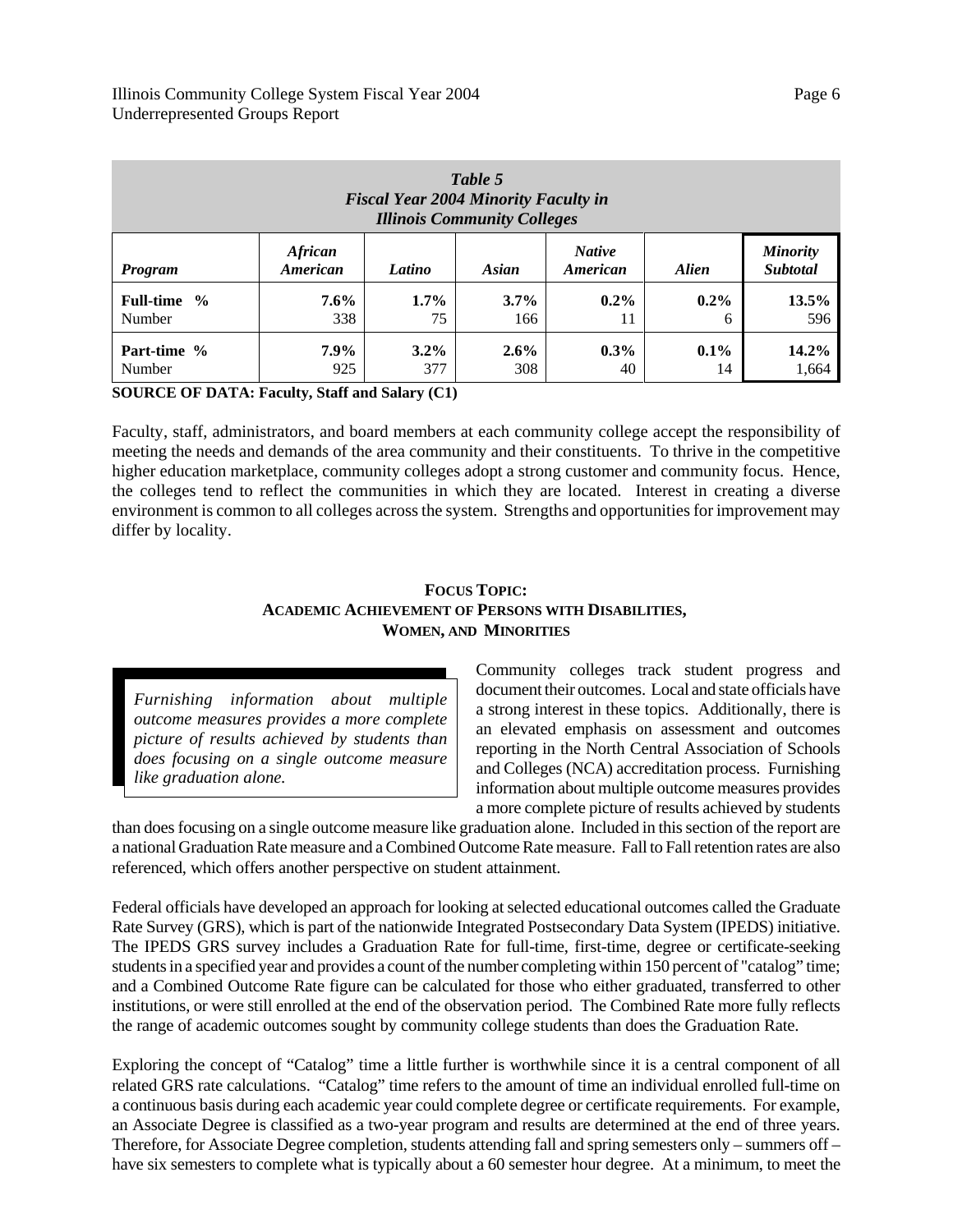**Table 5**
***Fiscal Year 2004 Minority Faculty in Illinois Community Colleges***

| *Program* | *African American* | *Latino* | *Asian* | *Native American* | *Alien* | *Minority Subtotal* |
|---|---|---|---|---|---|---|
| **Full-time %** | **7.6%** | **1.7%** | **3.7%** | **0.2%** | **0.2%** | **13.5%** |
| Number | 338 | 75 | 166 | 11 | 6 | 596 |
| **Part-time %** | **7.9%** | **3.2%** | **2.6%** | **0.3%** | **0.1%** | **14.2%** |
| Number | 925 | 377 | 308 | 40 | 14 | 1,664 |

**SOURCE OF DATA: Faculty, Staff and Salary (C1)**

Faculty, staff, administrators, and board members at each community college accept the responsibility of meeting the needs and demands of the area community and their constituents. To thrive in the competitive higher education marketplace, community colleges adopt a strong customer and community focus. Hence, the colleges tend to reflect the communities in which they are located. Interest in creating a diverse environment is common to all colleges across the system. Strengths and opportunities for improvement may differ by locality.

## FOCUS TOPIC: ACADEMIC ACHIEVEMENT OF PERSONS WITH DISABILITIES, WOMEN, AND MINORITIES

> *Furnishing information about multiple outcome measures provides a more complete picture of results achieved by students than does focusing on a single outcome measure like graduation alone.*

Community colleges track student progress and document their outcomes. Local and state officials have a strong interest in these topics. Additionally, there is an elevated emphasis on assessment and outcomes reporting in the North Central Association of Schools and Colleges (NCA) accreditation process. Furnishing information about multiple outcome measures provides a more complete picture of results achieved by students than does focusing on a single outcome measure like graduation alone. Included in this section of the report are a national Graduation Rate measure and a Combined Outcome Rate measure. Fall to Fall retention rates are also referenced, which offers another perspective on student attainment.

Federal officials have developed an approach for looking at selected educational outcomes called the Graduate Rate Survey (GRS), which is part of the nationwide Integrated Postsecondary Data System (IPEDS) initiative. The IPEDS GRS survey includes a Graduation Rate for full-time, first-time, degree or certificate-seeking students in a specified year and provides a count of the number completing within 150 percent of "catalog" time; and a Combined Outcome Rate figure can be calculated for those who either graduated, transferred to other institutions, or were still enrolled at the end of the observation period. The Combined Rate more fully reflects the range of academic outcomes sought by community college students than does the Graduation Rate.

Exploring the concept of "Catalog" time a little further is worthwhile since it is a central component of all related GRS rate calculations. "Catalog" time refers to the amount of time an individual enrolled full-time on a continuous basis during each academic year could complete degree or certificate requirements. For example, an Associate Degree is classified as a two-year program and results are determined at the end of three years. Therefore, for Associate Degree completion, students attending fall and spring semesters only – summers off – have six semesters to complete what is typically about a 60 semester hour degree. At a minimum, to meet the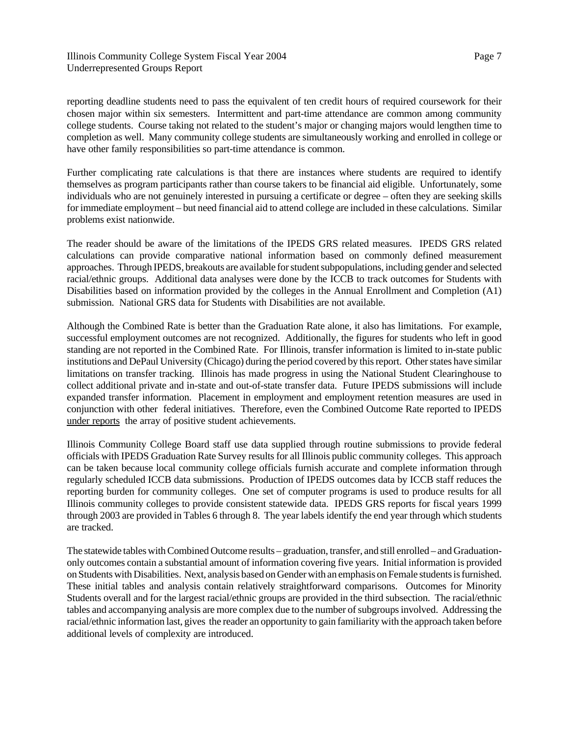reporting deadline students need to pass the equivalent of ten credit hours of required coursework for their chosen major within six semesters. Intermittent and part-time attendance are common among community college students. Course taking not related to the student's major or changing majors would lengthen time to completion as well. Many community college students are simultaneously working and enrolled in college or have other family responsibilities so part-time attendance is common.

Further complicating rate calculations is that there are instances where students are required to identify themselves as program participants rather than course takers to be financial aid eligible. Unfortunately, some individuals who are not genuinely interested in pursuing a certificate or degree – often they are seeking skills for immediate employment – but need financial aid to attend college are included in these calculations. Similar problems exist nationwide.

The reader should be aware of the limitations of the IPEDS GRS related measures. IPEDS GRS related calculations can provide comparative national information based on commonly defined measurement approaches. Through IPEDS, breakouts are available for student subpopulations, including gender and selected racial/ethnic groups. Additional data analyses were done by the ICCB to track outcomes for Students with Disabilities based on information provided by the colleges in the Annual Enrollment and Completion (A1) submission. National GRS data for Students with Disabilities are not available.

Although the Combined Rate is better than the Graduation Rate alone, it also has limitations. For example, successful employment outcomes are not recognized. Additionally, the figures for students who left in good standing are not reported in the Combined Rate. For Illinois, transfer information is limited to in-state public institutions and DePaul University (Chicago) during the period covered by this report. Other states have similar limitations on transfer tracking. Illinois has made progress in using the National Student Clearinghouse to collect additional private and in-state and out-of-state transfer data. Future IPEDS submissions will include expanded transfer information. Placement in employment and employment retention measures are used in conjunction with other federal initiatives. Therefore, even the Combined Outcome Rate reported to IPEDS under reports the array of positive student achievements.

Illinois Community College Board staff use data supplied through routine submissions to provide federal officials with IPEDS Graduation Rate Survey results for all Illinois public community colleges. This approach can be taken because local community college officials furnish accurate and complete information through regularly scheduled ICCB data submissions. Production of IPEDS outcomes data by ICCB staff reduces the reporting burden for community colleges. One set of computer programs is used to produce results for all Illinois community colleges to provide consistent statewide data. IPEDS GRS reports for fiscal years 1999 through 2003 are provided in Tables 6 through 8. The year labels identify the end year through which students are tracked.

The statewide tables with Combined Outcome results – graduation, transfer, and still enrolled – and Graduation-only outcomes contain a substantial amount of information covering five years. Initial information is provided on Students with Disabilities. Next, analysis based on Gender with an emphasis on Female students is furnished. These initial tables and analysis contain relatively straightforward comparisons. Outcomes for Minority Students overall and for the largest racial/ethnic groups are provided in the third subsection. The racial/ethnic tables and accompanying analysis are more complex due to the number of subgroups involved. Addressing the racial/ethnic information last, gives the reader an opportunity to gain familiarity with the approach taken before additional levels of complexity are introduced.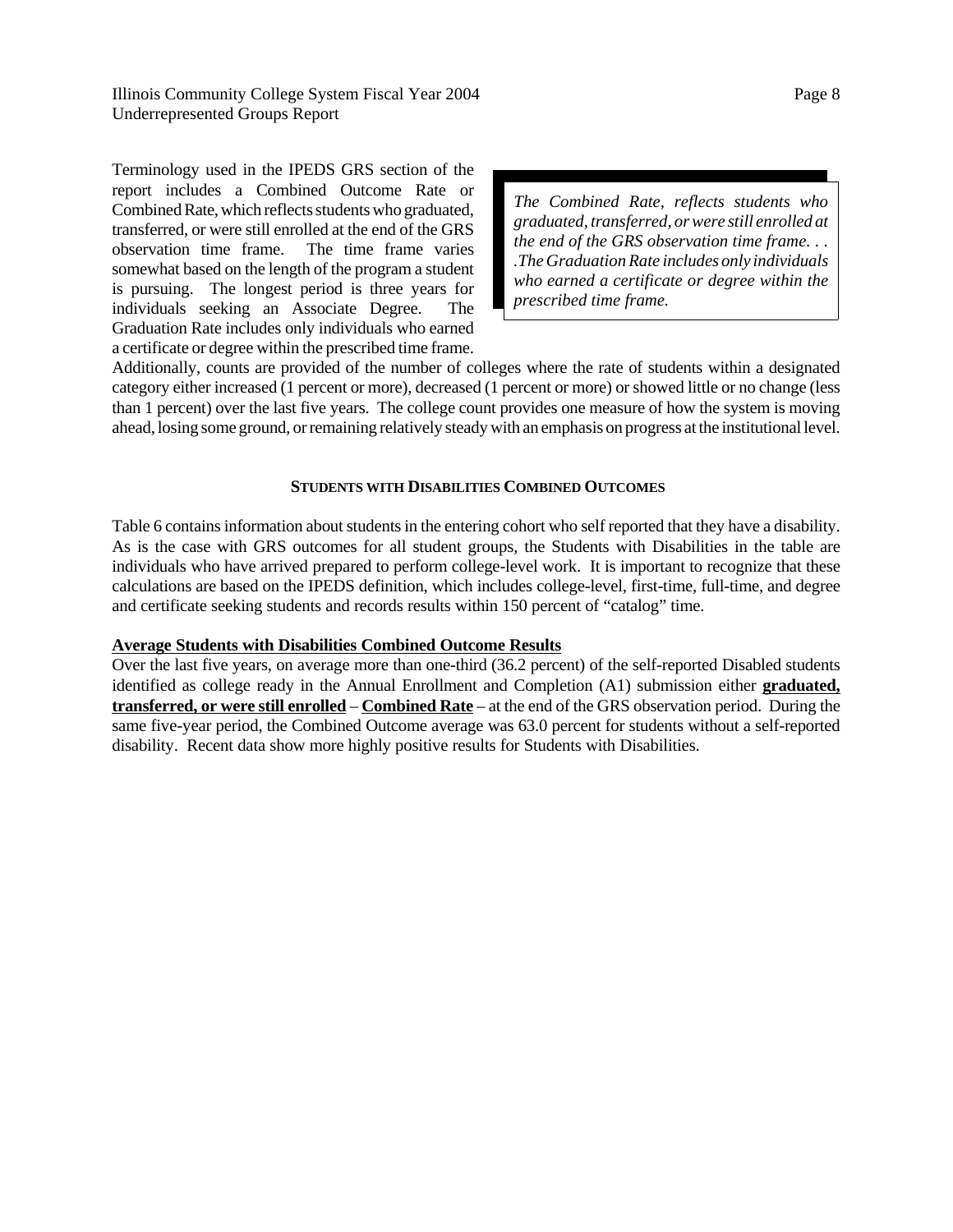Terminology used in the IPEDS GRS section of the report includes a Combined Outcome Rate or Combined Rate, which reflects students who graduated, transferred, or were still enrolled at the end of the GRS observation time frame. The time frame varies somewhat based on the length of the program a student is pursuing. The longest period is three years for individuals seeking an Associate Degree. The Graduation Rate includes only individuals who earned a certificate or degree within the prescribed time frame. Additionally, counts are provided of the number of colleges where the rate of students within a designated category either increased (1 percent or more), decreased (1 percent or more) or showed little or no change (less than 1 percent) over the last five years. The college count provides one measure of how the system is moving ahead, losing some ground, or remaining relatively steady with an emphasis on progress at the institutional level.

> *The Combined Rate, reflects students who graduated, transferred, or were still enrolled at the end of the GRS observation time frame. . . .The Graduation Rate includes only individuals who earned a certificate or degree within the prescribed time frame.*

#### STUDENTS WITH DISABILITIES COMBINED OUTCOMES

Table 6 contains information about students in the entering cohort who self reported that they have a disability. As is the case with GRS outcomes for all student groups, the Students with Disabilities in the table are individuals who have arrived prepared to perform college-level work. It is important to recognize that these calculations are based on the IPEDS definition, which includes college-level, first-time, full-time, and degree and certificate seeking students and records results within 150 percent of "catalog" time.

**Average Students with Disabilities Combined Outcome Results**

Over the last five years, on average more than one-third (36.2 percent) of the self-reported Disabled students identified as college ready in the Annual Enrollment and Completion (A1) submission either **graduated, transferred, or were still enrolled** – **Combined Rate** – at the end of the GRS observation period. During the same five-year period, the Combined Outcome average was 63.0 percent for students without a self-reported disability. Recent data show more highly positive results for Students with Disabilities.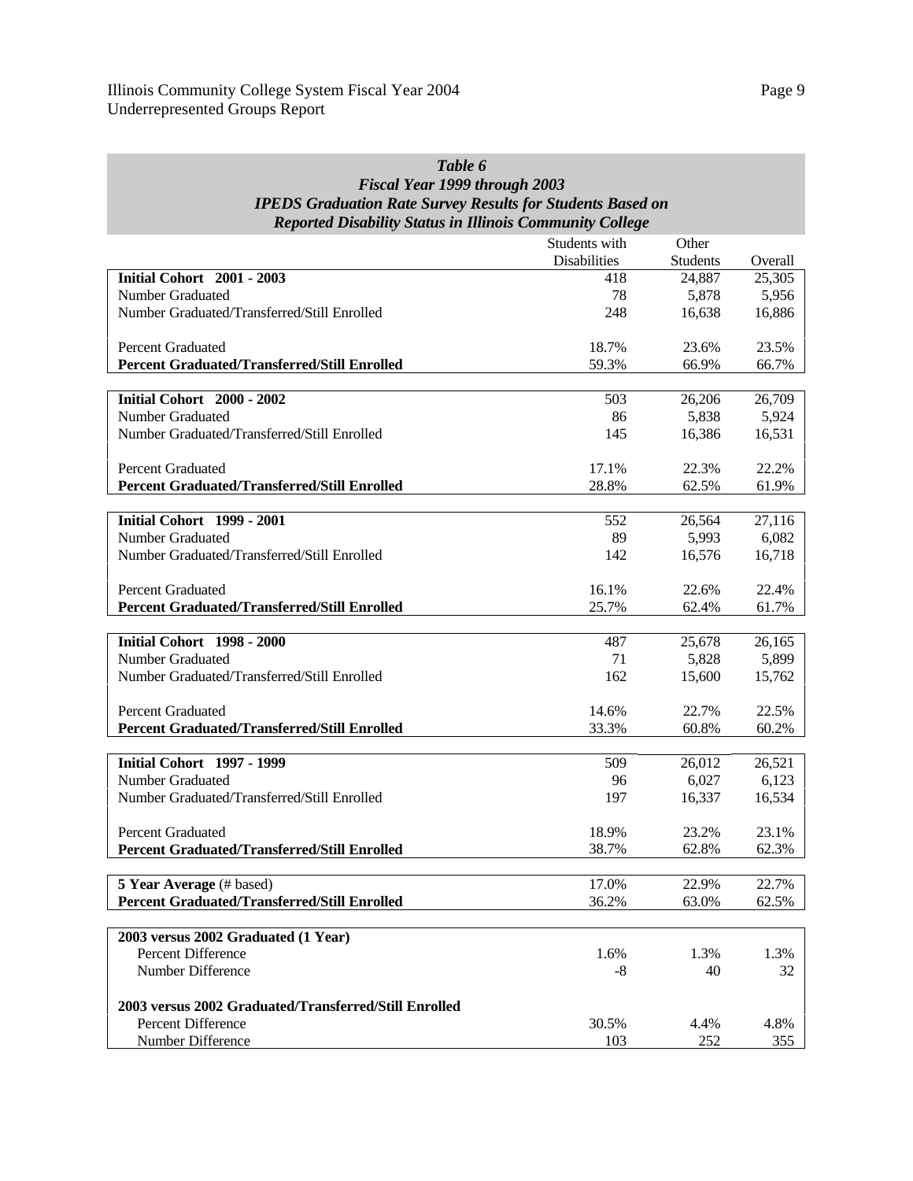*Table 6*
*Fiscal Year 1999 through 2003*
*IPEDS Graduation Rate Survey Results for Students Based on Reported Disability Status in Illinois Community College*

| | Students with Disabilities | Other Students | Overall |
|---|---|---|---|
| **Initial Cohort 2001 - 2003** | 418 | 24,887 | 25,305 |
| Number Graduated | 78 | 5,878 | 5,956 |
| Number Graduated/Transferred/Still Enrolled | 248 | 16,638 | 16,886 |
| Percent Graduated | 18.7% | 23.6% | 23.5% |
| **Percent Graduated/Transferred/Still Enrolled** | 59.3% | 66.9% | 66.7% |
| **Initial Cohort 2000 - 2002** | 503 | 26,206 | 26,709 |
| Number Graduated | 86 | 5,838 | 5,924 |
| Number Graduated/Transferred/Still Enrolled | 145 | 16,386 | 16,531 |
| Percent Graduated | 17.1% | 22.3% | 22.2% |
| **Percent Graduated/Transferred/Still Enrolled** | 28.8% | 62.5% | 61.9% |
| **Initial Cohort 1999 - 2001** | 552 | 26,564 | 27,116 |
| Number Graduated | 89 | 5,993 | 6,082 |
| Number Graduated/Transferred/Still Enrolled | 142 | 16,576 | 16,718 |
| Percent Graduated | 16.1% | 22.6% | 22.4% |
| **Percent Graduated/Transferred/Still Enrolled** | 25.7% | 62.4% | 61.7% |
| **Initial Cohort 1998 - 2000** | 487 | 25,678 | 26,165 |
| Number Graduated | 71 | 5,828 | 5,899 |
| Number Graduated/Transferred/Still Enrolled | 162 | 15,600 | 15,762 |
| Percent Graduated | 14.6% | 22.7% | 22.5% |
| **Percent Graduated/Transferred/Still Enrolled** | 33.3% | 60.8% | 60.2% |
| **Initial Cohort 1997 - 1999** | 509 | 26,012 | 26,521 |
| Number Graduated | 96 | 6,027 | 6,123 |
| Number Graduated/Transferred/Still Enrolled | 197 | 16,337 | 16,534 |
| Percent Graduated | 18.9% | 23.2% | 23.1% |
| **Percent Graduated/Transferred/Still Enrolled** | 38.7% | 62.8% | 62.3% |
| **5 Year Average** (# based) | 17.0% | 22.9% | 22.7% |
| **Percent Graduated/Transferred/Still Enrolled** | 36.2% | 63.0% | 62.5% |
| **2003 versus 2002 Graduated (1 Year)** | | | |
| Percent Difference | 1.6% | 1.3% | 1.3% |
| Number Difference | -8 | 40 | 32 |
| **2003 versus 2002 Graduated/Transferred/Still Enrolled** | | | |
| Percent Difference | 30.5% | 4.4% | 4.8% |
| Number Difference | 103 | 252 | 355 |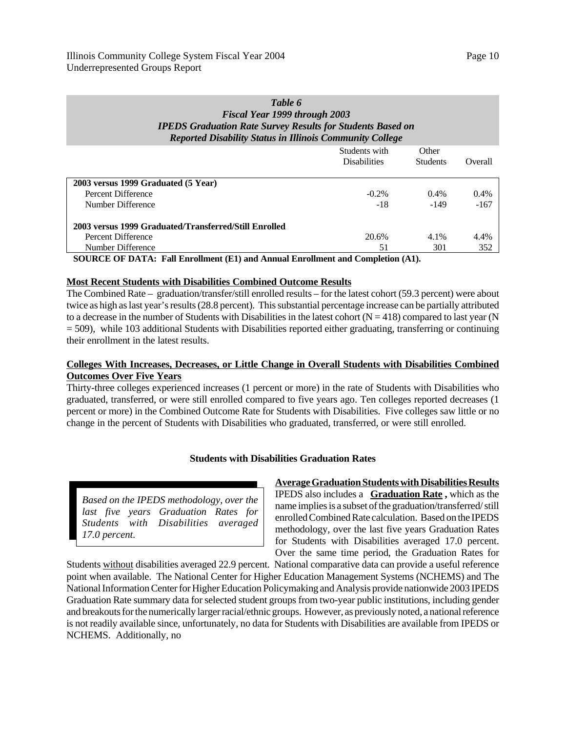| *Table 6*<br>*Fiscal Year 1999 through 2003*<br>*IPEDS Graduation Rate Survey Results for Students Based on*<br>*Reported Disability Status in Illinois Community College* | Students with Disabilities | Other Students | Overall |
|---|---|---|---|
| **2003 versus 1999 Graduated (5 Year)** | | | |
| Percent Difference | -0.2% | 0.4% | 0.4% |
| Number Difference | -18 | -149 | -167 |
| **2003 versus 1999 Graduated/Transferred/Still Enrolled** | | | |
| Percent Difference | 20.6% | 4.1% | 4.4% |
| Number Difference | 51 | 301 | 352 |

**SOURCE OF DATA: Fall Enrollment (E1) and Annual Enrollment and Completion (A1).**

**Most Recent Students with Disabilities Combined Outcome Results**

The Combined Rate – graduation/transfer/still enrolled results – for the latest cohort (59.3 percent) were about twice as high as last year's results (28.8 percent). This substantial percentage increase can be partially attributed to a decrease in the number of Students with Disabilities in the latest cohort (N = 418) compared to last year (N = 509), while 103 additional Students with Disabilities reported either graduating, transferring or continuing their enrollment in the latest results.

**Colleges With Increases, Decreases, or Little Change in Overall Students with Disabilities Combined Outcomes Over Five Years**

Thirty-three colleges experienced increases (1 percent or more) in the rate of Students with Disabilities who graduated, transferred, or were still enrolled compared to five years ago. Ten colleges reported decreases (1 percent or more) in the Combined Outcome Rate for Students with Disabilities. Five colleges saw little or no change in the percent of Students with Disabilities who graduated, transferred, or were still enrolled.

**Students with Disabilities Graduation Rates**

> *Based on the IPEDS methodology, over the last five years Graduation Rates for Students with Disabilities averaged 17.0 percent.*

**Average Graduation Students with Disabilities Results**

IPEDS also includes a **Graduation Rate ,** which as the name implies is a subset of the graduation/transferred/ still enrolled Combined Rate calculation. Based on the IPEDS methodology, over the last five years Graduation Rates for Students with Disabilities averaged 17.0 percent. Over the same time period, the Graduation Rates for Students without disabilities averaged 22.9 percent. National comparative data can provide a useful reference point when available. The National Center for Higher Education Management Systems (NCHEMS) and The National Information Center for Higher Education Policymaking and Analysis provide nationwide 2003 IPEDS Graduation Rate summary data for selected student groups from two-year public institutions, including gender and breakouts for the numerically larger racial/ethnic groups. However, as previously noted, a national reference is not readily available since, unfortunately, no data for Students with Disabilities are available from IPEDS or NCHEMS. Additionally, no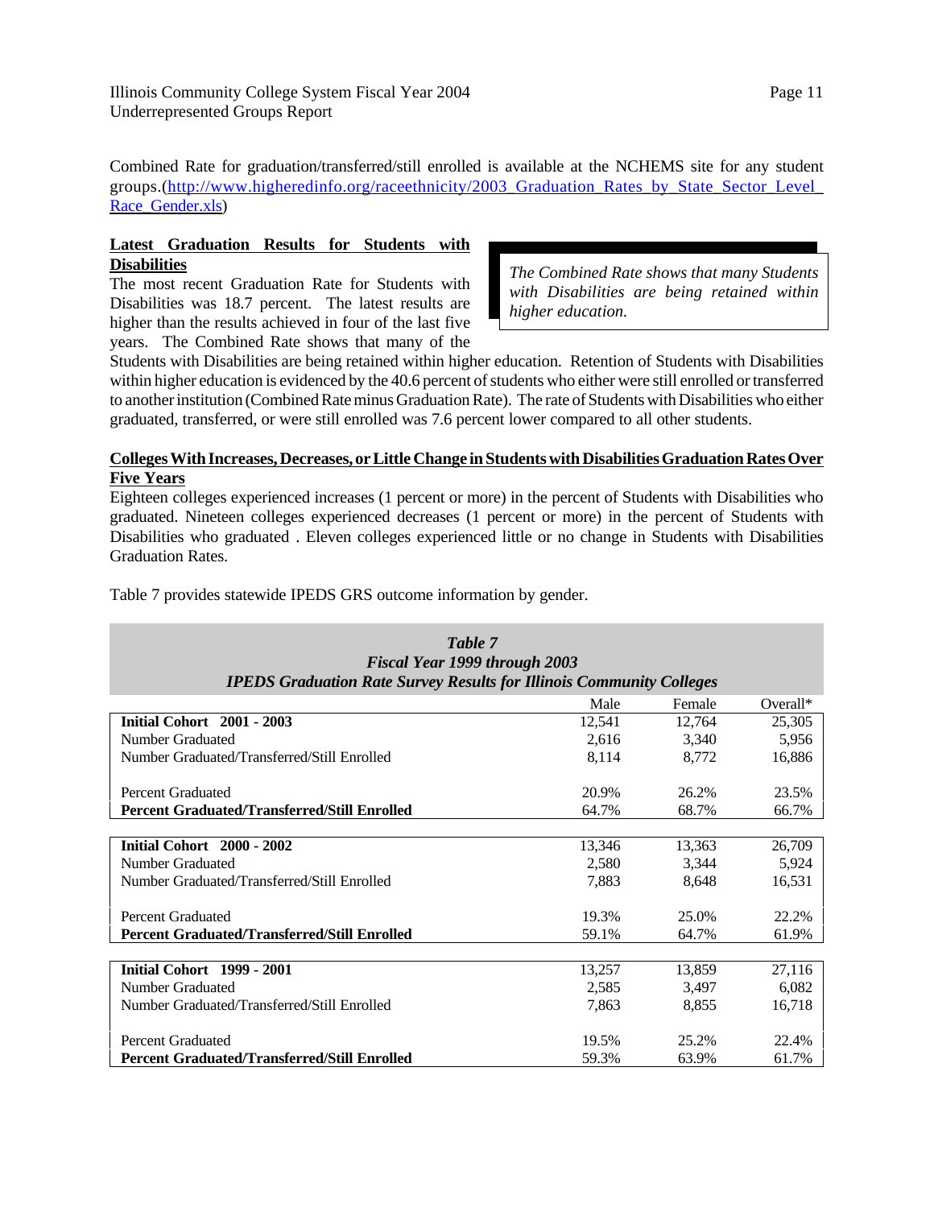Combined Rate for graduation/transferred/still enrolled is available at the NCHEMS site for any student groups.(http://www.higheredinfo.org/raceethnicity/2003_Graduation_Rates_by_State_Sector_Level_Race_Gender.xls)

**Latest Graduation Results for Students with Disabilities**

The most recent Graduation Rate for Students with Disabilities was 18.7 percent. The latest results are higher than the results achieved in four of the last five years. The Combined Rate shows that many of the Students with Disabilities are being retained within higher education. Retention of Students with Disabilities within higher education is evidenced by the 40.6 percent of students who either were still enrolled or transferred to another institution (Combined Rate minus Graduation Rate). The rate of Students with Disabilities who either graduated, transferred, or were still enrolled was 7.6 percent lower compared to all other students.

> *The Combined Rate shows that many Students with Disabilities are being retained within higher education.*

**Colleges With Increases, Decreases, or Little Change in Students with Disabilities Graduation Rates Over Five Years**

Eighteen colleges experienced increases (1 percent or more) in the percent of Students with Disabilities who graduated. Nineteen colleges experienced decreases (1 percent or more) in the percent of Students with Disabilities who graduated . Eleven colleges experienced little or no change in Students with Disabilities Graduation Rates.

Table 7 provides statewide IPEDS GRS outcome information by gender.

***Table 7***
***Fiscal Year 1999 through 2003***
***IPEDS Graduation Rate Survey Results for Illinois Community Colleges***

| | Male | Female | Overall* |
|---|---|---|---|
| **Initial Cohort 2001 - 2003** | 12,541 | 12,764 | 25,305 |
| Number Graduated | 2,616 | 3,340 | 5,956 |
| Number Graduated/Transferred/Still Enrolled | 8,114 | 8,772 | 16,886 |
| Percent Graduated | 20.9% | 26.2% | 23.5% |
| **Percent Graduated/Transferred/Still Enrolled** | 64.7% | 68.7% | 66.7% |
| **Initial Cohort 2000 - 2002** | 13,346 | 13,363 | 26,709 |
| Number Graduated | 2,580 | 3,344 | 5,924 |
| Number Graduated/Transferred/Still Enrolled | 7,883 | 8,648 | 16,531 |
| Percent Graduated | 19.3% | 25.0% | 22.2% |
| **Percent Graduated/Transferred/Still Enrolled** | 59.1% | 64.7% | 61.9% |
| **Initial Cohort 1999 - 2001** | 13,257 | 13,859 | 27,116 |
| Number Graduated | 2,585 | 3,497 | 6,082 |
| Number Graduated/Transferred/Still Enrolled | 7,863 | 8,855 | 16,718 |
| Percent Graduated | 19.5% | 25.2% | 22.4% |
| **Percent Graduated/Transferred/Still Enrolled** | 59.3% | 63.9% | 61.7% |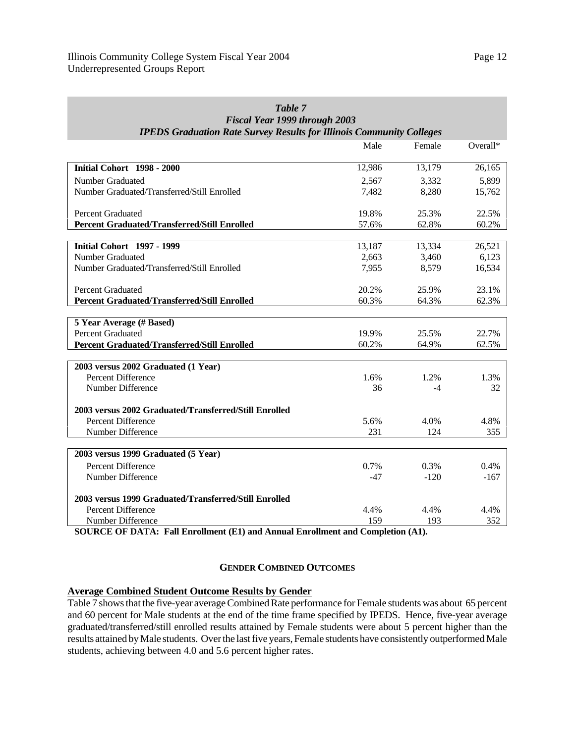| *Table 7* *Fiscal Year 1999 through 2003* *IPEDS Graduation Rate Survey Results for Illinois Community Colleges* | Male | Female | Overall* |
|---|---|---|---|
| **Initial Cohort 1998 - 2000** | 12,986 | 13,179 | 26,165 |
| Number Graduated | 2,567 | 3,332 | 5,899 |
| Number Graduated/Transferred/Still Enrolled | 7,482 | 8,280 | 15,762 |
| Percent Graduated | 19.8% | 25.3% | 22.5% |
| **Percent Graduated/Transferred/Still Enrolled** | 57.6% | 62.8% | 60.2% |
| **Initial Cohort 1997 - 1999** | 13,187 | 13,334 | 26,521 |
| Number Graduated | 2,663 | 3,460 | 6,123 |
| Number Graduated/Transferred/Still Enrolled | 7,955 | 8,579 | 16,534 |
| Percent Graduated | 20.2% | 25.9% | 23.1% |
| **Percent Graduated/Transferred/Still Enrolled** | 60.3% | 64.3% | 62.3% |
| **5 Year Average (# Based)** | | | |
| Percent Graduated | 19.9% | 25.5% | 22.7% |
| **Percent Graduated/Transferred/Still Enrolled** | 60.2% | 64.9% | 62.5% |
| **2003 versus 2002 Graduated (1 Year)** | | | |
| Percent Difference | 1.6% | 1.2% | 1.3% |
| Number Difference | 36 | -4 | 32 |
| **2003 versus 2002 Graduated/Transferred/Still Enrolled** | | | |
| Percent Difference | 5.6% | 4.0% | 4.8% |
| Number Difference | 231 | 124 | 355 |
| **2003 versus 1999 Graduated (5 Year)** | | | |
| Percent Difference | 0.7% | 0.3% | 0.4% |
| Number Difference | -47 | -120 | -167 |
| **2003 versus 1999 Graduated/Transferred/Still Enrolled** | | | |
| Percent Difference | 4.4% | 4.4% | 4.4% |
| Number Difference | 159 | 193 | 352 |

**SOURCE OF DATA: Fall Enrollment (E1) and Annual Enrollment and Completion (A1).**

## GENDER COMBINED OUTCOMES

### Average Combined Student Outcome Results by Gender

Table 7 shows that the five-year average Combined Rate performance for Female students was about 65 percent and 60 percent for Male students at the end of the time frame specified by IPEDS. Hence, five-year average graduated/transferred/still enrolled results attained by Female students were about 5 percent higher than the results attained by Male students. Over the last five years, Female students have consistently outperformed Male students, achieving between 4.0 and 5.6 percent higher rates.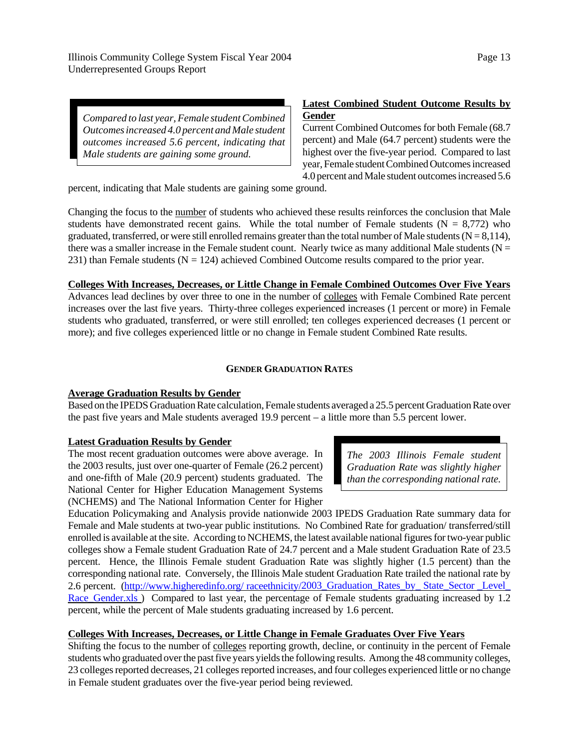> *Compared to last year, Female student Combined Outcomes increased 4.0 percent and Male student outcomes increased 5.6 percent, indicating that Male students are gaining some ground.*

**Latest Combined Student Outcome Results by Gender**

Current Combined Outcomes for both Female (68.7 percent) and Male (64.7 percent) students were the highest over the five-year period. Compared to last year, Female student Combined Outcomes increased 4.0 percent and Male student outcomes increased 5.6 percent, indicating that Male students are gaining some ground.

Changing the focus to the number of students who achieved these results reinforces the conclusion that Male students have demonstrated recent gains. While the total number of Female students (N = 8,772) who graduated, transferred, or were still enrolled remains greater than the total number of Male students (N = 8,114), there was a smaller increase in the Female student count. Nearly twice as many additional Male students (N = 231) than Female students (N = 124) achieved Combined Outcome results compared to the prior year.

**Colleges With Increases, Decreases, or Little Change in Female Combined Outcomes Over Five Years**

Advances lead declines by over three to one in the number of colleges with Female Combined Rate percent increases over the last five years. Thirty-three colleges experienced increases (1 percent or more) in Female students who graduated, transferred, or were still enrolled; ten colleges experienced decreases (1 percent or more); and five colleges experienced little or no change in Female student Combined Rate results.

## GENDER GRADUATION RATES

**Average Graduation Results by Gender**

Based on the IPEDS Graduation Rate calculation, Female students averaged a 25.5 percent Graduation Rate over the past five years and Male students averaged 19.9 percent – a little more than 5.5 percent lower.

**Latest Graduation Results by Gender**

> *The 2003 Illinois Female student Graduation Rate was slightly higher than the corresponding national rate.*

The most recent graduation outcomes were above average. In the 2003 results, just over one-quarter of Female (26.2 percent) and one-fifth of Male (20.9 percent) students graduated. The National Center for Higher Education Management Systems (NCHEMS) and The National Information Center for Higher Education Policymaking and Analysis provide nationwide 2003 IPEDS Graduation Rate summary data for Female and Male students at two-year public institutions. No Combined Rate for graduation/ transferred/still enrolled is available at the site. According to NCHEMS, the latest available national figures for two-year public colleges show a Female student Graduation Rate of 24.7 percent and a Male student Graduation Rate of 23.5 percent. Hence, the Illinois Female student Graduation Rate was slightly higher (1.5 percent) than the corresponding national rate. Conversely, the Illinois Male student Graduation Rate trailed the national rate by 2.6 percent. (http://www.higheredinfo.org/ raceethnicity/2003_Graduation_Rates_by_ State_Sector _Level_ Race_Gender.xls ) Compared to last year, the percentage of Female students graduating increased by 1.2 percent, while the percent of Male students graduating increased by 1.6 percent.

**Colleges With Increases, Decreases, or Little Change in Female Graduates Over Five Years**

Shifting the focus to the number of colleges reporting growth, decline, or continuity in the percent of Female students who graduated over the past five years yields the following results. Among the 48 community colleges, 23 colleges reported decreases, 21 colleges reported increases, and four colleges experienced little or no change in Female student graduates over the five-year period being reviewed.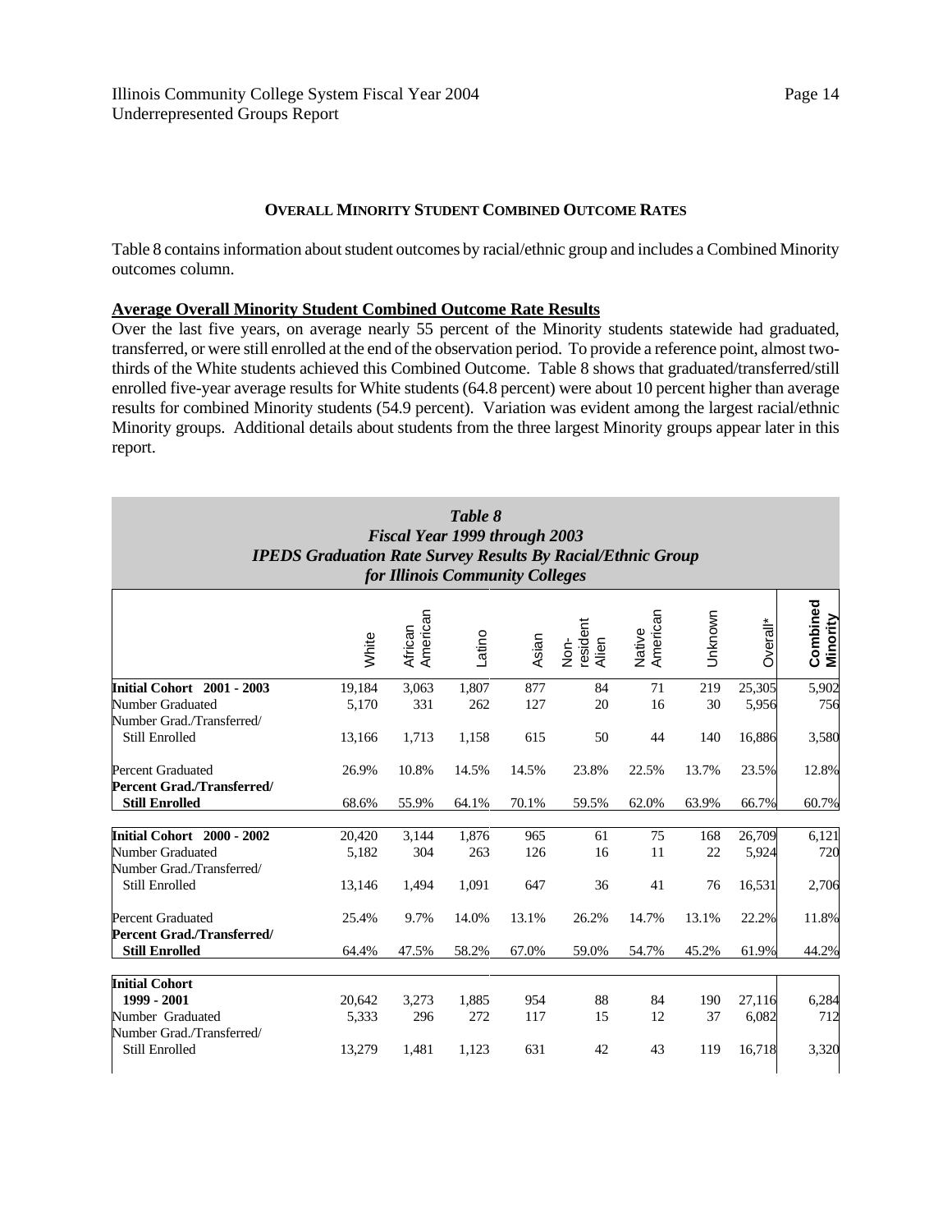### OVERALL MINORITY STUDENT COMBINED OUTCOME RATES

Table 8 contains information about student outcomes by racial/ethnic group and includes a Combined Minority outcomes column.

**Average Overall Minority Student Combined Outcome Rate Results**

Over the last five years, on average nearly 55 percent of the Minority students statewide had graduated, transferred, or were still enrolled at the end of the observation period. To provide a reference point, almost two-thirds of the White students achieved this Combined Outcome. Table 8 shows that graduated/transferred/still enrolled five-year average results for White students (64.8 percent) were about 10 percent higher than average results for combined Minority students (54.9 percent). Variation was evident among the largest racial/ethnic Minority groups. Additional details about students from the three largest Minority groups appear later in this report.

***Table 8***
***Fiscal Year 1999 through 2003***
***IPEDS Graduation Rate Survey Results By Racial/Ethnic Group for Illinois Community Colleges***

| | White | African American | Latino | Asian | Non-resident Alien | Native American | Unknown | Overall* | **Combined Minority** |
|---|---|---|---|---|---|---|---|---|---|
| **Initial Cohort 2001 - 2003** | 19,184 | 3,063 | 1,807 | 877 | 84 | 71 | 219 | 25,305 | 5,902 |
| Number Graduated | 5,170 | 331 | 262 | 127 | 20 | 16 | 30 | 5,956 | 756 |
| Number Grad./Transferred/ Still Enrolled | 13,166 | 1,713 | 1,158 | 615 | 50 | 44 | 140 | 16,886 | 3,580 |
| Percent Graduated | 26.9% | 10.8% | 14.5% | 14.5% | 23.8% | 22.5% | 13.7% | 23.5% | 12.8% |
| **Percent Grad./Transferred/ Still Enrolled** | 68.6% | 55.9% | 64.1% | 70.1% | 59.5% | 62.0% | 63.9% | 66.7% | 60.7% |
| **Initial Cohort 2000 - 2002** | 20,420 | 3,144 | 1,876 | 965 | 61 | 75 | 168 | 26,709 | 6,121 |
| Number Graduated | 5,182 | 304 | 263 | 126 | 16 | 11 | 22 | 5,924 | 720 |
| Number Grad./Transferred/ Still Enrolled | 13,146 | 1,494 | 1,091 | 647 | 36 | 41 | 76 | 16,531 | 2,706 |
| Percent Graduated | 25.4% | 9.7% | 14.0% | 13.1% | 26.2% | 14.7% | 13.1% | 22.2% | 11.8% |
| **Percent Grad./Transferred/ Still Enrolled** | 64.4% | 47.5% | 58.2% | 67.0% | 59.0% | 54.7% | 45.2% | 61.9% | 44.2% |
| **Initial Cohort 1999 - 2001** | 20,642 | 3,273 | 1,885 | 954 | 88 | 84 | 190 | 27,116 | 6,284 |
| Number Graduated | 5,333 | 296 | 272 | 117 | 15 | 12 | 37 | 6,082 | 712 |
| Number Grad./Transferred/ Still Enrolled | 13,279 | 1,481 | 1,123 | 631 | 42 | 43 | 119 | 16,718 | 3,320 |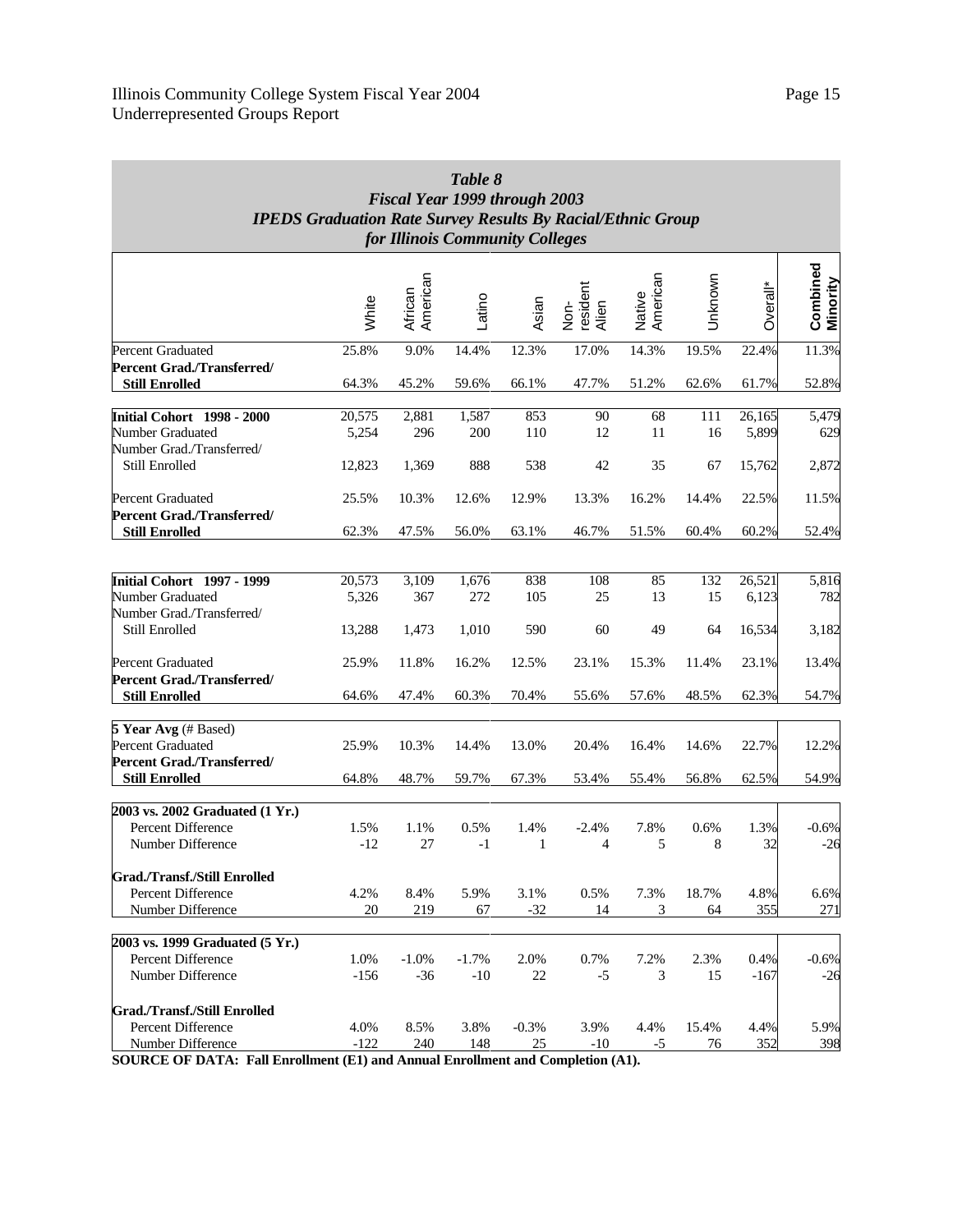**Table 8**
***Fiscal Year 1999 through 2003***
***IPEDS Graduation Rate Survey Results By Racial/Ethnic Group***
***for Illinois Community Colleges***

| | White | African American | Latino | Asian | Non-resident Alien | Native American | Unknown | Overall* | Combined Minority |
|---|---|---|---|---|---|---|---|---|---|
| Percent Graduated | 25.8% | 9.0% | 14.4% | 12.3% | 17.0% | 14.3% | 19.5% | 22.4% | 11.3% |
| **Percent Grad./Transferred/ Still Enrolled** | 64.3% | 45.2% | 59.6% | 66.1% | 47.7% | 51.2% | 62.6% | 61.7% | 52.8% |
| **Initial Cohort 1998 - 2000** | 20,575 | 2,881 | 1,587 | 853 | 90 | 68 | 111 | 26,165 | 5,479 |
| Number Graduated | 5,254 | 296 | 200 | 110 | 12 | 11 | 16 | 5,899 | 629 |
| Number Grad./Transferred/ Still Enrolled | 12,823 | 1,369 | 888 | 538 | 42 | 35 | 67 | 15,762 | 2,872 |
| Percent Graduated | 25.5% | 10.3% | 12.6% | 12.9% | 13.3% | 16.2% | 14.4% | 22.5% | 11.5% |
| **Percent Grad./Transferred/ Still Enrolled** | 62.3% | 47.5% | 56.0% | 63.1% | 46.7% | 51.5% | 60.4% | 60.2% | 52.4% |
| **Initial Cohort 1997 - 1999** | 20,573 | 3,109 | 1,676 | 838 | 108 | 85 | 132 | 26,521 | 5,816 |
| Number Graduated | 5,326 | 367 | 272 | 105 | 25 | 13 | 15 | 6,123 | 782 |
| Number Grad./Transferred/ Still Enrolled | 13,288 | 1,473 | 1,010 | 590 | 60 | 49 | 64 | 16,534 | 3,182 |
| Percent Graduated | 25.9% | 11.8% | 16.2% | 12.5% | 23.1% | 15.3% | 11.4% | 23.1% | 13.4% |
| **Percent Grad./Transferred/ Still Enrolled** | 64.6% | 47.4% | 60.3% | 70.4% | 55.6% | 57.6% | 48.5% | 62.3% | 54.7% |
| **5 Year Avg** (# Based) | | | | | | | | | |
| Percent Graduated | 25.9% | 10.3% | 14.4% | 13.0% | 20.4% | 16.4% | 14.6% | 22.7% | 12.2% |
| **Percent Grad./Transferred/ Still Enrolled** | 64.8% | 48.7% | 59.7% | 67.3% | 53.4% | 55.4% | 56.8% | 62.5% | 54.9% |
| **2003 vs. 2002 Graduated (1 Yr.)** | | | | | | | | | |
| Percent Difference | 1.5% | 1.1% | 0.5% | 1.4% | -2.4% | 7.8% | 0.6% | 1.3% | -0.6% |
| Number Difference | -12 | 27 | -1 | 1 | 4 | 5 | 8 | 32 | -26 |
| **Grad./Transf./Still Enrolled** | | | | | | | | | |
| Percent Difference | 4.2% | 8.4% | 5.9% | 3.1% | 0.5% | 7.3% | 18.7% | 4.8% | 6.6% |
| Number Difference | 20 | 219 | 67 | -32 | 14 | 3 | 64 | 355 | 271 |
| **2003 vs. 1999 Graduated (5 Yr.)** | | | | | | | | | |
| Percent Difference | 1.0% | -1.0% | -1.7% | 2.0% | 0.7% | 7.2% | 2.3% | 0.4% | -0.6% |
| Number Difference | -156 | -36 | -10 | 22 | -5 | 3 | 15 | -167 | -26 |
| **Grad./Transf./Still Enrolled** | | | | | | | | | |
| Percent Difference | 4.0% | 8.5% | 3.8% | -0.3% | 3.9% | 4.4% | 15.4% | 4.4% | 5.9% |
| Number Difference | -122 | 240 | 148 | 25 | -10 | -5 | 76 | 352 | 398 |

**SOURCE OF DATA: Fall Enrollment (E1) and Annual Enrollment and Completion (A1).**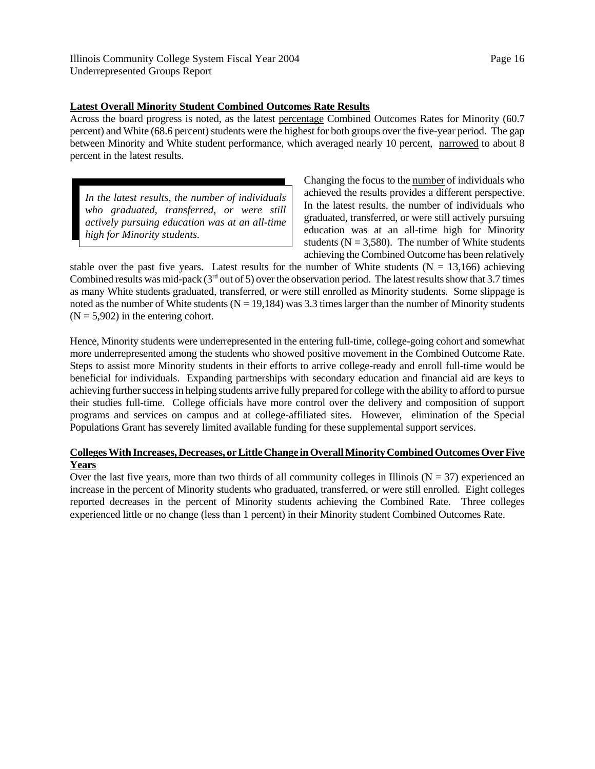**<u>Latest Overall Minority Student Combined Outcomes Rate Results</u>**

Across the board progress is noted, as the latest <u>percentage</u> Combined Outcomes Rates for Minority (60.7 percent) and White (68.6 percent) students were the highest for both groups over the five-year period. The gap between Minority and White student performance, which averaged nearly 10 percent, <u>narrowed</u> to about 8 percent in the latest results.

> *In the latest results, the number of individuals who graduated, transferred, or were still actively pursuing education was at an all-time high for Minority students.*

Changing the focus to the <u>number</u> of individuals who achieved the results provides a different perspective. In the latest results, the number of individuals who graduated, transferred, or were still actively pursuing education was at an all-time high for Minority students (N = 3,580). The number of White students achieving the Combined Outcome has been relatively stable over the past five years. Latest results for the number of White students (N = 13,166) achieving Combined results was mid-pack (3rd out of 5) over the observation period. The latest results show that 3.7 times as many White students graduated, transferred, or were still enrolled as Minority students. Some slippage is noted as the number of White students (N = 19,184) was 3.3 times larger than the number of Minority students (N = 5,902) in the entering cohort.

Hence, Minority students were underrepresented in the entering full-time, college-going cohort and somewhat more underrepresented among the students who showed positive movement in the Combined Outcome Rate. Steps to assist more Minority students in their efforts to arrive college-ready and enroll full-time would be beneficial for individuals. Expanding partnerships with secondary education and financial aid are keys to achieving further success in helping students arrive fully prepared for college with the ability to afford to pursue their studies full-time. College officials have more control over the delivery and composition of support programs and services on campus and at college-affiliated sites. However, elimination of the Special Populations Grant has severely limited available funding for these supplemental support services.

**<u>Colleges With Increases, Decreases, or Little Change in Overall Minority Combined Outcomes Over Five Years</u>**

Over the last five years, more than two thirds of all community colleges in Illinois (N = 37) experienced an increase in the percent of Minority students who graduated, transferred, or were still enrolled. Eight colleges reported decreases in the percent of Minority students achieving the Combined Rate. Three colleges experienced little or no change (less than 1 percent) in their Minority student Combined Outcomes Rate.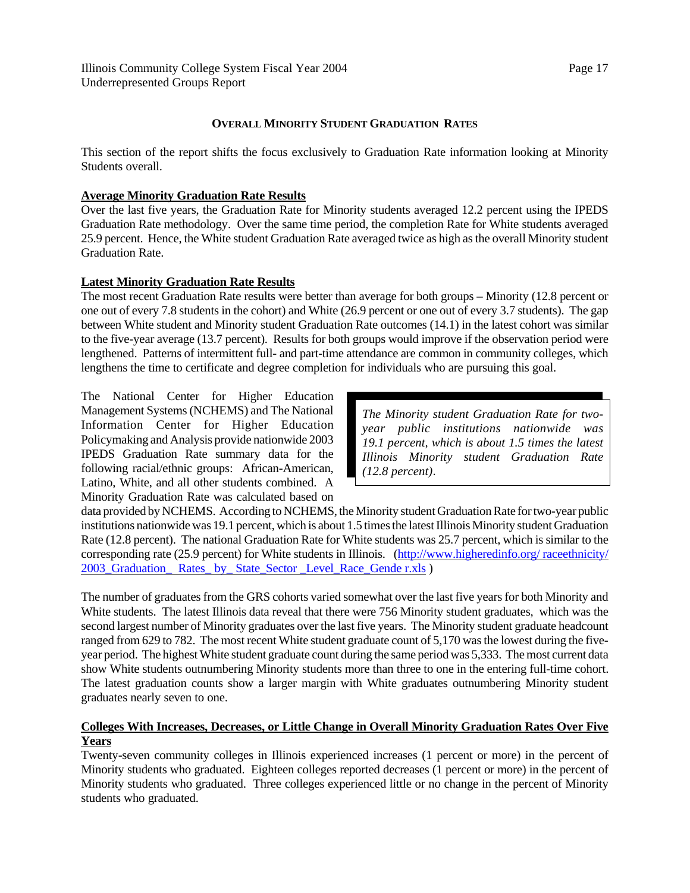## OVERALL MINORITY STUDENT GRADUATION RATES

This section of the report shifts the focus exclusively to Graduation Rate information looking at Minority Students overall.

**Average Minority Graduation Rate Results**

Over the last five years, the Graduation Rate for Minority students averaged 12.2 percent using the IPEDS Graduation Rate methodology. Over the same time period, the completion Rate for White students averaged 25.9 percent. Hence, the White student Graduation Rate averaged twice as high as the overall Minority student Graduation Rate.

**Latest Minority Graduation Rate Results**

The most recent Graduation Rate results were better than average for both groups – Minority (12.8 percent or one out of every 7.8 students in the cohort) and White (26.9 percent or one out of every 3.7 students). The gap between White student and Minority student Graduation Rate outcomes (14.1) in the latest cohort was similar to the five-year average (13.7 percent). Results for both groups would improve if the observation period were lengthened. Patterns of intermittent full- and part-time attendance are common in community colleges, which lengthens the time to certificate and degree completion for individuals who are pursuing this goal.

> *The Minority student Graduation Rate for two-year public institutions nationwide was 19.1 percent, which is about 1.5 times the latest Illinois Minority student Graduation Rate (12.8 percent).*

The National Center for Higher Education Management Systems (NCHEMS) and The National Information Center for Higher Education Policymaking and Analysis provide nationwide 2003 IPEDS Graduation Rate summary data for the following racial/ethnic groups: African-American, Latino, White, and all other students combined. A Minority Graduation Rate was calculated based on data provided by NCHEMS. According to NCHEMS, the Minority student Graduation Rate for two-year public institutions nationwide was 19.1 percent, which is about 1.5 times the latest Illinois Minority student Graduation Rate (12.8 percent). The national Graduation Rate for White students was 25.7 percent, which is similar to the corresponding rate (25.9 percent) for White students in Illinois. (http://www.higheredinfo.org/ raceethnicity/ 2003_Graduation_ Rates_ by_ State_Sector _Level_Race_Gende r.xls )

The number of graduates from the GRS cohorts varied somewhat over the last five years for both Minority and White students. The latest Illinois data reveal that there were 756 Minority student graduates, which was the second largest number of Minority graduates over the last five years. The Minority student graduate headcount ranged from 629 to 782. The most recent White student graduate count of 5,170 was the lowest during the five-year period. The highest White student graduate count during the same period was 5,333. The most current data show White students outnumbering Minority students more than three to one in the entering full-time cohort. The latest graduation counts show a larger margin with White graduates outnumbering Minority student graduates nearly seven to one.

**Colleges With Increases, Decreases, or Little Change in Overall Minority Graduation Rates Over Five Years**

Twenty-seven community colleges in Illinois experienced increases (1 percent or more) in the percent of Minority students who graduated. Eighteen colleges reported decreases (1 percent or more) in the percent of Minority students who graduated. Three colleges experienced little or no change in the percent of Minority students who graduated.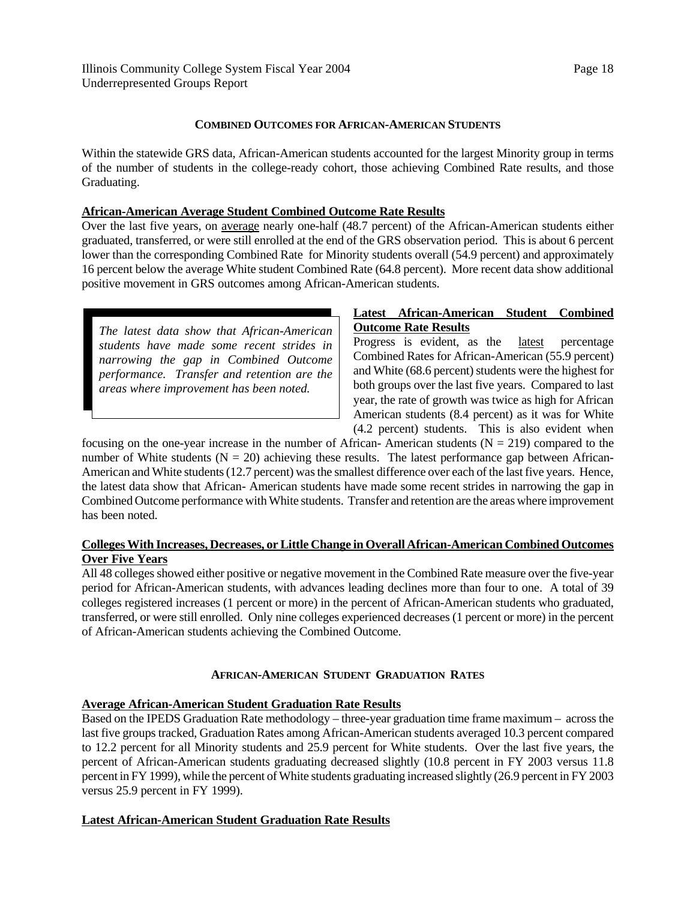## COMBINED OUTCOMES FOR AFRICAN-AMERICAN STUDENTS

Within the statewide GRS data, African-American students accounted for the largest Minority group in terms of the number of students in the college-ready cohort, those achieving Combined Rate results, and those Graduating.

**African-American Average Student Combined Outcome Rate Results**

Over the last five years, on average nearly one-half (48.7 percent) of the African-American students either graduated, transferred, or were still enrolled at the end of the GRS observation period. This is about 6 percent lower than the corresponding Combined Rate for Minority students overall (54.9 percent) and approximately 16 percent below the average White student Combined Rate (64.8 percent). More recent data show additional positive movement in GRS outcomes among African-American students.

> *The latest data show that African-American students have made some recent strides in narrowing the gap in Combined Outcome performance. Transfer and retention are the areas where improvement has been noted.*

**Latest African-American Student Combined Outcome Rate Results**

Progress is evident, as the latest percentage Combined Rates for African-American (55.9 percent) and White (68.6 percent) students were the highest for both groups over the last five years. Compared to last year, the rate of growth was twice as high for African American students (8.4 percent) as it was for White (4.2 percent) students. This is also evident when focusing on the one-year increase in the number of African- American students (N = 219) compared to the number of White students (N = 20) achieving these results. The latest performance gap between African-American and White students (12.7 percent) was the smallest difference over each of the last five years. Hence, the latest data show that African- American students have made some recent strides in narrowing the gap in Combined Outcome performance with White students. Transfer and retention are the areas where improvement has been noted.

**Colleges With Increases, Decreases, or Little Change in Overall African-American Combined Outcomes Over Five Years**

All 48 colleges showed either positive or negative movement in the Combined Rate measure over the five-year period for African-American students, with advances leading declines more than four to one. A total of 39 colleges registered increases (1 percent or more) in the percent of African-American students who graduated, transferred, or were still enrolled. Only nine colleges experienced decreases (1 percent or more) in the percent of African-American students achieving the Combined Outcome.

## AFRICAN-AMERICAN STUDENT GRADUATION RATES

**Average African-American Student Graduation Rate Results**

Based on the IPEDS Graduation Rate methodology – three-year graduation time frame maximum – across the last five groups tracked, Graduation Rates among African-American students averaged 10.3 percent compared to 12.2 percent for all Minority students and 25.9 percent for White students. Over the last five years, the percent of African-American students graduating decreased slightly (10.8 percent in FY 2003 versus 11.8 percent in FY 1999), while the percent of White students graduating increased slightly (26.9 percent in FY 2003 versus 25.9 percent in FY 1999).

**Latest African-American Student Graduation Rate Results**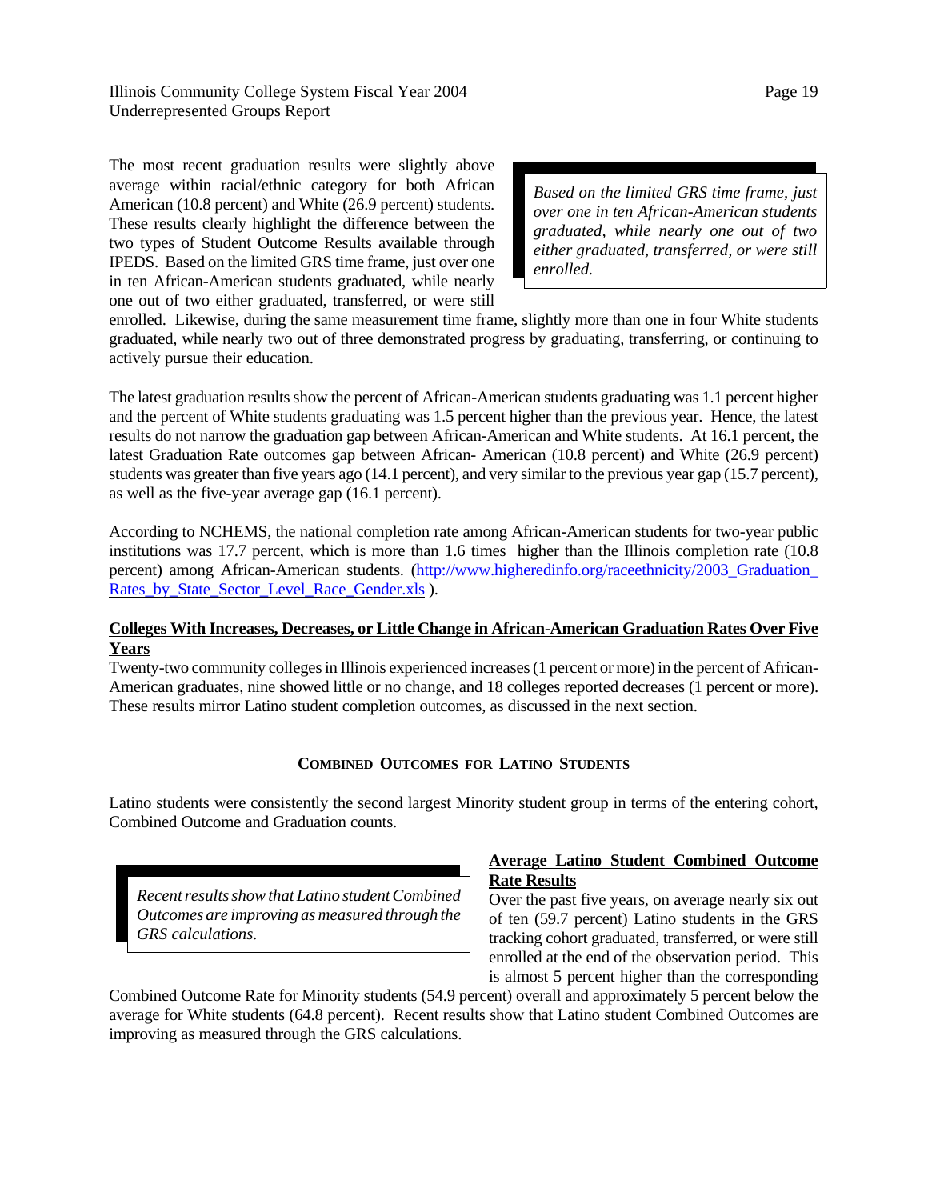The most recent graduation results were slightly above average within racial/ethnic category for both African American (10.8 percent) and White (26.9 percent) students. These results clearly highlight the difference between the two types of Student Outcome Results available through IPEDS. Based on the limited GRS time frame, just over one in ten African-American students graduated, while nearly one out of two either graduated, transferred, or were still enrolled. Likewise, during the same measurement time frame, slightly more than one in four White students graduated, while nearly two out of three demonstrated progress by graduating, transferring, or continuing to actively pursue their education.

> *Based on the limited GRS time frame, just over one in ten African-American students graduated, while nearly one out of two either graduated, transferred, or were still enrolled.*

The latest graduation results show the percent of African-American students graduating was 1.1 percent higher and the percent of White students graduating was 1.5 percent higher than the previous year. Hence, the latest results do not narrow the graduation gap between African-American and White students. At 16.1 percent, the latest Graduation Rate outcomes gap between African- American (10.8 percent) and White (26.9 percent) students was greater than five years ago (14.1 percent), and very similar to the previous year gap (15.7 percent), as well as the five-year average gap (16.1 percent).

According to NCHEMS, the national completion rate among African-American students for two-year public institutions was 17.7 percent, which is more than 1.6 times higher than the Illinois completion rate (10.8 percent) among African-American students. (http://www.higheredinfo.org/raceethnicity/2003_Graduation_Rates_by_State_Sector_Level_Race_Gender.xls ).

**Colleges With Increases, Decreases, or Little Change in African-American Graduation Rates Over Five Years**

Twenty-two community colleges in Illinois experienced increases (1 percent or more) in the percent of African-American graduates, nine showed little or no change, and 18 colleges reported decreases (1 percent or more). These results mirror Latino student completion outcomes, as discussed in the next section.

## Combined Outcomes for Latino Students

Latino students were consistently the second largest Minority student group in terms of the entering cohort, Combined Outcome and Graduation counts.

> *Recent results show that Latino student Combined Outcomes are improving as measured through the GRS calculations.*

**Average Latino Student Combined Outcome Rate Results**

Over the past five years, on average nearly six out of ten (59.7 percent) Latino students in the GRS tracking cohort graduated, transferred, or were still enrolled at the end of the observation period. This is almost 5 percent higher than the corresponding Combined Outcome Rate for Minority students (54.9 percent) overall and approximately 5 percent below the average for White students (64.8 percent). Recent results show that Latino student Combined Outcomes are improving as measured through the GRS calculations.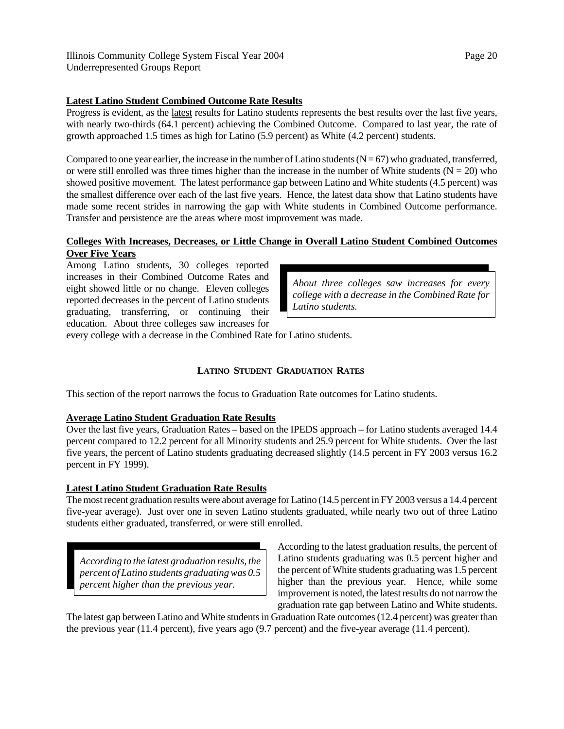**Latest Latino Student Combined Outcome Rate Results**

Progress is evident, as the latest results for Latino students represents the best results over the last five years, with nearly two-thirds (64.1 percent) achieving the Combined Outcome. Compared to last year, the rate of growth approached 1.5 times as high for Latino (5.9 percent) as White (4.2 percent) students.

Compared to one year earlier, the increase in the number of Latino students (N = 67) who graduated, transferred, or were still enrolled was three times higher than the increase in the number of White students (N = 20) who showed positive movement. The latest performance gap between Latino and White students (4.5 percent) was the smallest difference over each of the last five years. Hence, the latest data show that Latino students have made some recent strides in narrowing the gap with White students in Combined Outcome performance. Transfer and persistence are the areas where most improvement was made.

**Colleges With Increases, Decreases, or Little Change in Overall Latino Student Combined Outcomes Over Five Years**

Among Latino students, 30 colleges reported increases in their Combined Outcome Rates and eight showed little or no change. Eleven colleges reported decreases in the percent of Latino students graduating, transferring, or continuing their education. About three colleges saw increases for every college with a decrease in the Combined Rate for Latino students.

*About three colleges saw increases for every college with a decrease in the Combined Rate for Latino students.*

## LATINO STUDENT GRADUATION RATES

This section of the report narrows the focus to Graduation Rate outcomes for Latino students.

**Average Latino Student Graduation Rate Results**

Over the last five years, Graduation Rates – based on the IPEDS approach – for Latino students averaged 14.4 percent compared to 12.2 percent for all Minority students and 25.9 percent for White students. Over the last five years, the percent of Latino students graduating decreased slightly (14.5 percent in FY 2003 versus 16.2 percent in FY 1999).

**Latest Latino Student Graduation Rate Results**

The most recent graduation results were about average for Latino (14.5 percent in FY 2003 versus a 14.4 percent five-year average). Just over one in seven Latino students graduated, while nearly two out of three Latino students either graduated, transferred, or were still enrolled.

*According to the latest graduation results, the percent of Latino students graduating was 0.5 percent higher than the previous year.*

According to the latest graduation results, the percent of Latino students graduating was 0.5 percent higher and the percent of White students graduating was 1.5 percent higher than the previous year. Hence, while some improvement is noted, the latest results do not narrow the graduation rate gap between Latino and White students. The latest gap between Latino and White students in Graduation Rate outcomes (12.4 percent) was greater than the previous year (11.4 percent), five years ago (9.7 percent) and the five-year average (11.4 percent).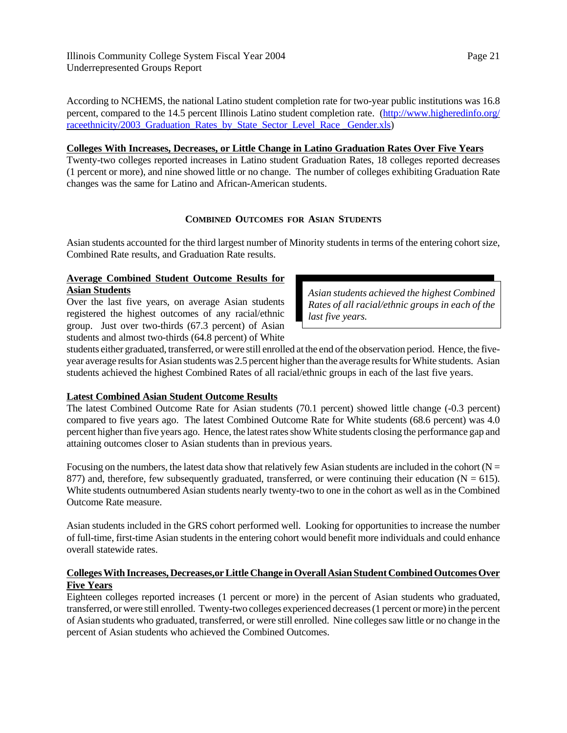According to NCHEMS, the national Latino student completion rate for two-year public institutions was 16.8 percent, compared to the 14.5 percent Illinois Latino student completion rate. (http://www.higheredinfo.org/raceethnicity/2003_Graduation_Rates_by_State_Sector_Level_Race_Gender.xls)

**Colleges With Increases, Decreases, or Little Change in Latino Graduation Rates Over Five Years**

Twenty-two colleges reported increases in Latino student Graduation Rates, 18 colleges reported decreases (1 percent or more), and nine showed little or no change. The number of colleges exhibiting Graduation Rate changes was the same for Latino and African-American students.

## Combined Outcomes for Asian Students

Asian students accounted for the third largest number of Minority students in terms of the entering cohort size, Combined Rate results, and Graduation Rate results.

**Average Combined Student Outcome Results for Asian Students**

Over the last five years, on average Asian students registered the highest outcomes of any racial/ethnic group. Just over two-thirds (67.3 percent) of Asian students and almost two-thirds (64.8 percent) of White students either graduated, transferred, or were still enrolled at the end of the observation period. Hence, the five-year average results for Asian students was 2.5 percent higher than the average results for White students. Asian students achieved the highest Combined Rates of all racial/ethnic groups in each of the last five years.

> *Asian students achieved the highest Combined Rates of all racial/ethnic groups in each of the last five years.*

**Latest Combined Asian Student Outcome Results**

The latest Combined Outcome Rate for Asian students (70.1 percent) showed little change (-0.3 percent) compared to five years ago. The latest Combined Outcome Rate for White students (68.6 percent) was 4.0 percent higher than five years ago. Hence, the latest rates show White students closing the performance gap and attaining outcomes closer to Asian students than in previous years.

Focusing on the numbers, the latest data show that relatively few Asian students are included in the cohort (N = 877) and, therefore, few subsequently graduated, transferred, or were continuing their education (N = 615). White students outnumbered Asian students nearly twenty-two to one in the cohort as well as in the Combined Outcome Rate measure.

Asian students included in the GRS cohort performed well. Looking for opportunities to increase the number of full-time, first-time Asian students in the entering cohort would benefit more individuals and could enhance overall statewide rates.

**Colleges With Increases, Decreases, or Little Change in Overall Asian Student Combined Outcomes Over Five Years**

Eighteen colleges reported increases (1 percent or more) in the percent of Asian students who graduated, transferred, or were still enrolled. Twenty-two colleges experienced decreases (1 percent or more) in the percent of Asian students who graduated, transferred, or were still enrolled. Nine colleges saw little or no change in the percent of Asian students who achieved the Combined Outcomes.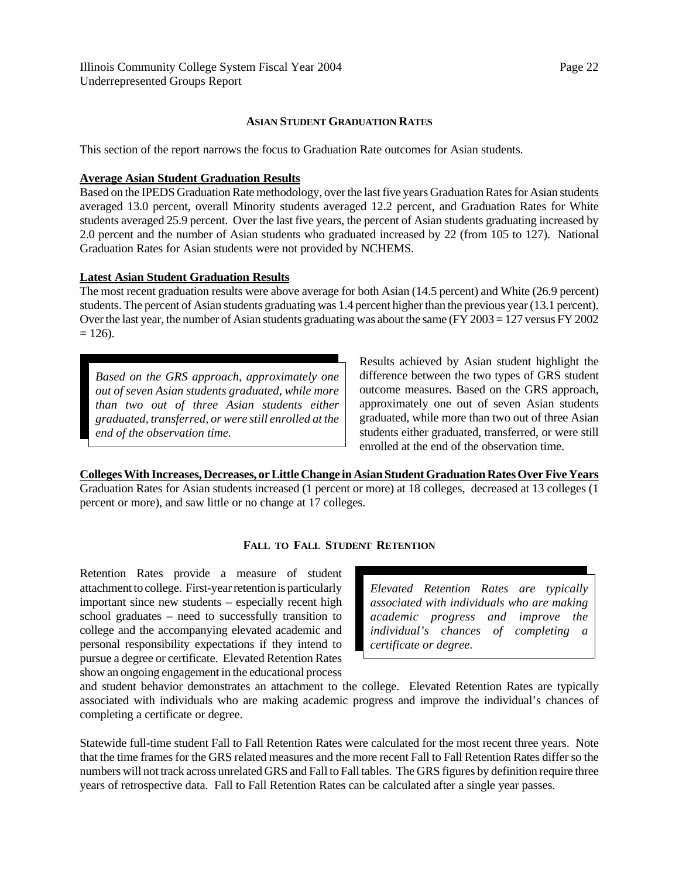## ASIAN STUDENT GRADUATION RATES

This section of the report narrows the focus to Graduation Rate outcomes for Asian students.

**Average Asian Student Graduation Results**

Based on the IPEDS Graduation Rate methodology, over the last five years Graduation Rates for Asian students averaged 13.0 percent, overall Minority students averaged 12.2 percent, and Graduation Rates for White students averaged 25.9 percent. Over the last five years, the percent of Asian students graduating increased by 2.0 percent and the number of Asian students who graduated increased by 22 (from 105 to 127). National Graduation Rates for Asian students were not provided by NCHEMS.

**Latest Asian Student Graduation Results**

The most recent graduation results were above average for both Asian (14.5 percent) and White (26.9 percent) students. The percent of Asian students graduating was 1.4 percent higher than the previous year (13.1 percent). Over the last year, the number of Asian students graduating was about the same (FY 2003 = 127 versus FY 2002 = 126).

*Based on the GRS approach, approximately one out of seven Asian students graduated, while more than two out of three Asian students either graduated, transferred, or were still enrolled at the end of the observation time.*

Results achieved by Asian student highlight the difference between the two types of GRS student outcome measures. Based on the GRS approach, approximately one out of seven Asian students graduated, while more than two out of three Asian students either graduated, transferred, or were still enrolled at the end of the observation time.

**Colleges With Increases, Decreases, or Little Change in Asian Student Graduation Rates Over Five Years**

Graduation Rates for Asian students increased (1 percent or more) at 18 colleges, decreased at 13 colleges (1 percent or more), and saw little or no change at 17 colleges.

## FALL TO FALL STUDENT RETENTION

*Elevated Retention Rates are typically associated with individuals who are making academic progress and improve the individual's chances of completing a certificate or degree.*

Retention Rates provide a measure of student attachment to college. First-year retention is particularly important since new students – especially recent high school graduates – need to successfully transition to college and the accompanying elevated academic and personal responsibility expectations if they intend to pursue a degree or certificate. Elevated Retention Rates show an ongoing engagement in the educational process and student behavior demonstrates an attachment to the college. Elevated Retention Rates are typically associated with individuals who are making academic progress and improve the individual's chances of completing a certificate or degree.

Statewide full-time student Fall to Fall Retention Rates were calculated for the most recent three years. Note that the time frames for the GRS related measures and the more recent Fall to Fall Retention Rates differ so the numbers will not track across unrelated GRS and Fall to Fall tables. The GRS figures by definition require three years of retrospective data. Fall to Fall Retention Rates can be calculated after a single year passes.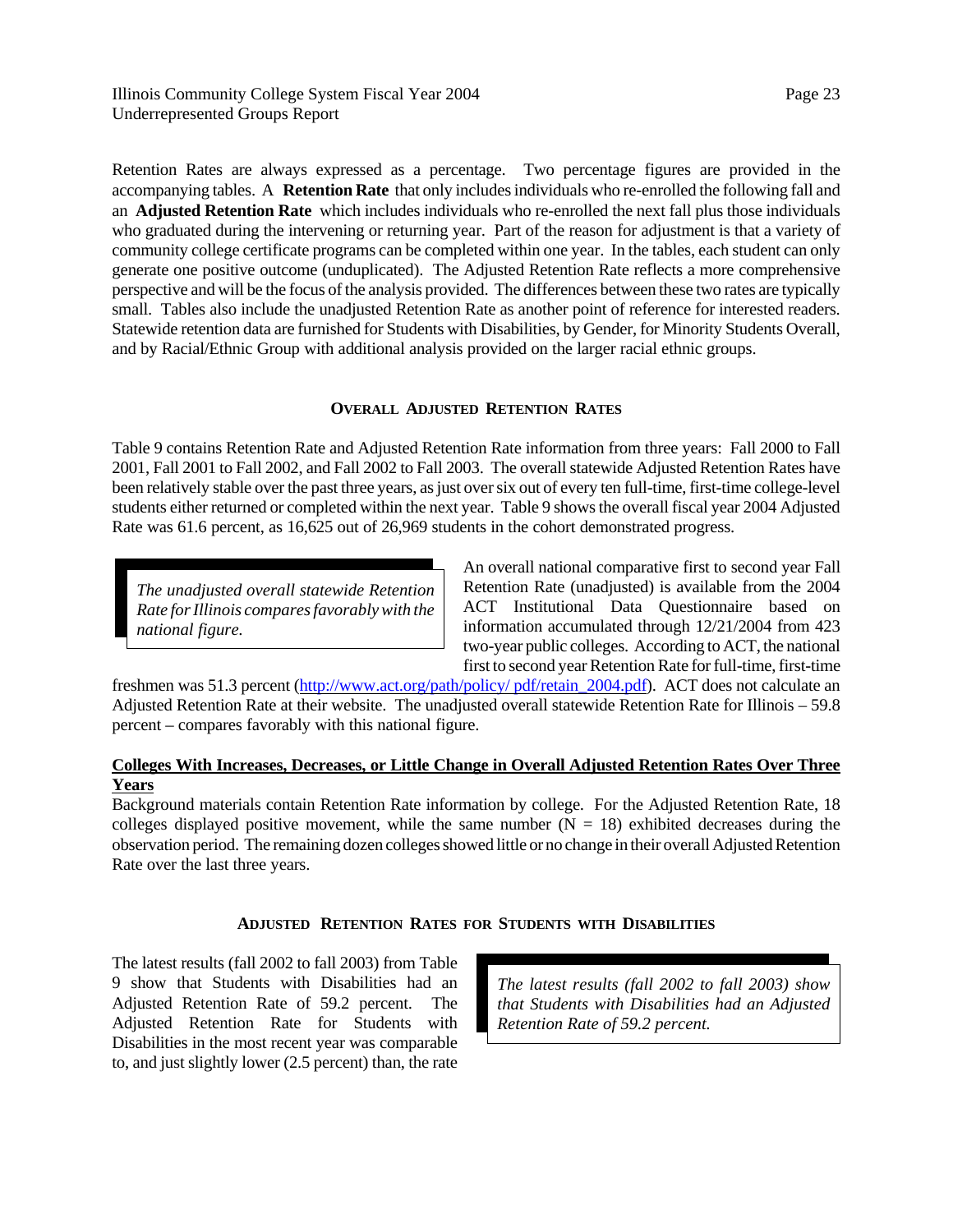Retention Rates are always expressed as a percentage. Two percentage figures are provided in the accompanying tables. A **Retention Rate** that only includes individuals who re-enrolled the following fall and an **Adjusted Retention Rate** which includes individuals who re-enrolled the next fall plus those individuals who graduated during the intervening or returning year. Part of the reason for adjustment is that a variety of community college certificate programs can be completed within one year. In the tables, each student can only generate one positive outcome (unduplicated). The Adjusted Retention Rate reflects a more comprehensive perspective and will be the focus of the analysis provided. The differences between these two rates are typically small. Tables also include the unadjusted Retention Rate as another point of reference for interested readers. Statewide retention data are furnished for Students with Disabilities, by Gender, for Minority Students Overall, and by Racial/Ethnic Group with additional analysis provided on the larger racial ethnic groups.

## OVERALL ADJUSTED RETENTION RATES

Table 9 contains Retention Rate and Adjusted Retention Rate information from three years: Fall 2000 to Fall 2001, Fall 2001 to Fall 2002, and Fall 2002 to Fall 2003. The overall statewide Adjusted Retention Rates have been relatively stable over the past three years, as just over six out of every ten full-time, first-time college-level students either returned or completed within the next year. Table 9 shows the overall fiscal year 2004 Adjusted Rate was 61.6 percent, as 16,625 out of 26,969 students in the cohort demonstrated progress.

> *The unadjusted overall statewide Retention Rate for Illinois compares favorably with the national figure.*

An overall national comparative first to second year Fall Retention Rate (unadjusted) is available from the 2004 ACT Institutional Data Questionnaire based on information accumulated through 12/21/2004 from 423 two-year public colleges. According to ACT, the national first to second year Retention Rate for full-time, first-time freshmen was 51.3 percent (http://www.act.org/path/policy/ pdf/retain_2004.pdf). ACT does not calculate an Adjusted Retention Rate at their website. The unadjusted overall statewide Retention Rate for Illinois – 59.8 percent – compares favorably with this national figure.

### Colleges With Increases, Decreases, or Little Change in Overall Adjusted Retention Rates Over Three Years

Background materials contain Retention Rate information by college. For the Adjusted Retention Rate, 18 colleges displayed positive movement, while the same number (N = 18) exhibited decreases during the observation period. The remaining dozen colleges showed little or no change in their overall Adjusted Retention Rate over the last three years.

## ADJUSTED RETENTION RATES FOR STUDENTS WITH DISABILITIES

> *The latest results (fall 2002 to fall 2003) show that Students with Disabilities had an Adjusted Retention Rate of 59.2 percent.*

The latest results (fall 2002 to fall 2003) from Table 9 show that Students with Disabilities had an Adjusted Retention Rate of 59.2 percent. The Adjusted Retention Rate for Students with Disabilities in the most recent year was comparable to, and just slightly lower (2.5 percent) than, the rate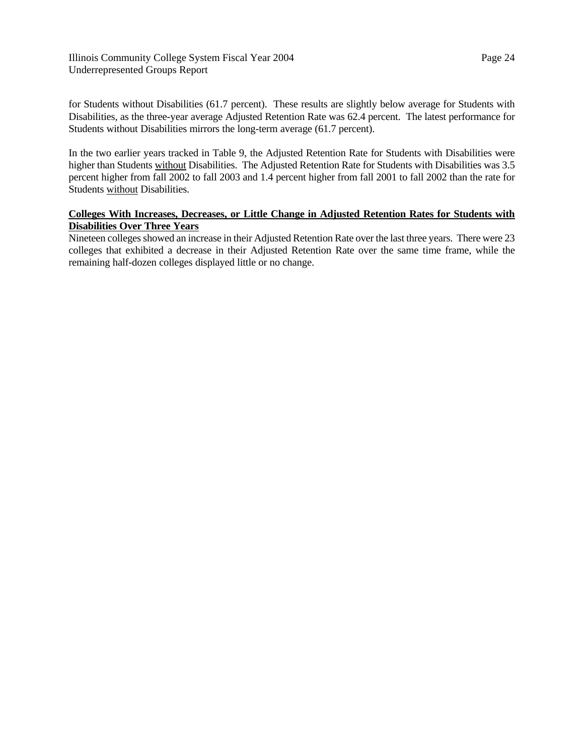for Students without Disabilities (61.7 percent). These results are slightly below average for Students with Disabilities, as the three-year average Adjusted Retention Rate was 62.4 percent. The latest performance for Students without Disabilities mirrors the long-term average (61.7 percent).

In the two earlier years tracked in Table 9, the Adjusted Retention Rate for Students with Disabilities were higher than Students without Disabilities. The Adjusted Retention Rate for Students with Disabilities was 3.5 percent higher from fall 2002 to fall 2003 and 1.4 percent higher from fall 2001 to fall 2002 than the rate for Students without Disabilities.

**Colleges With Increases, Decreases, or Little Change in Adjusted Retention Rates for Students with Disabilities Over Three Years**

Nineteen colleges showed an increase in their Adjusted Retention Rate over the last three years. There were 23 colleges that exhibited a decrease in their Adjusted Retention Rate over the same time frame, while the remaining half-dozen colleges displayed little or no change.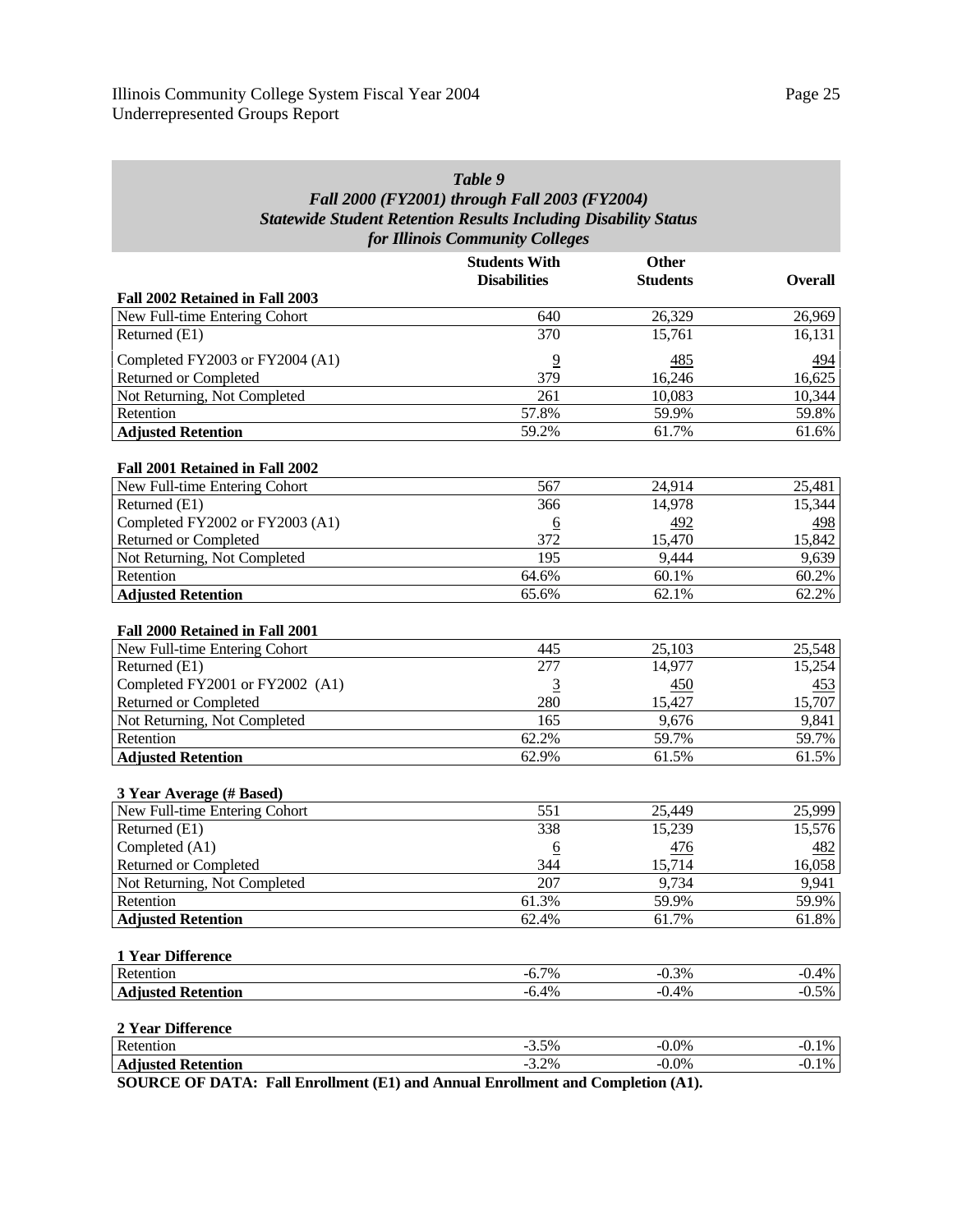*Table 9*
*Fall 2000 (FY2001) through Fall 2003 (FY2004)*
*Statewide Student Retention Results Including Disability Status for Illinois Community Colleges*

| | Students With Disabilities | Other Students | Overall |
|---|---|---|---|
| **Fall 2002 Retained in Fall 2003** | | | |
| New Full-time Entering Cohort | 640 | 26,329 | 26,969 |
| Returned (E1) | 370 | 15,761 | 16,131 |
| Completed FY2003 or FY2004 (A1) | 9 | 485 | 494 |
| Returned or Completed | 379 | 16,246 | 16,625 |
| Not Returning, Not Completed | 261 | 10,083 | 10,344 |
| Retention | 57.8% | 59.9% | 59.8% |
| **Adjusted Retention** | 59.2% | 61.7% | 61.6% |
| **Fall 2001 Retained in Fall 2002** | | | |
| New Full-time Entering Cohort | 567 | 24,914 | 25,481 |
| Returned (E1) | 366 | 14,978 | 15,344 |
| Completed FY2002 or FY2003 (A1) | 6 | 492 | 498 |
| Returned or Completed | 372 | 15,470 | 15,842 |
| Not Returning, Not Completed | 195 | 9,444 | 9,639 |
| Retention | 64.6% | 60.1% | 60.2% |
| **Adjusted Retention** | 65.6% | 62.1% | 62.2% |
| **Fall 2000 Retained in Fall 2001** | | | |
| New Full-time Entering Cohort | 445 | 25,103 | 25,548 |
| Returned (E1) | 277 | 14,977 | 15,254 |
| Completed FY2001 or FY2002 (A1) | 3 | 450 | 453 |
| Returned or Completed | 280 | 15,427 | 15,707 |
| Not Returning, Not Completed | 165 | 9,676 | 9,841 |
| Retention | 62.2% | 59.7% | 59.7% |
| **Adjusted Retention** | 62.9% | 61.5% | 61.5% |
| **3 Year Average (# Based)** | | | |
| New Full-time Entering Cohort | 551 | 25,449 | 25,999 |
| Returned (E1) | 338 | 15,239 | 15,576 |
| Completed (A1) | 6 | 476 | 482 |
| Returned or Completed | 344 | 15,714 | 16,058 |
| Not Returning, Not Completed | 207 | 9,734 | 9,941 |
| Retention | 61.3% | 59.9% | 59.9% |
| **Adjusted Retention** | 62.4% | 61.7% | 61.8% |
| **1 Year Difference** | | | |
| Retention | -6.7% | -0.3% | -0.4% |
| **Adjusted Retention** | -6.4% | -0.4% | -0.5% |
| **2 Year Difference** | | | |
| Retention | -3.5% | -0.0% | -0.1% |
| **Adjusted Retention** | -3.2% | -0.0% | -0.1% |

**SOURCE OF DATA: Fall Enrollment (E1) and Annual Enrollment and Completion (A1).**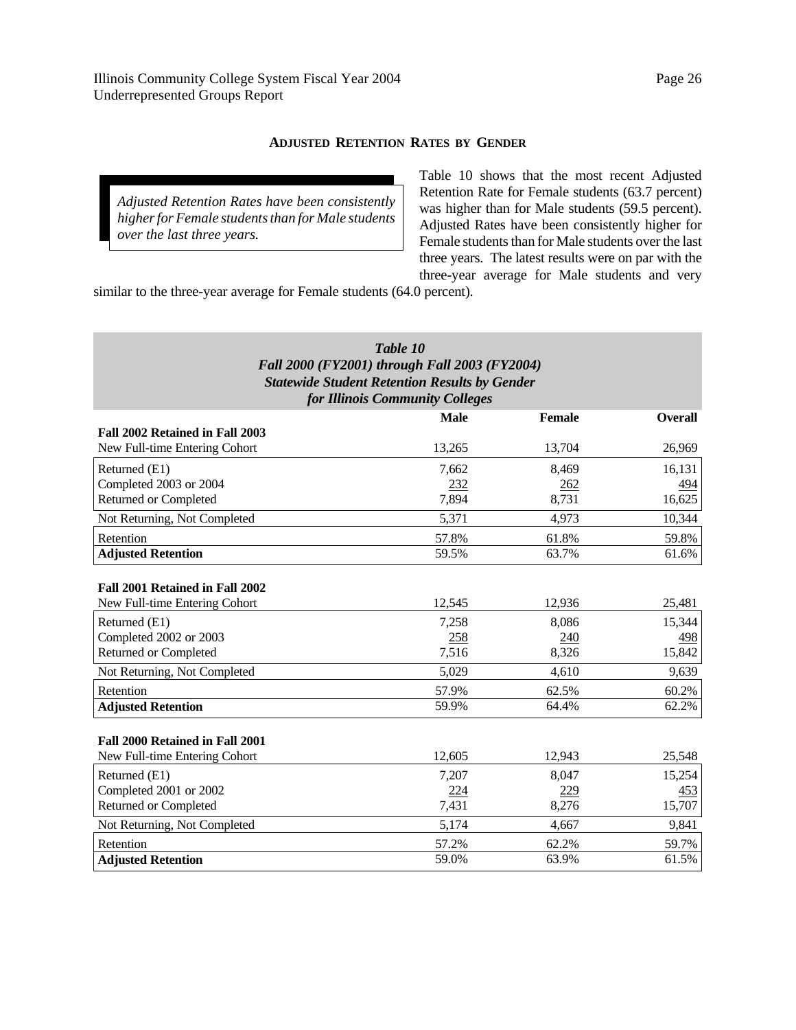## ADJUSTED RETENTION RATES BY GENDER

*Adjusted Retention Rates have been consistently higher for Female students than for Male students over the last three years.*

Table 10 shows that the most recent Adjusted Retention Rate for Female students (63.7 percent) was higher than for Male students (59.5 percent). Adjusted Rates have been consistently higher for Female students than for Male students over the last three years. The latest results were on par with the three-year average for Male students and very similar to the three-year average for Female students (64.0 percent).

***Table 10***
***Fall 2000 (FY2001) through Fall 2003 (FY2004)***
***Statewide Student Retention Results by Gender***
***for Illinois Community Colleges***

| | Male | Female | Overall |
|---|---|---|---|
| **Fall 2002 Retained in Fall 2003** | | | |
| New Full-time Entering Cohort | 13,265 | 13,704 | 26,969 |
| Returned (E1) | 7,662 | 8,469 | 16,131 |
| Completed 2003 or 2004 | 232 | 262 | 494 |
| Returned or Completed | 7,894 | 8,731 | 16,625 |
| Not Returning, Not Completed | 5,371 | 4,973 | 10,344 |
| Retention | 57.8% | 61.8% | 59.8% |
| **Adjusted Retention** | 59.5% | 63.7% | 61.6% |
| **Fall 2001 Retained in Fall 2002** | | | |
| New Full-time Entering Cohort | 12,545 | 12,936 | 25,481 |
| Returned (E1) | 7,258 | 8,086 | 15,344 |
| Completed 2002 or 2003 | 258 | 240 | 498 |
| Returned or Completed | 7,516 | 8,326 | 15,842 |
| Not Returning, Not Completed | 5,029 | 4,610 | 9,639 |
| Retention | 57.9% | 62.5% | 60.2% |
| **Adjusted Retention** | 59.9% | 64.4% | 62.2% |
| **Fall 2000 Retained in Fall 2001** | | | |
| New Full-time Entering Cohort | 12,605 | 12,943 | 25,548 |
| Returned (E1) | 7,207 | 8,047 | 15,254 |
| Completed 2001 or 2002 | 224 | 229 | 453 |
| Returned or Completed | 7,431 | 8,276 | 15,707 |
| Not Returning, Not Completed | 5,174 | 4,667 | 9,841 |
| Retention | 57.2% | 62.2% | 59.7% |
| **Adjusted Retention** | 59.0% | 63.9% | 61.5% |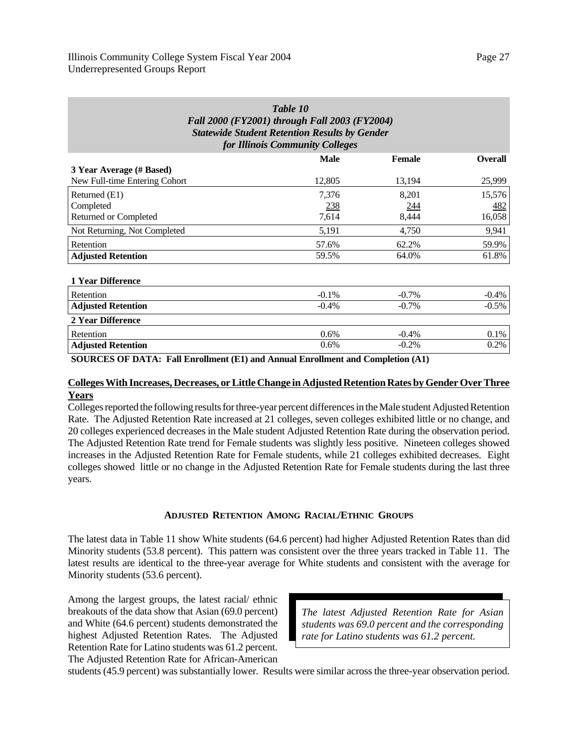***Table 10***
***Fall 2000 (FY2001) through Fall 2003 (FY2004)***
***Statewide Student Retention Results by Gender***
***for Illinois Community Colleges***

| | **Male** | **Female** | **Overall** |
|---|---|---|---|
| **3 Year Average (# Based)** | | | |
| New Full-time Entering Cohort | 12,805 | 13,194 | 25,999 |
| Returned (E1) | 7,376 | 8,201 | 15,576 |
| Completed | 238 | 244 | 482 |
| Returned or Completed | 7,614 | 8,444 | 16,058 |
| Not Returning, Not Completed | 5,191 | 4,750 | 9,941 |
| Retention | 57.6% | 62.2% | 59.9% |
| **Adjusted Retention** | 59.5% | 64.0% | 61.8% |
| **1 Year Difference** | | | |
| Retention | -0.1% | -0.7% | -0.4% |
| **Adjusted Retention** | -0.4% | -0.7% | -0.5% |
| **2 Year Difference** | | | |
| Retention | 0.6% | -0.4% | 0.1% |
| **Adjusted Retention** | 0.6% | -0.2% | 0.2% |

**SOURCES OF DATA: Fall Enrollment (E1) and Annual Enrollment and Completion (A1)**

**Colleges With Increases, Decreases, or Little Change in Adjusted Retention Rates by Gender Over Three Years**

Colleges reported the following results for three-year percent differences in the Male student Adjusted Retention Rate. The Adjusted Retention Rate increased at 21 colleges, seven colleges exhibited little or no change, and 20 colleges experienced decreases in the Male student Adjusted Retention Rate during the observation period. The Adjusted Retention Rate trend for Female students was slightly less positive. Nineteen colleges showed increases in the Adjusted Retention Rate for Female students, while 21 colleges exhibited decreases. Eight colleges showed little or no change in the Adjusted Retention Rate for Female students during the last three years.

## ADJUSTED RETENTION AMONG RACIAL/ETHNIC GROUPS

The latest data in Table 11 show White students (64.6 percent) had higher Adjusted Retention Rates than did Minority students (53.8 percent). This pattern was consistent over the three years tracked in Table 11. The latest results are identical to the three-year average for White students and consistent with the average for Minority students (53.6 percent).

> *The latest Adjusted Retention Rate for Asian students was 69.0 percent and the corresponding rate for Latino students was 61.2 percent.*

Among the largest groups, the latest racial/ ethnic breakouts of the data show that Asian (69.0 percent) and White (64.6 percent) students demonstrated the highest Adjusted Retention Rates. The Adjusted Retention Rate for Latino students was 61.2 percent. The Adjusted Retention Rate for African-American students (45.9 percent) was substantially lower. Results were similar across the three-year observation period.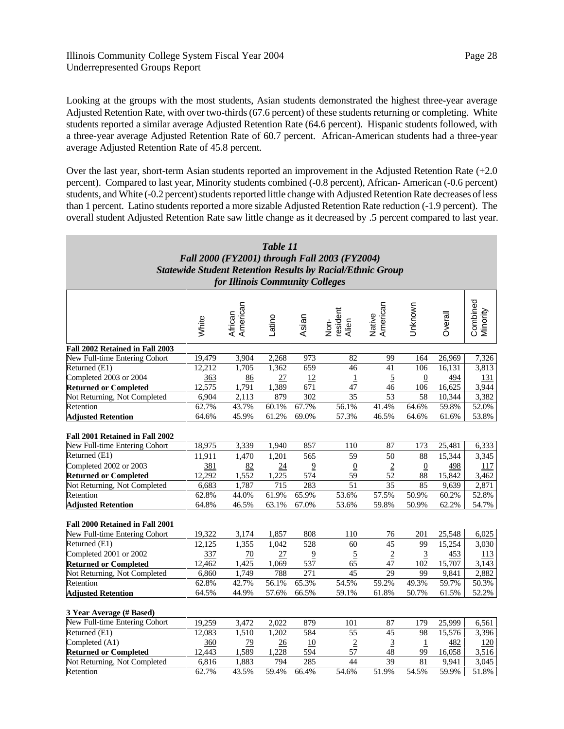Looking at the groups with the most students, Asian students demonstrated the highest three-year average Adjusted Retention Rate, with over two-thirds (67.6 percent) of these students returning or completing. White students reported a similar average Adjusted Retention Rate (64.6 percent). Hispanic students followed, with a three-year average Adjusted Retention Rate of 60.7 percent. African-American students had a three-year average Adjusted Retention Rate of 45.8 percent.

Over the last year, short-term Asian students reported an improvement in the Adjusted Retention Rate (+2.0 percent). Compared to last year, Minority students combined (-0.8 percent), African- American (-0.6 percent) students, and White (-0.2 percent) students reported little change with Adjusted Retention Rate decreases of less than 1 percent. Latino students reported a more sizable Adjusted Retention Rate reduction (-1.9 percent). The overall student Adjusted Retention Rate saw little change as it decreased by .5 percent compared to last year.

***Table 11***
***Fall 2000 (FY2001) through Fall 2003 (FY2004)***
***Statewide Student Retention Results by Racial/Ethnic Group***
***for Illinois Community Colleges***

| | White | African American | Latino | Asian | Non-resident Alien | Native American | Unknown | Overall | Combined Minority |
|---|---|---|---|---|---|---|---|---|---|
| **Fall 2002 Retained in Fall 2003** | | | | | | | | | |
| New Full-time Entering Cohort | 19,479 | 3,904 | 2,268 | 973 | 82 | 99 | 164 | 26,969 | 7,326 |
| Returned (E1) | 12,212 | 1,705 | 1,362 | 659 | 46 | 41 | 106 | 16,131 | 3,813 |
| Completed 2003 or 2004 | 363 | 86 | 27 | 12 | 1 | 5 | 0 | 494 | 131 |
| **Returned or Completed** | 12,575 | 1,791 | 1,389 | 671 | 47 | 46 | 106 | 16,625 | 3,944 |
| Not Returning, Not Completed | 6,904 | 2,113 | 879 | 302 | 35 | 53 | 58 | 10,344 | 3,382 |
| Retention | 62.7% | 43.7% | 60.1% | 67.7% | 56.1% | 41.4% | 64.6% | 59.8% | 52.0% |
| **Adjusted Retention** | 64.6% | 45.9% | 61.2% | 69.0% | 57.3% | 46.5% | 64.6% | 61.6% | 53.8% |
| **Fall 2001 Retained in Fall 2002** | | | | | | | | | |
| New Full-time Entering Cohort | 18,975 | 3,339 | 1,940 | 857 | 110 | 87 | 173 | 25,481 | 6,333 |
| Returned (E1) | 11,911 | 1,470 | 1,201 | 565 | 59 | 50 | 88 | 15,344 | 3,345 |
| Completed 2002 or 2003 | 381 | 82 | 24 | 9 | 0 | 2 | 0 | 498 | 117 |
| **Returned or Completed** | 12,292 | 1,552 | 1,225 | 574 | 59 | 52 | 88 | 15,842 | 3,462 |
| Not Returning, Not Completed | 6,683 | 1,787 | 715 | 283 | 51 | 35 | 85 | 9,639 | 2,871 |
| Retention | 62.8% | 44.0% | 61.9% | 65.9% | 53.6% | 57.5% | 50.9% | 60.2% | 52.8% |
| **Adjusted Retention** | 64.8% | 46.5% | 63.1% | 67.0% | 53.6% | 59.8% | 50.9% | 62.2% | 54.7% |
| **Fall 2000 Retained in Fall 2001** | | | | | | | | | |
| New Full-time Entering Cohort | 19,322 | 3,174 | 1,857 | 808 | 110 | 76 | 201 | 25,548 | 6,025 |
| Returned (E1) | 12,125 | 1,355 | 1,042 | 528 | 60 | 45 | 99 | 15,254 | 3,030 |
| Completed 2001 or 2002 | 337 | 70 | 27 | 9 | 5 | 2 | 3 | 453 | 113 |
| **Returned or Completed** | 12,462 | 1,425 | 1,069 | 537 | 65 | 47 | 102 | 15,707 | 3,143 |
| Not Returning, Not Completed | 6,860 | 1,749 | 788 | 271 | 45 | 29 | 99 | 9,841 | 2,882 |
| Retention | 62.8% | 42.7% | 56.1% | 65.3% | 54.5% | 59.2% | 49.3% | 59.7% | 50.3% |
| **Adjusted Retention** | 64.5% | 44.9% | 57.6% | 66.5% | 59.1% | 61.8% | 50.7% | 61.5% | 52.2% |
| **3 Year Average (# Based)** | | | | | | | | | |
| New Full-time Entering Cohort | 19,259 | 3,472 | 2,022 | 879 | 101 | 87 | 179 | 25,999 | 6,561 |
| Returned (E1) | 12,083 | 1,510 | 1,202 | 584 | 55 | 45 | 98 | 15,576 | 3,396 |
| Completed (A1) | 360 | 79 | 26 | 10 | 2 | 3 | 1 | 482 | 120 |
| **Returned or Completed** | 12,443 | 1,589 | 1,228 | 594 | 57 | 48 | 99 | 16,058 | 3,516 |
| Not Returning, Not Completed | 6,816 | 1,883 | 794 | 285 | 44 | 39 | 81 | 9,941 | 3,045 |
| Retention | 62.7% | 43.5% | 59.4% | 66.4% | 54.6% | 51.9% | 54.5% | 59.9% | 51.8% |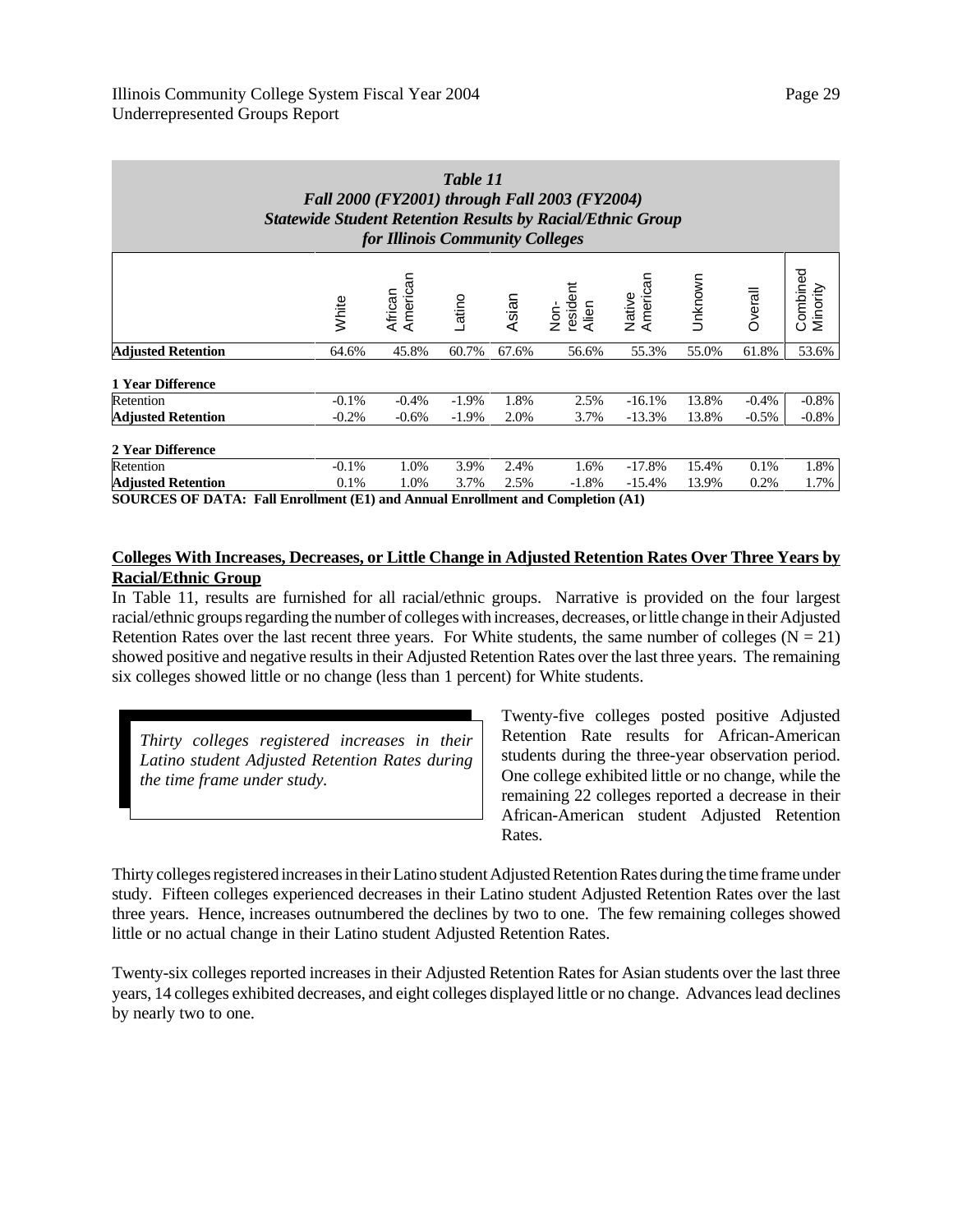| *Table 11*<br>*Fall 2000 (FY2001) through Fall 2003 (FY2004)*<br>*Statewide Student Retention Results by Racial/Ethnic Group*<br>*for Illinois Community Colleges* | | | | | | | | | |
|---|---|---|---|---|---|---|---|---|---|
| | White | African American | Latino | Asian | Non-resident Alien | Native American | Unknown | Overall | Combined Minority |
| **Adjusted Retention** | 64.6% | 45.8% | 60.7% | 67.6% | 56.6% | 55.3% | 55.0% | 61.8% | 53.6% |
| **1 Year Difference** | | | | | | | | | |
| Retention | -0.1% | -0.4% | -1.9% | 1.8% | 2.5% | -16.1% | 13.8% | -0.4% | -0.8% |
| **Adjusted Retention** | -0.2% | -0.6% | -1.9% | 2.0% | 3.7% | -13.3% | 13.8% | -0.5% | -0.8% |
| **2 Year Difference** | | | | | | | | | |
| Retention | -0.1% | 1.0% | 3.9% | 2.4% | 1.6% | -17.8% | 15.4% | 0.1% | 1.8% |
| **Adjusted Retention** | 0.1% | 1.0% | 3.7% | 2.5% | -1.8% | -15.4% | 13.9% | 0.2% | 1.7% |

**SOURCES OF DATA: Fall Enrollment (E1) and Annual Enrollment and Completion (A1)**

## Colleges With Increases, Decreases, or Little Change in Adjusted Retention Rates Over Three Years by Racial/Ethnic Group

In Table 11, results are furnished for all racial/ethnic groups. Narrative is provided on the four largest racial/ethnic groups regarding the number of colleges with increases, decreases, or little change in their Adjusted Retention Rates over the last recent three years. For White students, the same number of colleges (N = 21) showed positive and negative results in their Adjusted Retention Rates over the last three years. The remaining six colleges showed little or no change (less than 1 percent) for White students.

> *Thirty colleges registered increases in their Latino student Adjusted Retention Rates during the time frame under study.*

Twenty-five colleges posted positive Adjusted Retention Rate results for African-American students during the three-year observation period. One college exhibited little or no change, while the remaining 22 colleges reported a decrease in their African-American student Adjusted Retention Rates.

Thirty colleges registered increases in their Latino student Adjusted Retention Rates during the time frame under study. Fifteen colleges experienced decreases in their Latino student Adjusted Retention Rates over the last three years. Hence, increases outnumbered the declines by two to one. The few remaining colleges showed little or no actual change in their Latino student Adjusted Retention Rates.

Twenty-six colleges reported increases in their Adjusted Retention Rates for Asian students over the last three years, 14 colleges exhibited decreases, and eight colleges displayed little or no change. Advances lead declines by nearly two to one.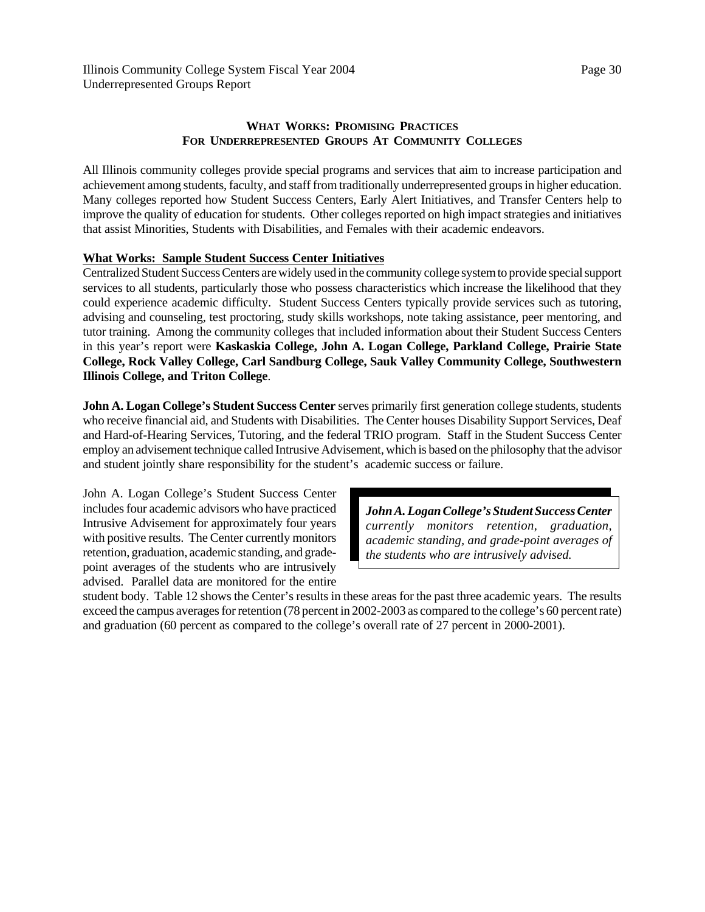## WHAT WORKS: PROMISING PRACTICES FOR UNDERREPRESENTED GROUPS AT COMMUNITY COLLEGES

All Illinois community colleges provide special programs and services that aim to increase participation and achievement among students, faculty, and staff from traditionally underrepresented groups in higher education. Many colleges reported how Student Success Centers, Early Alert Initiatives, and Transfer Centers help to improve the quality of education for students. Other colleges reported on high impact strategies and initiatives that assist Minorities, Students with Disabilities, and Females with their academic endeavors.

### What Works: Sample Student Success Center Initiatives

Centralized Student Success Centers are widely used in the community college system to provide special support services to all students, particularly those who possess characteristics which increase the likelihood that they could experience academic difficulty. Student Success Centers typically provide services such as tutoring, advising and counseling, test proctoring, study skills workshops, note taking assistance, peer mentoring, and tutor training. Among the community colleges that included information about their Student Success Centers in this year's report were **Kaskaskia College, John A. Logan College, Parkland College, Prairie State College, Rock Valley College, Carl Sandburg College, Sauk Valley Community College, Southwestern Illinois College, and Triton College**.

**John A. Logan College's Student Success Center** serves primarily first generation college students, students who receive financial aid, and Students with Disabilities. The Center houses Disability Support Services, Deaf and Hard-of-Hearing Services, Tutoring, and the federal TRIO program. Staff in the Student Success Center employ an advisement technique called Intrusive Advisement, which is based on the philosophy that the advisor and student jointly share responsibility for the student's academic success or failure.

> ***John A. Logan College's Student Success Center*** *currently monitors retention, graduation, academic standing, and grade-point averages of the students who are intrusively advised.*

John A. Logan College's Student Success Center includes four academic advisors who have practiced Intrusive Advisement for approximately four years with positive results. The Center currently monitors retention, graduation, academic standing, and grade-point averages of the students who are intrusively advised. Parallel data are monitored for the entire student body. Table 12 shows the Center's results in these areas for the past three academic years. The results exceed the campus averages for retention (78 percent in 2002-2003 as compared to the college's 60 percent rate) and graduation (60 percent as compared to the college's overall rate of 27 percent in 2000-2001).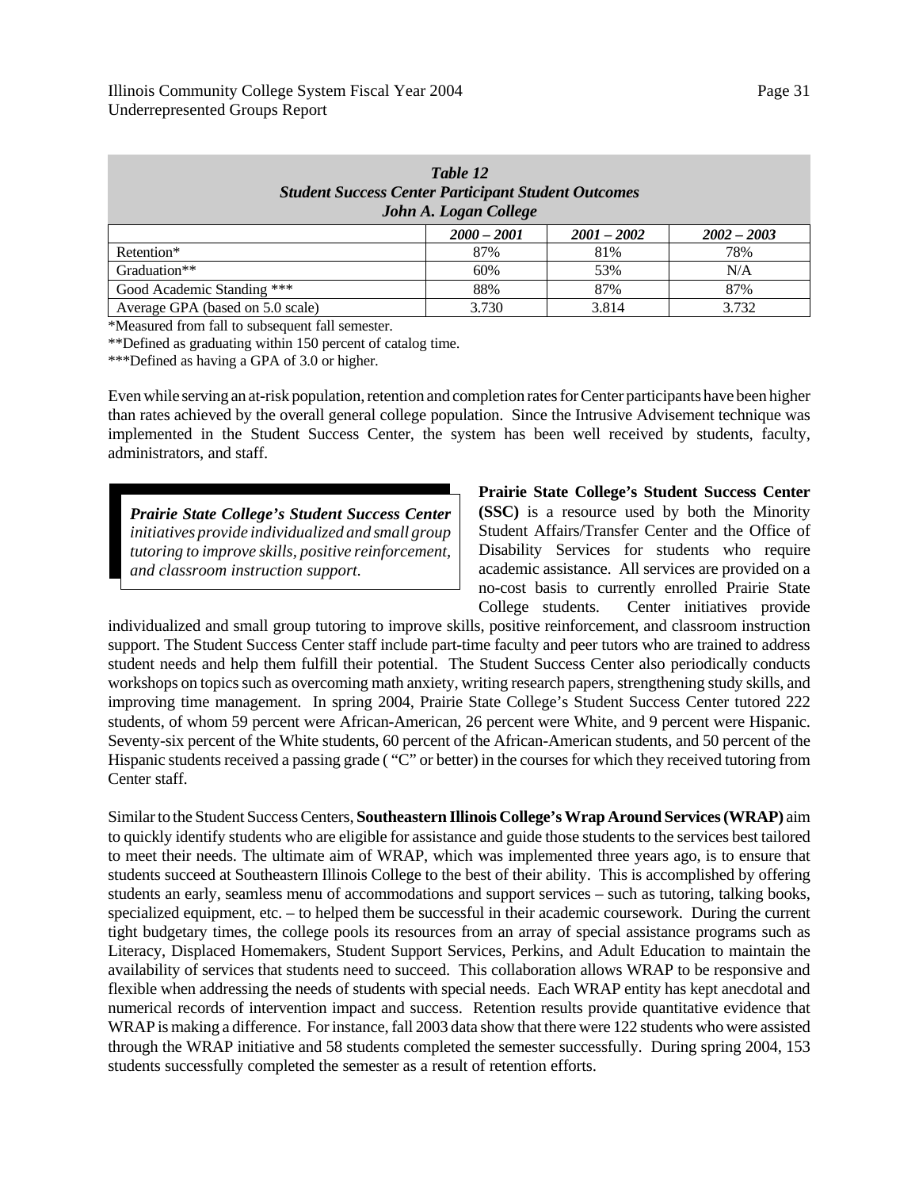| *Table 12*<br>*Student Success Center Participant Student Outcomes*<br>*John A. Logan College* | | | |
|---|---|---|---|
| | *2000 – 2001* | *2001 – 2002* | *2002 – 2003* |
| Retention* | 87% | 81% | 78% |
| Graduation** | 60% | 53% | N/A |
| Good Academic Standing *** | 88% | 87% | 87% |
| Average GPA (based on 5.0 scale) | 3.730 | 3.814 | 3.732 |

*Measured from fall to subsequent fall semester.

**Defined as graduating within 150 percent of catalog time.

***Defined as having a GPA of 3.0 or higher.

Even while serving an at-risk population, retention and completion rates for Center participants have been higher than rates achieved by the overall general college population. Since the Intrusive Advisement technique was implemented in the Student Success Center, the system has been well received by students, faculty, administrators, and staff.

> ***Prairie State College's Student Success Center*** *initiatives provide individualized and small group tutoring to improve skills, positive reinforcement, and classroom instruction support.*

**Prairie State College's Student Success Center (SSC)** is a resource used by both the Minority Student Affairs/Transfer Center and the Office of Disability Services for students who require academic assistance. All services are provided on a no-cost basis to currently enrolled Prairie State College students. Center initiatives provide individualized and small group tutoring to improve skills, positive reinforcement, and classroom instruction support. The Student Success Center staff include part-time faculty and peer tutors who are trained to address student needs and help them fulfill their potential. The Student Success Center also periodically conducts workshops on topics such as overcoming math anxiety, writing research papers, strengthening study skills, and improving time management. In spring 2004, Prairie State College's Student Success Center tutored 222 students, of whom 59 percent were African-American, 26 percent were White, and 9 percent were Hispanic. Seventy-six percent of the White students, 60 percent of the African-American students, and 50 percent of the Hispanic students received a passing grade ( "C" or better) in the courses for which they received tutoring from Center staff.

Similar to the Student Success Centers, **Southeastern Illinois College's Wrap Around Services (WRAP)** aim to quickly identify students who are eligible for assistance and guide those students to the services best tailored to meet their needs. The ultimate aim of WRAP, which was implemented three years ago, is to ensure that students succeed at Southeastern Illinois College to the best of their ability. This is accomplished by offering students an early, seamless menu of accommodations and support services – such as tutoring, talking books, specialized equipment, etc. – to helped them be successful in their academic coursework. During the current tight budgetary times, the college pools its resources from an array of special assistance programs such as Literacy, Displaced Homemakers, Student Support Services, Perkins, and Adult Education to maintain the availability of services that students need to succeed. This collaboration allows WRAP to be responsive and flexible when addressing the needs of students with special needs. Each WRAP entity has kept anecdotal and numerical records of intervention impact and success. Retention results provide quantitative evidence that WRAP is making a difference. For instance, fall 2003 data show that there were 122 students who were assisted through the WRAP initiative and 58 students completed the semester successfully. During spring 2004, 153 students successfully completed the semester as a result of retention efforts.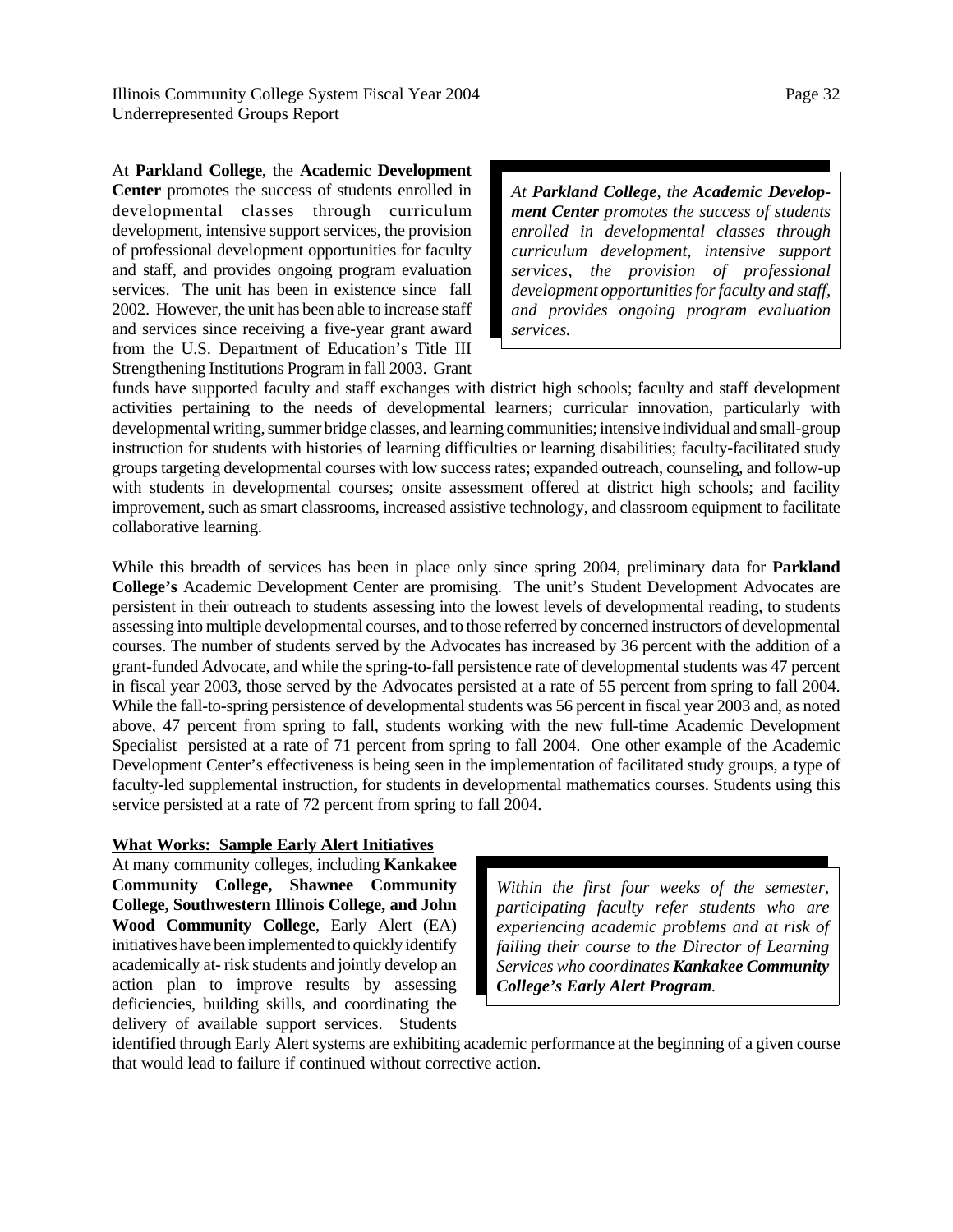At **Parkland College**, the **Academic Development Center** promotes the success of students enrolled in developmental classes through curriculum development, intensive support services, the provision of professional development opportunities for faculty and staff, and provides ongoing program evaluation services. The unit has been in existence since fall 2002. However, the unit has been able to increase staff and services since receiving a five-year grant award from the U.S. Department of Education's Title III Strengthening Institutions Program in fall 2003. Grant funds have supported faculty and staff exchanges with district high schools; faculty and staff development activities pertaining to the needs of developmental learners; curricular innovation, particularly with developmental writing, summer bridge classes, and learning communities; intensive individual and small-group instruction for students with histories of learning difficulties or learning disabilities; faculty-facilitated study groups targeting developmental courses with low success rates; expanded outreach, counseling, and follow-up with students in developmental courses; onsite assessment offered at district high schools; and facility improvement, such as smart classrooms, increased assistive technology, and classroom equipment to facilitate collaborative learning.

> *At **Parkland College**, the **Academic Development Center** promotes the success of students enrolled in developmental classes through curriculum development, intensive support services, the provision of professional development opportunities for faculty and staff, and provides ongoing program evaluation services.*

While this breadth of services has been in place only since spring 2004, preliminary data for **Parkland College's** Academic Development Center are promising. The unit's Student Development Advocates are persistent in their outreach to students assessing into the lowest levels of developmental reading, to students assessing into multiple developmental courses, and to those referred by concerned instructors of developmental courses. The number of students served by the Advocates has increased by 36 percent with the addition of a grant-funded Advocate, and while the spring-to-fall persistence rate of developmental students was 47 percent in fiscal year 2003, those served by the Advocates persisted at a rate of 55 percent from spring to fall 2004. While the fall-to-spring persistence of developmental students was 56 percent in fiscal year 2003 and, as noted above, 47 percent from spring to fall, students working with the new full-time Academic Development Specialist persisted at a rate of 71 percent from spring to fall 2004. One other example of the Academic Development Center's effectiveness is being seen in the implementation of facilitated study groups, a type of faculty-led supplemental instruction, for students in developmental mathematics courses. Students using this service persisted at a rate of 72 percent from spring to fall 2004.

**What Works: Sample Early Alert Initiatives**

At many community colleges, including **Kankakee Community College, Shawnee Community College, Southwestern Illinois College, and John Wood Community College**, Early Alert (EA) initiatives have been implemented to quickly identify academically at- risk students and jointly develop an action plan to improve results by assessing deficiencies, building skills, and coordinating the delivery of available support services. Students identified through Early Alert systems are exhibiting academic performance at the beginning of a given course that would lead to failure if continued without corrective action.

> *Within the first four weeks of the semester, participating faculty refer students who are experiencing academic problems and at risk of failing their course to the Director of Learning Services who coordinates **Kankakee Community College's Early Alert Program**.*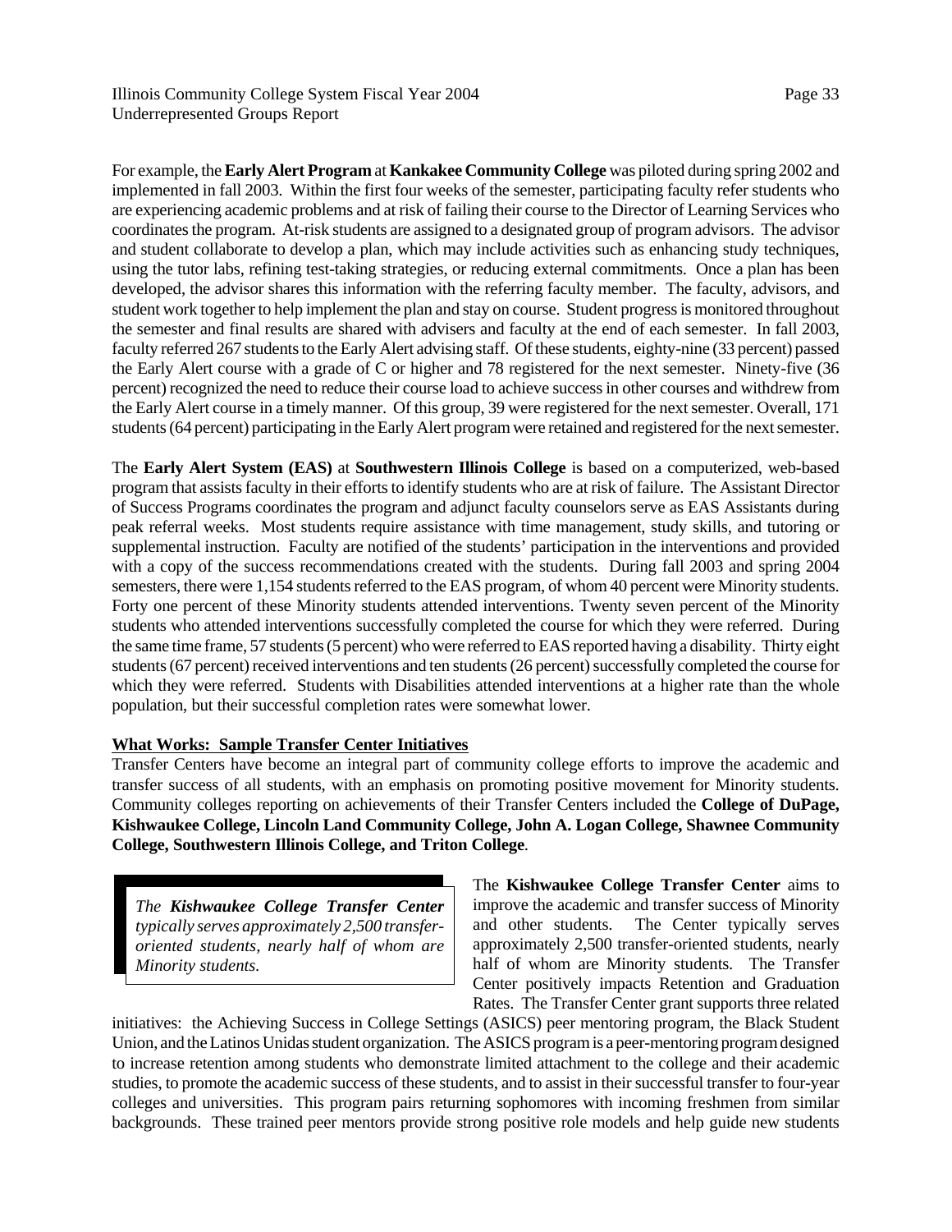For example, the **Early Alert Program** at **Kankakee Community College** was piloted during spring 2002 and implemented in fall 2003. Within the first four weeks of the semester, participating faculty refer students who are experiencing academic problems and at risk of failing their course to the Director of Learning Services who coordinates the program. At-risk students are assigned to a designated group of program advisors. The advisor and student collaborate to develop a plan, which may include activities such as enhancing study techniques, using the tutor labs, refining test-taking strategies, or reducing external commitments. Once a plan has been developed, the advisor shares this information with the referring faculty member. The faculty, advisors, and student work together to help implement the plan and stay on course. Student progress is monitored throughout the semester and final results are shared with advisers and faculty at the end of each semester. In fall 2003, faculty referred 267 students to the Early Alert advising staff. Of these students, eighty-nine (33 percent) passed the Early Alert course with a grade of C or higher and 78 registered for the next semester. Ninety-five (36 percent) recognized the need to reduce their course load to achieve success in other courses and withdrew from the Early Alert course in a timely manner. Of this group, 39 were registered for the next semester. Overall, 171 students (64 percent) participating in the Early Alert program were retained and registered for the next semester.

The **Early Alert System (EAS)** at **Southwestern Illinois College** is based on a computerized, web-based program that assists faculty in their efforts to identify students who are at risk of failure. The Assistant Director of Success Programs coordinates the program and adjunct faculty counselors serve as EAS Assistants during peak referral weeks. Most students require assistance with time management, study skills, and tutoring or supplemental instruction. Faculty are notified of the students' participation in the interventions and provided with a copy of the success recommendations created with the students. During fall 2003 and spring 2004 semesters, there were 1,154 students referred to the EAS program, of whom 40 percent were Minority students. Forty one percent of these Minority students attended interventions. Twenty seven percent of the Minority students who attended interventions successfully completed the course for which they were referred. During the same time frame, 57 students (5 percent) who were referred to EAS reported having a disability. Thirty eight students (67 percent) received interventions and ten students (26 percent) successfully completed the course for which they were referred. Students with Disabilities attended interventions at a higher rate than the whole population, but their successful completion rates were somewhat lower.

**What Works: Sample Transfer Center Initiatives**

Transfer Centers have become an integral part of community college efforts to improve the academic and transfer success of all students, with an emphasis on promoting positive movement for Minority students. Community colleges reporting on achievements of their Transfer Centers included the **College of DuPage, Kishwaukee College, Lincoln Land Community College, John A. Logan College, Shawnee Community College, Southwestern Illinois College, and Triton College**.

> *The **Kishwaukee College Transfer Center** typically serves approximately 2,500 transfer-oriented students, nearly half of whom are Minority students.*

The **Kishwaukee College Transfer Center** aims to improve the academic and transfer success of Minority and other students. The Center typically serves approximately 2,500 transfer-oriented students, nearly half of whom are Minority students. The Transfer Center positively impacts Retention and Graduation Rates. The Transfer Center grant supports three related initiatives: the Achieving Success in College Settings (ASICS) peer mentoring program, the Black Student Union, and the Latinos Unidas student organization. The ASICS program is a peer-mentoring program designed to increase retention among students who demonstrate limited attachment to the college and their academic studies, to promote the academic success of these students, and to assist in their successful transfer to four-year colleges and universities. This program pairs returning sophomores with incoming freshmen from similar backgrounds. These trained peer mentors provide strong positive role models and help guide new students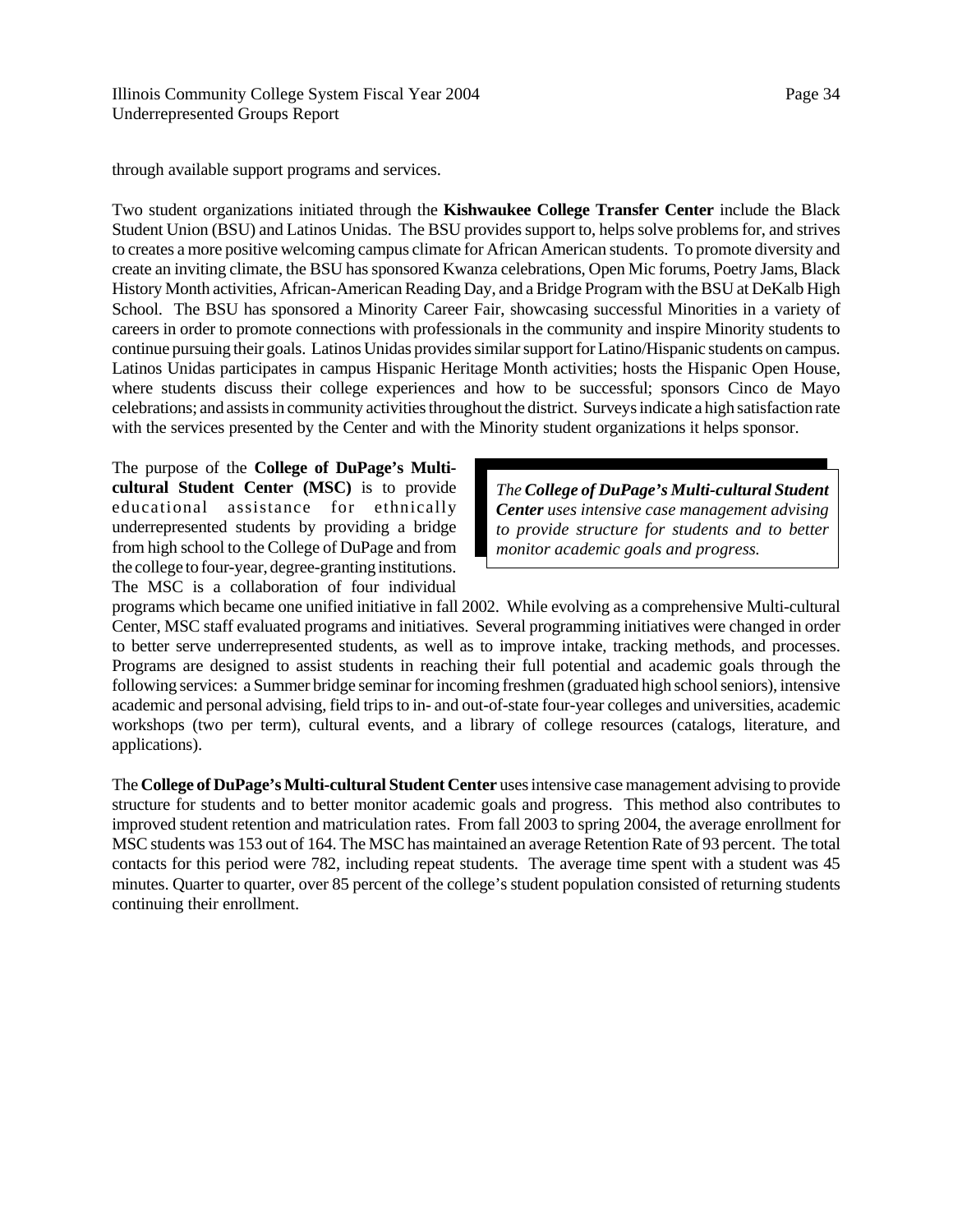through available support programs and services.

Two student organizations initiated through the **Kishwaukee College Transfer Center** include the Black Student Union (BSU) and Latinos Unidas. The BSU provides support to, helps solve problems for, and strives to creates a more positive welcoming campus climate for African American students. To promote diversity and create an inviting climate, the BSU has sponsored Kwanza celebrations, Open Mic forums, Poetry Jams, Black History Month activities, African-American Reading Day, and a Bridge Program with the BSU at DeKalb High School. The BSU has sponsored a Minority Career Fair, showcasing successful Minorities in a variety of careers in order to promote connections with professionals in the community and inspire Minority students to continue pursuing their goals. Latinos Unidas provides similar support for Latino/Hispanic students on campus. Latinos Unidas participates in campus Hispanic Heritage Month activities; hosts the Hispanic Open House, where students discuss their college experiences and how to be successful; sponsors Cinco de Mayo celebrations; and assists in community activities throughout the district. Surveys indicate a high satisfaction rate with the services presented by the Center and with the Minority student organizations it helps sponsor.

The purpose of the **College of DuPage's Multi-cultural Student Center (MSC)** is to provide educational assistance for ethnically underrepresented students by providing a bridge from high school to the College of DuPage and from the college to four-year, degree-granting institutions. The MSC is a collaboration of four individual programs which became one unified initiative in fall 2002. While evolving as a comprehensive Multi-cultural Center, MSC staff evaluated programs and initiatives. Several programming initiatives were changed in order to better serve underrepresented students, as well as to improve intake, tracking methods, and processes. Programs are designed to assist students in reaching their full potential and academic goals through the following services: a Summer bridge seminar for incoming freshmen (graduated high school seniors), intensive academic and personal advising, field trips to in- and out-of-state four-year colleges and universities, academic workshops (two per term), cultural events, and a library of college resources (catalogs, literature, and applications).

> *The **College of DuPage's Multi-cultural Student Center** uses intensive case management advising to provide structure for students and to better monitor academic goals and progress.*

The **College of DuPage's Multi-cultural Student Center** uses intensive case management advising to provide structure for students and to better monitor academic goals and progress. This method also contributes to improved student retention and matriculation rates. From fall 2003 to spring 2004, the average enrollment for MSC students was 153 out of 164. The MSC has maintained an average Retention Rate of 93 percent. The total contacts for this period were 782, including repeat students. The average time spent with a student was 45 minutes. Quarter to quarter, over 85 percent of the college's student population consisted of returning students continuing their enrollment.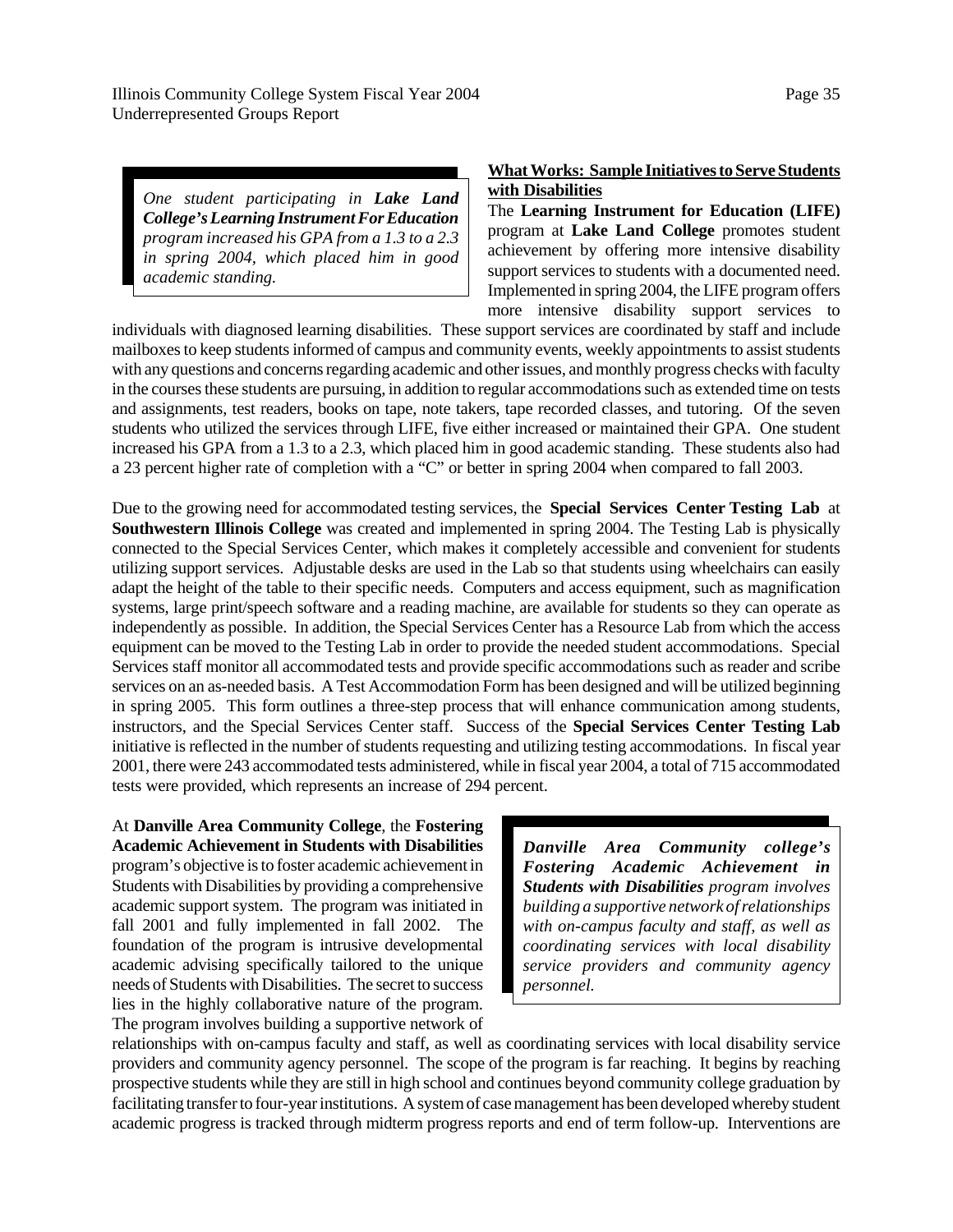> *One student participating in **Lake Land College's Learning Instrument For Education** program increased his GPA from a 1.3 to a 2.3 in spring 2004, which placed him in good academic standing.*

**What Works: Sample Initiatives to Serve Students with Disabilities**

The **Learning Instrument for Education (LIFE)** program at **Lake Land College** promotes student achievement by offering more intensive disability support services to students with a documented need. Implemented in spring 2004, the LIFE program offers more intensive disability support services to individuals with diagnosed learning disabilities. These support services are coordinated by staff and include mailboxes to keep students informed of campus and community events, weekly appointments to assist students with any questions and concerns regarding academic and other issues, and monthly progress checks with faculty in the courses these students are pursuing, in addition to regular accommodations such as extended time on tests and assignments, test readers, books on tape, note takers, tape recorded classes, and tutoring. Of the seven students who utilized the services through LIFE, five either increased or maintained their GPA. One student increased his GPA from a 1.3 to a 2.3, which placed him in good academic standing. These students also had a 23 percent higher rate of completion with a "C" or better in spring 2004 when compared to fall 2003.

Due to the growing need for accommodated testing services, the **Special Services Center Testing Lab** at **Southwestern Illinois College** was created and implemented in spring 2004. The Testing Lab is physically connected to the Special Services Center, which makes it completely accessible and convenient for students utilizing support services. Adjustable desks are used in the Lab so that students using wheelchairs can easily adapt the height of the table to their specific needs. Computers and access equipment, such as magnification systems, large print/speech software and a reading machine, are available for students so they can operate as independently as possible. In addition, the Special Services Center has a Resource Lab from which the access equipment can be moved to the Testing Lab in order to provide the needed student accommodations. Special Services staff monitor all accommodated tests and provide specific accommodations such as reader and scribe services on an as-needed basis. A Test Accommodation Form has been designed and will be utilized beginning in spring 2005. This form outlines a three-step process that will enhance communication among students, instructors, and the Special Services Center staff. Success of the **Special Services Center Testing Lab** initiative is reflected in the number of students requesting and utilizing testing accommodations. In fiscal year 2001, there were 243 accommodated tests administered, while in fiscal year 2004, a total of 715 accommodated tests were provided, which represents an increase of 294 percent.

> ***Danville Area Community college's Fostering Academic Achievement in Students with Disabilities** program involves building a supportive network of relationships with on-campus faculty and staff, as well as coordinating services with local disability service providers and community agency personnel.*

At **Danville Area Community College**, the **Fostering Academic Achievement in Students with Disabilities** program's objective is to foster academic achievement in Students with Disabilities by providing a comprehensive academic support system. The program was initiated in fall 2001 and fully implemented in fall 2002. The foundation of the program is intrusive developmental academic advising specifically tailored to the unique needs of Students with Disabilities. The secret to success lies in the highly collaborative nature of the program. The program involves building a supportive network of relationships with on-campus faculty and staff, as well as coordinating services with local disability service providers and community agency personnel. The scope of the program is far reaching. It begins by reaching prospective students while they are still in high school and continues beyond community college graduation by facilitating transfer to four-year institutions. A system of case management has been developed whereby student academic progress is tracked through midterm progress reports and end of term follow-up. Interventions are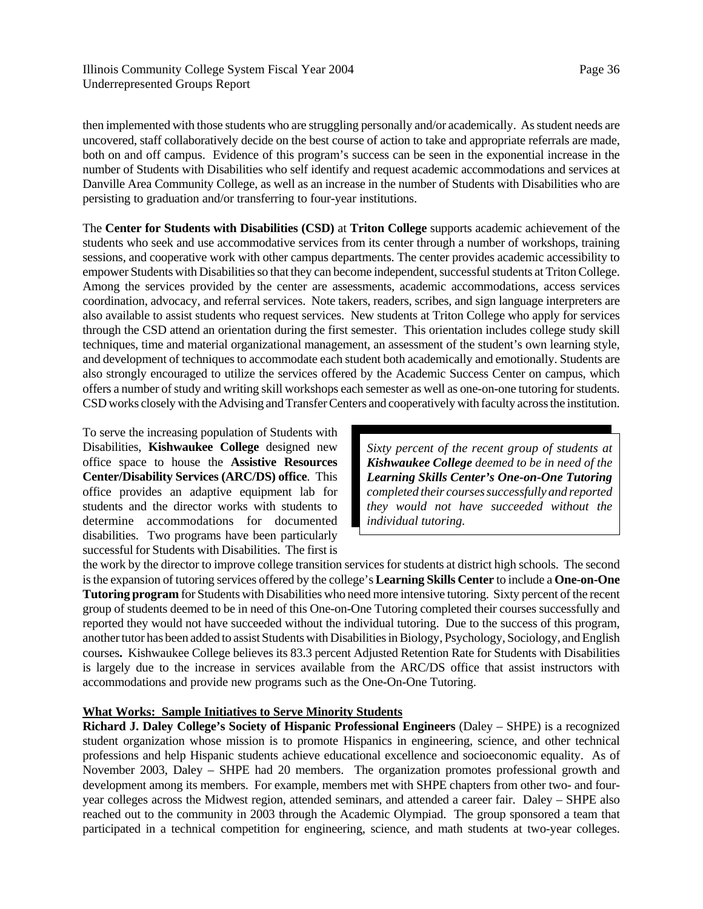then implemented with those students who are struggling personally and/or academically. As student needs are uncovered, staff collaboratively decide on the best course of action to take and appropriate referrals are made, both on and off campus. Evidence of this program's success can be seen in the exponential increase in the number of Students with Disabilities who self identify and request academic accommodations and services at Danville Area Community College, as well as an increase in the number of Students with Disabilities who are persisting to graduation and/or transferring to four-year institutions.

The **Center for Students with Disabilities (CSD)** at **Triton College** supports academic achievement of the students who seek and use accommodative services from its center through a number of workshops, training sessions, and cooperative work with other campus departments. The center provides academic accessibility to empower Students with Disabilities so that they can become independent, successful students at Triton College. Among the services provided by the center are assessments, academic accommodations, access services coordination, advocacy, and referral services. Note takers, readers, scribes, and sign language interpreters are also available to assist students who request services. New students at Triton College who apply for services through the CSD attend an orientation during the first semester. This orientation includes college study skill techniques, time and material organizational management, an assessment of the student's own learning style, and development of techniques to accommodate each student both academically and emotionally. Students are also strongly encouraged to utilize the services offered by the Academic Success Center on campus, which offers a number of study and writing skill workshops each semester as well as one-on-one tutoring for students. CSD works closely with the Advising and Transfer Centers and cooperatively with faculty across the institution.

To serve the increasing population of Students with Disabilities, **Kishwaukee College** designed new office space to house the **Assistive Resources Center/Disability Services (ARC/DS) office**. This office provides an adaptive equipment lab for students and the director works with students to determine accommodations for documented disabilities. Two programs have been particularly successful for Students with Disabilities. The first is the work by the director to improve college transition services for students at district high schools. The second is the expansion of tutoring services offered by the college's **Learning Skills Center** to include a **One-on-One Tutoring program** for Students with Disabilities who need more intensive tutoring. Sixty percent of the recent group of students deemed to be in need of this One-on-One Tutoring completed their courses successfully and reported they would not have succeeded without the individual tutoring. Due to the success of this program, another tutor has been added to assist Students with Disabilities in Biology, Psychology, Sociology, and English courses**.** Kishwaukee College believes its 83.3 percent Adjusted Retention Rate for Students with Disabilities is largely due to the increase in services available from the ARC/DS office that assist instructors with accommodations and provide new programs such as the One-On-One Tutoring.

> *Sixty percent of the recent group of students at **Kishwaukee College** deemed to be in need of the **Learning Skills Center's One-on-One Tutoring** completed their courses successfully and reported they would not have succeeded without the individual tutoring.*

**What Works: Sample Initiatives to Serve Minority Students**

**Richard J. Daley College's Society of Hispanic Professional Engineers** (Daley – SHPE) is a recognized student organization whose mission is to promote Hispanics in engineering, science, and other technical professions and help Hispanic students achieve educational excellence and socioeconomic equality. As of November 2003, Daley – SHPE had 20 members. The organization promotes professional growth and development among its members. For example, members met with SHPE chapters from other two- and four-year colleges across the Midwest region, attended seminars, and attended a career fair. Daley – SHPE also reached out to the community in 2003 through the Academic Olympiad. The group sponsored a team that participated in a technical competition for engineering, science, and math students at two-year colleges.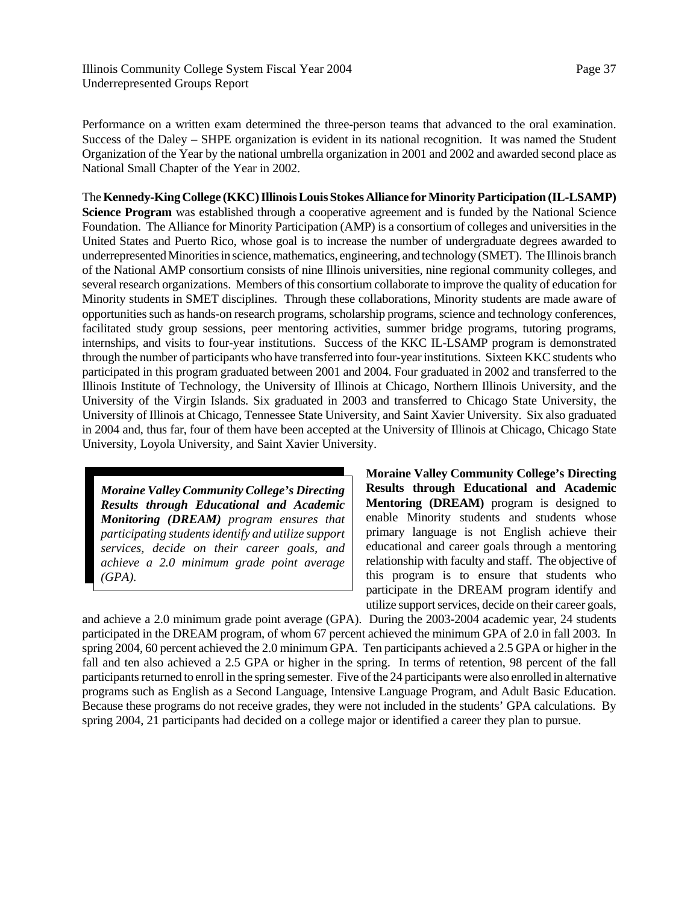Performance on a written exam determined the three-person teams that advanced to the oral examination. Success of the Daley – SHPE organization is evident in its national recognition. It was named the Student Organization of the Year by the national umbrella organization in 2001 and 2002 and awarded second place as National Small Chapter of the Year in 2002.

The **Kennedy-King College (KKC) Illinois Louis Stokes Alliance for Minority Participation (IL-LSAMP) Science Program** was established through a cooperative agreement and is funded by the National Science Foundation. The Alliance for Minority Participation (AMP) is a consortium of colleges and universities in the United States and Puerto Rico, whose goal is to increase the number of undergraduate degrees awarded to underrepresented Minorities in science, mathematics, engineering, and technology (SMET). The Illinois branch of the National AMP consortium consists of nine Illinois universities, nine regional community colleges, and several research organizations. Members of this consortium collaborate to improve the quality of education for Minority students in SMET disciplines. Through these collaborations, Minority students are made aware of opportunities such as hands-on research programs, scholarship programs, science and technology conferences, facilitated study group sessions, peer mentoring activities, summer bridge programs, tutoring programs, internships, and visits to four-year institutions. Success of the KKC IL-LSAMP program is demonstrated through the number of participants who have transferred into four-year institutions. Sixteen KKC students who participated in this program graduated between 2001 and 2004. Four graduated in 2002 and transferred to the Illinois Institute of Technology, the University of Illinois at Chicago, Northern Illinois University, and the University of the Virgin Islands. Six graduated in 2003 and transferred to Chicago State University, the University of Illinois at Chicago, Tennessee State University, and Saint Xavier University. Six also graduated in 2004 and, thus far, four of them have been accepted at the University of Illinois at Chicago, Chicago State University, Loyola University, and Saint Xavier University.

> ***Moraine Valley Community College's Directing Results through Educational and Academic Monitoring (DREAM)** program ensures that participating students identify and utilize support services, decide on their career goals, and achieve a 2.0 minimum grade point average (GPA).*

**Moraine Valley Community College's Directing Results through Educational and Academic Mentoring (DREAM)** program is designed to enable Minority students and students whose primary language is not English achieve their educational and career goals through a mentoring relationship with faculty and staff. The objective of this program is to ensure that students who participate in the DREAM program identify and utilize support services, decide on their career goals, and achieve a 2.0 minimum grade point average (GPA). During the 2003-2004 academic year, 24 students participated in the DREAM program, of whom 67 percent achieved the minimum GPA of 2.0 in fall 2003. In spring 2004, 60 percent achieved the 2.0 minimum GPA. Ten participants achieved a 2.5 GPA or higher in the fall and ten also achieved a 2.5 GPA or higher in the spring. In terms of retention, 98 percent of the fall participants returned to enroll in the spring semester. Five of the 24 participants were also enrolled in alternative programs such as English as a Second Language, Intensive Language Program, and Adult Basic Education. Because these programs do not receive grades, they were not included in the students' GPA calculations. By spring 2004, 21 participants had decided on a college major or identified a career they plan to pursue.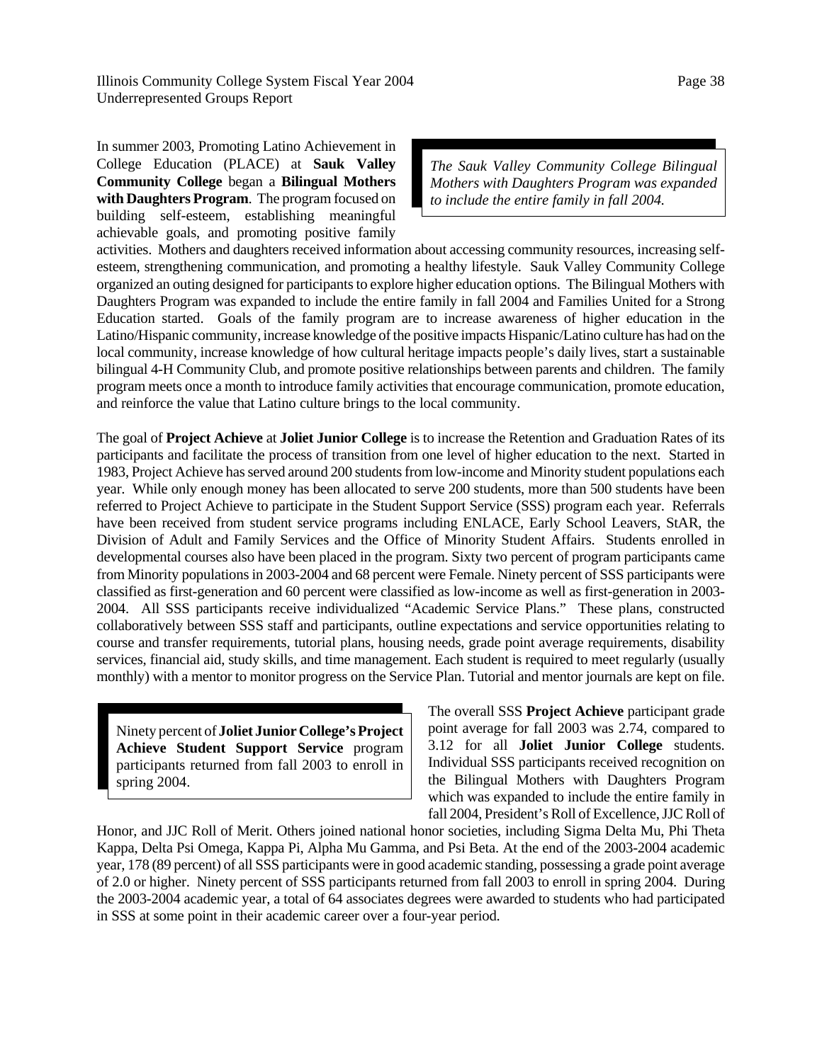In summer 2003, Promoting Latino Achievement in College Education (PLACE) at **Sauk Valley Community College** began a **Bilingual Mothers with Daughters Program**. The program focused on building self-esteem, establishing meaningful achievable goals, and promoting positive family activities. Mothers and daughters received information about accessing community resources, increasing self-esteem, strengthening communication, and promoting a healthy lifestyle. Sauk Valley Community College organized an outing designed for participants to explore higher education options. The Bilingual Mothers with Daughters Program was expanded to include the entire family in fall 2004 and Families United for a Strong Education started. Goals of the family program are to increase awareness of higher education in the Latino/Hispanic community, increase knowledge of the positive impacts Hispanic/Latino culture has had on the local community, increase knowledge of how cultural heritage impacts people's daily lives, start a sustainable bilingual 4-H Community Club, and promote positive relationships between parents and children. The family program meets once a month to introduce family activities that encourage communication, promote education, and reinforce the value that Latino culture brings to the local community.

> *The Sauk Valley Community College Bilingual Mothers with Daughters Program was expanded to include the entire family in fall 2004.*

The goal of **Project Achieve** at **Joliet Junior College** is to increase the Retention and Graduation Rates of its participants and facilitate the process of transition from one level of higher education to the next. Started in 1983, Project Achieve has served around 200 students from low-income and Minority student populations each year. While only enough money has been allocated to serve 200 students, more than 500 students have been referred to Project Achieve to participate in the Student Support Service (SSS) program each year. Referrals have been received from student service programs including ENLACE, Early School Leavers, StAR, the Division of Adult and Family Services and the Office of Minority Student Affairs. Students enrolled in developmental courses also have been placed in the program. Sixty two percent of program participants came from Minority populations in 2003-2004 and 68 percent were Female. Ninety percent of SSS participants were classified as first-generation and 60 percent were classified as low-income as well as first-generation in 2003-2004. All SSS participants receive individualized "Academic Service Plans." These plans, constructed collaboratively between SSS staff and participants, outline expectations and service opportunities relating to course and transfer requirements, tutorial plans, housing needs, grade point average requirements, disability services, financial aid, study skills, and time management. Each student is required to meet regularly (usually monthly) with a mentor to monitor progress on the Service Plan. Tutorial and mentor journals are kept on file.

> Ninety percent of **Joliet Junior College's Project Achieve Student Support Service** program participants returned from fall 2003 to enroll in spring 2004.

The overall SSS **Project Achieve** participant grade point average for fall 2003 was 2.74, compared to 3.12 for all **Joliet Junior College** students. Individual SSS participants received recognition on the Bilingual Mothers with Daughters Program which was expanded to include the entire family in fall 2004, President's Roll of Excellence, JJC Roll of Honor, and JJC Roll of Merit. Others joined national honor societies, including Sigma Delta Mu, Phi Theta Kappa, Delta Psi Omega, Kappa Pi, Alpha Mu Gamma, and Psi Beta. At the end of the 2003-2004 academic year, 178 (89 percent) of all SSS participants were in good academic standing, possessing a grade point average of 2.0 or higher. Ninety percent of SSS participants returned from fall 2003 to enroll in spring 2004. During the 2003-2004 academic year, a total of 64 associates degrees were awarded to students who had participated in SSS at some point in their academic career over a four-year period.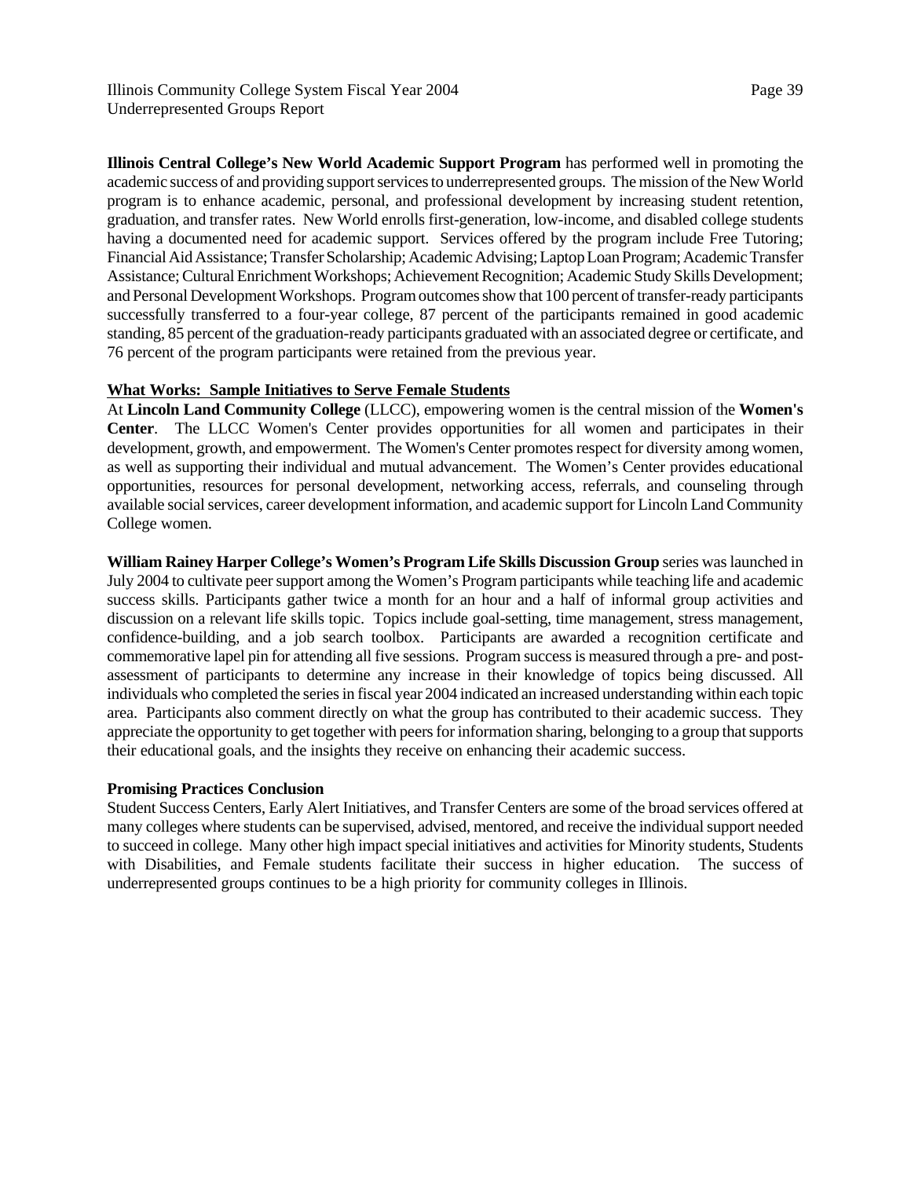**Illinois Central College's New World Academic Support Program** has performed well in promoting the academic success of and providing support services to underrepresented groups. The mission of the New World program is to enhance academic, personal, and professional development by increasing student retention, graduation, and transfer rates. New World enrolls first-generation, low-income, and disabled college students having a documented need for academic support. Services offered by the program include Free Tutoring; Financial Aid Assistance; Transfer Scholarship; Academic Advising; Laptop Loan Program; Academic Transfer Assistance; Cultural Enrichment Workshops; Achievement Recognition; Academic Study Skills Development; and Personal Development Workshops. Program outcomes show that 100 percent of transfer-ready participants successfully transferred to a four-year college, 87 percent of the participants remained in good academic standing, 85 percent of the graduation-ready participants graduated with an associated degree or certificate, and 76 percent of the program participants were retained from the previous year.

**What Works: Sample Initiatives to Serve Female Students**

At **Lincoln Land Community College** (LLCC), empowering women is the central mission of the **Women's Center**. The LLCC Women's Center provides opportunities for all women and participates in their development, growth, and empowerment. The Women's Center promotes respect for diversity among women, as well as supporting their individual and mutual advancement. The Women's Center provides educational opportunities, resources for personal development, networking access, referrals, and counseling through available social services, career development information, and academic support for Lincoln Land Community College women.

**William Rainey Harper College's Women's Program Life Skills Discussion Group** series was launched in July 2004 to cultivate peer support among the Women's Program participants while teaching life and academic success skills. Participants gather twice a month for an hour and a half of informal group activities and discussion on a relevant life skills topic. Topics include goal-setting, time management, stress management, confidence-building, and a job search toolbox. Participants are awarded a recognition certificate and commemorative lapel pin for attending all five sessions. Program success is measured through a pre- and post-assessment of participants to determine any increase in their knowledge of topics being discussed. All individuals who completed the series in fiscal year 2004 indicated an increased understanding within each topic area. Participants also comment directly on what the group has contributed to their academic success. They appreciate the opportunity to get together with peers for information sharing, belonging to a group that supports their educational goals, and the insights they receive on enhancing their academic success.

**Promising Practices Conclusion**

Student Success Centers, Early Alert Initiatives, and Transfer Centers are some of the broad services offered at many colleges where students can be supervised, advised, mentored, and receive the individual support needed to succeed in college. Many other high impact special initiatives and activities for Minority students, Students with Disabilities, and Female students facilitate their success in higher education. The success of underrepresented groups continues to be a high priority for community colleges in Illinois.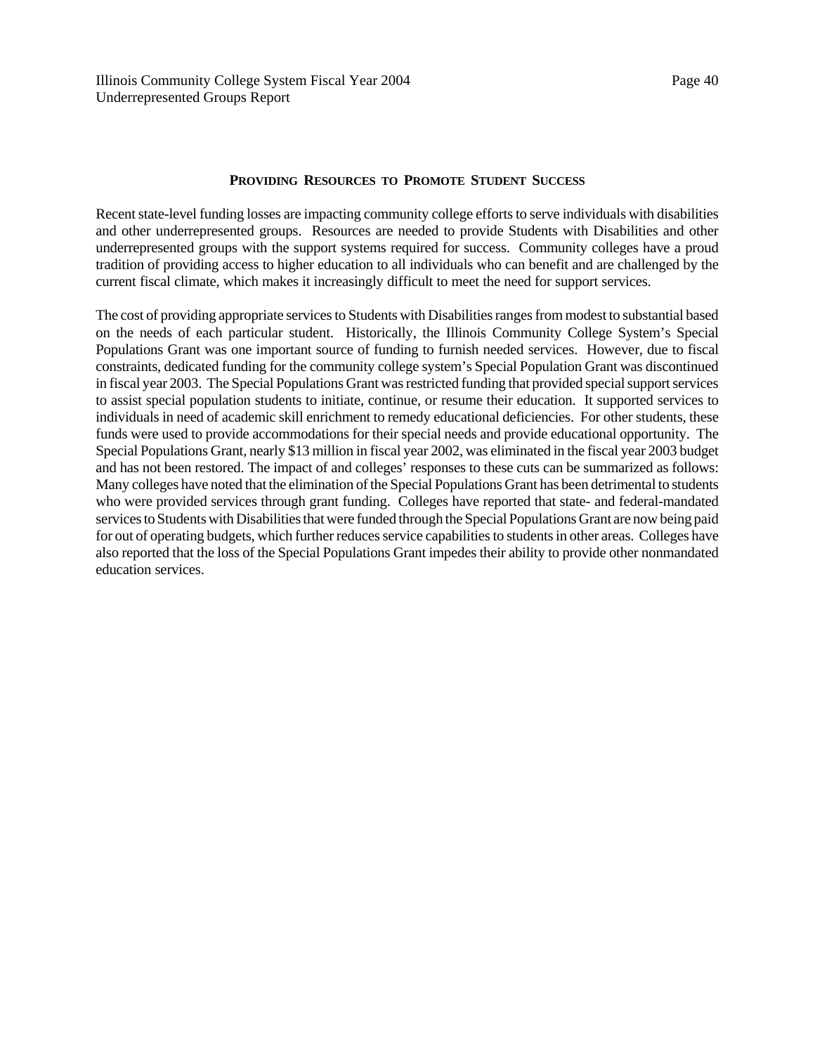## PROVIDING RESOURCES TO PROMOTE STUDENT SUCCESS

Recent state-level funding losses are impacting community college efforts to serve individuals with disabilities and other underrepresented groups. Resources are needed to provide Students with Disabilities and other underrepresented groups with the support systems required for success. Community colleges have a proud tradition of providing access to higher education to all individuals who can benefit and are challenged by the current fiscal climate, which makes it increasingly difficult to meet the need for support services.

The cost of providing appropriate services to Students with Disabilities ranges from modest to substantial based on the needs of each particular student. Historically, the Illinois Community College System's Special Populations Grant was one important source of funding to furnish needed services. However, due to fiscal constraints, dedicated funding for the community college system's Special Population Grant was discontinued in fiscal year 2003. The Special Populations Grant was restricted funding that provided special support services to assist special population students to initiate, continue, or resume their education. It supported services to individuals in need of academic skill enrichment to remedy educational deficiencies. For other students, these funds were used to provide accommodations for their special needs and provide educational opportunity. The Special Populations Grant, nearly $13 million in fiscal year 2002, was eliminated in the fiscal year 2003 budget and has not been restored. The impact of and colleges' responses to these cuts can be summarized as follows: Many colleges have noted that the elimination of the Special Populations Grant has been detrimental to students who were provided services through grant funding. Colleges have reported that state- and federal-mandated services to Students with Disabilities that were funded through the Special Populations Grant are now being paid for out of operating budgets, which further reduces service capabilities to students in other areas. Colleges have also reported that the loss of the Special Populations Grant impedes their ability to provide other nonmandated education services.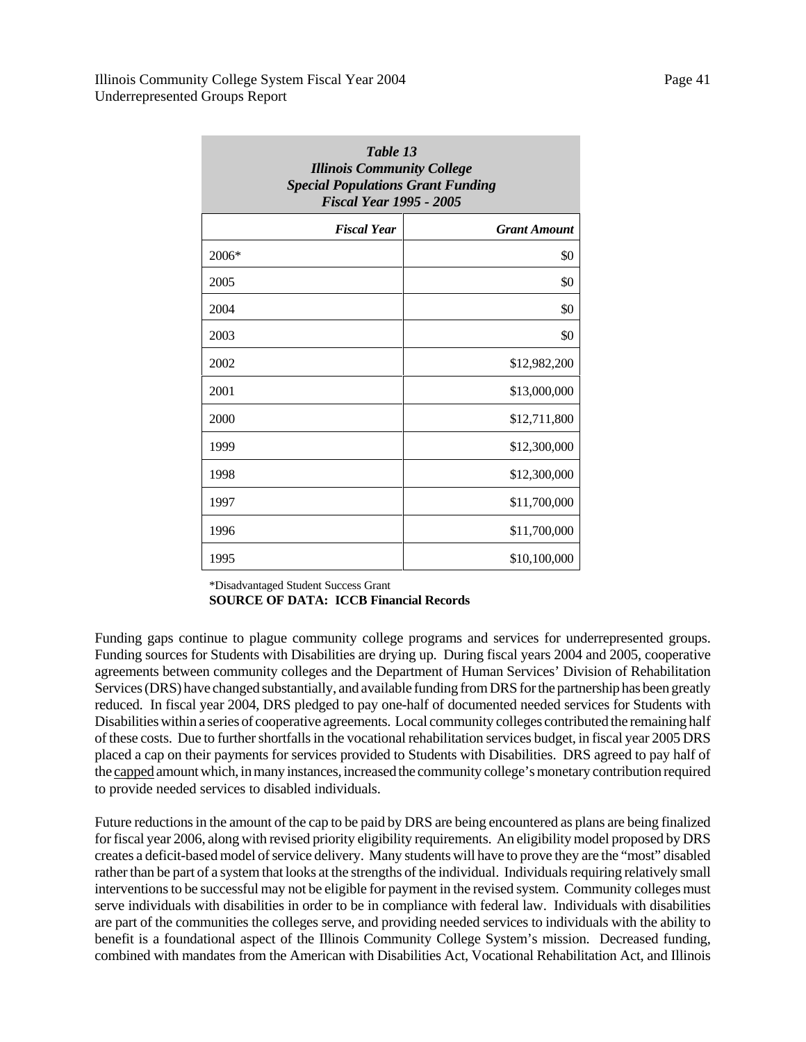| *Table 13*<br>*Illinois Community College*<br>*Special Populations Grant Funding*<br>*Fiscal Year 1995 - 2005* | |
|---|---|
| ***Fiscal Year*** | ***Grant Amount*** |
| 2006* | $0 |
| 2005 | $0 |
| 2004 | $0 |
| 2003 | $0 |
| 2002 | $12,982,200 |
| 2001 | $13,000,000 |
| 2000 | $12,711,800 |
| 1999 | $12,300,000 |
| 1998 | $12,300,000 |
| 1997 | $11,700,000 |
| 1996 | $11,700,000 |
| 1995 | $10,100,000 |

*Disadvantaged Student Success Grant
**SOURCE OF DATA: ICCB Financial Records**

Funding gaps continue to plague community college programs and services for underrepresented groups. Funding sources for Students with Disabilities are drying up. During fiscal years 2004 and 2005, cooperative agreements between community colleges and the Department of Human Services' Division of Rehabilitation Services (DRS) have changed substantially, and available funding from DRS for the partnership has been greatly reduced. In fiscal year 2004, DRS pledged to pay one-half of documented needed services for Students with Disabilities within a series of cooperative agreements. Local community colleges contributed the remaining half of these costs. Due to further shortfalls in the vocational rehabilitation services budget, in fiscal year 2005 DRS placed a cap on their payments for services provided to Students with Disabilities. DRS agreed to pay half of the capped amount which, in many instances, increased the community college's monetary contribution required to provide needed services to disabled individuals.

Future reductions in the amount of the cap to be paid by DRS are being encountered as plans are being finalized for fiscal year 2006, along with revised priority eligibility requirements. An eligibility model proposed by DRS creates a deficit-based model of service delivery. Many students will have to prove they are the "most" disabled rather than be part of a system that looks at the strengths of the individual. Individuals requiring relatively small interventions to be successful may not be eligible for payment in the revised system. Community colleges must serve individuals with disabilities in order to be in compliance with federal law. Individuals with disabilities are part of the communities the colleges serve, and providing needed services to individuals with the ability to benefit is a foundational aspect of the Illinois Community College System's mission. Decreased funding, combined with mandates from the American with Disabilities Act, Vocational Rehabilitation Act, and Illinois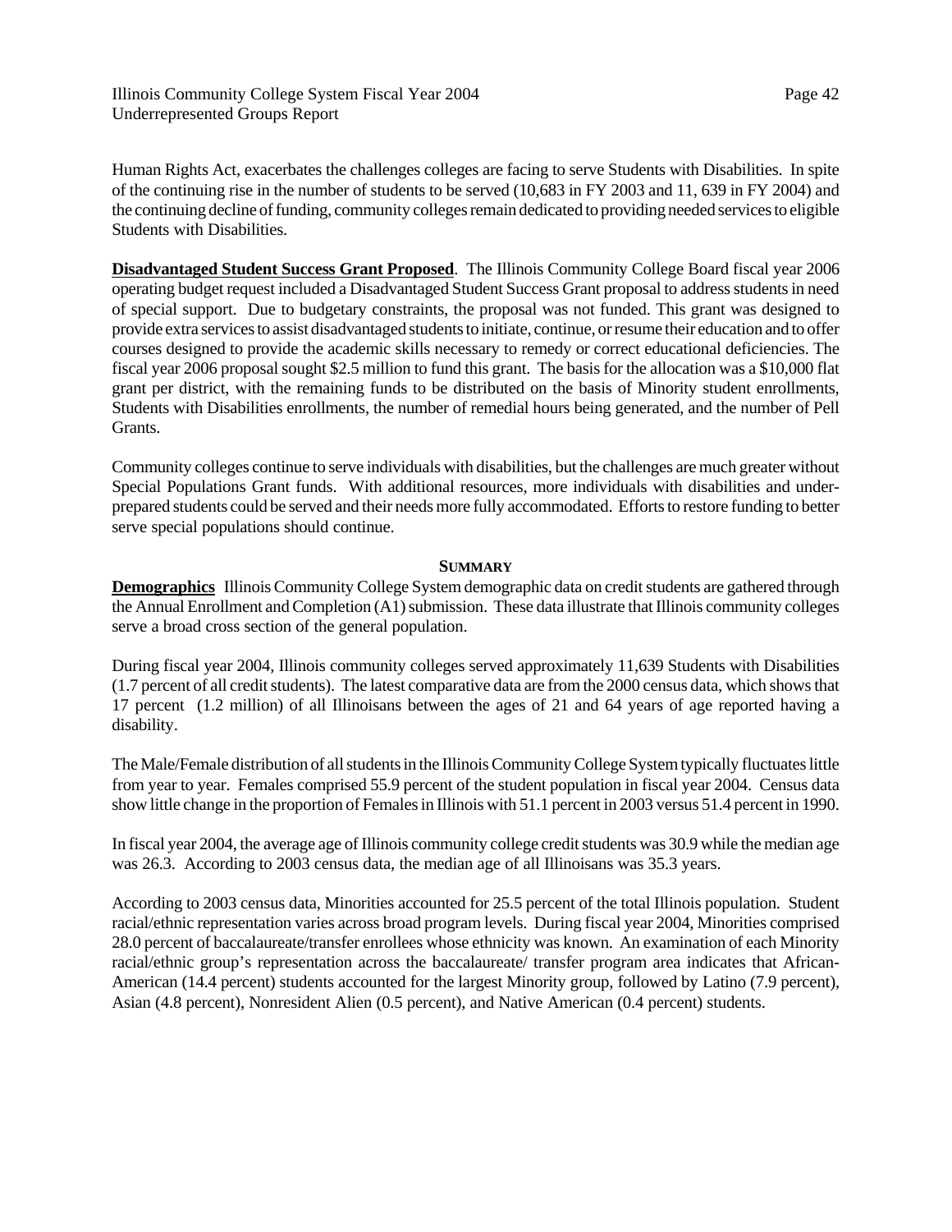Human Rights Act, exacerbates the challenges colleges are facing to serve Students with Disabilities. In spite of the continuing rise in the number of students to be served (10,683 in FY 2003 and 11, 639 in FY 2004) and the continuing decline of funding, community colleges remain dedicated to providing needed services to eligible Students with Disabilities.

**Disadvantaged Student Success Grant Proposed**. The Illinois Community College Board fiscal year 2006 operating budget request included a Disadvantaged Student Success Grant proposal to address students in need of special support. Due to budgetary constraints, the proposal was not funded. This grant was designed to provide extra services to assist disadvantaged students to initiate, continue, or resume their education and to offer courses designed to provide the academic skills necessary to remedy or correct educational deficiencies. The fiscal year 2006 proposal sought $2.5 million to fund this grant. The basis for the allocation was a $10,000 flat grant per district, with the remaining funds to be distributed on the basis of Minority student enrollments, Students with Disabilities enrollments, the number of remedial hours being generated, and the number of Pell Grants.

Community colleges continue to serve individuals with disabilities, but the challenges are much greater without Special Populations Grant funds. With additional resources, more individuals with disabilities and under-prepared students could be served and their needs more fully accommodated. Efforts to restore funding to better serve special populations should continue.

## SUMMARY

**Demographics** Illinois Community College System demographic data on credit students are gathered through the Annual Enrollment and Completion (A1) submission. These data illustrate that Illinois community colleges serve a broad cross section of the general population.

During fiscal year 2004, Illinois community colleges served approximately 11,639 Students with Disabilities (1.7 percent of all credit students). The latest comparative data are from the 2000 census data, which shows that 17 percent (1.2 million) of all Illinoisans between the ages of 21 and 64 years of age reported having a disability.

The Male/Female distribution of all students in the Illinois Community College System typically fluctuates little from year to year. Females comprised 55.9 percent of the student population in fiscal year 2004. Census data show little change in the proportion of Females in Illinois with 51.1 percent in 2003 versus 51.4 percent in 1990.

In fiscal year 2004, the average age of Illinois community college credit students was 30.9 while the median age was 26.3. According to 2003 census data, the median age of all Illinoisans was 35.3 years.

According to 2003 census data, Minorities accounted for 25.5 percent of the total Illinois population. Student racial/ethnic representation varies across broad program levels. During fiscal year 2004, Minorities comprised 28.0 percent of baccalaureate/transfer enrollees whose ethnicity was known. An examination of each Minority racial/ethnic group's representation across the baccalaureate/ transfer program area indicates that African-American (14.4 percent) students accounted for the largest Minority group, followed by Latino (7.9 percent), Asian (4.8 percent), Nonresident Alien (0.5 percent), and Native American (0.4 percent) students.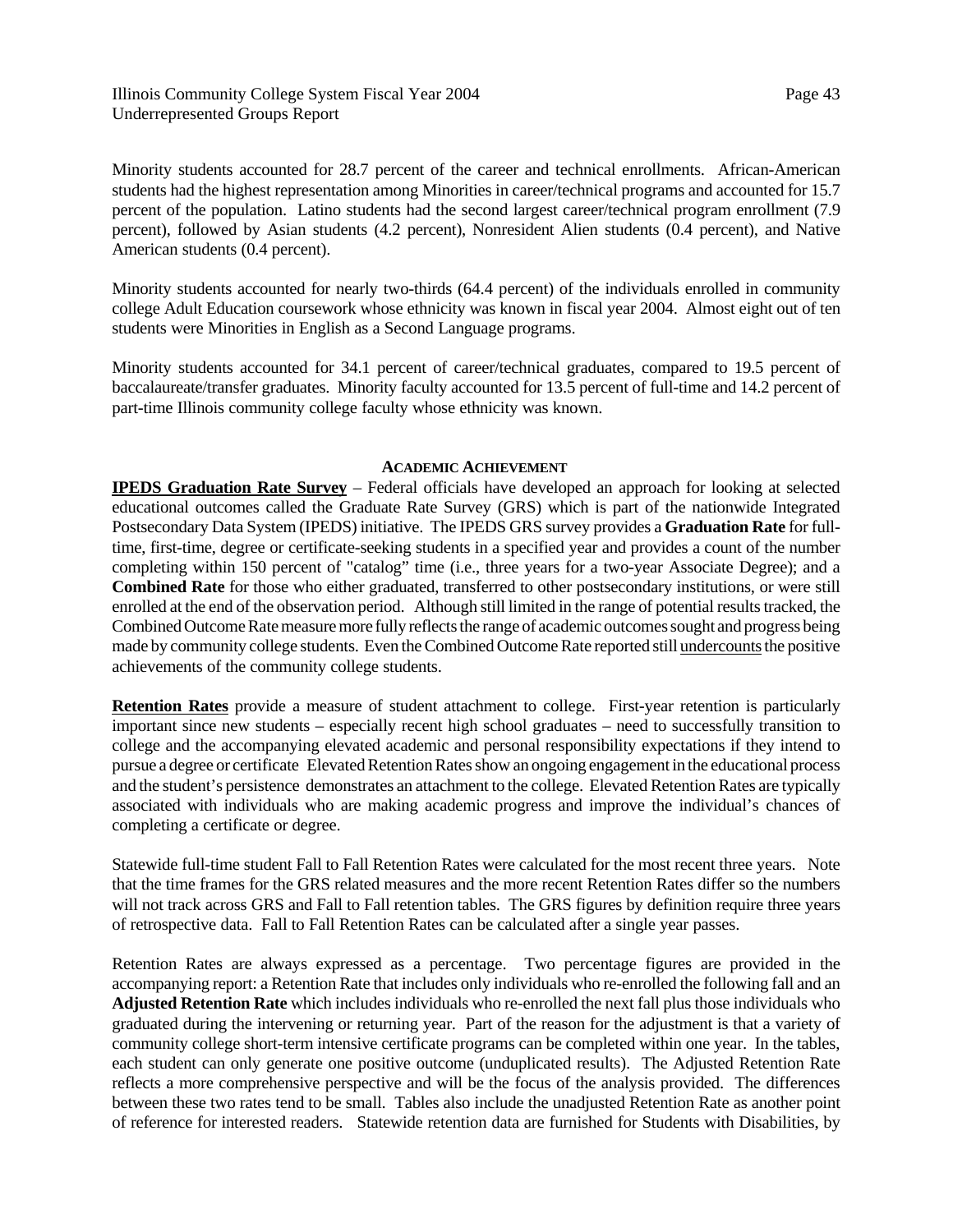Minority students accounted for 28.7 percent of the career and technical enrollments. African-American students had the highest representation among Minorities in career/technical programs and accounted for 15.7 percent of the population. Latino students had the second largest career/technical program enrollment (7.9 percent), followed by Asian students (4.2 percent), Nonresident Alien students (0.4 percent), and Native American students (0.4 percent).

Minority students accounted for nearly two-thirds (64.4 percent) of the individuals enrolled in community college Adult Education coursework whose ethnicity was known in fiscal year 2004. Almost eight out of ten students were Minorities in English as a Second Language programs.

Minority students accounted for 34.1 percent of career/technical graduates, compared to 19.5 percent of baccalaureate/transfer graduates. Minority faculty accounted for 13.5 percent of full-time and 14.2 percent of part-time Illinois community college faculty whose ethnicity was known.

## ACADEMIC ACHIEVEMENT

**IPEDS Graduation Rate Survey** – Federal officials have developed an approach for looking at selected educational outcomes called the Graduate Rate Survey (GRS) which is part of the nationwide Integrated Postsecondary Data System (IPEDS) initiative. The IPEDS GRS survey provides a **Graduation Rate** for full-time, first-time, degree or certificate-seeking students in a specified year and provides a count of the number completing within 150 percent of "catalog" time (i.e., three years for a two-year Associate Degree); and a **Combined Rate** for those who either graduated, transferred to other postsecondary institutions, or were still enrolled at the end of the observation period. Although still limited in the range of potential results tracked, the Combined Outcome Rate measure more fully reflects the range of academic outcomes sought and progress being made by community college students. Even the Combined Outcome Rate reported still undercounts the positive achievements of the community college students.

**Retention Rates** provide a measure of student attachment to college. First-year retention is particularly important since new students – especially recent high school graduates – need to successfully transition to college and the accompanying elevated academic and personal responsibility expectations if they intend to pursue a degree or certificate Elevated Retention Rates show an ongoing engagement in the educational process and the student's persistence demonstrates an attachment to the college. Elevated Retention Rates are typically associated with individuals who are making academic progress and improve the individual's chances of completing a certificate or degree.

Statewide full-time student Fall to Fall Retention Rates were calculated for the most recent three years. Note that the time frames for the GRS related measures and the more recent Retention Rates differ so the numbers will not track across GRS and Fall to Fall retention tables. The GRS figures by definition require three years of retrospective data. Fall to Fall Retention Rates can be calculated after a single year passes.

Retention Rates are always expressed as a percentage. Two percentage figures are provided in the accompanying report: a Retention Rate that includes only individuals who re-enrolled the following fall and an **Adjusted Retention Rate** which includes individuals who re-enrolled the next fall plus those individuals who graduated during the intervening or returning year. Part of the reason for the adjustment is that a variety of community college short-term intensive certificate programs can be completed within one year. In the tables, each student can only generate one positive outcome (unduplicated results). The Adjusted Retention Rate reflects a more comprehensive perspective and will be the focus of the analysis provided. The differences between these two rates tend to be small. Tables also include the unadjusted Retention Rate as another point of reference for interested readers. Statewide retention data are furnished for Students with Disabilities, by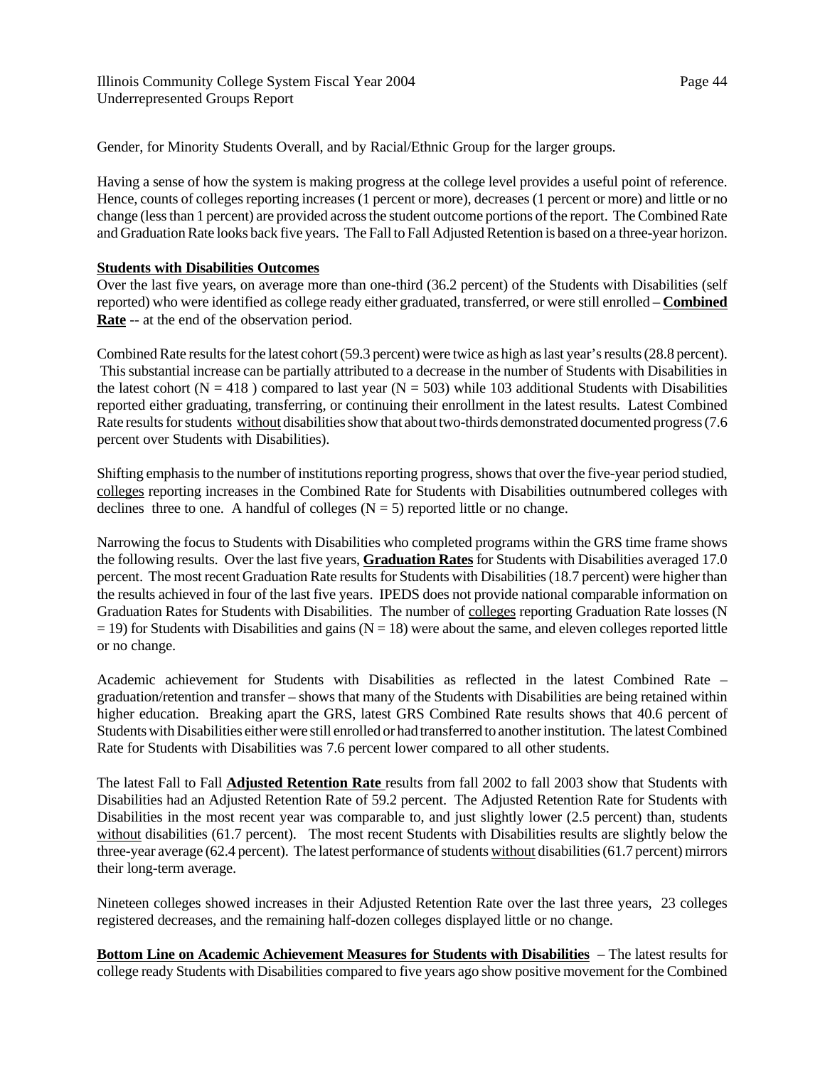Gender, for Minority Students Overall, and by Racial/Ethnic Group for the larger groups.

Having a sense of how the system is making progress at the college level provides a useful point of reference. Hence, counts of colleges reporting increases (1 percent or more), decreases (1 percent or more) and little or no change (less than 1 percent) are provided across the student outcome portions of the report. The Combined Rate and Graduation Rate looks back five years. The Fall to Fall Adjusted Retention is based on a three-year horizon.

**Students with Disabilities Outcomes**

Over the last five years, on average more than one-third (36.2 percent) of the Students with Disabilities (self reported) who were identified as college ready either graduated, transferred, or were still enrolled – **Combined Rate** -- at the end of the observation period.

Combined Rate results for the latest cohort (59.3 percent) were twice as high as last year's results (28.8 percent). This substantial increase can be partially attributed to a decrease in the number of Students with Disabilities in the latest cohort (N = 418 ) compared to last year (N = 503) while 103 additional Students with Disabilities reported either graduating, transferring, or continuing their enrollment in the latest results. Latest Combined Rate results for students without disabilities show that about two-thirds demonstrated documented progress (7.6 percent over Students with Disabilities).

Shifting emphasis to the number of institutions reporting progress, shows that over the five-year period studied, colleges reporting increases in the Combined Rate for Students with Disabilities outnumbered colleges with declines three to one. A handful of colleges (N = 5) reported little or no change.

Narrowing the focus to Students with Disabilities who completed programs within the GRS time frame shows the following results. Over the last five years, **Graduation Rates** for Students with Disabilities averaged 17.0 percent. The most recent Graduation Rate results for Students with Disabilities (18.7 percent) were higher than the results achieved in four of the last five years. IPEDS does not provide national comparable information on Graduation Rates for Students with Disabilities. The number of colleges reporting Graduation Rate losses (N = 19) for Students with Disabilities and gains (N = 18) were about the same, and eleven colleges reported little or no change.

Academic achievement for Students with Disabilities as reflected in the latest Combined Rate – graduation/retention and transfer – shows that many of the Students with Disabilities are being retained within higher education. Breaking apart the GRS, latest GRS Combined Rate results shows that 40.6 percent of Students with Disabilities either were still enrolled or had transferred to another institution. The latest Combined Rate for Students with Disabilities was 7.6 percent lower compared to all other students.

The latest Fall to Fall **Adjusted Retention Rate** results from fall 2002 to fall 2003 show that Students with Disabilities had an Adjusted Retention Rate of 59.2 percent. The Adjusted Retention Rate for Students with Disabilities in the most recent year was comparable to, and just slightly lower (2.5 percent) than, students without disabilities (61.7 percent). The most recent Students with Disabilities results are slightly below the three-year average (62.4 percent). The latest performance of students without disabilities (61.7 percent) mirrors their long-term average.

Nineteen colleges showed increases in their Adjusted Retention Rate over the last three years, 23 colleges registered decreases, and the remaining half-dozen colleges displayed little or no change.

**Bottom Line on Academic Achievement Measures for Students with Disabilities** – The latest results for college ready Students with Disabilities compared to five years ago show positive movement for the Combined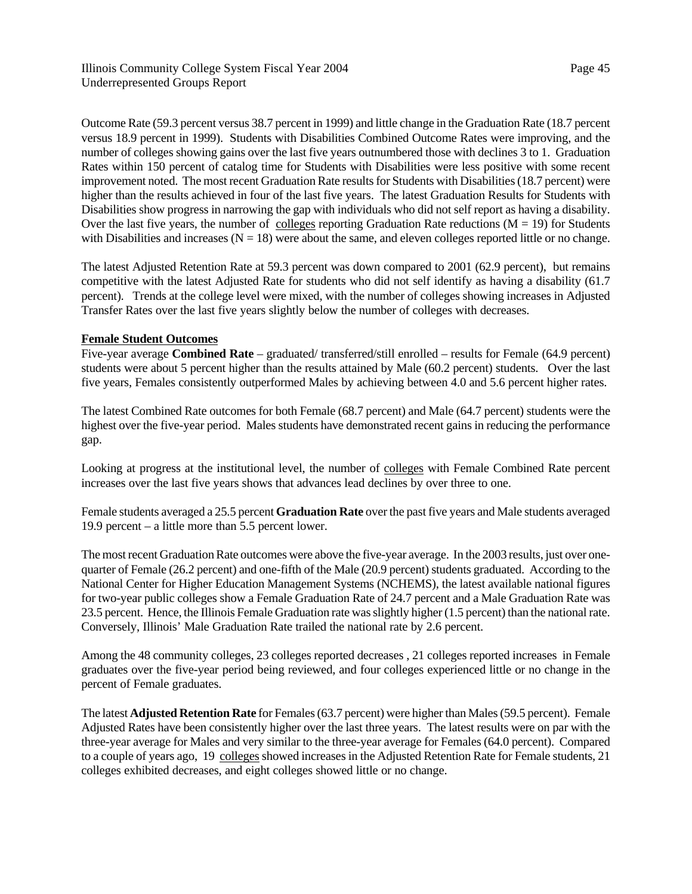Outcome Rate (59.3 percent versus 38.7 percent in 1999) and little change in the Graduation Rate (18.7 percent versus 18.9 percent in 1999). Students with Disabilities Combined Outcome Rates were improving, and the number of colleges showing gains over the last five years outnumbered those with declines 3 to 1. Graduation Rates within 150 percent of catalog time for Students with Disabilities were less positive with some recent improvement noted. The most recent Graduation Rate results for Students with Disabilities (18.7 percent) were higher than the results achieved in four of the last five years. The latest Graduation Results for Students with Disabilities show progress in narrowing the gap with individuals who did not self report as having a disability. Over the last five years, the number of colleges reporting Graduation Rate reductions (M = 19) for Students with Disabilities and increases (N = 18) were about the same, and eleven colleges reported little or no change.

The latest Adjusted Retention Rate at 59.3 percent was down compared to 2001 (62.9 percent), but remains competitive with the latest Adjusted Rate for students who did not self identify as having a disability (61.7 percent). Trends at the college level were mixed, with the number of colleges showing increases in Adjusted Transfer Rates over the last five years slightly below the number of colleges with decreases.

**Female Student Outcomes**

Five-year average **Combined Rate** – graduated/ transferred/still enrolled – results for Female (64.9 percent) students were about 5 percent higher than the results attained by Male (60.2 percent) students. Over the last five years, Females consistently outperformed Males by achieving between 4.0 and 5.6 percent higher rates.

The latest Combined Rate outcomes for both Female (68.7 percent) and Male (64.7 percent) students were the highest over the five-year period. Males students have demonstrated recent gains in reducing the performance gap.

Looking at progress at the institutional level, the number of colleges with Female Combined Rate percent increases over the last five years shows that advances lead declines by over three to one.

Female students averaged a 25.5 percent **Graduation Rate** over the past five years and Male students averaged 19.9 percent – a little more than 5.5 percent lower.

The most recent Graduation Rate outcomes were above the five-year average. In the 2003 results, just over one-quarter of Female (26.2 percent) and one-fifth of the Male (20.9 percent) students graduated. According to the National Center for Higher Education Management Systems (NCHEMS), the latest available national figures for two-year public colleges show a Female Graduation Rate of 24.7 percent and a Male Graduation Rate was 23.5 percent. Hence, the Illinois Female Graduation rate was slightly higher (1.5 percent) than the national rate. Conversely, Illinois' Male Graduation Rate trailed the national rate by 2.6 percent.

Among the 48 community colleges, 23 colleges reported decreases , 21 colleges reported increases in Female graduates over the five-year period being reviewed, and four colleges experienced little or no change in the percent of Female graduates.

The latest **Adjusted Retention Rate** for Females (63.7 percent) were higher than Males (59.5 percent). Female Adjusted Rates have been consistently higher over the last three years. The latest results were on par with the three-year average for Males and very similar to the three-year average for Females (64.0 percent). Compared to a couple of years ago, 19 colleges showed increases in the Adjusted Retention Rate for Female students, 21 colleges exhibited decreases, and eight colleges showed little or no change.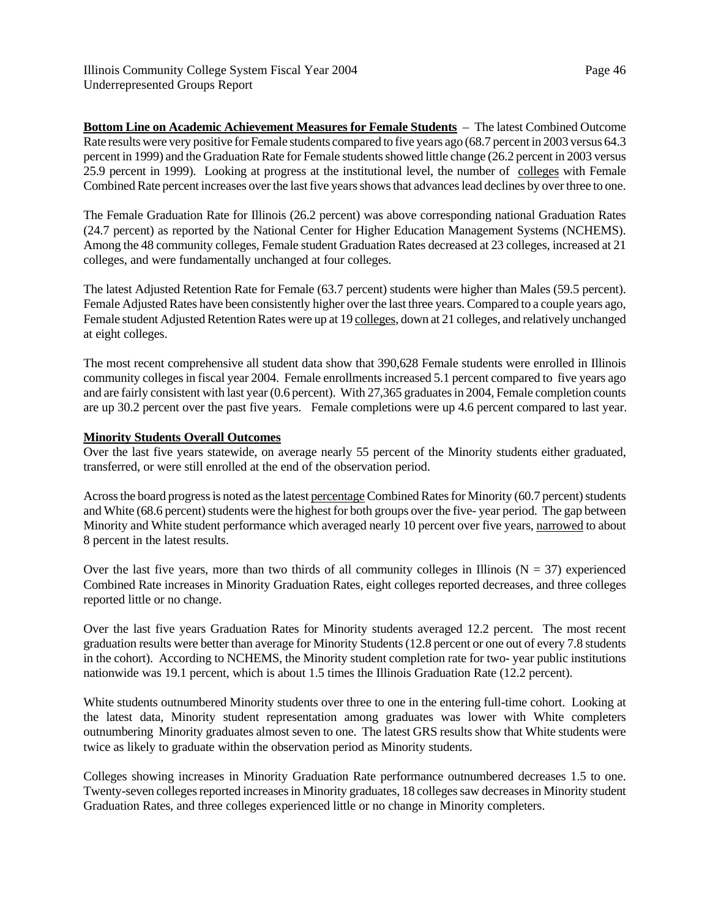**Bottom Line on Academic Achievement Measures for Female Students** – The latest Combined Outcome Rate results were very positive for Female students compared to five years ago (68.7 percent in 2003 versus 64.3 percent in 1999) and the Graduation Rate for Female students showed little change (26.2 percent in 2003 versus 25.9 percent in 1999). Looking at progress at the institutional level, the number of colleges with Female Combined Rate percent increases over the last five years shows that advances lead declines by over three to one.

The Female Graduation Rate for Illinois (26.2 percent) was above corresponding national Graduation Rates (24.7 percent) as reported by the National Center for Higher Education Management Systems (NCHEMS). Among the 48 community colleges, Female student Graduation Rates decreased at 23 colleges, increased at 21 colleges, and were fundamentally unchanged at four colleges.

The latest Adjusted Retention Rate for Female (63.7 percent) students were higher than Males (59.5 percent). Female Adjusted Rates have been consistently higher over the last three years. Compared to a couple years ago, Female student Adjusted Retention Rates were up at 19 colleges, down at 21 colleges, and relatively unchanged at eight colleges.

The most recent comprehensive all student data show that 390,628 Female students were enrolled in Illinois community colleges in fiscal year 2004. Female enrollments increased 5.1 percent compared to five years ago and are fairly consistent with last year (0.6 percent). With 27,365 graduates in 2004, Female completion counts are up 30.2 percent over the past five years. Female completions were up 4.6 percent compared to last year.

**Minority Students Overall Outcomes**

Over the last five years statewide, on average nearly 55 percent of the Minority students either graduated, transferred, or were still enrolled at the end of the observation period.

Across the board progress is noted as the latest percentage Combined Rates for Minority (60.7 percent) students and White (68.6 percent) students were the highest for both groups over the five- year period. The gap between Minority and White student performance which averaged nearly 10 percent over five years, narrowed to about 8 percent in the latest results.

Over the last five years, more than two thirds of all community colleges in Illinois (N = 37) experienced Combined Rate increases in Minority Graduation Rates, eight colleges reported decreases, and three colleges reported little or no change.

Over the last five years Graduation Rates for Minority students averaged 12.2 percent. The most recent graduation results were better than average for Minority Students (12.8 percent or one out of every 7.8 students in the cohort). According to NCHEMS, the Minority student completion rate for two- year public institutions nationwide was 19.1 percent, which is about 1.5 times the Illinois Graduation Rate (12.2 percent).

White students outnumbered Minority students over three to one in the entering full-time cohort. Looking at the latest data, Minority student representation among graduates was lower with White completers outnumbering Minority graduates almost seven to one. The latest GRS results show that White students were twice as likely to graduate within the observation period as Minority students.

Colleges showing increases in Minority Graduation Rate performance outnumbered decreases 1.5 to one. Twenty-seven colleges reported increases in Minority graduates, 18 colleges saw decreases in Minority student Graduation Rates, and three colleges experienced little or no change in Minority completers.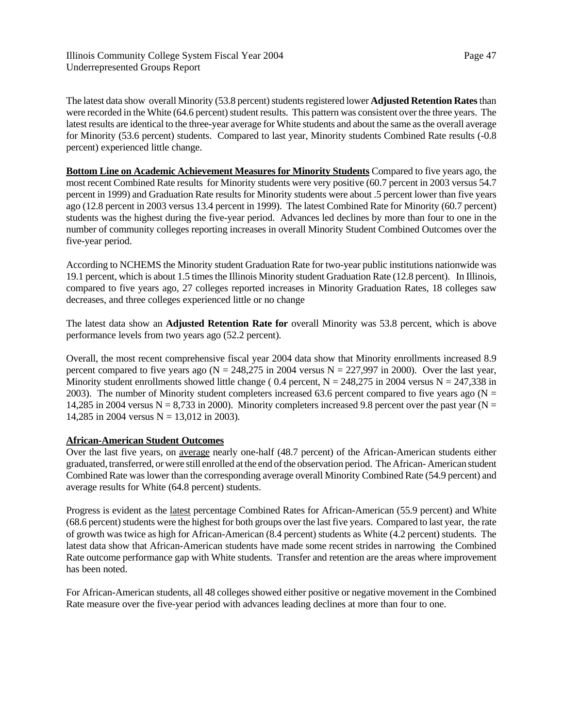The latest data show overall Minority (53.8 percent) students registered lower **Adjusted Retention Rates** than were recorded in the White (64.6 percent) student results. This pattern was consistent over the three years. The latest results are identical to the three-year average for White students and about the same as the overall average for Minority (53.6 percent) students. Compared to last year, Minority students Combined Rate results (-0.8 percent) experienced little change.

**Bottom Line on Academic Achievement Measures for Minority Students** Compared to five years ago, the most recent Combined Rate results for Minority students were very positive (60.7 percent in 2003 versus 54.7 percent in 1999) and Graduation Rate results for Minority students were about .5 percent lower than five years ago (12.8 percent in 2003 versus 13.4 percent in 1999). The latest Combined Rate for Minority (60.7 percent) students was the highest during the five-year period. Advances led declines by more than four to one in the number of community colleges reporting increases in overall Minority Student Combined Outcomes over the five-year period.

According to NCHEMS the Minority student Graduation Rate for two-year public institutions nationwide was 19.1 percent, which is about 1.5 times the Illinois Minority student Graduation Rate (12.8 percent). In Illinois, compared to five years ago, 27 colleges reported increases in Minority Graduation Rates, 18 colleges saw decreases, and three colleges experienced little or no change

The latest data show an **Adjusted Retention Rate for** overall Minority was 53.8 percent, which is above performance levels from two years ago (52.2 percent).

Overall, the most recent comprehensive fiscal year 2004 data show that Minority enrollments increased 8.9 percent compared to five years ago (N = 248,275 in 2004 versus N = 227,997 in 2000). Over the last year, Minority student enrollments showed little change ( 0.4 percent, N = 248,275 in 2004 versus N = 247,338 in 2003). The number of Minority student completers increased 63.6 percent compared to five years ago (N = 14,285 in 2004 versus N = 8,733 in 2000). Minority completers increased 9.8 percent over the past year (N = 14,285 in 2004 versus N = 13,012 in 2003).

**African-American Student Outcomes**

Over the last five years, on average nearly one-half (48.7 percent) of the African-American students either graduated, transferred, or were still enrolled at the end of the observation period. The African- American student Combined Rate was lower than the corresponding average overall Minority Combined Rate (54.9 percent) and average results for White (64.8 percent) students.

Progress is evident as the latest percentage Combined Rates for African-American (55.9 percent) and White (68.6 percent) students were the highest for both groups over the last five years. Compared to last year, the rate of growth was twice as high for African-American (8.4 percent) students as White (4.2 percent) students. The latest data show that African-American students have made some recent strides in narrowing the Combined Rate outcome performance gap with White students. Transfer and retention are the areas where improvement has been noted.

For African-American students, all 48 colleges showed either positive or negative movement in the Combined Rate measure over the five-year period with advances leading declines at more than four to one.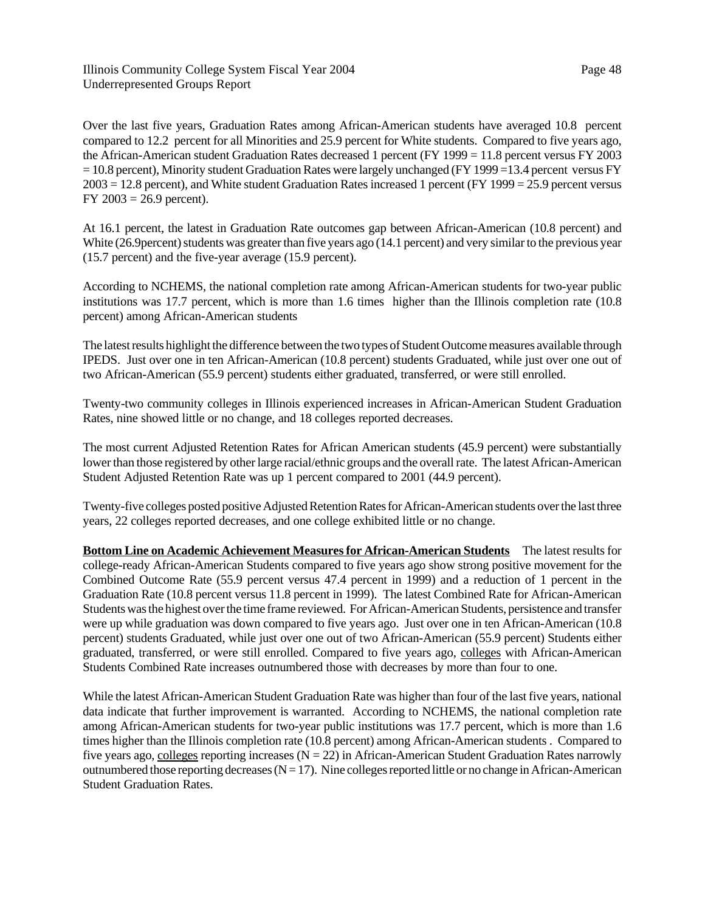Over the last five years, Graduation Rates among African-American students have averaged 10.8 percent compared to 12.2 percent for all Minorities and 25.9 percent for White students. Compared to five years ago, the African-American student Graduation Rates decreased 1 percent (FY 1999 = 11.8 percent versus FY 2003 = 10.8 percent), Minority student Graduation Rates were largely unchanged (FY 1999 =13.4 percent versus FY 2003 = 12.8 percent), and White student Graduation Rates increased 1 percent (FY 1999 = 25.9 percent versus FY 2003 = 26.9 percent).

At 16.1 percent, the latest in Graduation Rate outcomes gap between African-American (10.8 percent) and White (26.9percent) students was greater than five years ago (14.1 percent) and very similar to the previous year (15.7 percent) and the five-year average (15.9 percent).

According to NCHEMS, the national completion rate among African-American students for two-year public institutions was 17.7 percent, which is more than 1.6 times higher than the Illinois completion rate (10.8 percent) among African-American students

The latest results highlight the difference between the two types of Student Outcome measures available through IPEDS. Just over one in ten African-American (10.8 percent) students Graduated, while just over one out of two African-American (55.9 percent) students either graduated, transferred, or were still enrolled.

Twenty-two community colleges in Illinois experienced increases in African-American Student Graduation Rates, nine showed little or no change, and 18 colleges reported decreases.

The most current Adjusted Retention Rates for African American students (45.9 percent) were substantially lower than those registered by other large racial/ethnic groups and the overall rate. The latest African-American Student Adjusted Retention Rate was up 1 percent compared to 2001 (44.9 percent).

Twenty-five colleges posted positive Adjusted Retention Rates for African-American students over the last three years, 22 colleges reported decreases, and one college exhibited little or no change.

**Bottom Line on Academic Achievement Measures for African-American Students** The latest results for college-ready African-American Students compared to five years ago show strong positive movement for the Combined Outcome Rate (55.9 percent versus 47.4 percent in 1999) and a reduction of 1 percent in the Graduation Rate (10.8 percent versus 11.8 percent in 1999). The latest Combined Rate for African-American Students was the highest over the time frame reviewed. For African-American Students, persistence and transfer were up while graduation was down compared to five years ago. Just over one in ten African-American (10.8 percent) students Graduated, while just over one out of two African-American (55.9 percent) Students either graduated, transferred, or were still enrolled. Compared to five years ago, colleges with African-American Students Combined Rate increases outnumbered those with decreases by more than four to one.

While the latest African-American Student Graduation Rate was higher than four of the last five years, national data indicate that further improvement is warranted. According to NCHEMS, the national completion rate among African-American students for two-year public institutions was 17.7 percent, which is more than 1.6 times higher than the Illinois completion rate (10.8 percent) among African-American students . Compared to five years ago, colleges reporting increases (N = 22) in African-American Student Graduation Rates narrowly outnumbered those reporting decreases (N = 17). Nine colleges reported little or no change in African-American Student Graduation Rates.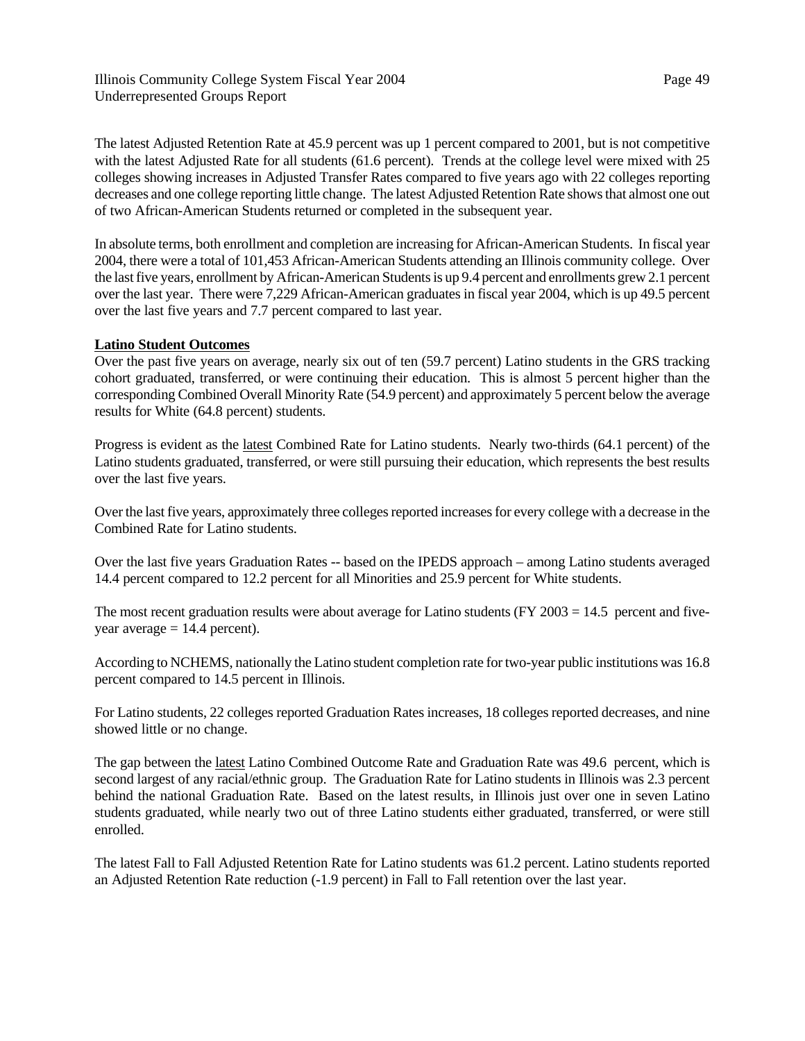The latest Adjusted Retention Rate at 45.9 percent was up 1 percent compared to 2001, but is not competitive with the latest Adjusted Rate for all students (61.6 percent). Trends at the college level were mixed with 25 colleges showing increases in Adjusted Transfer Rates compared to five years ago with 22 colleges reporting decreases and one college reporting little change. The latest Adjusted Retention Rate shows that almost one out of two African-American Students returned or completed in the subsequent year.

In absolute terms, both enrollment and completion are increasing for African-American Students. In fiscal year 2004, there were a total of 101,453 African-American Students attending an Illinois community college. Over the last five years, enrollment by African-American Students is up 9.4 percent and enrollments grew 2.1 percent over the last year. There were 7,229 African-American graduates in fiscal year 2004, which is up 49.5 percent over the last five years and 7.7 percent compared to last year.

**Latino Student Outcomes**

Over the past five years on average, nearly six out of ten (59.7 percent) Latino students in the GRS tracking cohort graduated, transferred, or were continuing their education. This is almost 5 percent higher than the corresponding Combined Overall Minority Rate (54.9 percent) and approximately 5 percent below the average results for White (64.8 percent) students.

Progress is evident as the latest Combined Rate for Latino students. Nearly two-thirds (64.1 percent) of the Latino students graduated, transferred, or were still pursuing their education, which represents the best results over the last five years.

Over the last five years, approximately three colleges reported increases for every college with a decrease in the Combined Rate for Latino students.

Over the last five years Graduation Rates -- based on the IPEDS approach – among Latino students averaged 14.4 percent compared to 12.2 percent for all Minorities and 25.9 percent for White students.

The most recent graduation results were about average for Latino students (FY 2003 = 14.5 percent and five-year average = 14.4 percent).

According to NCHEMS, nationally the Latino student completion rate for two-year public institutions was 16.8 percent compared to 14.5 percent in Illinois.

For Latino students, 22 colleges reported Graduation Rates increases, 18 colleges reported decreases, and nine showed little or no change.

The gap between the latest Latino Combined Outcome Rate and Graduation Rate was 49.6 percent, which is second largest of any racial/ethnic group. The Graduation Rate for Latino students in Illinois was 2.3 percent behind the national Graduation Rate. Based on the latest results, in Illinois just over one in seven Latino students graduated, while nearly two out of three Latino students either graduated, transferred, or were still enrolled.

The latest Fall to Fall Adjusted Retention Rate for Latino students was 61.2 percent. Latino students reported an Adjusted Retention Rate reduction (-1.9 percent) in Fall to Fall retention over the last year.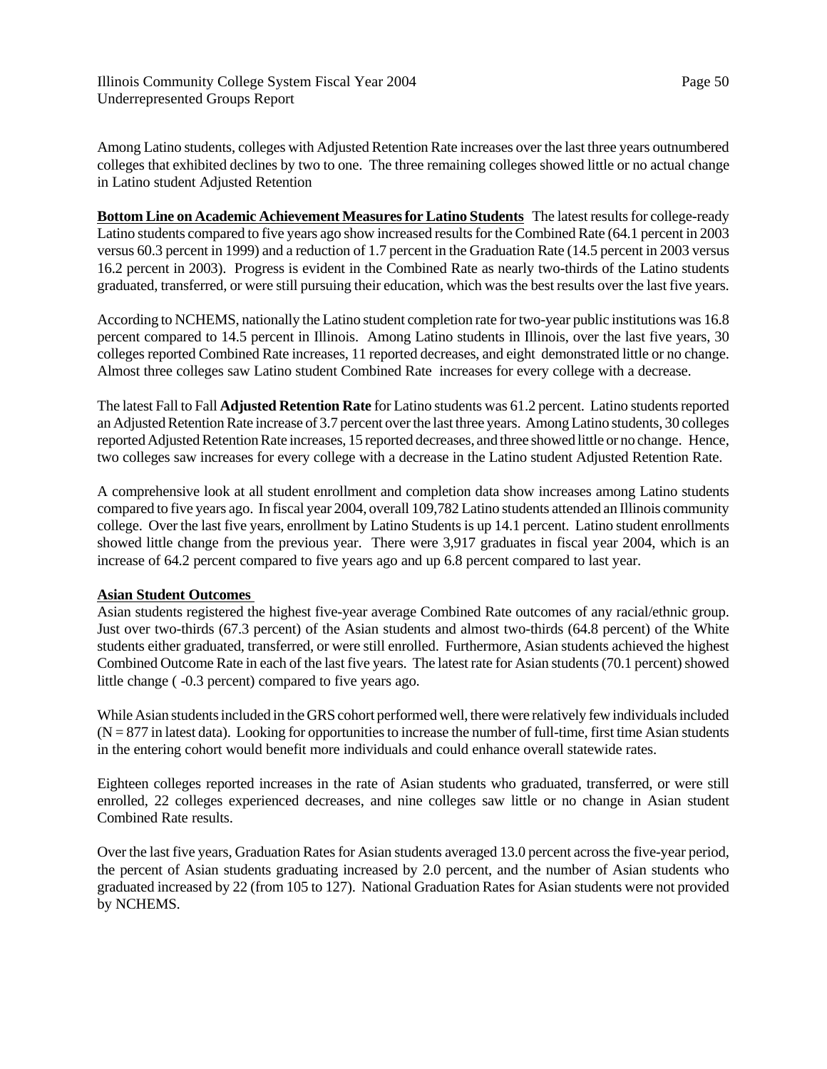Among Latino students, colleges with Adjusted Retention Rate increases over the last three years outnumbered colleges that exhibited declines by two to one. The three remaining colleges showed little or no actual change in Latino student Adjusted Retention

**Bottom Line on Academic Achievement Measures for Latino Students** The latest results for college-ready Latino students compared to five years ago show increased results for the Combined Rate (64.1 percent in 2003 versus 60.3 percent in 1999) and a reduction of 1.7 percent in the Graduation Rate (14.5 percent in 2003 versus 16.2 percent in 2003). Progress is evident in the Combined Rate as nearly two-thirds of the Latino students graduated, transferred, or were still pursuing their education, which was the best results over the last five years.

According to NCHEMS, nationally the Latino student completion rate for two-year public institutions was 16.8 percent compared to 14.5 percent in Illinois. Among Latino students in Illinois, over the last five years, 30 colleges reported Combined Rate increases, 11 reported decreases, and eight demonstrated little or no change. Almost three colleges saw Latino student Combined Rate increases for every college with a decrease.

The latest Fall to Fall **Adjusted Retention Rate** for Latino students was 61.2 percent. Latino students reported an Adjusted Retention Rate increase of 3.7 percent over the last three years. Among Latino students, 30 colleges reported Adjusted Retention Rate increases, 15 reported decreases, and three showed little or no change. Hence, two colleges saw increases for every college with a decrease in the Latino student Adjusted Retention Rate.

A comprehensive look at all student enrollment and completion data show increases among Latino students compared to five years ago. In fiscal year 2004, overall 109,782 Latino students attended an Illinois community college. Over the last five years, enrollment by Latino Students is up 14.1 percent. Latino student enrollments showed little change from the previous year. There were 3,917 graduates in fiscal year 2004, which is an increase of 64.2 percent compared to five years ago and up 6.8 percent compared to last year.

**Asian Student Outcomes**

Asian students registered the highest five-year average Combined Rate outcomes of any racial/ethnic group. Just over two-thirds (67.3 percent) of the Asian students and almost two-thirds (64.8 percent) of the White students either graduated, transferred, or were still enrolled. Furthermore, Asian students achieved the highest Combined Outcome Rate in each of the last five years. The latest rate for Asian students (70.1 percent) showed little change ( -0.3 percent) compared to five years ago.

While Asian students included in the GRS cohort performed well, there were relatively few individuals included (N = 877 in latest data). Looking for opportunities to increase the number of full-time, first time Asian students in the entering cohort would benefit more individuals and could enhance overall statewide rates.

Eighteen colleges reported increases in the rate of Asian students who graduated, transferred, or were still enrolled, 22 colleges experienced decreases, and nine colleges saw little or no change in Asian student Combined Rate results.

Over the last five years, Graduation Rates for Asian students averaged 13.0 percent across the five-year period, the percent of Asian students graduating increased by 2.0 percent, and the number of Asian students who graduated increased by 22 (from 105 to 127). National Graduation Rates for Asian students were not provided by NCHEMS.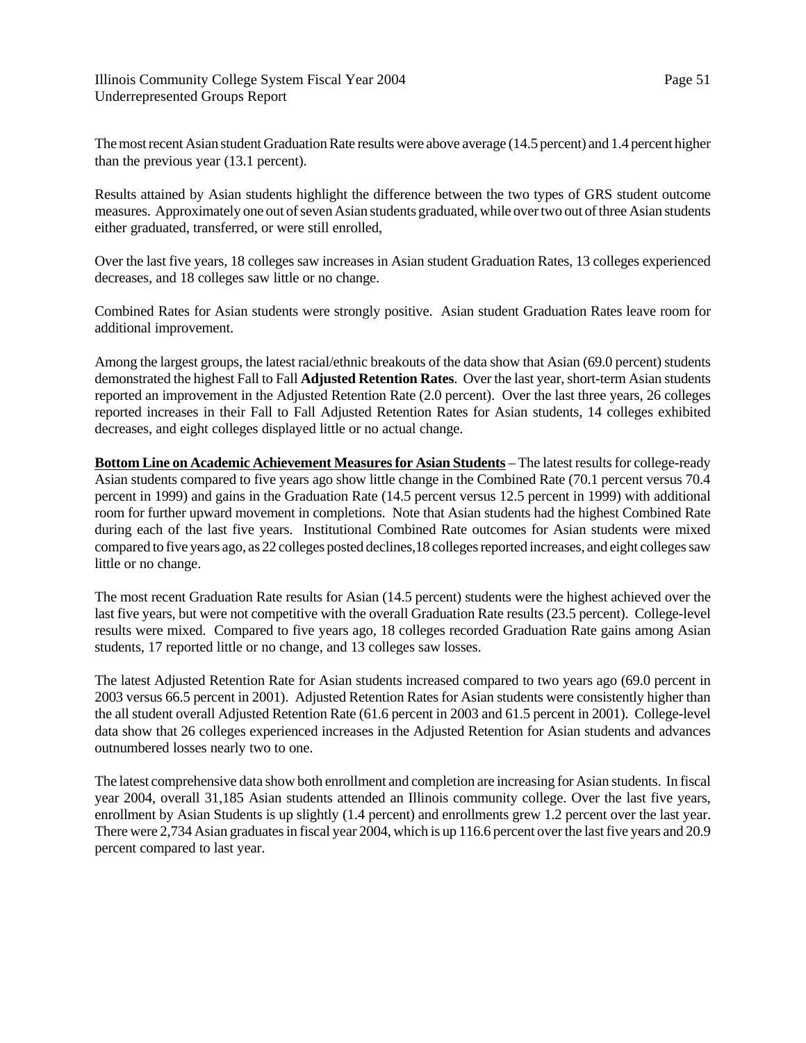The most recent Asian student Graduation Rate results were above average (14.5 percent) and 1.4 percent higher than the previous year (13.1 percent).

Results attained by Asian students highlight the difference between the two types of GRS student outcome measures. Approximately one out of seven Asian students graduated, while over two out of three Asian students either graduated, transferred, or were still enrolled,

Over the last five years, 18 colleges saw increases in Asian student Graduation Rates, 13 colleges experienced decreases, and 18 colleges saw little or no change.

Combined Rates for Asian students were strongly positive. Asian student Graduation Rates leave room for additional improvement.

Among the largest groups, the latest racial/ethnic breakouts of the data show that Asian (69.0 percent) students demonstrated the highest Fall to Fall **Adjusted Retention Rates**. Over the last year, short-term Asian students reported an improvement in the Adjusted Retention Rate (2.0 percent). Over the last three years, 26 colleges reported increases in their Fall to Fall Adjusted Retention Rates for Asian students, 14 colleges exhibited decreases, and eight colleges displayed little or no actual change.

**Bottom Line on Academic Achievement Measures for Asian Students** – The latest results for college-ready Asian students compared to five years ago show little change in the Combined Rate (70.1 percent versus 70.4 percent in 1999) and gains in the Graduation Rate (14.5 percent versus 12.5 percent in 1999) with additional room for further upward movement in completions. Note that Asian students had the highest Combined Rate during each of the last five years. Institutional Combined Rate outcomes for Asian students were mixed compared to five years ago, as 22 colleges posted declines,18 colleges reported increases, and eight colleges saw little or no change.

The most recent Graduation Rate results for Asian (14.5 percent) students were the highest achieved over the last five years, but were not competitive with the overall Graduation Rate results (23.5 percent). College-level results were mixed. Compared to five years ago, 18 colleges recorded Graduation Rate gains among Asian students, 17 reported little or no change, and 13 colleges saw losses.

The latest Adjusted Retention Rate for Asian students increased compared to two years ago (69.0 percent in 2003 versus 66.5 percent in 2001). Adjusted Retention Rates for Asian students were consistently higher than the all student overall Adjusted Retention Rate (61.6 percent in 2003 and 61.5 percent in 2001). College-level data show that 26 colleges experienced increases in the Adjusted Retention for Asian students and advances outnumbered losses nearly two to one.

The latest comprehensive data show both enrollment and completion are increasing for Asian students. In fiscal year 2004, overall 31,185 Asian students attended an Illinois community college. Over the last five years, enrollment by Asian Students is up slightly (1.4 percent) and enrollments grew 1.2 percent over the last year. There were 2,734 Asian graduates in fiscal year 2004, which is up 116.6 percent over the last five years and 20.9 percent compared to last year.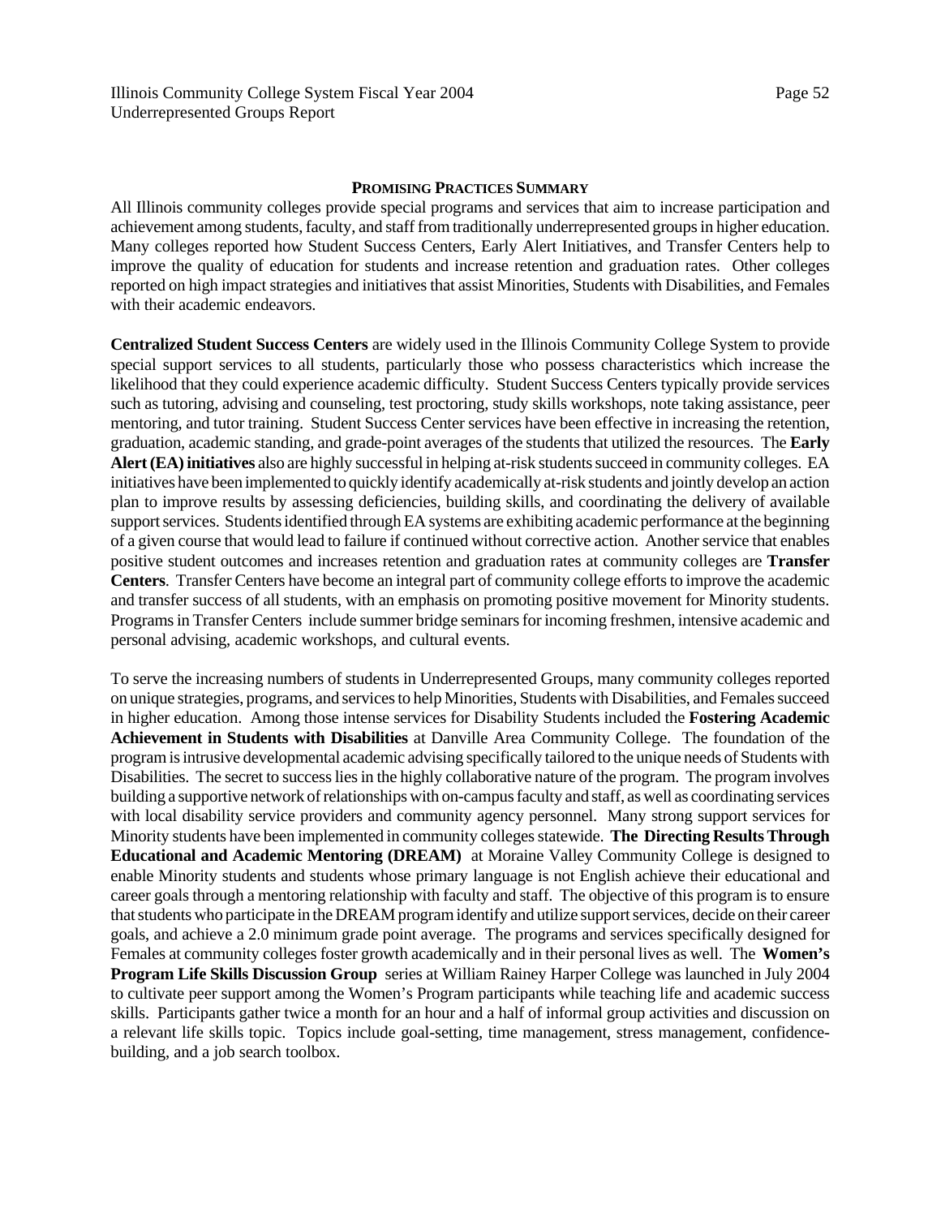## PROMISING PRACTICES SUMMARY

All Illinois community colleges provide special programs and services that aim to increase participation and achievement among students, faculty, and staff from traditionally underrepresented groups in higher education. Many colleges reported how Student Success Centers, Early Alert Initiatives, and Transfer Centers help to improve the quality of education for students and increase retention and graduation rates. Other colleges reported on high impact strategies and initiatives that assist Minorities, Students with Disabilities, and Females with their academic endeavors.

**Centralized Student Success Centers** are widely used in the Illinois Community College System to provide special support services to all students, particularly those who possess characteristics which increase the likelihood that they could experience academic difficulty. Student Success Centers typically provide services such as tutoring, advising and counseling, test proctoring, study skills workshops, note taking assistance, peer mentoring, and tutor training. Student Success Center services have been effective in increasing the retention, graduation, academic standing, and grade-point averages of the students that utilized the resources. The **Early Alert (EA) initiatives** also are highly successful in helping at-risk students succeed in community colleges. EA initiatives have been implemented to quickly identify academically at-risk students and jointly develop an action plan to improve results by assessing deficiencies, building skills, and coordinating the delivery of available support services. Students identified through EA systems are exhibiting academic performance at the beginning of a given course that would lead to failure if continued without corrective action. Another service that enables positive student outcomes and increases retention and graduation rates at community colleges are **Transfer Centers**. Transfer Centers have become an integral part of community college efforts to improve the academic and transfer success of all students, with an emphasis on promoting positive movement for Minority students. Programs in Transfer Centers include summer bridge seminars for incoming freshmen, intensive academic and personal advising, academic workshops, and cultural events.

To serve the increasing numbers of students in Underrepresented Groups, many community colleges reported on unique strategies, programs, and services to help Minorities, Students with Disabilities, and Females succeed in higher education. Among those intense services for Disability Students included the **Fostering Academic Achievement in Students with Disabilities** at Danville Area Community College. The foundation of the program is intrusive developmental academic advising specifically tailored to the unique needs of Students with Disabilities. The secret to success lies in the highly collaborative nature of the program. The program involves building a supportive network of relationships with on-campus faculty and staff, as well as coordinating services with local disability service providers and community agency personnel. Many strong support services for Minority students have been implemented in community colleges statewide. **The Directing Results Through Educational and Academic Mentoring (DREAM)** at Moraine Valley Community College is designed to enable Minority students and students whose primary language is not English achieve their educational and career goals through a mentoring relationship with faculty and staff. The objective of this program is to ensure that students who participate in the DREAM program identify and utilize support services, decide on their career goals, and achieve a 2.0 minimum grade point average. The programs and services specifically designed for Females at community colleges foster growth academically and in their personal lives as well. The **Women's Program Life Skills Discussion Group** series at William Rainey Harper College was launched in July 2004 to cultivate peer support among the Women's Program participants while teaching life and academic success skills. Participants gather twice a month for an hour and a half of informal group activities and discussion on a relevant life skills topic. Topics include goal-setting, time management, stress management, confidence-building, and a job search toolbox.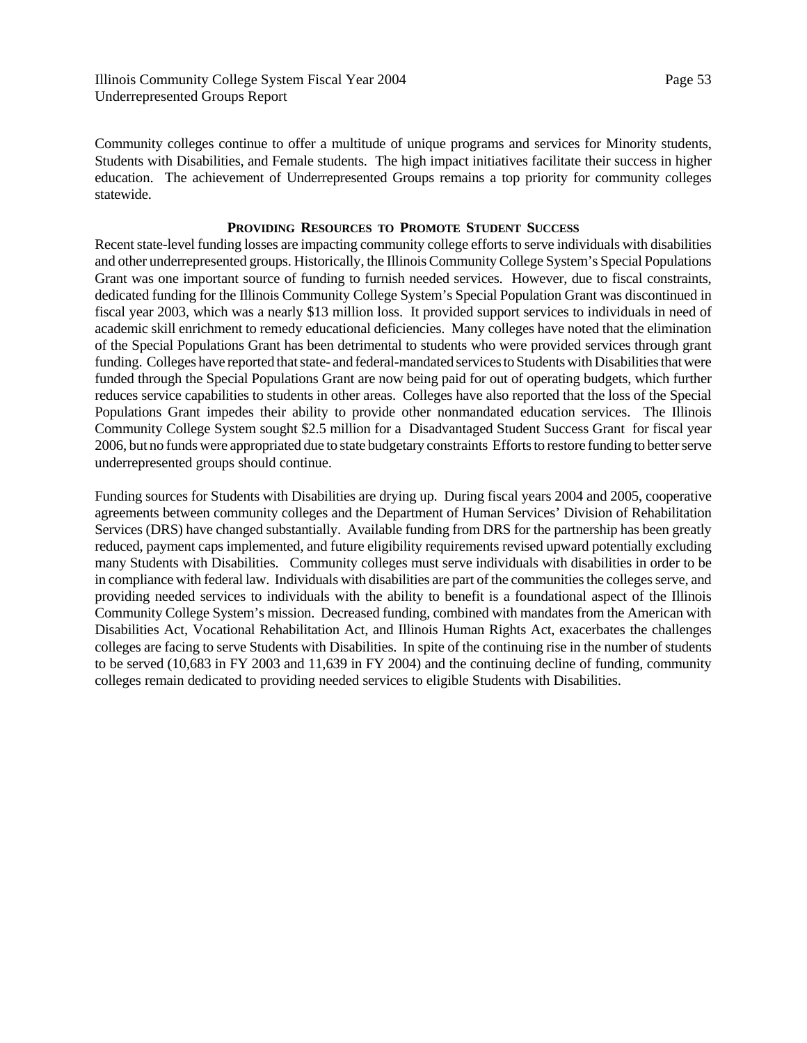Community colleges continue to offer a multitude of unique programs and services for Minority students, Students with Disabilities, and Female students. The high impact initiatives facilitate their success in higher education. The achievement of Underrepresented Groups remains a top priority for community colleges statewide.

## PROVIDING RESOURCES TO PROMOTE STUDENT SUCCESS

Recent state-level funding losses are impacting community college efforts to serve individuals with disabilities and other underrepresented groups. Historically, the Illinois Community College System's Special Populations Grant was one important source of funding to furnish needed services. However, due to fiscal constraints, dedicated funding for the Illinois Community College System's Special Population Grant was discontinued in fiscal year 2003, which was a nearly $13 million loss. It provided support services to individuals in need of academic skill enrichment to remedy educational deficiencies. Many colleges have noted that the elimination of the Special Populations Grant has been detrimental to students who were provided services through grant funding. Colleges have reported that state- and federal-mandated services to Students with Disabilities that were funded through the Special Populations Grant are now being paid for out of operating budgets, which further reduces service capabilities to students in other areas. Colleges have also reported that the loss of the Special Populations Grant impedes their ability to provide other nonmandated education services. The Illinois Community College System sought $2.5 million for a Disadvantaged Student Success Grant for fiscal year 2006, but no funds were appropriated due to state budgetary constraints Efforts to restore funding to better serve underrepresented groups should continue.

Funding sources for Students with Disabilities are drying up. During fiscal years 2004 and 2005, cooperative agreements between community colleges and the Department of Human Services' Division of Rehabilitation Services (DRS) have changed substantially. Available funding from DRS for the partnership has been greatly reduced, payment caps implemented, and future eligibility requirements revised upward potentially excluding many Students with Disabilities. Community colleges must serve individuals with disabilities in order to be in compliance with federal law. Individuals with disabilities are part of the communities the colleges serve, and providing needed services to individuals with the ability to benefit is a foundational aspect of the Illinois Community College System's mission. Decreased funding, combined with mandates from the American with Disabilities Act, Vocational Rehabilitation Act, and Illinois Human Rights Act, exacerbates the challenges colleges are facing to serve Students with Disabilities. In spite of the continuing rise in the number of students to be served (10,683 in FY 2003 and 11,639 in FY 2004) and the continuing decline of funding, community colleges remain dedicated to providing needed services to eligible Students with Disabilities.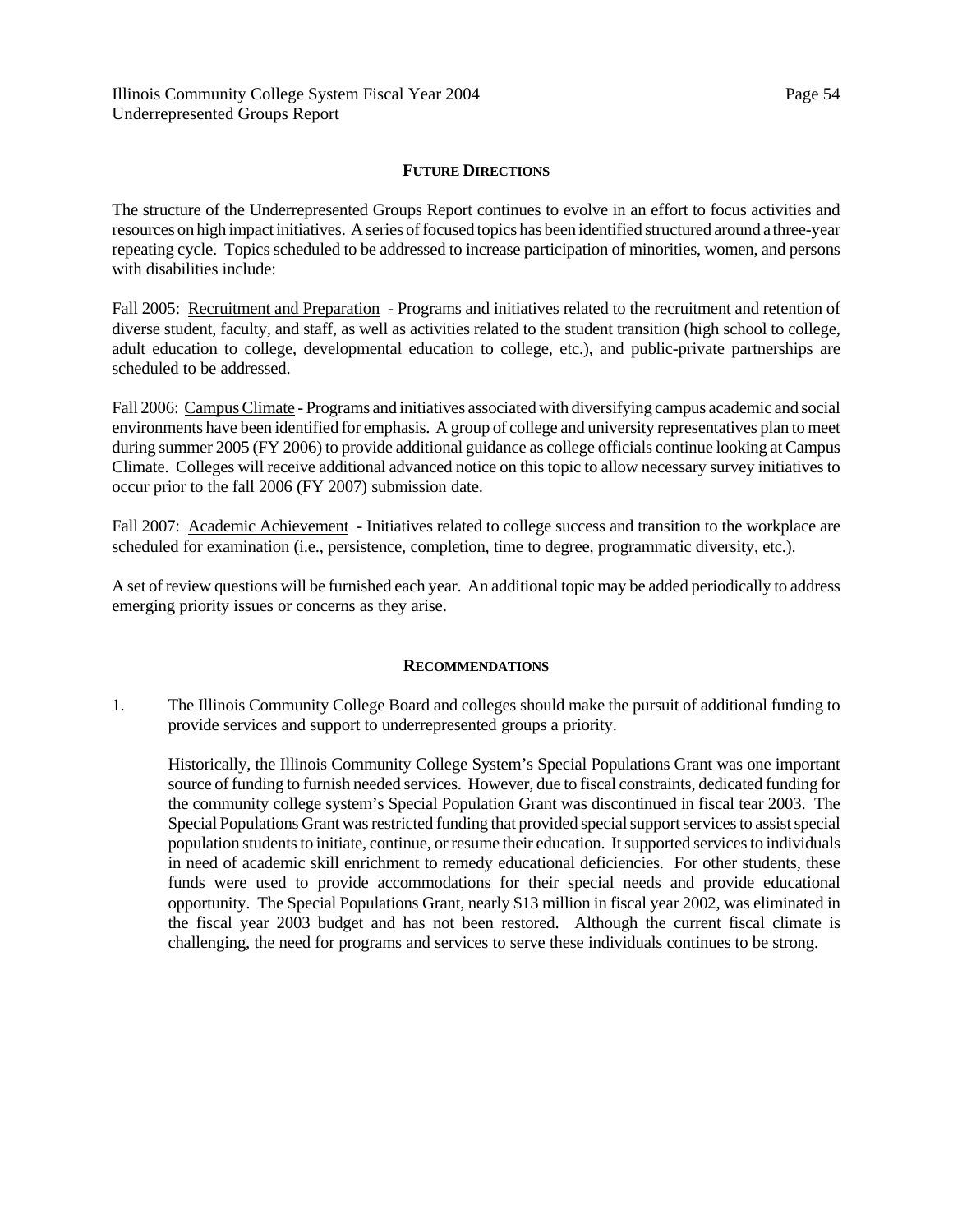## FUTURE DIRECTIONS

The structure of the Underrepresented Groups Report continues to evolve in an effort to focus activities and resources on high impact initiatives. A series of focused topics has been identified structured around a three-year repeating cycle. Topics scheduled to be addressed to increase participation of minorities, women, and persons with disabilities include:

Fall 2005: Recruitment and Preparation - Programs and initiatives related to the recruitment and retention of diverse student, faculty, and staff, as well as activities related to the student transition (high school to college, adult education to college, developmental education to college, etc.), and public-private partnerships are scheduled to be addressed.

Fall 2006: Campus Climate - Programs and initiatives associated with diversifying campus academic and social environments have been identified for emphasis. A group of college and university representatives plan to meet during summer 2005 (FY 2006) to provide additional guidance as college officials continue looking at Campus Climate. Colleges will receive additional advanced notice on this topic to allow necessary survey initiatives to occur prior to the fall 2006 (FY 2007) submission date.

Fall 2007: Academic Achievement - Initiatives related to college success and transition to the workplace are scheduled for examination (i.e., persistence, completion, time to degree, programmatic diversity, etc.).

A set of review questions will be furnished each year. An additional topic may be added periodically to address emerging priority issues or concerns as they arise.

## RECOMMENDATIONS

1. The Illinois Community College Board and colleges should make the pursuit of additional funding to provide services and support to underrepresented groups a priority.

   Historically, the Illinois Community College System's Special Populations Grant was one important source of funding to furnish needed services. However, due to fiscal constraints, dedicated funding for the community college system's Special Population Grant was discontinued in fiscal tear 2003. The Special Populations Grant was restricted funding that provided special support services to assist special population students to initiate, continue, or resume their education. It supported services to individuals in need of academic skill enrichment to remedy educational deficiencies. For other students, these funds were used to provide accommodations for their special needs and provide educational opportunity. The Special Populations Grant, nearly $13 million in fiscal year 2002, was eliminated in the fiscal year 2003 budget and has not been restored. Although the current fiscal climate is challenging, the need for programs and services to serve these individuals continues to be strong.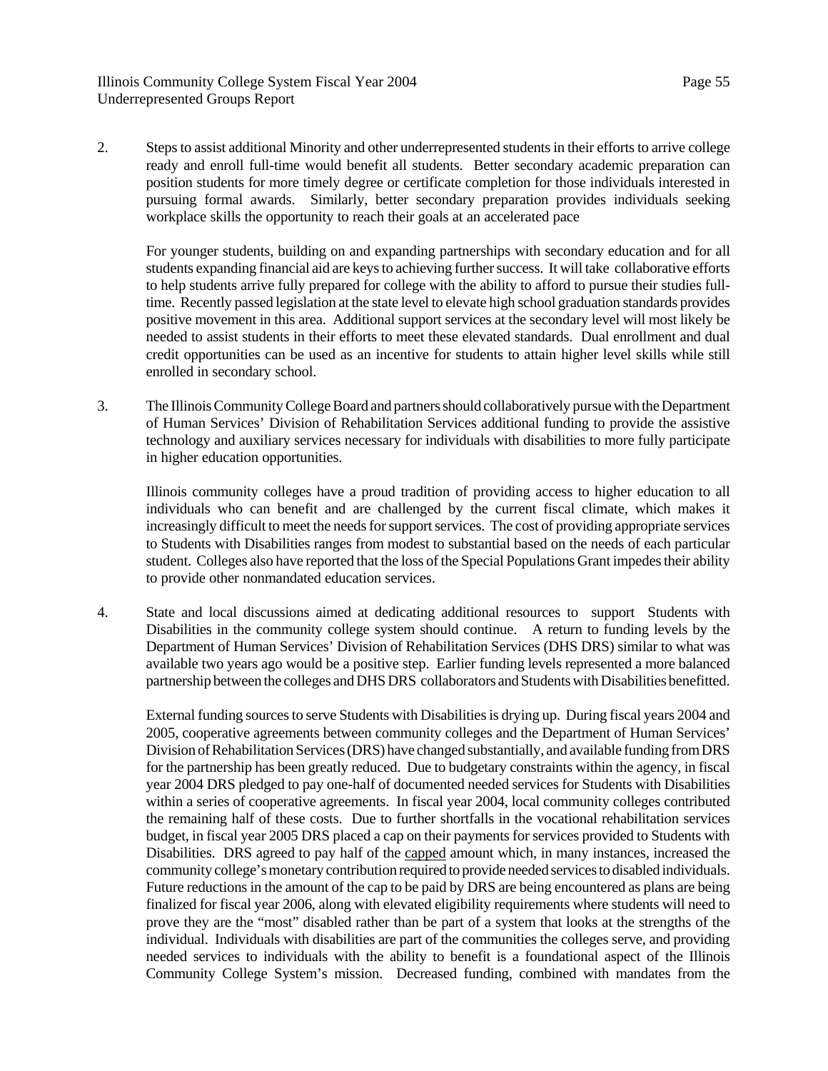2. Steps to assist additional Minority and other underrepresented students in their efforts to arrive college ready and enroll full-time would benefit all students. Better secondary academic preparation can position students for more timely degree or certificate completion for those individuals interested in pursuing formal awards. Similarly, better secondary preparation provides individuals seeking workplace skills the opportunity to reach their goals at an accelerated pace

   For younger students, building on and expanding partnerships with secondary education and for all students expanding financial aid are keys to achieving further success. It will take collaborative efforts to help students arrive fully prepared for college with the ability to afford to pursue their studies full-time. Recently passed legislation at the state level to elevate high school graduation standards provides positive movement in this area. Additional support services at the secondary level will most likely be needed to assist students in their efforts to meet these elevated standards. Dual enrollment and dual credit opportunities can be used as an incentive for students to attain higher level skills while still enrolled in secondary school.

3. The Illinois Community College Board and partners should collaboratively pursue with the Department of Human Services' Division of Rehabilitation Services additional funding to provide the assistive technology and auxiliary services necessary for individuals with disabilities to more fully participate in higher education opportunities.

   Illinois community colleges have a proud tradition of providing access to higher education to all individuals who can benefit and are challenged by the current fiscal climate, which makes it increasingly difficult to meet the needs for support services. The cost of providing appropriate services to Students with Disabilities ranges from modest to substantial based on the needs of each particular student. Colleges also have reported that the loss of the Special Populations Grant impedes their ability to provide other nonmandated education services.

4. State and local discussions aimed at dedicating additional resources to support Students with Disabilities in the community college system should continue. A return to funding levels by the Department of Human Services' Division of Rehabilitation Services (DHS DRS) similar to what was available two years ago would be a positive step. Earlier funding levels represented a more balanced partnership between the colleges and DHS DRS collaborators and Students with Disabilities benefitted.

   External funding sources to serve Students with Disabilities is drying up. During fiscal years 2004 and 2005, cooperative agreements between community colleges and the Department of Human Services' Division of Rehabilitation Services (DRS) have changed substantially, and available funding from DRS for the partnership has been greatly reduced. Due to budgetary constraints within the agency, in fiscal year 2004 DRS pledged to pay one-half of documented needed services for Students with Disabilities within a series of cooperative agreements. In fiscal year 2004, local community colleges contributed the remaining half of these costs. Due to further shortfalls in the vocational rehabilitation services budget, in fiscal year 2005 DRS placed a cap on their payments for services provided to Students with Disabilities. DRS agreed to pay half of the capped amount which, in many instances, increased the community college's monetary contribution required to provide needed services to disabled individuals. Future reductions in the amount of the cap to be paid by DRS are being encountered as plans are being finalized for fiscal year 2006, along with elevated eligibility requirements where students will need to prove they are the "most" disabled rather than be part of a system that looks at the strengths of the individual. Individuals with disabilities are part of the communities the colleges serve, and providing needed services to individuals with the ability to benefit is a foundational aspect of the Illinois Community College System's mission. Decreased funding, combined with mandates from the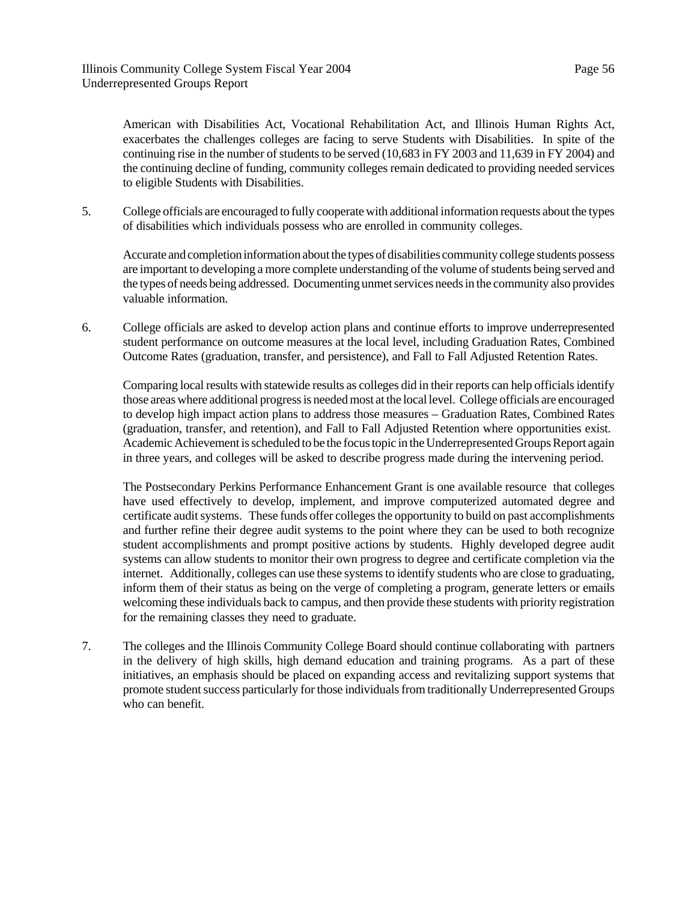American with Disabilities Act, Vocational Rehabilitation Act, and Illinois Human Rights Act, exacerbates the challenges colleges are facing to serve Students with Disabilities. In spite of the continuing rise in the number of students to be served (10,683 in FY 2003 and 11,639 in FY 2004) and the continuing decline of funding, community colleges remain dedicated to providing needed services to eligible Students with Disabilities.

5. College officials are encouraged to fully cooperate with additional information requests about the types of disabilities which individuals possess who are enrolled in community colleges.

   Accurate and completion information about the types of disabilities community college students possess are important to developing a more complete understanding of the volume of students being served and the types of needs being addressed. Documenting unmet services needs in the community also provides valuable information.

6. College officials are asked to develop action plans and continue efforts to improve underrepresented student performance on outcome measures at the local level, including Graduation Rates, Combined Outcome Rates (graduation, transfer, and persistence), and Fall to Fall Adjusted Retention Rates.

   Comparing local results with statewide results as colleges did in their reports can help officials identify those areas where additional progress is needed most at the local level. College officials are encouraged to develop high impact action plans to address those measures – Graduation Rates, Combined Rates (graduation, transfer, and retention), and Fall to Fall Adjusted Retention where opportunities exist. Academic Achievement is scheduled to be the focus topic in the Underrepresented Groups Report again in three years, and colleges will be asked to describe progress made during the intervening period.

   The Postsecondary Perkins Performance Enhancement Grant is one available resource that colleges have used effectively to develop, implement, and improve computerized automated degree and certificate audit systems. These funds offer colleges the opportunity to build on past accomplishments and further refine their degree audit systems to the point where they can be used to both recognize student accomplishments and prompt positive actions by students. Highly developed degree audit systems can allow students to monitor their own progress to degree and certificate completion via the internet. Additionally, colleges can use these systems to identify students who are close to graduating, inform them of their status as being on the verge of completing a program, generate letters or emails welcoming these individuals back to campus, and then provide these students with priority registration for the remaining classes they need to graduate.

7. The colleges and the Illinois Community College Board should continue collaborating with partners in the delivery of high skills, high demand education and training programs. As a part of these initiatives, an emphasis should be placed on expanding access and revitalizing support systems that promote student success particularly for those individuals from traditionally Underrepresented Groups who can benefit.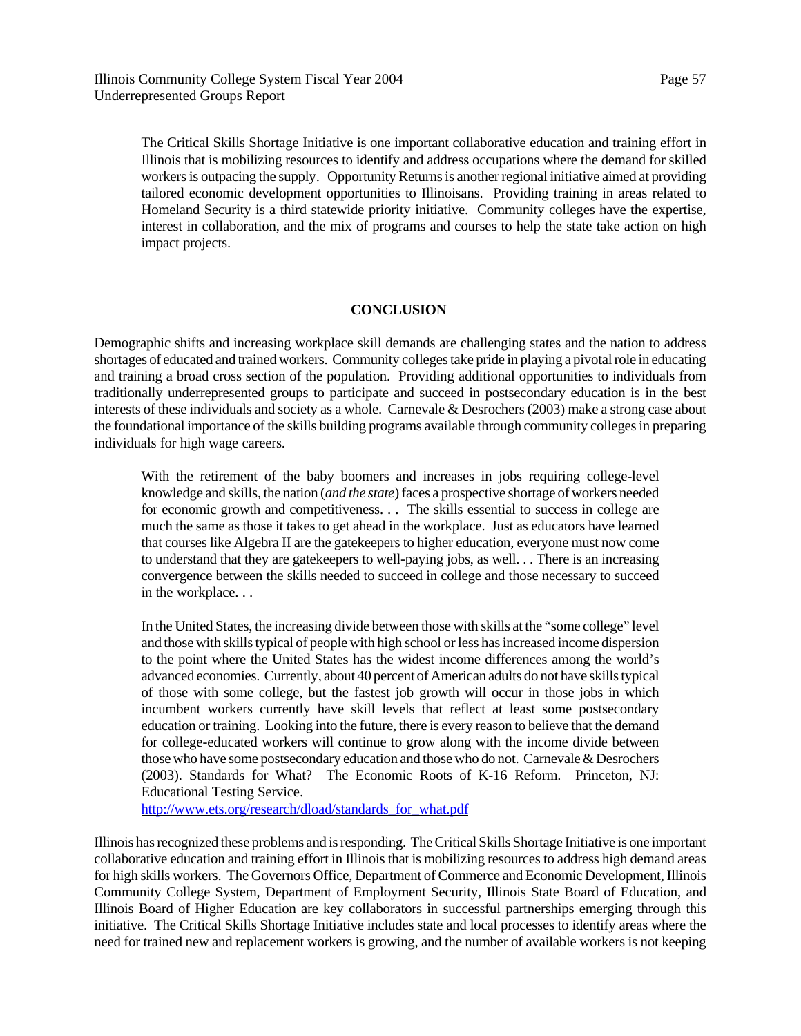The Critical Skills Shortage Initiative is one important collaborative education and training effort in Illinois that is mobilizing resources to identify and address occupations where the demand for skilled workers is outpacing the supply. Opportunity Returns is another regional initiative aimed at providing tailored economic development opportunities to Illinoisans. Providing training in areas related to Homeland Security is a third statewide priority initiative. Community colleges have the expertise, interest in collaboration, and the mix of programs and courses to help the state take action on high impact projects.

## CONCLUSION

Demographic shifts and increasing workplace skill demands are challenging states and the nation to address shortages of educated and trained workers. Community colleges take pride in playing a pivotal role in educating and training a broad cross section of the population. Providing additional opportunities to individuals from traditionally underrepresented groups to participate and succeed in postsecondary education is in the best interests of these individuals and society as a whole. Carnevale & Desrochers (2003) make a strong case about the foundational importance of the skills building programs available through community colleges in preparing individuals for high wage careers.

> With the retirement of the baby boomers and increases in jobs requiring college-level knowledge and skills, the nation (*and the state*) faces a prospective shortage of workers needed for economic growth and competitiveness. . . The skills essential to success in college are much the same as those it takes to get ahead in the workplace. Just as educators have learned that courses like Algebra II are the gatekeepers to higher education, everyone must now come to understand that they are gatekeepers to well-paying jobs, as well. . . There is an increasing convergence between the skills needed to succeed in college and those necessary to succeed in the workplace. . .
>
> In the United States, the increasing divide between those with skills at the "some college" level and those with skills typical of people with high school or less has increased income dispersion to the point where the United States has the widest income differences among the world's advanced economies. Currently, about 40 percent of American adults do not have skills typical of those with some college, but the fastest job growth will occur in those jobs in which incumbent workers currently have skill levels that reflect at least some postsecondary education or training. Looking into the future, there is every reason to believe that the demand for college-educated workers will continue to grow along with the income divide between those who have some postsecondary education and those who do not. Carnevale & Desrochers (2003). Standards for What? The Economic Roots of K-16 Reform. Princeton, NJ: Educational Testing Service.
> http://www.ets.org/research/dload/standards_for_what.pdf

Illinois has recognized these problems and is responding. The Critical Skills Shortage Initiative is one important collaborative education and training effort in Illinois that is mobilizing resources to address high demand areas for high skills workers. The Governors Office, Department of Commerce and Economic Development, Illinois Community College System, Department of Employment Security, Illinois State Board of Education, and Illinois Board of Higher Education are key collaborators in successful partnerships emerging through this initiative. The Critical Skills Shortage Initiative includes state and local processes to identify areas where the need for trained new and replacement workers is growing, and the number of available workers is not keeping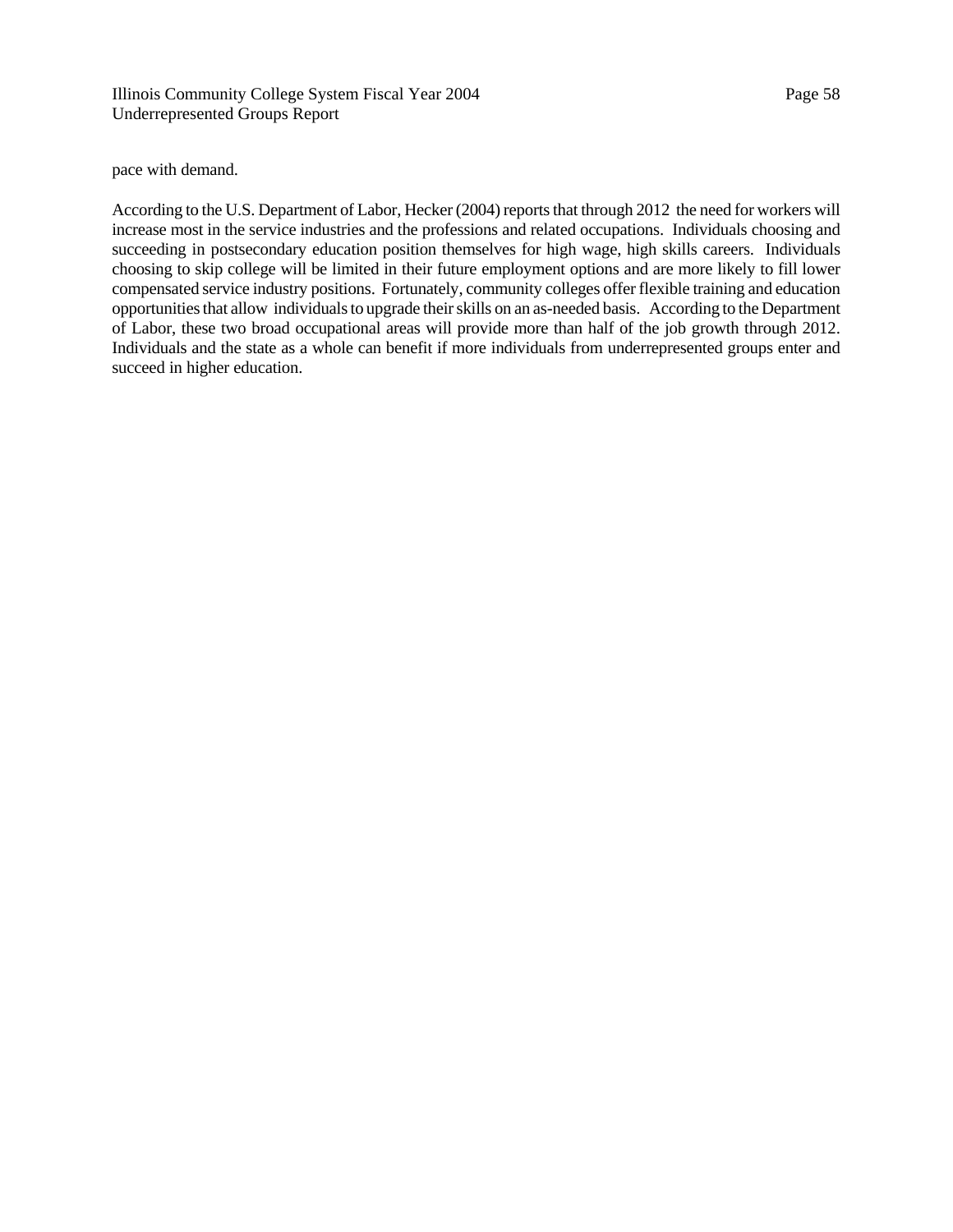pace with demand.

According to the U.S. Department of Labor, Hecker (2004) reports that through 2012 the need for workers will increase most in the service industries and the professions and related occupations. Individuals choosing and succeeding in postsecondary education position themselves for high wage, high skills careers. Individuals choosing to skip college will be limited in their future employment options and are more likely to fill lower compensated service industry positions. Fortunately, community colleges offer flexible training and education opportunities that allow individuals to upgrade their skills on an as-needed basis. According to the Department of Labor, these two broad occupational areas will provide more than half of the job growth through 2012. Individuals and the state as a whole can benefit if more individuals from underrepresented groups enter and succeed in higher education.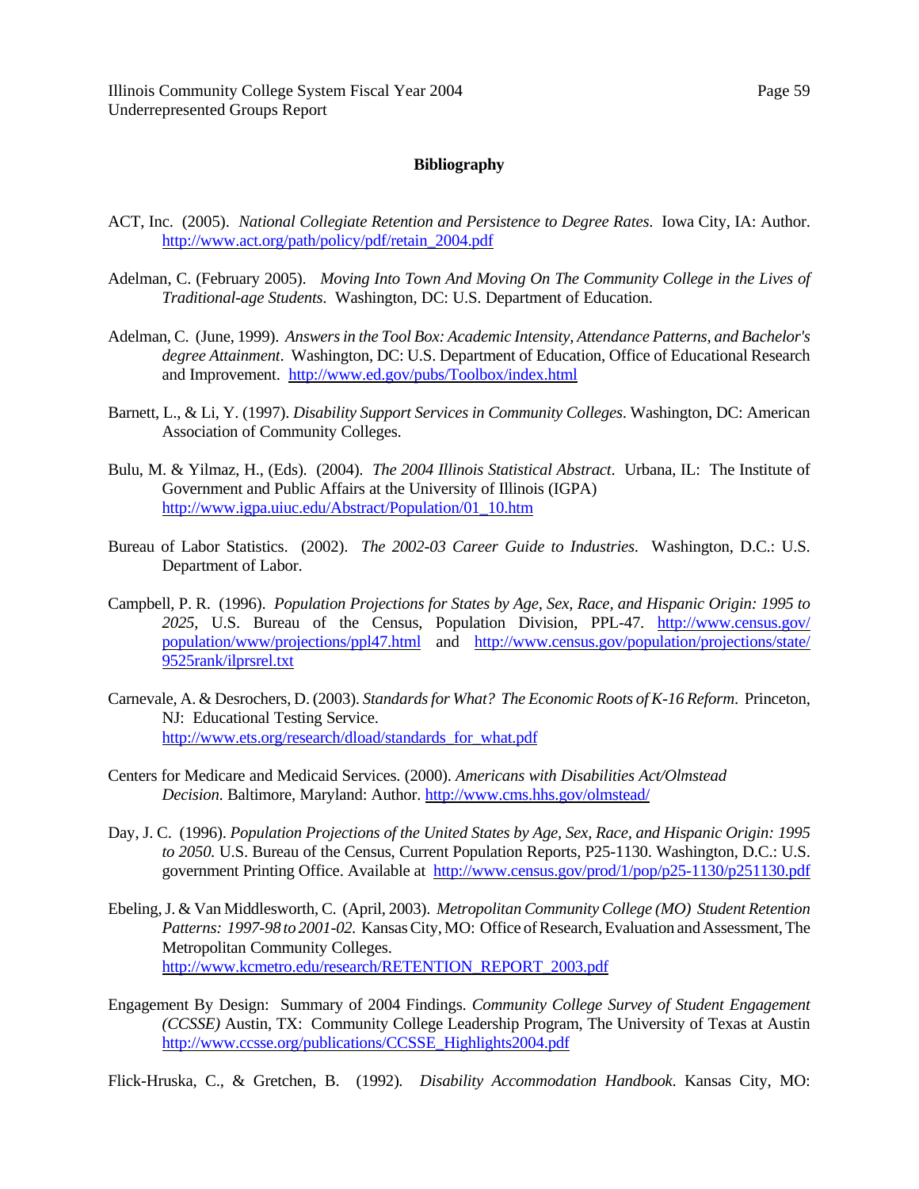## Bibliography

ACT, Inc. (2005). *National Collegiate Retention and Persistence to Degree Rates*. Iowa City, IA: Author. http://www.act.org/path/policy/pdf/retain_2004.pdf

Adelman, C. (February 2005). *Moving Into Town And Moving On The Community College in the Lives of Traditional-age Students*. Washington, DC: U.S. Department of Education.

Adelman, C. (June, 1999). *Answers in the Tool Box: Academic Intensity, Attendance Patterns, and Bachelor's degree Attainment*. Washington, DC: U.S. Department of Education, Office of Educational Research and Improvement. http://www.ed.gov/pubs/Toolbox/index.html

Barnett, L., & Li, Y. (1997). *Disability Support Services in Community Colleges*. Washington, DC: American Association of Community Colleges.

Bulu, M. & Yilmaz, H., (Eds). (2004). *The 2004 Illinois Statistical Abstract*. Urbana, IL: The Institute of Government and Public Affairs at the University of Illinois (IGPA) http://www.igpa.uiuc.edu/Abstract/Population/01_10.htm

Bureau of Labor Statistics. (2002). *The 2002-03 Career Guide to Industries.* Washington, D.C.: U.S. Department of Labor.

Campbell, P. R. (1996). *Population Projections for States by Age, Sex, Race, and Hispanic Origin: 1995 to 2025*, U.S. Bureau of the Census, Population Division, PPL-47. http://www.census.gov/population/www/projections/ppl47.html and http://www.census.gov/population/projections/state/9525rank/ilprsrel.txt

Carnevale, A. & Desrochers, D. (2003). *Standards for What? The Economic Roots of K-16 Reform*. Princeton, NJ: Educational Testing Service. http://www.ets.org/research/dload/standards_for_what.pdf

Centers for Medicare and Medicaid Services. (2000). *Americans with Disabilities Act/Olmstead Decision.* Baltimore, Maryland: Author. http://www.cms.hhs.gov/olmstead/

Day, J. C. (1996). *Population Projections of the United States by Age, Sex, Race, and Hispanic Origin: 1995 to 2050.* U.S. Bureau of the Census, Current Population Reports, P25-1130. Washington, D.C.: U.S. government Printing Office. Available at http://www.census.gov/prod/1/pop/p25-1130/p251130.pdf

Ebeling, J. & Van Middlesworth, C. (April, 2003). *Metropolitan Community College (MO) Student Retention Patterns: 1997-98 to 2001-02.* Kansas City, MO: Office of Research, Evaluation and Assessment, The Metropolitan Community Colleges. http://www.kcmetro.edu/research/RETENTION_REPORT_2003.pdf

Engagement By Design: Summary of 2004 Findings. *Community College Survey of Student Engagement (CCSSE)* Austin, TX: Community College Leadership Program, The University of Texas at Austin http://www.ccsse.org/publications/CCSSE_Highlights2004.pdf

Flick-Hruska, C., & Gretchen, B. (1992). *Disability Accommodation Handbook*. Kansas City, MO: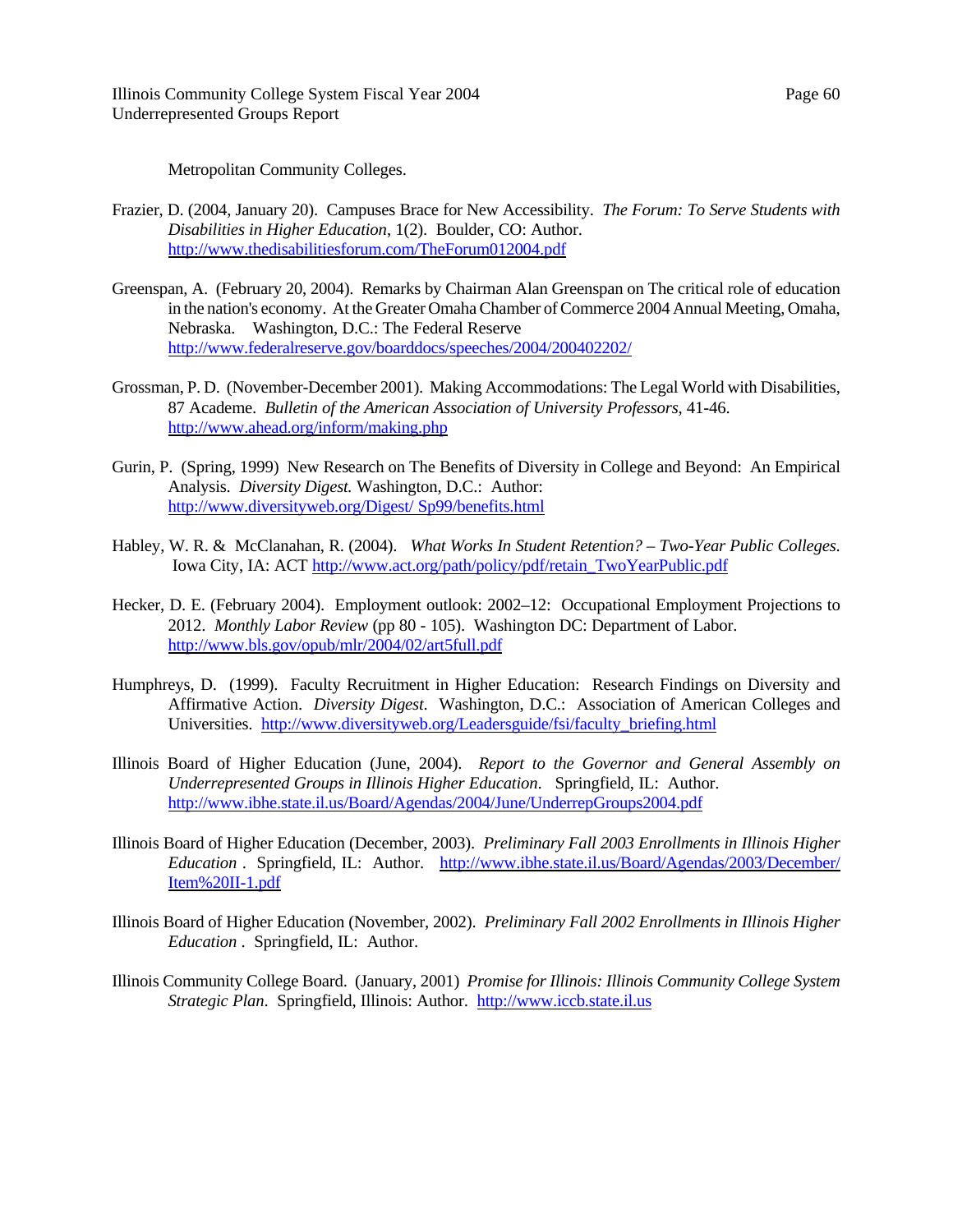Metropolitan Community Colleges.

Frazier, D. (2004, January 20). Campuses Brace for New Accessibility. *The Forum: To Serve Students with Disabilities in Higher Education*, 1(2). Boulder, CO: Author. http://www.thedisabilitiesforum.com/TheForum012004.pdf

Greenspan, A. (February 20, 2004). Remarks by Chairman Alan Greenspan on The critical role of education in the nation's economy. At the Greater Omaha Chamber of Commerce 2004 Annual Meeting, Omaha, Nebraska. Washington, D.C.: The Federal Reserve http://www.federalreserve.gov/boarddocs/speeches/2004/200402202/

Grossman, P. D. (November-December 2001). Making Accommodations: The Legal World with Disabilities, 87 Academe. *Bulletin of the American Association of University Professors*, 41-46. http://www.ahead.org/inform/making.php

Gurin, P. (Spring, 1999) New Research on The Benefits of Diversity in College and Beyond: An Empirical Analysis. *Diversity Digest.* Washington, D.C.: Author: http://www.diversityweb.org/Digest/ Sp99/benefits.html

Habley, W. R. & McClanahan, R. (2004). *What Works In Student Retention? – Two-Year Public Colleges.* Iowa City, IA: ACT http://www.act.org/path/policy/pdf/retain_TwoYearPublic.pdf

Hecker, D. E. (February 2004). Employment outlook: 2002–12: Occupational Employment Projections to 2012. *Monthly Labor Review* (pp 80 - 105). Washington DC: Department of Labor. http://www.bls.gov/opub/mlr/2004/02/art5full.pdf

Humphreys, D. (1999). Faculty Recruitment in Higher Education: Research Findings on Diversity and Affirmative Action. *Diversity Digest*. Washington, D.C.: Association of American Colleges and Universities. http://www.diversityweb.org/Leadersguide/fsi/faculty_briefing.html

Illinois Board of Higher Education (June, 2004). *Report to the Governor and General Assembly on Underrepresented Groups in Illinois Higher Education*. Springfield, IL: Author. http://www.ibhe.state.il.us/Board/Agendas/2004/June/UnderrepGroups2004.pdf

Illinois Board of Higher Education (December, 2003). *Preliminary Fall 2003 Enrollments in Illinois Higher Education* . Springfield, IL: Author. http://www.ibhe.state.il.us/Board/Agendas/2003/December/Item%20II-1.pdf

Illinois Board of Higher Education (November, 2002). *Preliminary Fall 2002 Enrollments in Illinois Higher Education* . Springfield, IL: Author.

Illinois Community College Board. (January, 2001) *Promise for Illinois: Illinois Community College System Strategic Plan*. Springfield, Illinois: Author. http://www.iccb.state.il.us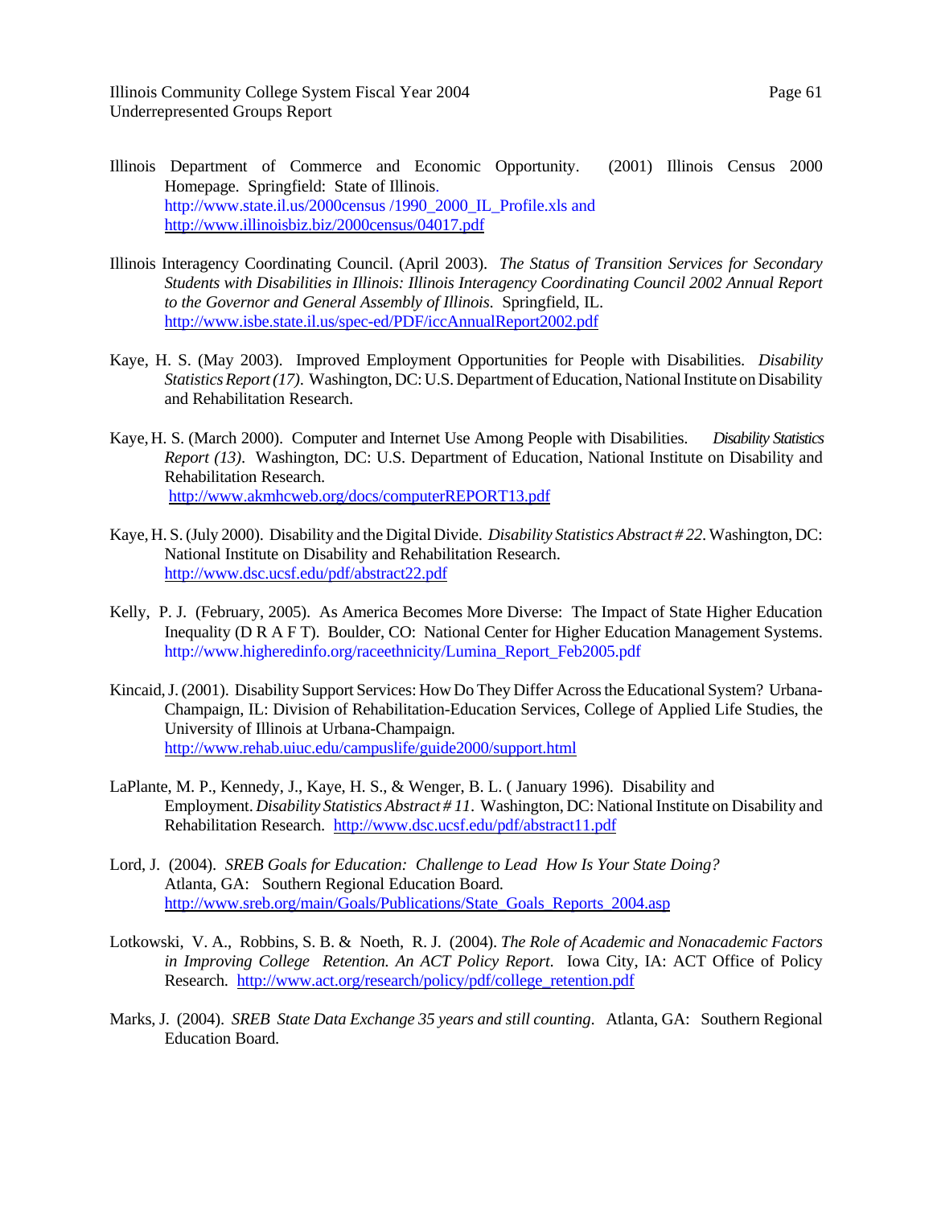Illinois Department of Commerce and Economic Opportunity. (2001) Illinois Census 2000 Homepage. Springfield: State of Illinois. http://www.state.il.us/2000census /1990_2000_IL_Profile.xls and http://www.illinoisbiz.biz/2000census/04017.pdf

Illinois Interagency Coordinating Council. (April 2003). *The Status of Transition Services for Secondary Students with Disabilities in Illinois: Illinois Interagency Coordinating Council 2002 Annual Report to the Governor and General Assembly of Illinois*. Springfield, IL. http://www.isbe.state.il.us/spec-ed/PDF/iccAnnualReport2002.pdf

Kaye, H. S. (May 2003). Improved Employment Opportunities for People with Disabilities. *Disability Statistics Report (17)*. Washington, DC: U.S. Department of Education, National Institute on Disability and Rehabilitation Research.

Kaye, H. S. (March 2000). Computer and Internet Use Among People with Disabilities. *Disability Statistics Report (13)*. Washington, DC: U.S. Department of Education, National Institute on Disability and Rehabilitation Research. http://www.akmhcweb.org/docs/computerREPORT13.pdf

Kaye, H. S. (July 2000). Disability and the Digital Divide. *Disability Statistics Abstract # 22*. Washington, DC: National Institute on Disability and Rehabilitation Research. http://www.dsc.ucsf.edu/pdf/abstract22.pdf

Kelly, P. J. (February, 2005). As America Becomes More Diverse: The Impact of State Higher Education Inequality (D R A F T). Boulder, CO: National Center for Higher Education Management Systems. http://www.higheredinfo.org/raceethnicity/Lumina_Report_Feb2005.pdf

Kincaid, J. (2001). Disability Support Services: How Do They Differ Across the Educational System? Urbana-Champaign, IL: Division of Rehabilitation-Education Services, College of Applied Life Studies, the University of Illinois at Urbana-Champaign. http://www.rehab.uiuc.edu/campuslife/guide2000/support.html

LaPlante, M. P., Kennedy, J., Kaye, H. S., & Wenger, B. L. ( January 1996). Disability and Employment. *Disability Statistics Abstract # 11*. Washington, DC: National Institute on Disability and Rehabilitation Research. http://www.dsc.ucsf.edu/pdf/abstract11.pdf

Lord, J. (2004). *SREB Goals for Education: Challenge to Lead How Is Your State Doing?* Atlanta, GA: Southern Regional Education Board. http://www.sreb.org/main/Goals/Publications/State_Goals_Reports_2004.asp

Lotkowski, V. A., Robbins, S. B. & Noeth, R. J. (2004). *The Role of Academic and Nonacademic Factors in Improving College Retention. An ACT Policy Report*. Iowa City, IA: ACT Office of Policy Research. http://www.act.org/research/policy/pdf/college_retention.pdf

Marks, J. (2004). *SREB State Data Exchange 35 years and still counting*. Atlanta, GA: Southern Regional Education Board.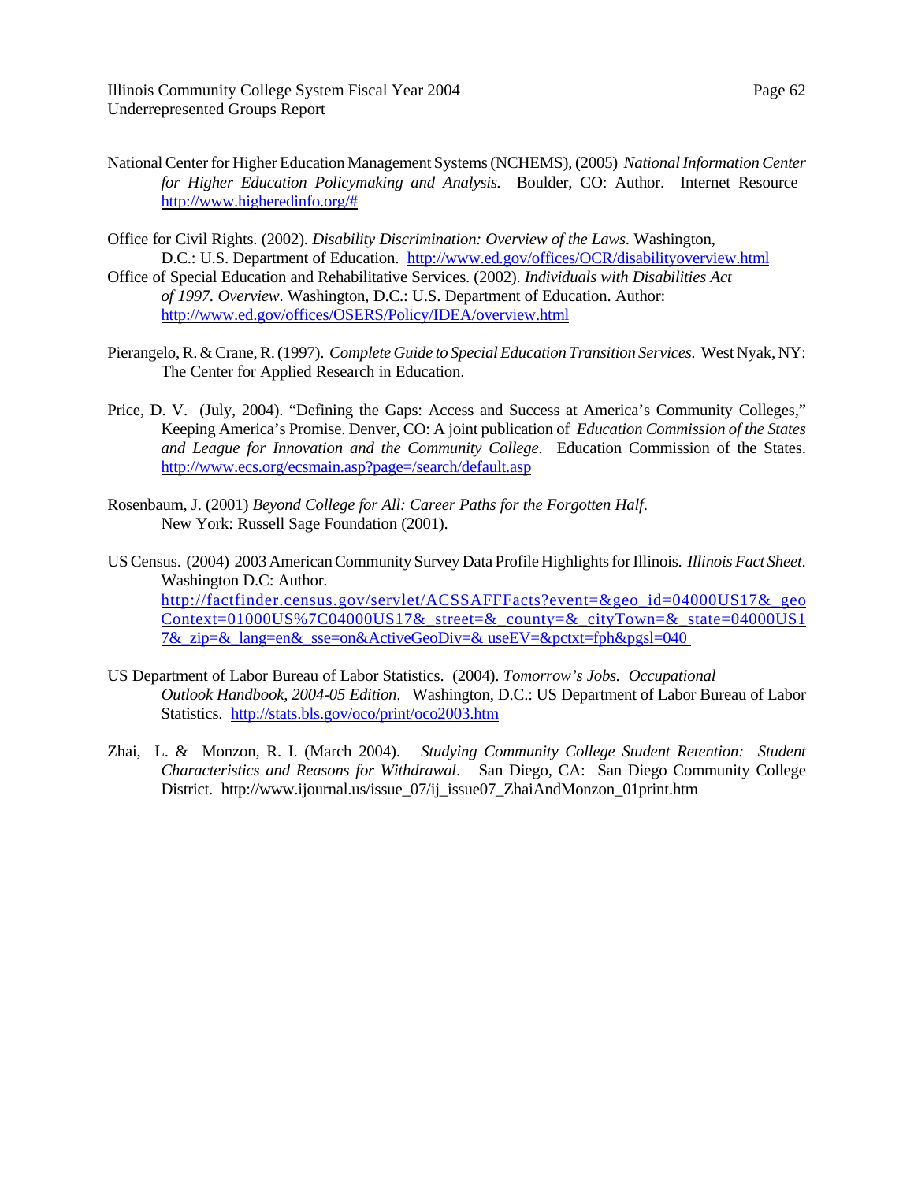National Center for Higher Education Management Systems (NCHEMS), (2005) *National Information Center for Higher Education Policymaking and Analysis.* Boulder, CO: Author. Internet Resource http://www.higheredinfo.org/#

Office for Civil Rights. (2002). *Disability Discrimination: Overview of the Laws.* Washington, D.C.: U.S. Department of Education. http://www.ed.gov/offices/OCR/disabilityoverview.html

Office of Special Education and Rehabilitative Services. (2002). *Individuals with Disabilities Act of 1997. Overview*. Washington, D.C.: U.S. Department of Education. Author: http://www.ed.gov/offices/OSERS/Policy/IDEA/overview.html

Pierangelo, R. & Crane, R. (1997). *Complete Guide to Special Education Transition Services.* West Nyak, NY: The Center for Applied Research in Education.

Price, D. V. (July, 2004). "Defining the Gaps: Access and Success at America's Community Colleges," Keeping America's Promise. Denver, CO: A joint publication of *Education Commission of the States and League for Innovation and the Community College*. Education Commission of the States. http://www.ecs.org/ecsmain.asp?page=/search/default.asp

Rosenbaum, J. (2001) *Beyond College for All: Career Paths for the Forgotten Half*. New York: Russell Sage Foundation (2001).

US Census. (2004) 2003 American Community Survey Data Profile Highlights for Illinois. *Illinois Fact Sheet*. Washington D.C: Author. http://factfinder.census.gov/servlet/ACSSAFFFacts?event=&geo_id=04000US17&_geoContext=01000US%7C04000US17&_street=&_county=&_cityTown=&_state=04000US17&_zip=&_lang=en&_sse=on&ActiveGeoDiv=&_useEV=&pctxt=fph&pgsl=040

US Department of Labor Bureau of Labor Statistics. (2004). *Tomorrow's Jobs. Occupational Outlook Handbook, 2004-05 Edition*. Washington, D.C.: US Department of Labor Bureau of Labor Statistics. http://stats.bls.gov/oco/print/oco2003.htm

Zhai, L. & Monzon, R. I. (March 2004). *Studying Community College Student Retention: Student Characteristics and Reasons for Withdrawal*. San Diego, CA: San Diego Community College District. http://www.ijournal.us/issue_07/ij_issue07_ZhaiAndMonzon_01print.htm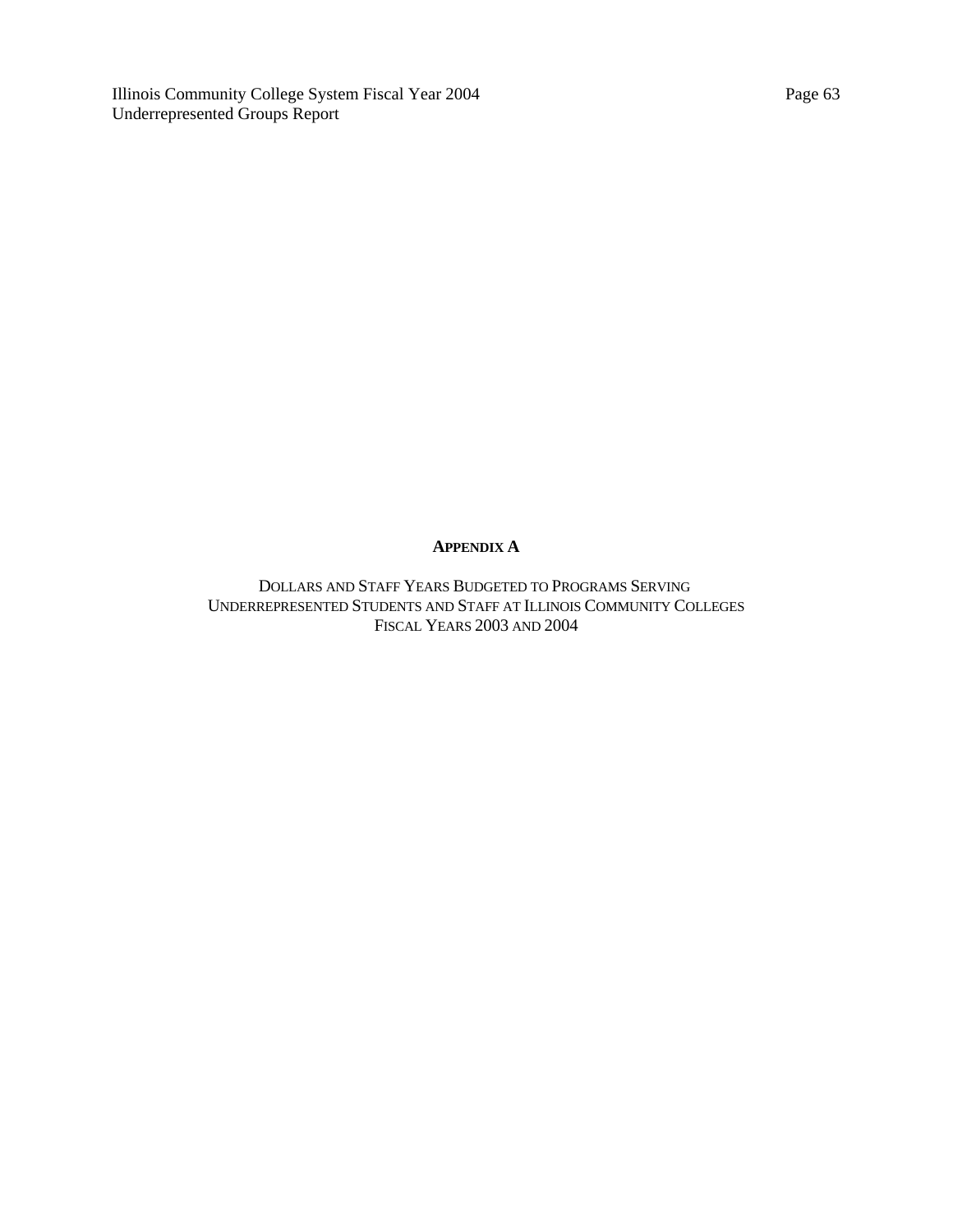## APPENDIX A

DOLLARS AND STAFF YEARS BUDGETED TO PROGRAMS SERVING UNDERREPRESENTED STUDENTS AND STAFF AT ILLINOIS COMMUNITY COLLEGES FISCAL YEARS 2003 AND 2004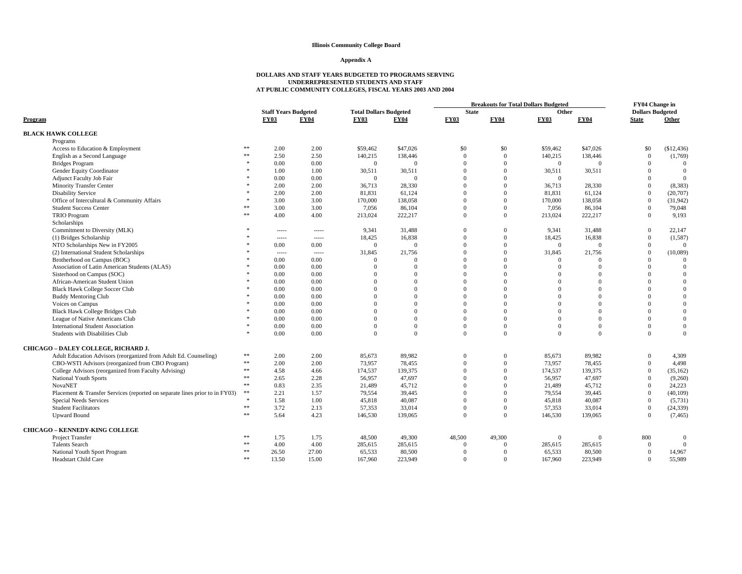**Illinois Community College Board**

**Appendix A**

**DOLLARS AND STAFF YEARS BUDGETED TO PROGRAMS SERVING UNDERREPRESENTED STUDENTS AND STAFF AT PUBLIC COMMUNITY COLLEGES, FISCAL YEARS 2003 AND 2004**

| Program | | Staff Years Budgeted | | Total Dollars Budgeted | | Breakouts for Total Dollars Budgeted: State | | Breakouts for Total Dollars Budgeted: Other | | FY04 Change in Dollars Budgeted | |
|---|---|---|---|---|---|---|---|---|---|---|---|
| | | FY03 | FY04 | FY03 | FY04 | FY03 | FY04 | FY03 | FY04 | State | Other |
| **BLACK HAWK COLLEGE** | | | | | | | | | | | |
| Programs | | | | | | | | | | | |
| Access to Education & Employment | ** | 2.00 | 2.00 | $59,462 | $47,026 | $0 | $0 | $59,462 | $47,026 | $0 | ($12,436) |
| English as a Second Language | ** | 2.50 | 2.50 | 140,215 | 138,446 | 0 | 0 | 140,215 | 138,446 | 0 | (1,769) |
| Bridges Program | * | 0.00 | 0.00 | 0 | 0 | 0 | 0 | 0 | 0 | 0 | 0 |
| Gender Equity Coordinator | * | 1.00 | 1.00 | 30,511 | 30,511 | 0 | 0 | 30,511 | 30,511 | 0 | 0 |
| Adjunct Faculty Job Fair | * | 0.00 | 0.00 | 0 | 0 | 0 | 0 | 0 | | 0 | 0 |
| Minority Transfer Center | * | 2.00 | 2.00 | 36,713 | 28,330 | 0 | 0 | 36,713 | 28,330 | 0 | (8,383) |
| Disability Service | * | 2.00 | 2.00 | 81,831 | 61,124 | 0 | 0 | 81,831 | 61,124 | 0 | (20,707) |
| Office of Intercultural & Community Affairs | * | 3.00 | 3.00 | 170,000 | 138,058 | 0 | 0 | 170,000 | 138,058 | 0 | (31,942) |
| Student Success Center | ** | 3.00 | 3.00 | 7,056 | 86,104 | 0 | 0 | 7,056 | 86,104 | 0 | 79,048 |
| TRIO Program | ** | 4.00 | 4.00 | 213,024 | 222,217 | 0 | 0 | 213,024 | 222,217 | 0 | 9,193 |
| Scholarships | | | | | | | | | | | |
| Commitment to Diversity (MLK) | * | ----- | ----- | 9,341 | 31,488 | 0 | 0 | 9,341 | 31,488 | 0 | 22,147 |
| (1) Bridges Scholarship | * | ----- | ----- | 18,425 | 16,838 | 0 | 0 | 18,425 | 16,838 | 0 | (1,587) |
| NTO Scholarships New in FY2005 | * | 0.00 | 0.00 | 0 | 0 | 0 | 0 | 0 | 0 | 0 | 0 |
| (2) International Student Scholarships | * | ----- | ----- | 31,845 | 21,756 | 0 | 0 | 31,845 | 21,756 | 0 | (10,089) |
| Brotherhood on Campus (BOC) | * | 0.00 | 0.00 | 0 | 0 | 0 | 0 | 0 | 0 | 0 | 0 |
| Association of Latin American Students (ALAS) | * | 0.00 | 0.00 | 0 | 0 | 0 | 0 | 0 | 0 | 0 | 0 |
| Sisterhood on Campus (SOC) | * | 0.00 | 0.00 | 0 | 0 | 0 | 0 | 0 | 0 | 0 | 0 |
| African-American Student Union | * | 0.00 | 0.00 | 0 | 0 | 0 | 0 | 0 | 0 | 0 | 0 |
| Black Hawk College Soccer Club | * | 0.00 | 0.00 | 0 | 0 | 0 | 0 | 0 | 0 | 0 | 0 |
| Buddy Mentoring Club | * | 0.00 | 0.00 | 0 | 0 | 0 | 0 | 0 | 0 | 0 | 0 |
| Voices on Campus | * | 0.00 | 0.00 | 0 | 0 | 0 | 0 | 0 | 0 | 0 | 0 |
| Black Hawk College Bridges Club | * | 0.00 | 0.00 | 0 | 0 | 0 | 0 | 0 | 0 | 0 | 0 |
| League of Native Americans Club | * | 0.00 | 0.00 | 0 | 0 | 0 | 0 | 0 | 0 | 0 | 0 |
| International Student Association | * | 0.00 | 0.00 | 0 | 0 | 0 | 0 | 0 | 0 | 0 | 0 |
| Students with Disabilities Club | * | 0.00 | 0.00 | 0 | 0 | 0 | 0 | 0 | 0 | 0 | 0 |
| **CHICAGO – DALEY COLLEGE, RICHARD J.** | | | | | | | | | | | |
| Adult Education Advisors (reorganized from Adult Ed. Counseling) | ** | 2.00 | 2.00 | 85,673 | 89,982 | 0 | 0 | 85,673 | 89,982 | 0 | 4,309 |
| CBO-WSTI Advisors (reorganized from CBO Program) | ** | 2.00 | 2.00 | 73,957 | 78,455 | 0 | 0 | 73,957 | 78,455 | 0 | 4,498 |
| College Advisors (reorganized from Faculty Advising) | ** | 4.58 | 4.66 | 174,537 | 139,375 | 0 | 0 | 174,537 | 139,375 | 0 | (35,162) |
| National Youth Sports | ** | 2.65 | 2.28 | 56,957 | 47,697 | 0 | 0 | 56,957 | 47,697 | 0 | (9,260) |
| NovaNET | ** | 0.83 | 2.35 | 21,489 | 45,712 | 0 | 0 | 21,489 | 45,712 | 0 | 24,223 |
| Placement & Transfer Services (reported on separate lines prior to in FY03) | ** | 2.21 | 1.57 | 79,554 | 39,445 | 0 | 0 | 79,554 | 39,445 | 0 | (40,109) |
| Special Needs Services | * | 1.58 | 1.00 | 45,818 | 40,087 | 0 | 0 | 45,818 | 40,087 | 0 | (5,731) |
| Student Facilitators | ** | 3.72 | 2.13 | 57,353 | 33,014 | 0 | 0 | 57,353 | 33,014 | 0 | (24,339) |
| Upward Bound | ** | 5.64 | 4.23 | 146,530 | 139,065 | 0 | 0 | 146,530 | 139,065 | 0 | (7,465) |
| **CHICAGO – KENNEDY-KING COLLEGE** | | | | | | | | | | | |
| Project Transfer | ** | 1.75 | 1.75 | 48,500 | 49,300 | 48,500 | 49,300 | 0 | 0 | 800 | 0 |
| Talents Search | ** | 4.00 | 4.00 | 285,615 | 285,615 | 0 | 0 | 285,615 | 285,615 | 0 | 0 |
| National Youth Sport Program | ** | 26.50 | 27.00 | 65,533 | 80,500 | 0 | 0 | 65,533 | 80,500 | 0 | 14,967 |
| Headstart Child Care | ** | 13.50 | 15.00 | 167,960 | 223,949 | 0 | 0 | 167,960 | 223,949 | 0 | 55,989 |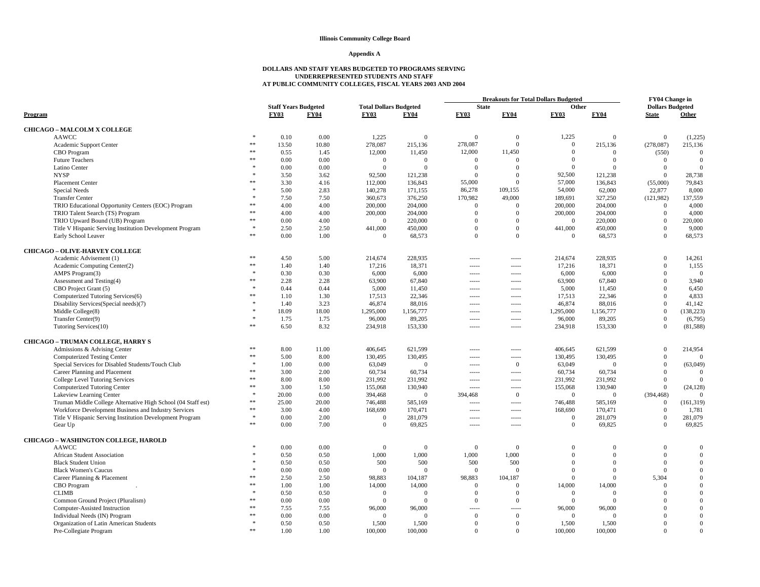**Illinois Community College Board**

**Appendix A**

**DOLLARS AND STAFF YEARS BUDGETED TO PROGRAMS SERVING UNDERREPRESENTED STUDENTS AND STAFF AT PUBLIC COMMUNITY COLLEGES, FISCAL YEARS 2003 AND 2004**

| Program | | Staff Years Budgeted | | Total Dollars Budgeted | | Breakouts for Total Dollars Budgeted | | | | FY04 Change in Dollars Budgeted | |
|---|---|---|---|---|---|---|---|---|---|---|---|
| | | | | | | State | | Other | | | |
| | | FY03 | FY04 | FY03 | FY04 | FY03 | FY04 | FY03 | FY04 | State | Other |
| **CHICAGO – MALCOLM X COLLEGE** | | | | | | | | | | | |
| AAWCC | * | 0.10 | 0.00 | 1,225 | 0 | 0 | 0 | 1,225 | 0 | 0 | (1,225) |
| Academic Support Center | ** | 13.50 | 10.80 | 278,087 | 215,136 | 278,087 | 0 | 0 | 215,136 | (278,087) | 215,136 |
| CBO Program | ** | 0.55 | 1.45 | 12,000 | 11,450 | 12,000 | 11,450 | 0 | 0 | (550) | 0 |
| Future Teachers | ** | 0.00 | 0.00 | 0 | 0 | 0 | 0 | 0 | 0 | 0 | 0 |
| Latino Center | * | 0.00 | 0.00 | 0 | 0 | 0 | 0 | 0 | 0 | 0 | 0 |
| NYSP | * | 3.50 | 3.62 | 92,500 | 121,238 | 0 | 0 | 92,500 | 121,238 | 0 | 28,738 |
| Placement Center | ** | 3.30 | 4.16 | 112,000 | 136,843 | 55,000 | 0 | 57,000 | 136,843 | (55,000) | 79,843 |
| Special Needs | * | 5.00 | 2.83 | 140,278 | 171,155 | 86,278 | 109,155 | 54,000 | 62,000 | 22,877 | 8,000 |
| Transfer Center | * | 7.50 | 7.50 | 360,673 | 376,250 | 170,982 | 49,000 | 189,691 | 327,250 | (121,982) | 137,559 |
| TRIO Educational Opportunity Centers (EOC) Program | ** | 4.00 | 4.00 | 200,000 | 204,000 | 0 | 0 | 200,000 | 204,000 | 0 | 4,000 |
| TRIO Talent Search (TS) Program | ** | 4.00 | 4.00 | 200,000 | 204,000 | 0 | 0 | 200,000 | 204,000 | 0 | 4,000 |
| TRIO Upward Bound (UB) Program | ** | 0.00 | 4.00 | 0 | 220,000 | 0 | 0 | 0 | 220,000 | 0 | 220,000 |
| Title V Hispanic Serving Institution Development Program | * | 2.50 | 2.50 | 441,000 | 450,000 | 0 | 0 | 441,000 | 450,000 | 0 | 9,000 |
| Early School Leaver | ** | 0.00 | 1.00 | 0 | 68,573 | 0 | 0 | 0 | 68,573 | 0 | 68,573 |
| **CHICAGO – OLIVE-HARVEY COLLEGE** | | | | | | | | | | | |
| Academic Advisement (1) | ** | 4.50 | 5.00 | 214,674 | 228,935 | ----- | ----- | 214,674 | 228,935 | 0 | 14,261 |
| Academic Computing Center(2) | ** | 1.40 | 1.40 | 17,216 | 18,371 | ----- | ----- | 17,216 | 18,371 | 0 | 1,155 |
| AMPS Program(3) | * | 0.30 | 0.30 | 6,000 | 6,000 | ----- | ----- | 6,000 | 6,000 | 0 | 0 |
| Assessment and Testing(4) | ** | 2.28 | 2.28 | 63,900 | 67,840 | ----- | ----- | 63,900 | 67,840 | 0 | 3,940 |
| CBO Project Grant (5) | * | 0.44 | 0.44 | 5,000 | 11,450 | ----- | ----- | 5,000 | 11,450 | 0 | 6,450 |
| Computerized Tutoring Services(6) | ** | 1.10 | 1.30 | 17,513 | 22,346 | ----- | ----- | 17,513 | 22,346 | 0 | 4,833 |
| Disability Services(Special needs)(7) | * | 1.40 | 3.23 | 46,874 | 88,016 | ----- | ----- | 46,874 | 88,016 | 0 | 41,142 |
| Middle College(8) | * | 18.09 | 18.00 | 1,295,000 | 1,156,777 | ----- | ----- | 1,295,000 | 1,156,777 | 0 | (138,223) |
| Transfer Center(9) | * | 1.75 | 1.75 | 96,000 | 89,205 | ----- | ----- | 96,000 | 89,205 | 0 | (6,795) |
| Tutoring Services(10) | ** | 6.50 | 8.32 | 234,918 | 153,330 | ----- | ----- | 234,918 | 153,330 | 0 | (81,588) |
| **CHICAGO – TRUMAN COLLEGE, HARRY S** | | | | | | | | | | | |
| Admissions & Advising Center | ** | 8.00 | 11.00 | 406,645 | 621,599 | ----- | ----- | 406,645 | 621,599 | 0 | 214,954 |
| Computerized Testing Center | ** | 5.00 | 8.00 | 130,495 | 130,495 | ----- | ----- | 130,495 | 130,495 | 0 | 0 |
| Special Services for Disabled Students/Touch Club | * | 1.00 | 0.00 | 63,049 | 0 | ----- | 0 | 63,049 | 0 | 0 | (63,049) |
| Career Planning and Placement | ** | 3.00 | 2.00 | 60,734 | 60,734 | ----- | ----- | 60,734 | 60,734 | 0 | 0 |
| College Level Tutoring Services | ** | 8.00 | 8.00 | 231,992 | 231,992 | ----- | ----- | 231,992 | 231,992 | 0 | 0 |
| Computerized Tutoring Center | ** | 3.00 | 1.50 | 155,068 | 130,940 | ----- | ----- | 155,068 | 130,940 | 0 | (24,128) |
| Lakeview Learning Center | * | 20.00 | 0.00 | 394,468 | 0 | 394,468 | 0 | 0 | 0 | (394,468) | 0 |
| Truman Middle College Alternative High School (04 Staff est) | ** | 25.00 | 20.00 | 746,488 | 585,169 | ----- | ----- | 746,488 | 585,169 | 0 | (161,319) |
| Workforce Development Business and Industry Services | ** | 3.00 | 4.00 | 168,690 | 170,471 | ----- | ----- | 168,690 | 170,471 | 0 | 1,781 |
| Title V Hispanic Serving Institution Development Program | * | 0.00 | 2.00 | 0 | 281,079 | ----- | ----- | 0 | 281,079 | 0 | 281,079 |
| Gear Up | ** | 0.00 | 7.00 | 0 | 69,825 | ----- | ----- | 0 | 69,825 | 0 | 69,825 |
| **CHICAGO – WASHINGTON COLLEGE, HAROLD** | | | | | | | | | | | |
| AAWCC | * | 0.00 | 0.00 | 0 | 0 | 0 | 0 | 0 | 0 | 0 | 0 |
| African Student Association | * | 0.50 | 0.50 | 1,000 | 1,000 | 1,000 | 1,000 | 0 | 0 | 0 | 0 |
| Black Student Union | * | 0.50 | 0.50 | 500 | 500 | 500 | 500 | 0 | 0 | 0 | 0 |
| Black Women's Caucus | * | 0.00 | 0.00 | 0 | 0 | 0 | 0 | 0 | 0 | 0 | 0 |
| Career Planning & Placement | ** | 2.50 | 2.50 | 98,883 | 104,187 | 98,883 | 104,187 | 0 | 0 | 5,304 | 0 |
| CBO Program | ** | 1.00 | 1.00 | 14,000 | 14,000 | 0 | 0 | 14,000 | 14,000 | 0 | 0 |
| CLIMB | * | 0.50 | 0.50 | 0 | 0 | 0 | 0 | 0 | 0 | 0 | 0 |
| Common Ground Project (Pluralism) | ** | 0.00 | 0.00 | 0 | 0 | 0 | 0 | 0 | 0 | 0 | 0 |
| Computer-Assisted Instruction | ** | 7.55 | 7.55 | 96,000 | 96,000 | ----- | ----- | 96,000 | 96,000 | 0 | 0 |
| Individual Needs (IN) Program | ** | 0.00 | 0.00 | 0 | 0 | 0 | 0 | 0 | 0 | 0 | 0 |
| Organization of Latin American Students | * | 0.50 | 0.50 | 1,500 | 1,500 | 0 | 0 | 1,500 | 1,500 | 0 | 0 |
| Pre-Collegiate Program | ** | 1.00 | 1.00 | 100,000 | 100,000 | 0 | 0 | 100,000 | 100,000 | 0 | 0 |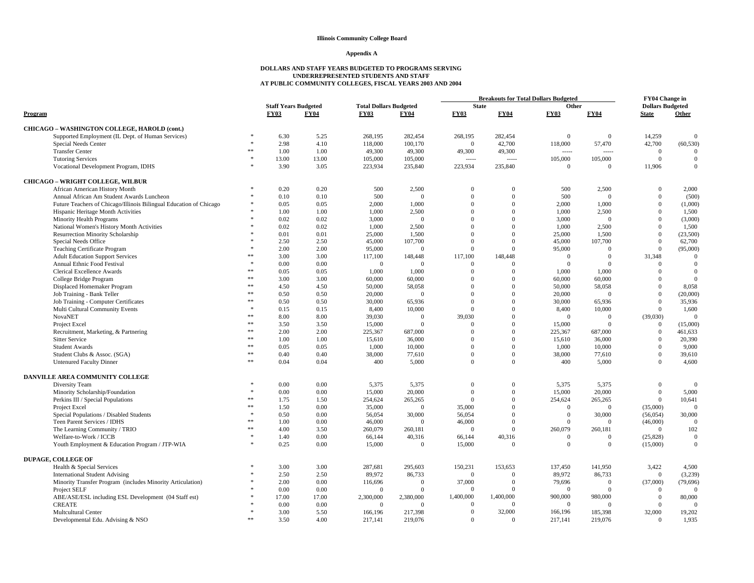**Illinois Community College Board**

**Appendix A**

**DOLLARS AND STAFF YEARS BUDGETED TO PROGRAMS SERVING UNDERREPRESENTED STUDENTS AND STAFF AT PUBLIC COMMUNITY COLLEGES, FISCAL YEARS 2003 AND 2004**

| Program | | Staff Years Budgeted | | Total Dollars Budgeted | | Breakouts for Total Dollars Budgeted | | | | FY04 Change in Dollars Budgeted | |
|---|---|---|---|---|---|---|---|---|---|---|---|
| | | | | | | State | | Other | | | |
| | | FY03 | FY04 | FY03 | FY04 | FY03 | FY04 | FY03 | FY04 | State | Other |
| **CHICAGO – WASHINGTON COLLEGE, HAROLD (cont.)** | | | | | | | | | | | |
| Supported Employment (IL Dept. of Human Services) | * | 6.30 | 5.25 | 268,195 | 282,454 | 268,195 | 282,454 | 0 | 0 | 14,259 | 0 |
| Special Needs Center | * | 2.98 | 4.10 | 118,000 | 100,170 | 0 | 42,700 | 118,000 | 57,470 | 42,700 | (60,530) |
| Transfer Center | ** | 1.00 | 1.00 | 49,300 | 49,300 | 49,300 | 49,300 | ----- | ----- | 0 | 0 |
| Tutoring Services | * | 13.00 | 13.00 | 105,000 | 105,000 | ----- | ----- | 105,000 | 105,000 | 0 | 0 |
| Vocational Development Program, IDHS | * | 3.90 | 3.05 | 223,934 | 235,840 | 223,934 | 235,840 | 0 | 0 | 11,906 | 0 |
| **CHICAGO – WRIGHT COLLEGE, WILBUR** | | | | | | | | | | | |
| African American History Month | * | 0.20 | 0.20 | 500 | 2,500 | 0 | 0 | 500 | 2,500 | 0 | 2,000 |
| Annual African Am Student Awards Luncheon | * | 0.10 | 0.10 | 500 | 0 | 0 | 0 | 500 | 0 | 0 | (500) |
| Future Teachers of Chicago/Illinois Bilingual Education of Chicago | * | 0.05 | 0.05 | 2,000 | 1,000 | 0 | 0 | 2,000 | 1,000 | 0 | (1,000) |
| Hispanic Heritage Month Activities | * | 1.00 | 1.00 | 1,000 | 2,500 | 0 | 0 | 1,000 | 2,500 | 0 | 1,500 |
| Minority Health Programs | * | 0.02 | 0.02 | 3,000 | 0 | 0 | 0 | 3,000 | 0 | 0 | (3,000) |
| National Women's History Month Activities | * | 0.02 | 0.02 | 1,000 | 2,500 | 0 | 0 | 1,000 | 2,500 | 0 | 1,500 |
| Resurrection Minority Scholarship | * | 0.01 | 0.01 | 25,000 | 1,500 | 0 | 0 | 25,000 | 1,500 | 0 | (23,500) |
| Special Needs Office | * | 2.50 | 2.50 | 45,000 | 107,700 | 0 | 0 | 45,000 | 107,700 | 0 | 62,700 |
| Teaching Certificate Program | * | 2.00 | 2.00 | 95,000 | 0 | 0 | 0 | 95,000 | 0 | 0 | (95,000) |
| Adult Education Support Services | ** | 3.00 | 3.00 | 117,100 | 148,448 | 117,100 | 148,448 | 0 | 0 | 31,348 | 0 |
| Annual Ethnic Food Festival | * | 0.00 | 0.00 | 0 | 0 | 0 | 0 | 0 | 0 | 0 | 0 |
| Clerical Excellence Awards | ** | 0.05 | 0.05 | 1,000 | 1,000 | 0 | 0 | 1,000 | 1,000 | 0 | 0 |
| College Bridge Program | ** | 3.00 | 3.00 | 60,000 | 60,000 | 0 | 0 | 60,000 | 60,000 | 0 | 0 |
| Displaced Homemaker Program | ** | 4.50 | 4.50 | 50,000 | 58,058 | 0 | 0 | 50,000 | 58,058 | 0 | 8,058 |
| Job Training - Bank Teller | ** | 0.50 | 0.50 | 20,000 | 0 | 0 | 0 | 20,000 | 0 | 0 | (20,000) |
| Job Training - Computer Certificates | ** | 0.50 | 0.50 | 30,000 | 65,936 | 0 | 0 | 30,000 | 65,936 | 0 | 35,936 |
| Multi Cultural Community Events | * | 0.15 | 0.15 | 8,400 | 10,000 | 0 | 0 | 8,400 | 10,000 | 0 | 1,600 |
| NovaNET | ** | 8.00 | 8.00 | 39,030 | 0 | 39,030 | 0 | 0 | 0 | (39,030) | 0 |
| Project Excel | ** | 3.50 | 3.50 | 15,000 | 0 | 0 | 0 | 15,000 | 0 | 0 | (15,000) |
| Recruitment, Marketing, & Partnering | ** | 2.00 | 2.00 | 225,367 | 687,000 | 0 | 0 | 225,367 | 687,000 | 0 | 461,633 |
| Sitter Service | ** | 1.00 | 1.00 | 15,610 | 36,000 | 0 | 0 | 15,610 | 36,000 | 0 | 20,390 |
| Student Awards | ** | 0.05 | 0.05 | 1,000 | 10,000 | 0 | 0 | 1,000 | 10,000 | 0 | 9,000 |
| Student Clubs & Assoc. (SGA) | ** | 0.40 | 0.40 | 38,000 | 77,610 | 0 | 0 | 38,000 | 77,610 | 0 | 39,610 |
| Untenured Faculty Dinner | ** | 0.04 | 0.04 | 400 | 5,000 | 0 | 0 | 400 | 5,000 | 0 | 4,600 |
| **DANVILLE AREA COMMUNITY COLLEGE** | | | | | | | | | | | |
| Diversity Team | * | 0.00 | 0.00 | 5,375 | 5,375 | 0 | 0 | 5,375 | 5,375 | 0 | 0 |
| Minority Scholarship/Foundation | * | 0.00 | 0.00 | 15,000 | 20,000 | 0 | 0 | 15,000 | 20,000 | 0 | 5,000 |
| Perkins III / Special Populations | ** | 1.75 | 1.50 | 254,624 | 265,265 | 0 | 0 | 254,624 | 265,265 | 0 | 10,641 |
| Project Excel | ** | 1.50 | 0.00 | 35,000 | 0 | 35,000 | 0 | 0 | 0 | (35,000) | 0 |
| Special Populations / Disabled Students | * | 0.50 | 0.00 | 56,054 | 30,000 | 56,054 | 0 | 0 | 30,000 | (56,054) | 30,000 |
| Teen Parent Services / IDHS | ** | 1.00 | 0.00 | 46,000 | 0 | 46,000 | 0 | 0 | 0 | (46,000) | 0 |
| The Learning Community / TRIO | ** | 4.00 | 3.50 | 260,079 | 260,181 | 0 | 0 | 260,079 | 260,181 | 0 | 102 |
| Welfare-to-Work / ICCB | * | 1.40 | 0.00 | 66,144 | 40,316 | 66,144 | 40,316 | 0 | 0 | (25,828) | 0 |
| Youth Employment & Education Program / JTP-WIA | * | 0.25 | 0.00 | 15,000 | 0 | 15,000 | 0 | 0 | 0 | (15,000) | 0 |
| **DUPAGE, COLLEGE OF** | | | | | | | | | | | |
| Health & Special Services | * | 3.00 | 3.00 | 287,681 | 295,603 | 150,231 | 153,653 | 137,450 | 141,950 | 3,422 | 4,500 |
| International Student Advising | * | 2.50 | 2.50 | 89,972 | 86,733 | 0 | 0 | 89,972 | 86,733 | 0 | (3,239) |
| Minority Transfer Program (includes Minority Articulation) | * | 2.00 | 0.00 | 116,696 | 0 | 37,000 | 0 | 79,696 | 0 | (37,000) | (79,696) |
| Project SELF | * | 0.00 | 0.00 | 0 | 0 | 0 | 0 | 0 | 0 | 0 | 0 |
| ABE/ASE/ESL including ESL Development (04 Staff est) | * | 17.00 | 17.00 | 2,300,000 | 2,380,000 | 1,400,000 | 1,400,000 | 900,000 | 980,000 | 0 | 80,000 |
| CREATE | * | 0.00 | 0.00 | 0 | 0 | 0 | 0 | 0 | 0 | 0 | 0 |
| Multcultural Center | * | 3.00 | 5.50 | 166,196 | 217,398 | 0 | 32,000 | 166,196 | 185,398 | 32,000 | 19,202 |
| Developmental Edu. Advising & NSO | ** | 3.50 | 4.00 | 217,141 | 219,076 | 0 | 0 | 217,141 | 219,076 | 0 | 1,935 |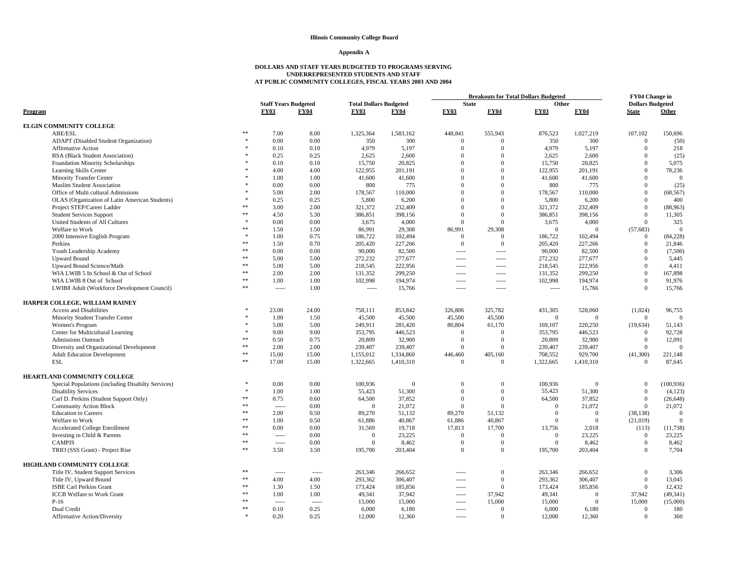**Illinois Community College Board**

**Appendix A**

**DOLLARS AND STAFF YEARS BUDGETED TO PROGRAMS SERVING UNDERREPRESENTED STUDENTS AND STAFF AT PUBLIC COMMUNITY COLLEGES, FISCAL YEARS 2003 AND 2004**

| Program | | Staff Years Budgeted | | Total Dollars Budgeted | | Breakouts for Total Dollars Budgeted: State | | Other | | FY04 Change in Dollars Budgeted | |
|---|---|---|---|---|---|---|---|---|---|---|---|
| | | FY03 | FY04 | FY03 | FY04 | FY03 | FY04 | FY03 | FY04 | State | Other |
| **ELGIN COMMUNITY COLLEGE** | | | | | | | | | | | |
| ABE/ESL | ** | 7.00 | 8.00 | 1,325,364 | 1,583,162 | 448,841 | 555,943 | 876,523 | 1,027,219 | 107,102 | 150,696 |
| ADAPT (Disabled Student Organization) | * | 0.00 | 0.00 | 350 | 300 | 0 | 0 | 350 | 300 | 0 | (50) |
| Affirmative Action | * | 0.10 | 0.10 | 4,979 | 5,197 | 0 | 0 | 4,979 | 5,197 | 0 | 218 |
| BSA (Black Student Association) | * | 0.25 | 0.25 | 2,625 | 2,600 | 0 | 0 | 2,625 | 2,600 | 0 | (25) |
| Foundation Minority Scholarships | * | 0.10 | 0.10 | 15,750 | 20,825 | 0 | 0 | 15,750 | 20,825 | 0 | 5,075 |
| Learning Skills Center | * | 4.00 | 4.00 | 122,955 | 201,191 | 0 | 0 | 122,955 | 201,191 | 0 | 78,236 |
| Minority Transfer Center | * | 1.00 | 1.00 | 41,600 | 41,600 | 0 | 0 | 41,600 | 41,600 | 0 | 0 |
| Muslim Student Association | * | 0.00 | 0.00 | 800 | 775 | 0 | 0 | 800 | 775 | 0 | (25) |
| Office of Multi cultural Admissions | * | 5.00 | 2.00 | 178,567 | 110,000 | 0 | 0 | 178,567 | 110,000 | 0 | (68,567) |
| OLAS (Organization of Latin American Students) | * | 0.25 | 0.25 | 5,800 | 6,200 | 0 | 0 | 5,800 | 6,200 | 0 | 400 |
| Project STEP/Career Ladder | ** | 3.00 | 2.00 | 321,372 | 232,409 | 0 | 0 | 321,372 | 232,409 | 0 | (88,963) |
| Student Services Support | ** | 4.50 | 5.30 | 386,851 | 398,156 | 0 | 0 | 386,851 | 398,156 | 0 | 11,305 |
| United Students of All Cultures | * | 0.00 | 0.00 | 3,675 | 4,000 | 0 | 0 | 3,675 | 4,000 | 0 | 325 |
| Welfare to Work | ** | 1.50 | 1.50 | 86,991 | 29,308 | 86,991 | 29,308 | 0 | 0 | (57,683) | 0 |
| 2000 Intensive English Program | * | 1.00 | 0.75 | 186,722 | 102,494 | 0 | 0 | 186,722 | 102,494 | 0 | (84,228) |
| Perkins | ** | 1.50 | 0.70 | 205,420 | 227,266 | 0 | 0 | 205,420 | 227,266 | 0 | 21,846 |
| Youth Leadership Academy | ** | 0.00 | 0.00 | 90,000 | 82,500 | ----- | ----- | 90,000 | 82,500 | 0 | (7,500) |
| Upward Bound | ** | 5.00 | 5.00 | 272,232 | 277,677 | ----- | ----- | 272,232 | 277,677 | 0 | 5,445 |
| Upward Bound Science/Math | ** | 5.00 | 5.00 | 218,545 | 222,956 | ----- | ----- | 218,545 | 222,956 | 0 | 4,411 |
| WIA LWIB 5 In School & Out of School | ** | 2.00 | 2.00 | 131,352 | 299,250 | ----- | ----- | 131,352 | 299,250 | 0 | 167,898 |
| WIA LWIB 8 Out of School | ** | 1.00 | 1.00 | 102,998 | 194,974 | ----- | ----- | 102,998 | 194,974 | 0 | 91,976 |
| LWIB8 Adult (Workforce Development Council) | ** | ----- | 1.00 | ----- | 15,766 | ----- | ----- | ----- | 15,766 | 0 | 15,766 |
| **HARPER COLLEGE, WILLIAM RAINEY** | | | | | | | | | | | |
| Access and Disabilities | * | 23.00 | 24.00 | 758,111 | 853,842 | 326,806 | 325,782 | 431,305 | 528,060 | (1,024) | 96,755 |
| Minority Student Transfer Center | * | 1.00 | 1.50 | 45,500 | 45,500 | 45,500 | 45,500 | 0 | 0 | 0 | 0 |
| Women's Program | * | 5.00 | 5.00 | 249,911 | 281,420 | 80,804 | 61,170 | 169,107 | 220,250 | (19,634) | 51,143 |
| Center for Multicultural Learning | * | 9.00 | 9.00 | 353,795 | 446,523 | 0 | 0 | 353,795 | 446,523 | 0 | 92,728 |
| Admissions Outreach | ** | 0.50 | 0.75 | 20,809 | 32,900 | 0 | 0 | 20,809 | 32,900 | 0 | 12,091 |
| Diversity and Organizational Development | ** | 2.00 | 2.00 | 239,407 | 239,407 | 0 | 0 | 239,407 | 239,407 | 0 | 0 |
| Adult Education Development | ** | 15.00 | 15.00 | 1,155,012 | 1,334,860 | 446,460 | 405,160 | 708,552 | 929,700 | (41,300) | 221,148 |
| ESL | ** | 17.00 | 15.00 | 1,322,665 | 1,410,310 | 0 | 0 | 1,322,665 | 1,410,310 | 0 | 87,645 |
| **HEARTLAND COMMUNITY COLLEGE** | | | | | | | | | | | |
| Special Populations (including Disabilty Services) | * | 0.00 | 0.00 | 100,936 | 0 | 0 | 0 | 100,936 | 0 | 0 | (100,936) |
| Disability Services | * | 1.00 | 1.00 | 55,423 | 51,300 | 0 | 0 | 55,423 | 51,300 | 0 | (4,123) |
| Carl D. Perkins (Student Support Only) | ** | 0.75 | 0.60 | 64,500 | 37,852 | 0 | 0 | 64,500 | 37,852 | 0 | (26,648) |
| Community Action Block | ** | ----- | 0.00 | 0 | 21,072 | 0 | 0 | 0 | 21,072 | 0 | 21,072 |
| Education to Careers | ** | 2.00 | 0.50 | 89,270 | 51,132 | 89,270 | 51,132 | 0 | 0 | (38,138) | 0 |
| Welfare to Work | ** | 1.00 | 0.50 | 61,886 | 40,867 | 61,886 | 40,867 | 0 | 0 | (21,019) | 0 |
| Accelerated College Enrollment | ** | 0.00 | 0.00 | 31,569 | 19,718 | 17,813 | 17,700 | 13,756 | 2,018 | (113) | (11,738) |
| Investing in Child & Parents | ** | ----- | 0.00 | 0 | 23,225 | 0 | 0 | 0 | 23,225 | 0 | 23,225 |
| CAMPIS | ** | ----- | 0.00 | 0 | 8,462 | 0 | 0 | 0 | 8,462 | 0 | 8,462 |
| TRIO (SSS Grant) - Project Rise | ** | 3.50 | 3.50 | 195,700 | 203,404 | 0 | 0 | 195,700 | 203,404 | 0 | 7,704 |
| **HIGHLAND COMMUNITY COLLEGE** | | | | | | | | | | | |
| Title IV, Student Support Services | ** | ----- | ----- | 263,346 | 266,652 | ----- | 0 | 263,346 | 266,652 | 0 | 3,306 |
| Title IV, Upward Bound | ** | 4.00 | 4.00 | 293,362 | 306,407 | ----- | 0 | 293,362 | 306,407 | 0 | 13,045 |
| ISBE Carl Perkins Grant | ** | 1.30 | 1.50 | 173,424 | 185,856 | ----- | 0 | 173,424 | 185,856 | 0 | 12,432 |
| ICCB Welfare to Work Grant | ** | 1.00 | 1.00 | 49,341 | 37,942 | ----- | 37,942 | 49,341 | 0 | 37,942 | (49,341) |
| P-16 | ** | ----- | ----- | 15,000 | 15,000 | ----- | 15,000 | 15,000 | 0 | 15,000 | (15,000) |
| Dual Credit | ** | 0.10 | 0.25 | 6,000 | 6,180 | ----- | 0 | 6,000 | 6,180 | 0 | 180 |
| Affirmative Action/Diversity | * | 0.20 | 0.25 | 12,000 | 12,360 | ----- | 0 | 12,000 | 12,360 | 0 | 360 |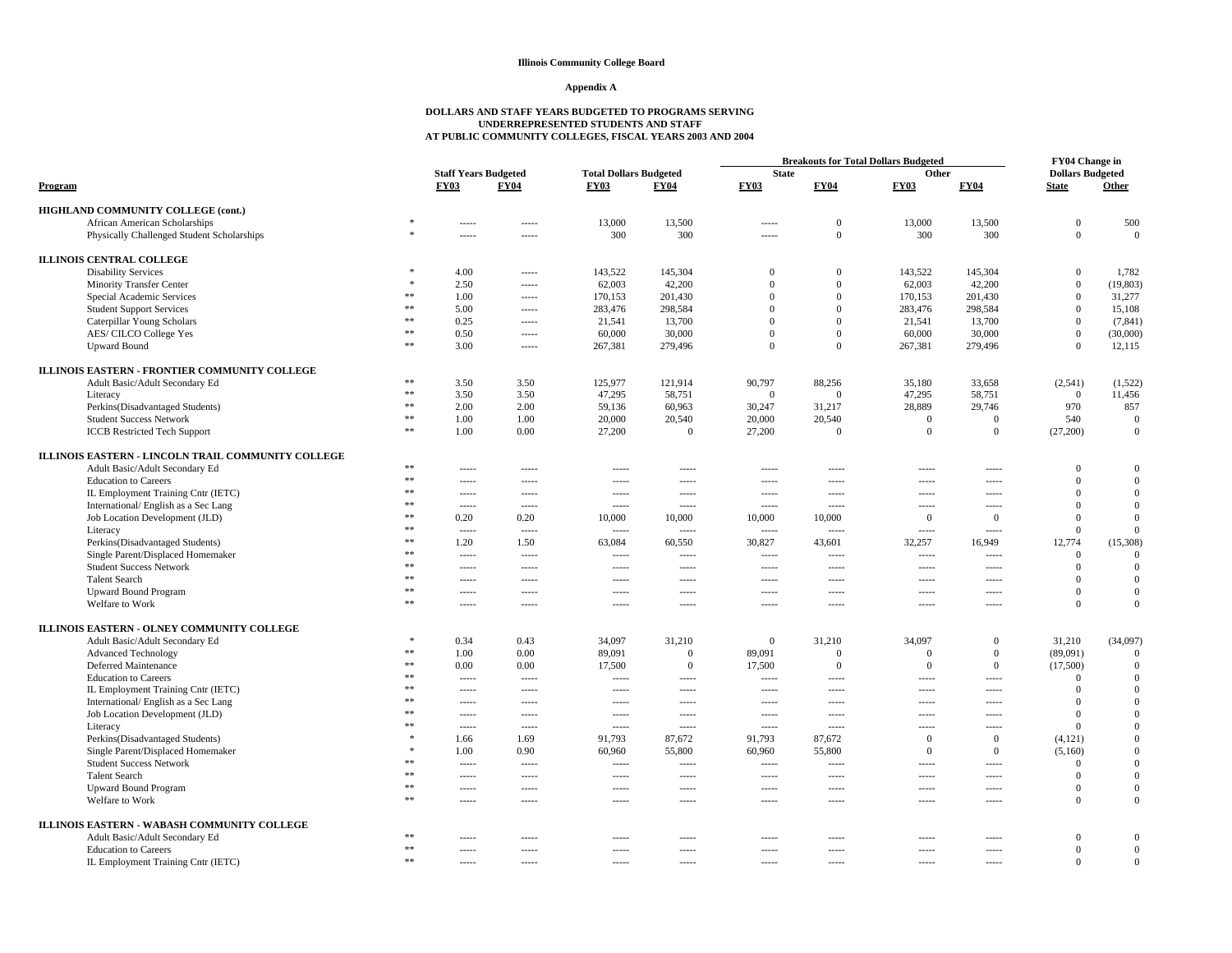**Illinois Community College Board**

**Appendix A**

**DOLLARS AND STAFF YEARS BUDGETED TO PROGRAMS SERVING UNDERREPRESENTED STUDENTS AND STAFF AT PUBLIC COMMUNITY COLLEGES, FISCAL YEARS 2003 AND 2004**

| Program | | Staff Years Budgeted | | Total Dollars Budgeted | | Breakouts for Total Dollars Budgeted: State | | Other | | FY04 Change in Dollars Budgeted | |
|---|---|---|---|---|---|---|---|---|---|---|---|
| | | FY03 | FY04 | FY03 | FY04 | FY03 | FY04 | FY03 | FY04 | State | Other |
| **HIGHLAND COMMUNITY COLLEGE (cont.)** | | | | | | | | | | | |
| African American Scholarships | * | ----- | ----- | 13,000 | 13,500 | ----- | 0 | 13,000 | 13,500 | 0 | 500 |
| Physically Challenged Student Scholarships | * | ----- | ----- | 300 | 300 | ----- | 0 | 300 | 300 | 0 | 0 |
| **ILLINOIS CENTRAL COLLEGE** | | | | | | | | | | | |
| Disability Services | * | 4.00 | ----- | 143,522 | 145,304 | 0 | 0 | 143,522 | 145,304 | 0 | 1,782 |
| Minority Transfer Center | * | 2.50 | ----- | 62,003 | 42,200 | 0 | 0 | 62,003 | 42,200 | 0 | (19,803) |
| Special Academic Services | ** | 1.00 | ----- | 170,153 | 201,430 | 0 | 0 | 170,153 | 201,430 | 0 | 31,277 |
| Student Support Services | ** | 5.00 | ----- | 283,476 | 298,584 | 0 | 0 | 283,476 | 298,584 | 0 | 15,108 |
| Caterpillar Young Scholars | ** | 0.25 | ----- | 21,541 | 13,700 | 0 | 0 | 21,541 | 13,700 | 0 | (7,841) |
| AES/ CILCO College Yes | ** | 0.50 | ----- | 60,000 | 30,000 | 0 | 0 | 60,000 | 30,000 | 0 | (30,000) |
| Upward Bound | ** | 3.00 | ----- | 267,381 | 279,496 | 0 | 0 | 267,381 | 279,496 | 0 | 12,115 |
| **ILLINOIS EASTERN - FRONTIER COMMUNITY COLLEGE** | | | | | | | | | | | |
| Adult Basic/Adult Secondary Ed | ** | 3.50 | 3.50 | 125,977 | 121,914 | 90,797 | 88,256 | 35,180 | 33,658 | (2,541) | (1,522) |
| Literacy | ** | 3.50 | 3.50 | 47,295 | 58,751 | 0 | 0 | 47,295 | 58,751 | 0 | 11,456 |
| Perkins(Disadvantaged Students) | ** | 2.00 | 2.00 | 59,136 | 60,963 | 30,247 | 31,217 | 28,889 | 29,746 | 970 | 857 |
| Student Success Network | ** | 1.00 | 1.00 | 20,000 | 20,540 | 20,000 | 20,540 | 0 | 0 | 540 | 0 |
| ICCB Restricted Tech Support | ** | 1.00 | 0.00 | 27,200 | 0 | 27,200 | 0 | 0 | 0 | (27,200) | 0 |
| **ILLINOIS EASTERN - LINCOLN TRAIL COMMUNITY COLLEGE** | | | | | | | | | | | |
| Adult Basic/Adult Secondary Ed | ** | ----- | ----- | ----- | ----- | ----- | ----- | ----- | ----- | 0 | 0 |
| Education to Careers | ** | ----- | ----- | ----- | ----- | ----- | ----- | ----- | ----- | 0 | 0 |
| IL Employment Training Cntr (IETC) | ** | ----- | ----- | ----- | ----- | ----- | ----- | ----- | ----- | 0 | 0 |
| International/ English as a Sec Lang | ** | ----- | ----- | ----- | ----- | ----- | ----- | ----- | ----- | 0 | 0 |
| Job Location Development (JLD) | ** | 0.20 | 0.20 | 10,000 | 10,000 | 10,000 | 10,000 | 0 | 0 | 0 | 0 |
| Literacy | ** | ----- | ----- | ----- | ----- | ----- | ----- | ----- | ----- | 0 | 0 |
| Perkins(Disadvantaged Students) | ** | 1.20 | 1.50 | 63,084 | 60,550 | 30,827 | 43,601 | 32,257 | 16,949 | 12,774 | (15,308) |
| Single Parent/Displaced Homemaker | ** | ----- | ----- | ----- | ----- | ----- | ----- | ----- | ----- | 0 | 0 |
| Student Success Network | ** | ----- | ----- | ----- | ----- | ----- | ----- | ----- | ----- | 0 | 0 |
| Talent Search | ** | ----- | ----- | ----- | ----- | ----- | ----- | ----- | ----- | 0 | 0 |
| Upward Bound Program | ** | ----- | ----- | ----- | ----- | ----- | ----- | ----- | ----- | 0 | 0 |
| Welfare to Work | ** | ----- | ----- | ----- | ----- | ----- | ----- | ----- | ----- | 0 | 0 |
| **ILLINOIS EASTERN - OLNEY COMMUNITY COLLEGE** | | | | | | | | | | | |
| Adult Basic/Adult Secondary Ed | * | 0.34 | 0.43 | 34,097 | 31,210 | 0 | 31,210 | 34,097 | 0 | 31,210 | (34,097) |
| Advanced Technology | ** | 1.00 | 0.00 | 89,091 | 0 | 89,091 | 0 | 0 | 0 | (89,091) | 0 |
| Deferred Maintenance | ** | 0.00 | 0.00 | 17,500 | 0 | 17,500 | 0 | 0 | 0 | (17,500) | 0 |
| Education to Careers | ** | ----- | ----- | ----- | ----- | ----- | ----- | ----- | ----- | 0 | 0 |
| IL Employment Training Cntr (IETC) | ** | ----- | ----- | ----- | ----- | ----- | ----- | ----- | ----- | 0 | 0 |
| International/ English as a Sec Lang | ** | ----- | ----- | ----- | ----- | ----- | ----- | ----- | ----- | 0 | 0 |
| Job Location Development (JLD) | ** | ----- | ----- | ----- | ----- | ----- | ----- | ----- | ----- | 0 | 0 |
| Literacy | ** | ----- | ----- | ----- | ----- | ----- | ----- | ----- | ----- | 0 | 0 |
| Perkins(Disadvantaged Students) | * | 1.66 | 1.69 | 91,793 | 87,672 | 91,793 | 87,672 | 0 | 0 | (4,121) | 0 |
| Single Parent/Displaced Homemaker | * | 1.00 | 0.90 | 60,960 | 55,800 | 60,960 | 55,800 | 0 | 0 | (5,160) | 0 |
| Student Success Network | ** | ----- | ----- | ----- | ----- | ----- | ----- | ----- | ----- | 0 | 0 |
| Talent Search | ** | ----- | ----- | ----- | ----- | ----- | ----- | ----- | ----- | 0 | 0 |
| Upward Bound Program | ** | ----- | ----- | ----- | ----- | ----- | ----- | ----- | ----- | 0 | 0 |
| Welfare to Work | ** | ----- | ----- | ----- | ----- | ----- | ----- | ----- | ----- | 0 | 0 |
| **ILLINOIS EASTERN - WABASH COMMUNITY COLLEGE** | | | | | | | | | | | |
| Adult Basic/Adult Secondary Ed | ** | ----- | ----- | ----- | ----- | ----- | ----- | ----- | ----- | 0 | 0 |
| Education to Careers | ** | ----- | ----- | ----- | ----- | ----- | ----- | ----- | ----- | 0 | 0 |
| IL Employment Training Cntr (IETC) | ** | ----- | ----- | ----- | ----- | ----- | ----- | ----- | ----- | 0 | 0 |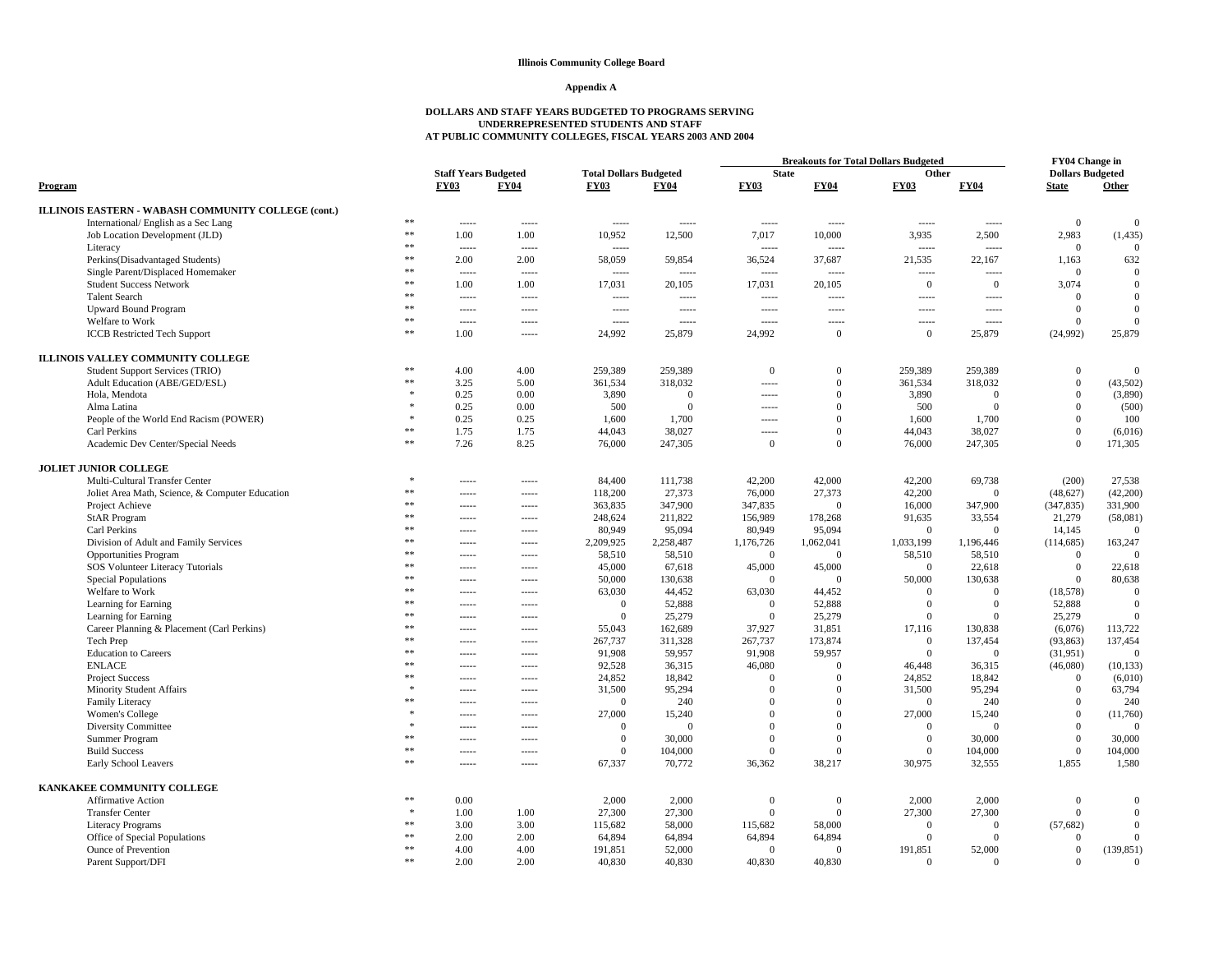**Illinois Community College Board**

**Appendix A**

**DOLLARS AND STAFF YEARS BUDGETED TO PROGRAMS SERVING UNDERREPRESENTED STUDENTS AND STAFF AT PUBLIC COMMUNITY COLLEGES, FISCAL YEARS 2003 AND 2004**

| Program | | Staff Years Budgeted FY03 | Staff Years Budgeted FY04 | Total Dollars Budgeted FY03 | Total Dollars Budgeted FY04 | State FY03 | State FY04 | Other FY03 | Other FY04 | FY04 Change in Dollars Budgeted State | FY04 Change in Dollars Budgeted Other |
|---|---|---|---|---|---|---|---|---|---|---|---|
| **ILLINOIS EASTERN - WABASH COMMUNITY COLLEGE (cont.)** | | | | | | | | | | | |
| International/ English as a Sec Lang | ** | ----- | ----- | ----- | ----- | ----- | ----- | ----- | ----- | 0 | 0 |
| Job Location Development (JLD) | ** | 1.00 | 1.00 | 10,952 | 12,500 | 7,017 | 10,000 | 3,935 | 2,500 | 2,983 | (1,435) |
| Literacy | ** | ----- | ----- | ----- | ----- | ----- | ----- | ----- | ----- | 0 | 0 |
| Perkins(Disadvantaged Students) | ** | 2.00 | 2.00 | 58,059 | 59,854 | 36,524 | 37,687 | 21,535 | 22,167 | 1,163 | 632 |
| Single Parent/Displaced Homemaker | ** | ----- | ----- | ----- | ----- | ----- | ----- | ----- | ----- | 0 | 0 |
| Student Success Network | ** | 1.00 | 1.00 | 17,031 | 20,105 | 17,031 | 20,105 | 0 | 0 | 3,074 | 0 |
| Talent Search | ** | ----- | ----- | ----- | ----- | ----- | ----- | ----- | ----- | 0 | 0 |
| Upward Bound Program | ** | ----- | ----- | ----- | ----- | ----- | ----- | ----- | ----- | 0 | 0 |
| Welfare to Work | ** | ----- | ----- | ----- | ----- | ----- | ----- | ----- | ----- | 0 | 0 |
| ICCB Restricted Tech Support | ** | 1.00 | ----- | 24,992 | 25,879 | 24,992 | 0 | 0 | 25,879 | (24,992) | 25,879 |
| **ILLINOIS VALLEY COMMUNITY COLLEGE** | | | | | | | | | | | |
| Student Support Services (TRIO) | ** | 4.00 | 4.00 | 259,389 | 259,389 | 0 | 0 | 259,389 | 259,389 | 0 | 0 |
| Adult Education (ABE/GED/ESL) | ** | 3.25 | 5.00 | 361,534 | 318,032 | ----- | 0 | 361,534 | 318,032 | 0 | (43,502) |
| Hola, Mendota | * | 0.25 | 0.00 | 3,890 | 0 | ----- | 0 | 3,890 | 0 | 0 | (3,890) |
| Alma Latina | * | 0.25 | 0.00 | 500 | 0 | ----- | 0 | 500 | 0 | 0 | (500) |
| People of the World End Racism (POWER) | * | 0.25 | 0.25 | 1,600 | 1,700 | ----- | 0 | 1,600 | 1,700 | 0 | 100 |
| Carl Perkins | ** | 1.75 | 1.75 | 44,043 | 38,027 | ----- | 0 | 44,043 | 38,027 | 0 | (6,016) |
| Academic Dev Center/Special Needs | ** | 7.26 | 8.25 | 76,000 | 247,305 | 0 | 0 | 76,000 | 247,305 | 0 | 171,305 |
| **JOLIET JUNIOR COLLEGE** | | | | | | | | | | | |
| Multi-Cultural Transfer Center | * | ----- | ----- | 84,400 | 111,738 | 42,200 | 42,000 | 42,200 | 69,738 | (200) | 27,538 |
| Joliet Area Math, Science, & Computer Education | ** | ----- | ----- | 118,200 | 27,373 | 76,000 | 27,373 | 42,200 | 0 | (48,627) | (42,200) |
| Project Achieve | ** | ----- | ----- | 363,835 | 347,900 | 347,835 | 0 | 16,000 | 347,900 | (347,835) | 331,900 |
| StAR Program | ** | ----- | ----- | 248,624 | 211,822 | 156,989 | 178,268 | 91,635 | 33,554 | 21,279 | (58,081) |
| Carl Perkins | ** | ----- | ----- | 80,949 | 95,094 | 80,949 | 95,094 | 0 | 0 | 14,145 | 0 |
| Division of Adult and Family Services | ** | ----- | ----- | 2,209,925 | 2,258,487 | 1,176,726 | 1,062,041 | 1,033,199 | 1,196,446 | (114,685) | 163,247 |
| Opportunities Program | ** | ----- | ----- | 58,510 | 58,510 | 0 | 0 | 58,510 | 58,510 | 0 | 0 |
| SOS Volunteer Literacy Tutorials | ** | ----- | ----- | 45,000 | 67,618 | 45,000 | 45,000 | 0 | 22,618 | 0 | 22,618 |
| Special Populations | ** | ----- | ----- | 50,000 | 130,638 | 0 | 0 | 50,000 | 130,638 | 0 | 80,638 |
| Welfare to Work | ** | ----- | ----- | 63,030 | 44,452 | 63,030 | 44,452 | 0 | 0 | (18,578) | 0 |
| Learning for Earning | ** | ----- | ----- | 0 | 52,888 | 0 | 52,888 | 0 | 0 | 52,888 | 0 |
| Learning for Earning | ** | ----- | ----- | 0 | 25,279 | 0 | 25,279 | 0 | 0 | 25,279 | 0 |
| Career Planning & Placement (Carl Perkins) | ** | ----- | ----- | 55,043 | 162,689 | 37,927 | 31,851 | 17,116 | 130,838 | (6,076) | 113,722 |
| Tech Prep | ** | ----- | ----- | 267,737 | 311,328 | 267,737 | 173,874 | 0 | 137,454 | (93,863) | 137,454 |
| Education to Careers | ** | ----- | ----- | 91,908 | 59,957 | 91,908 | 59,957 | 0 | 0 | (31,951) | 0 |
| ENLACE | ** | ----- | ----- | 92,528 | 36,315 | 46,080 | 0 | 46,448 | 36,315 | (46,080) | (10,133) |
| Project Success | ** | ----- | ----- | 24,852 | 18,842 | 0 | 0 | 24,852 | 18,842 | 0 | (6,010) |
| Minority Student Affairs | * | ----- | ----- | 31,500 | 95,294 | 0 | 0 | 31,500 | 95,294 | 0 | 63,794 |
| Family Literacy | ** | ----- | ----- | 0 | 240 | 0 | 0 | 0 | 240 | 0 | 240 |
| Women's College | * | ----- | ----- | 27,000 | 15,240 | 0 | 0 | 27,000 | 15,240 | 0 | (11,760) |
| Diversity Committee | * | ----- | ----- | 0 | 0 | 0 | 0 | 0 | 0 | 0 | 0 |
| Summer Program | ** | ----- | ----- | 0 | 30,000 | 0 | 0 | 0 | 30,000 | 0 | 30,000 |
| Build Success | ** | ----- | ----- | 0 | 104,000 | 0 | 0 | 0 | 104,000 | 0 | 104,000 |
| Early School Leavers | ** | ----- | ----- | 67,337 | 70,772 | 36,362 | 38,217 | 30,975 | 32,555 | 1,855 | 1,580 |
| **KANKAKEE COMMUNITY COLLEGE** | | | | | | | | | | | |
| Affirmative Action | ** | 0.00 | | 2,000 | 2,000 | 0 | 0 | 2,000 | 2,000 | 0 | 0 |
| Transfer Center | * | 1.00 | 1.00 | 27,300 | 27,300 | 0 | 0 | 27,300 | 27,300 | 0 | 0 |
| Literacy Programs | ** | 3.00 | 3.00 | 115,682 | 58,000 | 115,682 | 58,000 | 0 | 0 | (57,682) | 0 |
| Office of Special Populations | ** | 2.00 | 2.00 | 64,894 | 64,894 | 64,894 | 64,894 | 0 | 0 | 0 | 0 |
| Ounce of Prevention | ** | 4.00 | 4.00 | 191,851 | 52,000 | 0 | 0 | 191,851 | 52,000 | 0 | (139,851) |
| Parent Support/DFI | ** | 2.00 | 2.00 | 40,830 | 40,830 | 40,830 | 40,830 | 0 | 0 | 0 | 0 |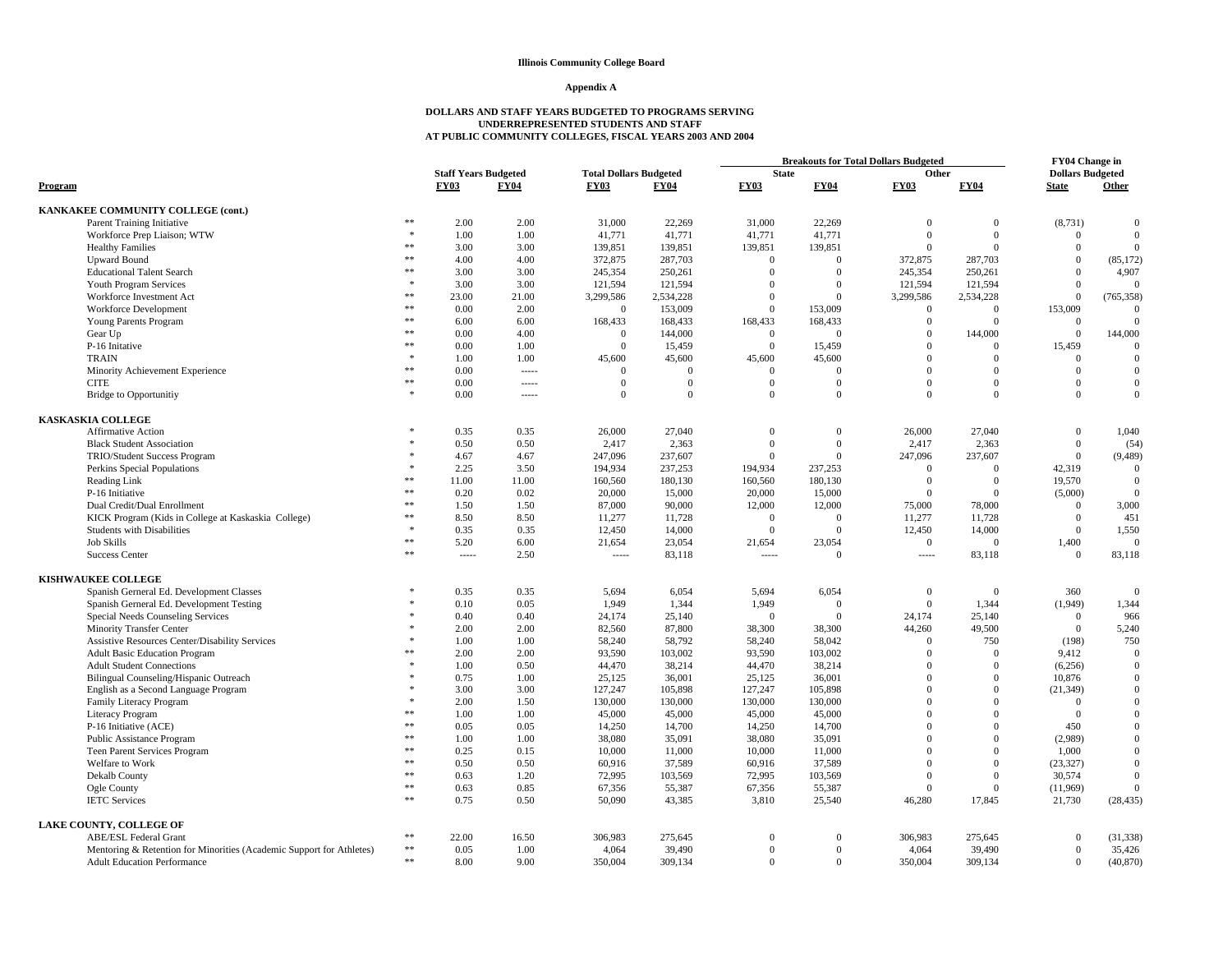**Illinois Community College Board**

**Appendix A**

**DOLLARS AND STAFF YEARS BUDGETED TO PROGRAMS SERVING UNDERREPRESENTED STUDENTS AND STAFF AT PUBLIC COMMUNITY COLLEGES, FISCAL YEARS 2003 AND 2004**

| Program | | Staff Years Budgeted | | Total Dollars Budgeted | | Breakouts for Total Dollars Budgeted | | | | FY04 Change in Dollars Budgeted | |
|---|---|---|---|---|---|---|---|---|---|---|---|
| | | | | | | State | | Other | | | |
| | | FY03 | FY04 | FY03 | FY04 | FY03 | FY04 | FY03 | FY04 | State | Other |
| **KANKAKEE COMMUNITY COLLEGE (cont.)** | | | | | | | | | | | |
| Parent Training Initiative | ** | 2.00 | 2.00 | 31,000 | 22,269 | 31,000 | 22,269 | 0 | 0 | (8,731) | 0 |
| Workforce Prep Liaison; WTW | * | 1.00 | 1.00 | 41,771 | 41,771 | 41,771 | 41,771 | 0 | 0 | 0 | 0 |
| Healthy Families | ** | 3.00 | 3.00 | 139,851 | 139,851 | 139,851 | 139,851 | 0 | 0 | 0 | 0 |
| Upward Bound | ** | 4.00 | 4.00 | 372,875 | 287,703 | 0 | 0 | 372,875 | 287,703 | 0 | (85,172) |
| Educational Talent Search | ** | 3.00 | 3.00 | 245,354 | 250,261 | 0 | 0 | 245,354 | 250,261 | 0 | 4,907 |
| Youth Program Services | * | 3.00 | 3.00 | 121,594 | 121,594 | 0 | 0 | 121,594 | 121,594 | 0 | 0 |
| Workforce Investment Act | ** | 23.00 | 21.00 | 3,299,586 | 2,534,228 | 0 | 0 | 3,299,586 | 2,534,228 | 0 | (765,358) |
| Workforce Development | ** | 0.00 | 2.00 | 0 | 153,009 | 0 | 153,009 | 0 | 0 | 153,009 | 0 |
| Young Parents Program | ** | 6.00 | 6.00 | 168,433 | 168,433 | 168,433 | 168,433 | 0 | 0 | 0 | 0 |
| Gear Up | ** | 0.00 | 4.00 | 0 | 144,000 | 0 | 0 | 0 | 144,000 | 0 | 144,000 |
| P-16 Initative | ** | 0.00 | 1.00 | 0 | 15,459 | 0 | 15,459 | 0 | 0 | 15,459 | 0 |
| TRAIN | * | 1.00 | 1.00 | 45,600 | 45,600 | 45,600 | 45,600 | 0 | 0 | 0 | 0 |
| Minority Achievement Experience | ** | 0.00 | ----- | 0 | 0 | 0 | 0 | 0 | 0 | 0 | 0 |
| CITE | ** | 0.00 | ----- | 0 | 0 | 0 | 0 | 0 | 0 | 0 | 0 |
| Bridge to Opportunitiy | * | 0.00 | ----- | 0 | 0 | 0 | 0 | 0 | 0 | 0 | 0 |
| **KASKASKIA COLLEGE** | | | | | | | | | | | |
| Affirmative Action | * | 0.35 | 0.35 | 26,000 | 27,040 | 0 | 0 | 26,000 | 27,040 | 0 | 1,040 |
| Black Student Association | * | 0.50 | 0.50 | 2,417 | 2,363 | 0 | 0 | 2,417 | 2,363 | 0 | (54) |
| TRIO/Student Success Program | * | 4.67 | 4.67 | 247,096 | 237,607 | 0 | 0 | 247,096 | 237,607 | 0 | (9,489) |
| Perkins Special Populations | * | 2.25 | 3.50 | 194,934 | 237,253 | 194,934 | 237,253 | 0 | 0 | 42,319 | 0 |
| Reading Link | ** | 11.00 | 11.00 | 160,560 | 180,130 | 160,560 | 180,130 | 0 | 0 | 19,570 | 0 |
| P-16 Initiative | ** | 0.20 | 0.02 | 20,000 | 15,000 | 20,000 | 15,000 | 0 | 0 | (5,000) | 0 |
| Dual Credit/Dual Enrollment | ** | 1.50 | 1.50 | 87,000 | 90,000 | 12,000 | 12,000 | 75,000 | 78,000 | 0 | 3,000 |
| KICK Program (Kids in College at Kaskaskia College) | ** | 8.50 | 8.50 | 11,277 | 11,728 | 0 | 0 | 11,277 | 11,728 | 0 | 451 |
| Students with Disabilities | * | 0.35 | 0.35 | 12,450 | 14,000 | 0 | 0 | 12,450 | 14,000 | 0 | 1,550 |
| Job Skills | ** | 5.20 | 6.00 | 21,654 | 23,054 | 21,654 | 23,054 | 0 | 0 | 1,400 | 0 |
| Success Center | ** | ----- | 2.50 | ----- | 83,118 | ----- | 0 | ----- | 83,118 | 0 | 83,118 |
| **KISHWAUKEE COLLEGE** | | | | | | | | | | | |
| Spanish Gerneral Ed. Development Classes | * | 0.35 | 0.35 | 5,694 | 6,054 | 5,694 | 6,054 | 0 | 0 | 360 | 0 |
| Spanish Gerneral Ed. Development Testing | * | 0.10 | 0.05 | 1,949 | 1,344 | 1,949 | 0 | 0 | 1,344 | (1,949) | 1,344 |
| Special Needs Counseling Services | * | 0.40 | 0.40 | 24,174 | 25,140 | 0 | 0 | 24,174 | 25,140 | 0 | 966 |
| Minority Transfer Center | * | 2.00 | 2.00 | 82,560 | 87,800 | 38,300 | 38,300 | 44,260 | 49,500 | 0 | 5,240 |
| Assistive Resources Center/Disability Services | * | 1.00 | 1.00 | 58,240 | 58,792 | 58,240 | 58,042 | 0 | 750 | (198) | 750 |
| Adult Basic Education Program | ** | 2.00 | 2.00 | 93,590 | 103,002 | 93,590 | 103,002 | 0 | 0 | 9,412 | 0 |
| Adult Student Connections | * | 1.00 | 0.50 | 44,470 | 38,214 | 44,470 | 38,214 | 0 | 0 | (6,256) | 0 |
| Bilingual Counseling/Hispanic Outreach | * | 0.75 | 1.00 | 25,125 | 36,001 | 25,125 | 36,001 | 0 | 0 | 10,876 | 0 |
| English as a Second Language Program | * | 3.00 | 3.00 | 127,247 | 105,898 | 127,247 | 105,898 | 0 | 0 | (21,349) | 0 |
| Family Literacy Program | * | 2.00 | 1.50 | 130,000 | 130,000 | 130,000 | 130,000 | 0 | 0 | 0 | 0 |
| Literacy Program | ** | 1.00 | 1.00 | 45,000 | 45,000 | 45,000 | 45,000 | 0 | 0 | 0 | 0 |
| P-16 Initiative (ACE) | ** | 0.05 | 0.05 | 14,250 | 14,700 | 14,250 | 14,700 | 0 | 0 | 450 | 0 |
| Public Assistance Program | ** | 1.00 | 1.00 | 38,080 | 35,091 | 38,080 | 35,091 | 0 | 0 | (2,989) | 0 |
| Teen Parent Services Program | ** | 0.25 | 0.15 | 10,000 | 11,000 | 10,000 | 11,000 | 0 | 0 | 1,000 | 0 |
| Welfare to Work | ** | 0.50 | 0.50 | 60,916 | 37,589 | 60,916 | 37,589 | 0 | 0 | (23,327) | 0 |
| Dekalb County | ** | 0.63 | 1.20 | 72,995 | 103,569 | 72,995 | 103,569 | 0 | 0 | 30,574 | 0 |
| Ogle County | ** | 0.63 | 0.85 | 67,356 | 55,387 | 67,356 | 55,387 | 0 | 0 | (11,969) | 0 |
| IETC Services | ** | 0.75 | 0.50 | 50,090 | 43,385 | 3,810 | 25,540 | 46,280 | 17,845 | 21,730 | (28,435) |
| **LAKE COUNTY, COLLEGE OF** | | | | | | | | | | | |
| ABE/ESL Federal Grant | ** | 22.00 | 16.50 | 306,983 | 275,645 | 0 | 0 | 306,983 | 275,645 | 0 | (31,338) |
| Mentoring & Retention for Minorities (Academic Support for Athletes) | ** | 0.05 | 1.00 | 4,064 | 39,490 | 0 | 0 | 4,064 | 39,490 | 0 | 35,426 |
| Adult Education Performance | ** | 8.00 | 9.00 | 350,004 | 309,134 | 0 | 0 | 350,004 | 309,134 | 0 | (40,870) |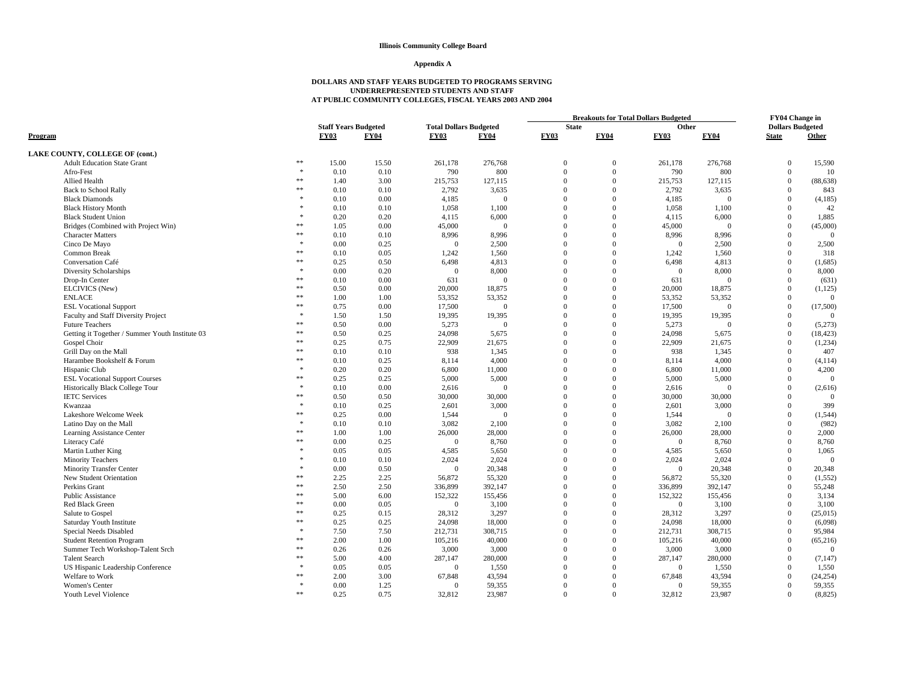**Illinois Community College Board**

**Appendix A**

**DOLLARS AND STAFF YEARS BUDGETED TO PROGRAMS SERVING UNDERREPRESENTED STUDENTS AND STAFF AT PUBLIC COMMUNITY COLLEGES, FISCAL YEARS 2003 AND 2004**

| Program | | Staff Years Budgeted | | Total Dollars Budgeted | | Breakouts for Total Dollars Budgeted: State | | Breakouts for Total Dollars Budgeted: Other | | FY04 Change in Dollars Budgeted | |
|---|---|---|---|---|---|---|---|---|---|---|---|
| | | FY03 | FY04 | FY03 | FY04 | FY03 | FY04 | FY03 | FY04 | State | Other |
| **LAKE COUNTY, COLLEGE OF (cont.)** | | | | | | | | | | | |
| Adult Education State Grant | ** | 15.00 | 15.50 | 261,178 | 276,768 | 0 | 0 | 261,178 | 276,768 | 0 | 15,590 |
| Afro-Fest | * | 0.10 | 0.10 | 790 | 800 | 0 | 0 | 790 | 800 | 0 | 10 |
| Allied Health | ** | 1.40 | 3.00 | 215,753 | 127,115 | 0 | 0 | 215,753 | 127,115 | 0 | (88,638) |
| Back to School Rally | ** | 0.10 | 0.10 | 2,792 | 3,635 | 0 | 0 | 2,792 | 3,635 | 0 | 843 |
| Black Diamonds | * | 0.10 | 0.00 | 4,185 | 0 | 0 | 0 | 4,185 | 0 | 0 | (4,185) |
| Black History Month | * | 0.10 | 0.10 | 1,058 | 1,100 | 0 | 0 | 1,058 | 1,100 | 0 | 42 |
| Black Student Union | * | 0.20 | 0.20 | 4,115 | 6,000 | 0 | 0 | 4,115 | 6,000 | 0 | 1,885 |
| Bridges (Combined with Project Win) | ** | 1.05 | 0.00 | 45,000 | 0 | 0 | 0 | 45,000 | 0 | 0 | (45,000) |
| Character Matters | ** | 0.10 | 0.10 | 8,996 | 8,996 | 0 | 0 | 8,996 | 8,996 | 0 | 0 |
| Cinco De Mayo | * | 0.00 | 0.25 | 0 | 2,500 | 0 | 0 | 0 | 2,500 | 0 | 2,500 |
| Common Break | ** | 0.10 | 0.05 | 1,242 | 1,560 | 0 | 0 | 1,242 | 1,560 | 0 | 318 |
| Conversation Café | ** | 0.25 | 0.50 | 6,498 | 4,813 | 0 | 0 | 6,498 | 4,813 | 0 | (1,685) |
| Diversity Scholarships | * | 0.00 | 0.20 | 0 | 8,000 | 0 | 0 | 0 | 8,000 | 0 | 8,000 |
| Drop-In Center | ** | 0.10 | 0.00 | 631 | 0 | 0 | 0 | 631 | 0 | 0 | (631) |
| ELCIVICS (New) | ** | 0.50 | 0.00 | 20,000 | 18,875 | 0 | 0 | 20,000 | 18,875 | 0 | (1,125) |
| ENLACE | ** | 1.00 | 1.00 | 53,352 | 53,352 | 0 | 0 | 53,352 | 53,352 | 0 | 0 |
| ESL Vocational Support | ** | 0.75 | 0.00 | 17,500 | 0 | 0 | 0 | 17,500 | 0 | 0 | (17,500) |
| Faculty and Staff Diversity Project | * | 1.50 | 1.50 | 19,395 | 19,395 | 0 | 0 | 19,395 | 19,395 | 0 | 0 |
| Future Teachers | ** | 0.50 | 0.00 | 5,273 | 0 | 0 | 0 | 5,273 | 0 | 0 | (5,273) |
| Getting it Together / Summer Youth Institute 03 | ** | 0.50 | 0.25 | 24,098 | 5,675 | 0 | 0 | 24,098 | 5,675 | 0 | (18,423) |
| Gospel Choir | ** | 0.25 | 0.75 | 22,909 | 21,675 | 0 | 0 | 22,909 | 21,675 | 0 | (1,234) |
| Grill Day on the Mall | ** | 0.10 | 0.10 | 938 | 1,345 | 0 | 0 | 938 | 1,345 | 0 | 407 |
| Harambee Bookshelf & Forum | ** | 0.10 | 0.25 | 8,114 | 4,000 | 0 | 0 | 8,114 | 4,000 | 0 | (4,114) |
| Hispanic Club | * | 0.20 | 0.20 | 6,800 | 11,000 | 0 | 0 | 6,800 | 11,000 | 0 | 4,200 |
| ESL Vocational Support Courses | ** | 0.25 | 0.25 | 5,000 | 5,000 | 0 | 0 | 5,000 | 5,000 | 0 | 0 |
| Historically Black College Tour | * | 0.10 | 0.00 | 2,616 | 0 | 0 | 0 | 2,616 | 0 | 0 | (2,616) |
| IETC Services | ** | 0.50 | 0.50 | 30,000 | 30,000 | 0 | 0 | 30,000 | 30,000 | 0 | 0 |
| Kwanzaa | * | 0.10 | 0.25 | 2,601 | 3,000 | 0 | 0 | 2,601 | 3,000 | 0 | 399 |
| Lakeshore Welcome Week | ** | 0.25 | 0.00 | 1,544 | 0 | 0 | 0 | 1,544 | 0 | 0 | (1,544) |
| Latino Day on the Mall | * | 0.10 | 0.10 | 3,082 | 2,100 | 0 | 0 | 3,082 | 2,100 | 0 | (982) |
| Learning Assistance Center | ** | 1.00 | 1.00 | 26,000 | 28,000 | 0 | 0 | 26,000 | 28,000 | 0 | 2,000 |
| Literacy Café | ** | 0.00 | 0.25 | 0 | 8,760 | 0 | 0 | 0 | 8,760 | 0 | 8,760 |
| Martin Luther King | * | 0.05 | 0.05 | 4,585 | 5,650 | 0 | 0 | 4,585 | 5,650 | 0 | 1,065 |
| Minority Teachers | * | 0.10 | 0.10 | 2,024 | 2,024 | 0 | 0 | 2,024 | 2,024 | 0 | 0 |
| Minority Transfer Center | * | 0.00 | 0.50 | 0 | 20,348 | 0 | 0 | 0 | 20,348 | 0 | 20,348 |
| New Student Orientation | ** | 2.25 | 2.25 | 56,872 | 55,320 | 0 | 0 | 56,872 | 55,320 | 0 | (1,552) |
| Perkins Grant | ** | 2.50 | 2.50 | 336,899 | 392,147 | 0 | 0 | 336,899 | 392,147 | 0 | 55,248 |
| Public Assistance | ** | 5.00 | 6.00 | 152,322 | 155,456 | 0 | 0 | 152,322 | 155,456 | 0 | 3,134 |
| Red Black Green | ** | 0.00 | 0.05 | 0 | 3,100 | 0 | 0 | 0 | 3,100 | 0 | 3,100 |
| Salute to Gospel | ** | 0.25 | 0.15 | 28,312 | 3,297 | 0 | 0 | 28,312 | 3,297 | 0 | (25,015) |
| Saturday Youth Institute | ** | 0.25 | 0.25 | 24,098 | 18,000 | 0 | 0 | 24,098 | 18,000 | 0 | (6,098) |
| Special Needs Disabled | * | 7.50 | 7.50 | 212,731 | 308,715 | 0 | 0 | 212,731 | 308,715 | 0 | 95,984 |
| Student Retention Program | ** | 2.00 | 1.00 | 105,216 | 40,000 | 0 | 0 | 105,216 | 40,000 | 0 | (65,216) |
| Summer Tech Workshop-Talent Srch | ** | 0.26 | 0.26 | 3,000 | 3,000 | 0 | 0 | 3,000 | 3,000 | 0 | 0 |
| Talent Search | ** | 5.00 | 4.00 | 287,147 | 280,000 | 0 | 0 | 287,147 | 280,000 | 0 | (7,147) |
| US Hispanic Leadership Conference | * | 0.05 | 0.05 | 0 | 1,550 | 0 | 0 | 0 | 1,550 | 0 | 1,550 |
| Welfare to Work | ** | 2.00 | 3.00 | 67,848 | 43,594 | 0 | 0 | 67,848 | 43,594 | 0 | (24,254) |
| Women's Center | * | 0.00 | 1.25 | 0 | 59,355 | 0 | 0 | 0 | 59,355 | 0 | 59,355 |
| Youth Level Violence | ** | 0.25 | 0.75 | 32,812 | 23,987 | 0 | 0 | 32,812 | 23,987 | 0 | (8,825) |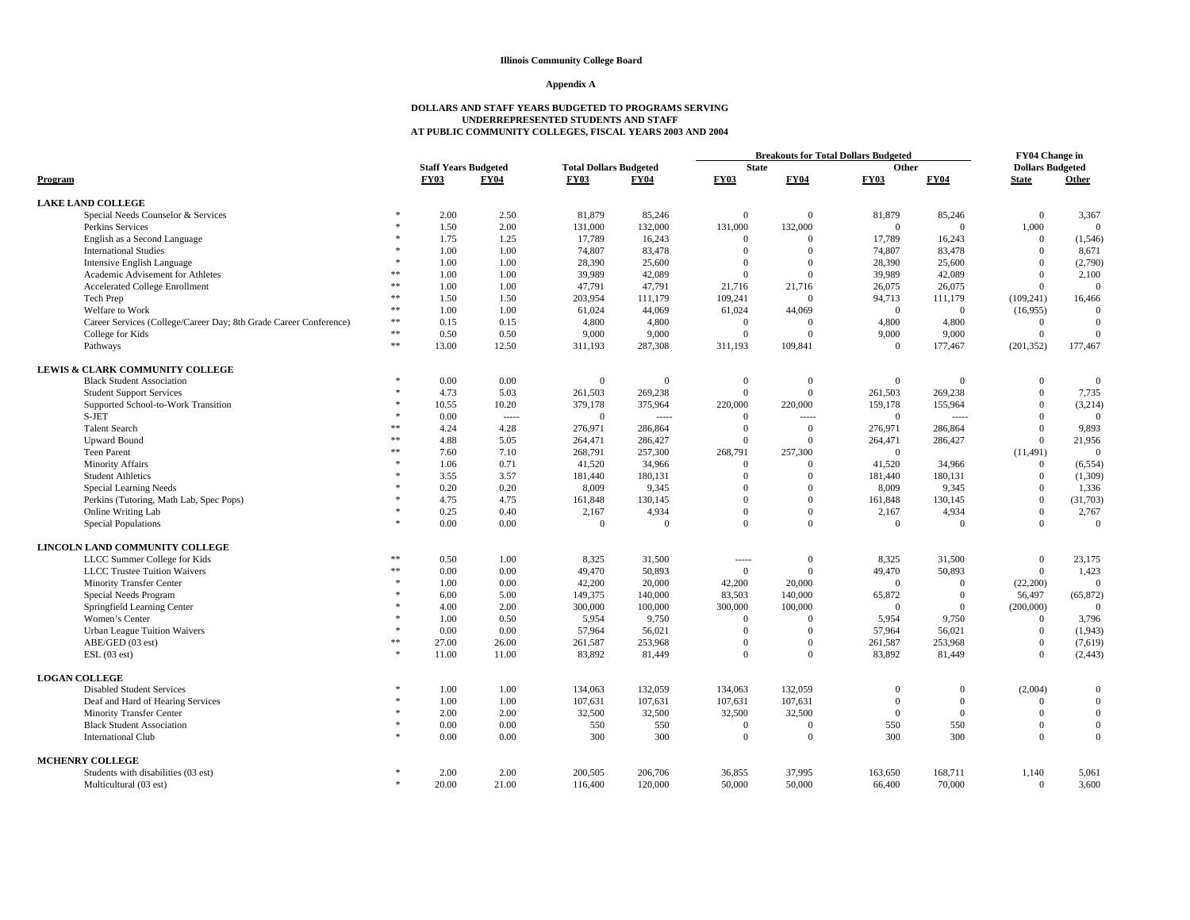**Illinois Community College Board**

**Appendix A**

**DOLLARS AND STAFF YEARS BUDGETED TO PROGRAMS SERVING UNDERREPRESENTED STUDENTS AND STAFF AT PUBLIC COMMUNITY COLLEGES, FISCAL YEARS 2003 AND 2004**

| Program | | Staff Years Budgeted | | Total Dollars Budgeted | | Breakouts for Total Dollars Budgeted: State | | Breakouts for Total Dollars Budgeted: Other | | FY04 Change in Dollars Budgeted | |
|---|---|---|---|---|---|---|---|---|---|---|---|
| | | FY03 | FY04 | FY03 | FY04 | FY03 | FY04 | FY03 | FY04 | State | Other |
| **LAKE LAND COLLEGE** | | | | | | | | | | | |
| Special Needs Counselor & Services | * | 2.00 | 2.50 | 81,879 | 85,246 | 0 | 0 | 81,879 | 85,246 | 0 | 3,367 |
| Perkins Services | * | 1.50 | 2.00 | 131,000 | 132,000 | 131,000 | 132,000 | 0 | 0 | 1,000 | 0 |
| English as a Second Language | * | 1.75 | 1.25 | 17,789 | 16,243 | 0 | 0 | 17,789 | 16,243 | 0 | (1,546) |
| International Studies | * | 1.00 | 1.00 | 74,807 | 83,478 | 0 | 0 | 74,807 | 83,478 | 0 | 8,671 |
| Intensive English Language | * | 1.00 | 1.00 | 28,390 | 25,600 | 0 | 0 | 28,390 | 25,600 | 0 | (2,790) |
| Academic Advisement for Athletes | ** | 1.00 | 1.00 | 39,989 | 42,089 | 0 | 0 | 39,989 | 42,089 | 0 | 2,100 |
| Accelerated College Enrollment | ** | 1.00 | 1.00 | 47,791 | 47,791 | 21,716 | 21,716 | 26,075 | 26,075 | 0 | 0 |
| Tech Prep | ** | 1.50 | 1.50 | 203,954 | 111,179 | 109,241 | 0 | 94,713 | 111,179 | (109,241) | 16,466 |
| Welfare to Work | ** | 1.00 | 1.00 | 61,024 | 44,069 | 61,024 | 44,069 | 0 | 0 | (16,955) | 0 |
| Career Services (College/Career Day; 8th Grade Career Conference) | ** | 0.15 | 0.15 | 4,800 | 4,800 | 0 | 0 | 4,800 | 4,800 | 0 | 0 |
| College for Kids | ** | 0.50 | 0.50 | 9,000 | 9,000 | 0 | 0 | 9,000 | 9,000 | 0 | 0 |
| Pathways | ** | 13.00 | 12.50 | 311,193 | 287,308 | 311,193 | 109,841 | 0 | 177,467 | (201,352) | 177,467 |
| **LEWIS & CLARK COMMUNITY COLLEGE** | | | | | | | | | | | |
| Black Student Association | * | 0.00 | 0.00 | 0 | 0 | 0 | 0 | 0 | 0 | 0 | 0 |
| Student Support Services | * | 4.73 | 5.03 | 261,503 | 269,238 | 0 | 0 | 261,503 | 269,238 | 0 | 7,735 |
| Supported School-to-Work Transition | * | 10.55 | 10.20 | 379,178 | 375,964 | 220,000 | 220,000 | 159,178 | 155,964 | 0 | (3,214) |
| S-JET | * | 0.00 | ----- | 0 | ----- | 0 | ----- | 0 | ----- | 0 | 0 |
| Talent Search | ** | 4.24 | 4.28 | 276,971 | 286,864 | 0 | 0 | 276,971 | 286,864 | 0 | 9,893 |
| Upward Bound | ** | 4.88 | 5.05 | 264,471 | 286,427 | 0 | 0 | 264,471 | 286,427 | 0 | 21,956 |
| Teen Parent | ** | 7.60 | 7.10 | 268,791 | 257,300 | 268,791 | 257,300 | 0 | | (11,491) | 0 |
| Minority Affairs | * | 1.06 | 0.71 | 41,520 | 34,966 | 0 | 0 | 41,520 | 34,966 | 0 | (6,554) |
| Student Athletics | * | 3.55 | 3.57 | 181,440 | 180,131 | 0 | 0 | 181,440 | 180,131 | 0 | (1,309) |
| Special Learning Needs | * | 0.20 | 0.20 | 8,009 | 9,345 | 0 | 0 | 8,009 | 9,345 | 0 | 1,336 |
| Perkins (Tutoring, Math Lab, Spec Pops) | * | 4.75 | 4.75 | 161,848 | 130,145 | 0 | 0 | 161,848 | 130,145 | 0 | (31,703) |
| Online Writing Lab | * | 0.25 | 0.40 | 2,167 | 4,934 | 0 | 0 | 2,167 | 4,934 | 0 | 2,767 |
| Special Populations | * | 0.00 | 0.00 | 0 | 0 | 0 | 0 | 0 | 0 | 0 | 0 |
| **LINCOLN LAND COMMUNITY COLLEGE** | | | | | | | | | | | |
| LLCC Summer College for Kids | ** | 0.50 | 1.00 | 8,325 | 31,500 | ----- | 0 | 8,325 | 31,500 | 0 | 23,175 |
| LLCC Trustee Tuition Waivers | ** | 0.00 | 0.00 | 49,470 | 50,893 | 0 | 0 | 49,470 | 50,893 | 0 | 1,423 |
| Minority Transfer Center | * | 1.00 | 0.00 | 42,200 | 20,000 | 42,200 | 20,000 | 0 | 0 | (22,200) | 0 |
| Special Needs Program | * | 6.00 | 5.00 | 149,375 | 140,000 | 83,503 | 140,000 | 65,872 | 0 | 56,497 | (65,872) |
| Springfield Learning Center | * | 4.00 | 2.00 | 300,000 | 100,000 | 300,000 | 100,000 | 0 | 0 | (200,000) | 0 |
| Women's Center | * | 1.00 | 0.50 | 5,954 | 9,750 | 0 | 0 | 5,954 | 9,750 | 0 | 3,796 |
| Urban League Tuition Waivers | * | 0.00 | 0.00 | 57,964 | 56,021 | 0 | 0 | 57,964 | 56,021 | 0 | (1,943) |
| ABE/GED (03 est) | ** | 27.00 | 26.00 | 261,587 | 253,968 | 0 | 0 | 261,587 | 253,968 | 0 | (7,619) |
| ESL (03 est) | * | 11.00 | 11.00 | 83,892 | 81,449 | 0 | 0 | 83,892 | 81,449 | 0 | (2,443) |
| **LOGAN COLLEGE** | | | | | | | | | | | |
| Disabled Student Services | * | 1.00 | 1.00 | 134,063 | 132,059 | 134,063 | 132,059 | 0 | 0 | (2,004) | 0 |
| Deaf and Hard of Hearing Services | * | 1.00 | 1.00 | 107,631 | 107,631 | 107,631 | 107,631 | 0 | 0 | 0 | 0 |
| Minority Transfer Center | * | 2.00 | 2.00 | 32,500 | 32,500 | 32,500 | 32,500 | 0 | 0 | 0 | 0 |
| Black Student Association | * | 0.00 | 0.00 | 550 | 550 | 0 | 0 | 550 | 550 | 0 | 0 |
| International Club | * | 0.00 | 0.00 | 300 | 300 | 0 | 0 | 300 | 300 | 0 | 0 |
| **MCHENRY COLLEGE** | | | | | | | | | | | |
| Students with disabilities (03 est) | * | 2.00 | 2.00 | 200,505 | 206,706 | 36,855 | 37,995 | 163,650 | 168,711 | 1,140 | 5,061 |
| Multicultural (03 est) | * | 20.00 | 21.00 | 116,400 | 120,000 | 50,000 | 50,000 | 66,400 | 70,000 | 0 | 3,600 |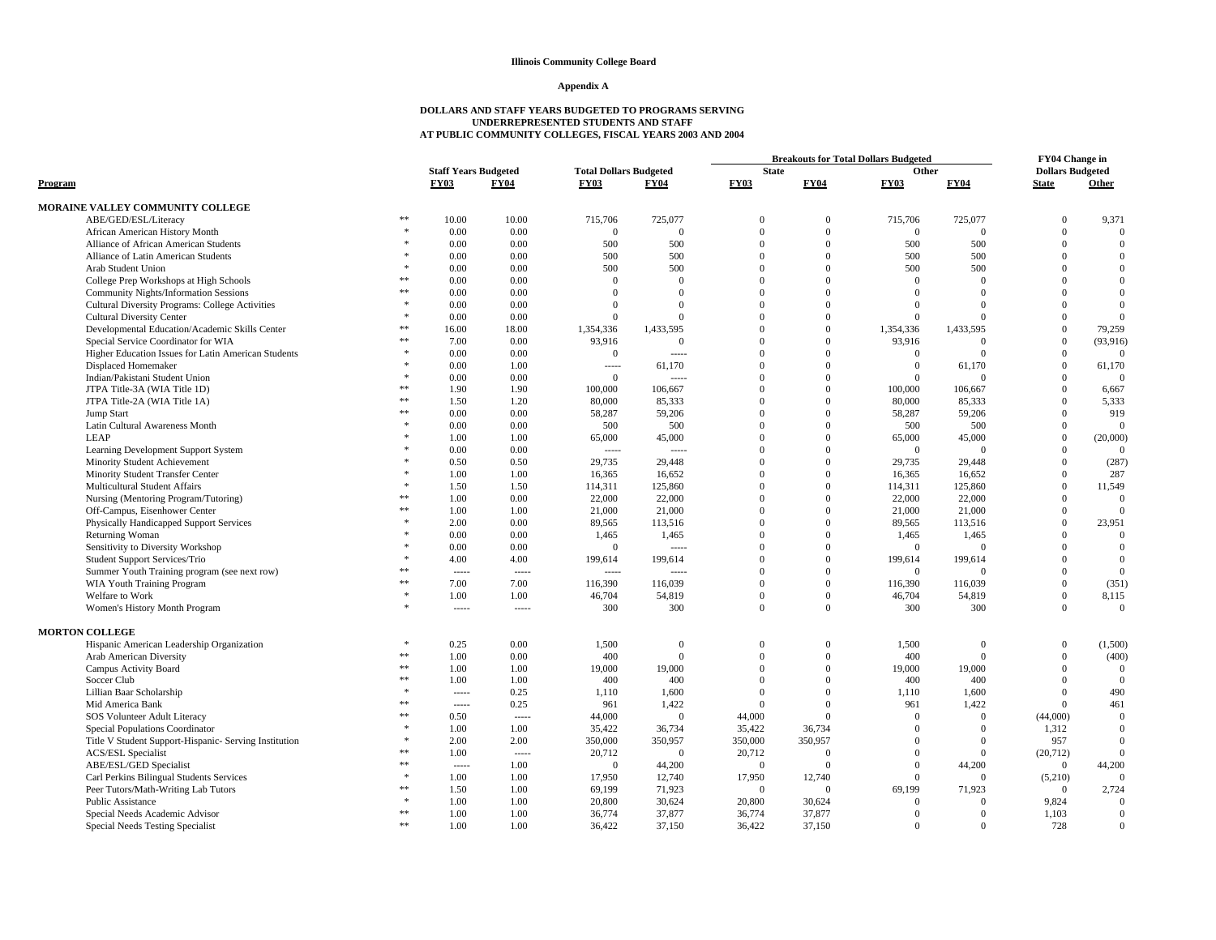**Illinois Community College Board**

**Appendix A**

**DOLLARS AND STAFF YEARS BUDGETED TO PROGRAMS SERVING UNDERREPRESENTED STUDENTS AND STAFF AT PUBLIC COMMUNITY COLLEGES, FISCAL YEARS 2003 AND 2004**

| Program | | Staff Years Budgeted | | Total Dollars Budgeted | | Breakouts for Total Dollars Budgeted | | | | FY04 Change in Dollars Budgeted | |
|---|---|---|---|---|---|---|---|---|---|---|---|
| | | | | | | State | | Other | | | |
| | | FY03 | FY04 | FY03 | FY04 | FY03 | FY04 | FY03 | FY04 | State | Other |
| **MORAINE VALLEY COMMUNITY COLLEGE** | | | | | | | | | | | |
| ABE/GED/ESL/Literacy | ** | 10.00 | 10.00 | 715,706 | 725,077 | 0 | 0 | 715,706 | 725,077 | 0 | 9,371 |
| African American History Month | * | 0.00 | 0.00 | 0 | 0 | 0 | 0 | 0 | 0 | 0 | 0 |
| Alliance of African American Students | * | 0.00 | 0.00 | 500 | 500 | 0 | 0 | 500 | 500 | 0 | 0 |
| Alliance of Latin American Students | * | 0.00 | 0.00 | 500 | 500 | 0 | 0 | 500 | 500 | 0 | 0 |
| Arab Student Union | * | 0.00 | 0.00 | 500 | 500 | 0 | 0 | 500 | 500 | 0 | 0 |
| College Prep Workshops at High Schools | ** | 0.00 | 0.00 | 0 | 0 | 0 | 0 | 0 | 0 | 0 | 0 |
| Community Nights/Information Sessions | ** | 0.00 | 0.00 | 0 | 0 | 0 | 0 | 0 | 0 | 0 | 0 |
| Cultural Diversity Programs: College Activities | * | 0.00 | 0.00 | 0 | 0 | 0 | 0 | 0 | 0 | 0 | 0 |
| Cultural Diversity Center | * | 0.00 | 0.00 | 0 | 0 | 0 | 0 | 0 | 0 | 0 | 0 |
| Developmental Education/Academic Skills Center | ** | 16.00 | 18.00 | 1,354,336 | 1,433,595 | 0 | 0 | 1,354,336 | 1,433,595 | 0 | 79,259 |
| Special Service Coordinator for WIA | ** | 7.00 | 0.00 | 93,916 | 0 | 0 | 0 | 93,916 | 0 | 0 | (93,916) |
| Higher Education Issues for Latin American Students | * | 0.00 | 0.00 | 0 | ----- | 0 | 0 | 0 | 0 | 0 | 0 |
| Displaced Homemaker | * | 0.00 | 1.00 | ----- | 61,170 | 0 | 0 | 0 | 61,170 | 0 | 61,170 |
| Indian/Pakistani Student Union | * | 0.00 | 0.00 | 0 | ----- | 0 | 0 | 0 | 0 | 0 | 0 |
| JTPA Title-3A (WIA Title 1D) | ** | 1.90 | 1.90 | 100,000 | 106,667 | 0 | 0 | 100,000 | 106,667 | 0 | 6,667 |
| JTPA Title-2A (WIA Title 1A) | ** | 1.50 | 1.20 | 80,000 | 85,333 | 0 | 0 | 80,000 | 85,333 | 0 | 5,333 |
| Jump Start | ** | 0.00 | 0.00 | 58,287 | 59,206 | 0 | 0 | 58,287 | 59,206 | 0 | 919 |
| Latin Cultural Awareness Month | * | 0.00 | 0.00 | 500 | 500 | 0 | 0 | 500 | 500 | 0 | 0 |
| LEAP | * | 1.00 | 1.00 | 65,000 | 45,000 | 0 | 0 | 65,000 | 45,000 | 0 | (20,000) |
| Learning Development Support System | * | 0.00 | 0.00 | ----- | ----- | 0 | 0 | 0 | 0 | 0 | 0 |
| Minority Student Achievement | * | 0.50 | 0.50 | 29,735 | 29,448 | 0 | 0 | 29,735 | 29,448 | 0 | (287) |
| Minority Student Transfer Center | * | 1.00 | 1.00 | 16,365 | 16,652 | 0 | 0 | 16,365 | 16,652 | 0 | 287 |
| Multicultural Student Affairs | * | 1.50 | 1.50 | 114,311 | 125,860 | 0 | 0 | 114,311 | 125,860 | 0 | 11,549 |
| Nursing (Mentoring Program/Tutoring) | ** | 1.00 | 0.00 | 22,000 | 22,000 | 0 | 0 | 22,000 | 22,000 | 0 | 0 |
| Off-Campus, Eisenhower Center | ** | 1.00 | 1.00 | 21,000 | 21,000 | 0 | 0 | 21,000 | 21,000 | 0 | 0 |
| Physically Handicapped Support Services | * | 2.00 | 0.00 | 89,565 | 113,516 | 0 | 0 | 89,565 | 113,516 | 0 | 23,951 |
| Returning Woman | * | 0.00 | 0.00 | 1,465 | 1,465 | 0 | 0 | 1,465 | 1,465 | 0 | 0 |
| Sensitivity to Diversity Workshop | * | 0.00 | 0.00 | 0 | ----- | 0 | 0 | 0 | 0 | 0 | 0 |
| Student Support Services/Trio | * | 4.00 | 4.00 | 199,614 | 199,614 | 0 | 0 | 199,614 | 199,614 | 0 | 0 |
| Summer Youth Training program (see next row) | ** | ----- | ----- | ----- | ----- | 0 | 0 | 0 | 0 | 0 | 0 |
| WIA Youth Training Program | ** | 7.00 | 7.00 | 116,390 | 116,039 | 0 | 0 | 116,390 | 116,039 | 0 | (351) |
| Welfare to Work | * | 1.00 | 1.00 | 46,704 | 54,819 | 0 | 0 | 46,704 | 54,819 | 0 | 8,115 |
| Women's History Month Program | * | ----- | ----- | 300 | 300 | 0 | 0 | 300 | 300 | 0 | 0 |
| **MORTON COLLEGE** | | | | | | | | | | | |
| Hispanic American Leadership Organization | * | 0.25 | 0.00 | 1,500 | 0 | 0 | 0 | 1,500 | 0 | 0 | (1,500) |
| Arab American Diversity | ** | 1.00 | 0.00 | 400 | 0 | 0 | 0 | 400 | 0 | 0 | (400) |
| Campus Activity Board | ** | 1.00 | 1.00 | 19,000 | 19,000 | 0 | 0 | 19,000 | 19,000 | 0 | 0 |
| Soccer Club | ** | 1.00 | 1.00 | 400 | 400 | 0 | 0 | 400 | 400 | 0 | 0 |
| Lillian Baar Scholarship | * | ----- | 0.25 | 1,110 | 1,600 | 0 | 0 | 1,110 | 1,600 | 0 | 490 |
| Mid America Bank | ** | ----- | 0.25 | 961 | 1,422 | 0 | 0 | 961 | 1,422 | 0 | 461 |
| SOS Volunteer Adult Literacy | ** | 0.50 | ----- | 44,000 | 0 | 44,000 | 0 | 0 | 0 | (44,000) | 0 |
| Special Populations Coordinator | * | 1.00 | 1.00 | 35,422 | 36,734 | 35,422 | 36,734 | 0 | 0 | 1,312 | 0 |
| Title V Student Support-Hispanic- Serving Institution | * | 2.00 | 2.00 | 350,000 | 350,957 | 350,000 | 350,957 | 0 | 0 | 957 | 0 |
| ACS/ESL Specialist | ** | 1.00 | ----- | 20,712 | 0 | 20,712 | 0 | 0 | 0 | (20,712) | 0 |
| ABE/ESL/GED Specialist | ** | ----- | 1.00 | 0 | 44,200 | 0 | 0 | 0 | 44,200 | 0 | 44,200 |
| Carl Perkins Bilingual Students Services | * | 1.00 | 1.00 | 17,950 | 12,740 | 17,950 | 12,740 | 0 | 0 | (5,210) | 0 |
| Peer Tutors/Math-Writing Lab Tutors | ** | 1.50 | 1.00 | 69,199 | 71,923 | 0 | 0 | 69,199 | 71,923 | 0 | 2,724 |
| Public Assistance | * | 1.00 | 1.00 | 20,800 | 30,624 | 20,800 | 30,624 | 0 | 0 | 9,824 | 0 |
| Special Needs Academic Advisor | ** | 1.00 | 1.00 | 36,774 | 37,877 | 36,774 | 37,877 | 0 | 0 | 1,103 | 0 |
| Special Needs Testing Specialist | ** | 1.00 | 1.00 | 36,422 | 37,150 | 36,422 | 37,150 | 0 | 0 | 728 | 0 |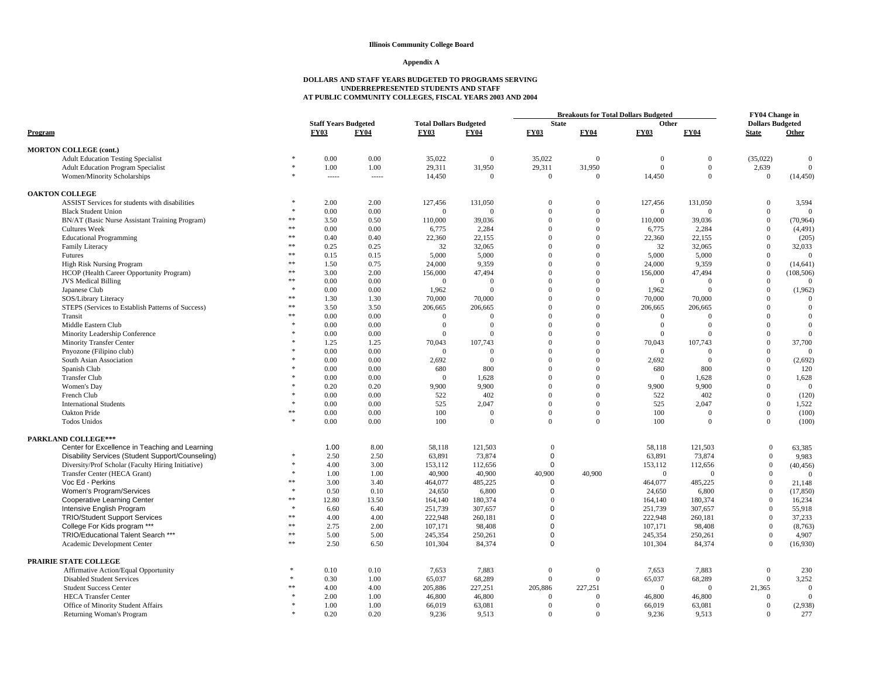**Illinois Community College Board**

**Appendix A**

**DOLLARS AND STAFF YEARS BUDGETED TO PROGRAMS SERVING UNDERREPRESENTED STUDENTS AND STAFF AT PUBLIC COMMUNITY COLLEGES, FISCAL YEARS 2003 AND 2004**

| Program | | Staff Years Budgeted FY03 | Staff Years Budgeted FY04 | Total Dollars Budgeted FY03 | Total Dollars Budgeted FY04 | State FY03 | State FY04 | Other FY03 | Other FY04 | FY04 Change in Dollars Budgeted State | FY04 Change in Dollars Budgeted Other |
|---|---|---|---|---|---|---|---|---|---|---|---|
| **MORTON COLLEGE (cont.)** | | | | | | | | | | | |
| Adult Education Testing Specialist | * | 0.00 | 0.00 | 35,022 | 0 | 35,022 | 0 | 0 | 0 | (35,022) | 0 |
| Adult Education Program Specialist | * | 1.00 | 1.00 | 29,311 | 31,950 | 29,311 | 31,950 | 0 | 0 | 2,639 | 0 |
| Women/Minority Scholarships | * | ----- | ----- | 14,450 | 0 | 0 | 0 | 14,450 | 0 | 0 | (14,450) |
| **OAKTON COLLEGE** | | | | | | | | | | | |
| ASSIST Services for students with disabilities | * | 2.00 | 2.00 | 127,456 | 131,050 | 0 | 0 | 127,456 | 131,050 | 0 | 3,594 |
| Black Student Union | * | 0.00 | 0.00 | 0 | 0 | 0 | 0 | 0 | 0 | 0 | 0 |
| BN/AT (Basic Nurse Assistant Training Program) | ** | 3.50 | 0.50 | 110,000 | 39,036 | 0 | 0 | 110,000 | 39,036 | 0 | (70,964) |
| Cultures Week | ** | 0.00 | 0.00 | 6,775 | 2,284 | 0 | 0 | 6,775 | 2,284 | 0 | (4,491) |
| Educational Programming | ** | 0.40 | 0.40 | 22,360 | 22,155 | 0 | 0 | 22,360 | 22,155 | 0 | (205) |
| Family Literacy | ** | 0.25 | 0.25 | 32 | 32,065 | 0 | 0 | 32 | 32,065 | 0 | 32,033 |
| Futures | ** | 0.15 | 0.15 | 5,000 | 5,000 | 0 | 0 | 5,000 | 5,000 | 0 | 0 |
| High Risk Nursing Program | ** | 1.50 | 0.75 | 24,000 | 9,359 | 0 | 0 | 24,000 | 9,359 | 0 | (14,641) |
| HCOP (Health Career Opportunity Program) | ** | 3.00 | 2.00 | 156,000 | 47,494 | 0 | 0 | 156,000 | 47,494 | 0 | (108,506) |
| JVS Medical Billing | ** | 0.00 | 0.00 | 0 | 0 | 0 | 0 | 0 | 0 | 0 | 0 |
| Japanese Club | * | 0.00 | 0.00 | 1,962 | 0 | 0 | 0 | 1,962 | 0 | 0 | (1,962) |
| SOS/Library Literacy | ** | 1.30 | 1.30 | 70,000 | 70,000 | 0 | 0 | 70,000 | 70,000 | 0 | 0 |
| STEPS (Services to Establish Patterns of Success) | ** | 3.50 | 3.50 | 206,665 | 206,665 | 0 | 0 | 206,665 | 206,665 | 0 | 0 |
| Transit | ** | 0.00 | 0.00 | 0 | 0 | 0 | 0 | 0 | 0 | 0 | 0 |
| Middle Eastern Club | * | 0.00 | 0.00 | 0 | 0 | 0 | 0 | 0 | 0 | 0 | 0 |
| Minority Leadership Conference | * | 0.00 | 0.00 | 0 | 0 | 0 | 0 | 0 | 0 | 0 | 0 |
| Minority Transfer Center | * | 1.25 | 1.25 | 70,043 | 107,743 | 0 | 0 | 70,043 | 107,743 | 0 | 37,700 |
| Pnyozone (Filipino club) | * | 0.00 | 0.00 | 0 | 0 | 0 | 0 | 0 | 0 | 0 | 0 |
| South Asian Association | * | 0.00 | 0.00 | 2,692 | 0 | 0 | 0 | 2,692 | 0 | 0 | (2,692) |
| Spanish Club | * | 0.00 | 0.00 | 680 | 800 | 0 | 0 | 680 | 800 | 0 | 120 |
| Transfer Club | * | 0.00 | 0.00 | 0 | 1,628 | 0 | 0 | 0 | 1,628 | 0 | 1,628 |
| Women's Day | * | 0.20 | 0.20 | 9,900 | 9,900 | 0 | 0 | 9,900 | 9,900 | 0 | 0 |
| French Club | * | 0.00 | 0.00 | 522 | 402 | 0 | 0 | 522 | 402 | 0 | (120) |
| International Students | * | 0.00 | 0.00 | 525 | 2,047 | 0 | 0 | 525 | 2,047 | 0 | 1,522 |
| Oakton Pride | ** | 0.00 | 0.00 | 100 | 0 | 0 | 0 | 100 | 0 | 0 | (100) |
| Todos Unidos | * | 0.00 | 0.00 | 100 | 0 | 0 | 0 | 100 | 0 | 0 | (100) |
| **PARKLAND COLLEGE*** ** | | | | | | | | | | | |
| Center for Excellence in Teaching and Learning | | 1.00 | 8.00 | 58,118 | 121,503 | 0 | | 58,118 | 121,503 | 0 | 63,385 |
| Disability Services (Student Support/Counseling) | * | 2.50 | 2.50 | 63,891 | 73,874 | 0 | | 63,891 | 73,874 | 0 | 9,983 |
| Diversity/Prof Scholar (Faculty Hiring Initiative) | * | 4.00 | 3.00 | 153,112 | 112,656 | 0 | | 153,112 | 112,656 | 0 | (40,456) |
| Transfer Center (HECA Grant) | * | 1.00 | 1.00 | 40,900 | 40,900 | 40,900 | 40,900 | 0 | 0 | 0 | 0 |
| Voc Ed - Perkins | ** | 3.00 | 3.40 | 464,077 | 485,225 | 0 | | 464,077 | 485,225 | 0 | 21,148 |
| Women's Program/Services | * | 0.50 | 0.10 | 24,650 | 6,800 | 0 | | 24,650 | 6,800 | 0 | (17,850) |
| Cooperative Learning Center | ** | 12.80 | 13.50 | 164,140 | 180,374 | 0 | | 164,140 | 180,374 | 0 | 16,234 |
| Intensive English Program | * | 6.60 | 6.40 | 251,739 | 307,657 | 0 | | 251,739 | 307,657 | 0 | 55,918 |
| TRIO/Student Support Services | ** | 4.00 | 4.00 | 222,948 | 260,181 | 0 | | 222,948 | 260,181 | 0 | 37,233 |
| College For Kids program *** | ** | 2.75 | 2.00 | 107,171 | 98,408 | 0 | | 107,171 | 98,408 | 0 | (8,763) |
| TRIO/Educational Talent Search *** | ** | 5.00 | 5.00 | 245,354 | 250,261 | 0 | | 245,354 | 250,261 | 0 | 4,907 |
| Academic Development Center | ** | 2.50 | 6.50 | 101,304 | 84,374 | 0 | | 101,304 | 84,374 | 0 | (16,930) |
| **PRAIRIE STATE COLLEGE** | | | | | | | | | | | |
| Affirmative Action/Equal Opportunity | * | 0.10 | 0.10 | 7,653 | 7,883 | 0 | 0 | 7,653 | 7,883 | 0 | 230 |
| Disabled Student Services | * | 0.30 | 1.00 | 65,037 | 68,289 | 0 | 0 | 65,037 | 68,289 | 0 | 3,252 |
| Student Success Center | ** | 4.00 | 4.00 | 205,886 | 227,251 | 205,886 | 227,251 | 0 | 0 | 21,365 | 0 |
| HECA Transfer Center | * | 2.00 | 1.00 | 46,800 | 46,800 | 0 | 0 | 46,800 | 46,800 | 0 | 0 |
| Office of Minority Student Affairs | * | 1.00 | 1.00 | 66,019 | 63,081 | 0 | 0 | 66,019 | 63,081 | 0 | (2,938) |
| Returning Woman's Program | * | 0.20 | 0.20 | 9,236 | 9,513 | 0 | 0 | 9,236 | 9,513 | 0 | 277 |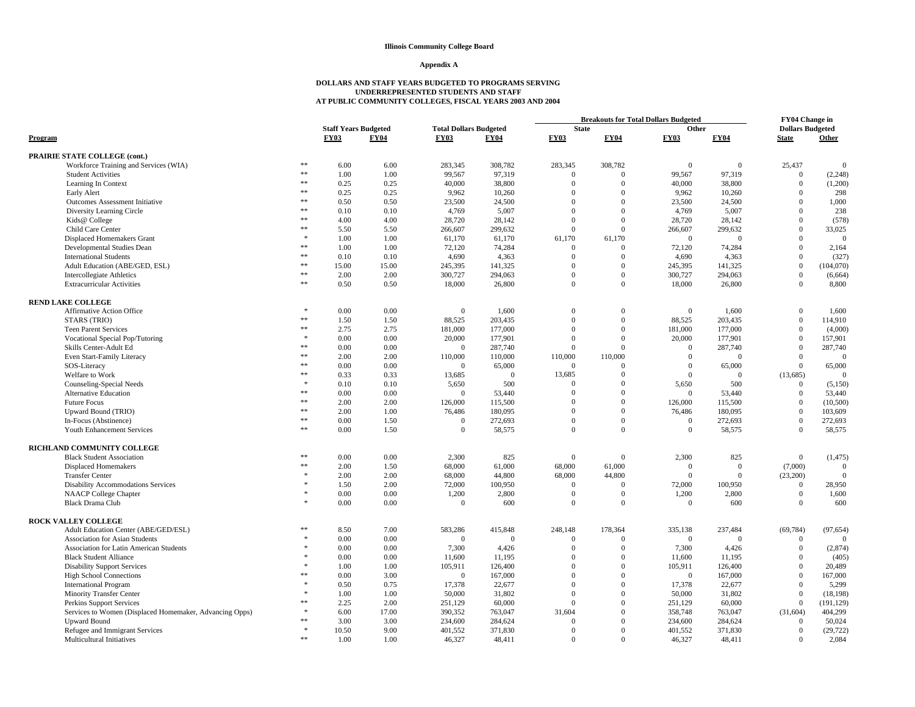**Illinois Community College Board**

**Appendix A**

**DOLLARS AND STAFF YEARS BUDGETED TO PROGRAMS SERVING UNDERREPRESENTED STUDENTS AND STAFF AT PUBLIC COMMUNITY COLLEGES, FISCAL YEARS 2003 AND 2004**

| Program | | Staff Years Budgeted | | Total Dollars Budgeted | | Breakouts for Total Dollars Budgeted | | | | FY04 Change in Dollars Budgeted | |
|---|---|---|---|---|---|---|---|---|---|---|---|
| | | | | | | State | | Other | | | |
| | | FY03 | FY04 | FY03 | FY04 | FY03 | FY04 | FY03 | FY04 | State | Other |
| **PRAIRIE STATE COLLEGE (cont.)** | | | | | | | | | | | |
| Workforce Training and Services (WIA) | ** | 6.00 | 6.00 | 283,345 | 308,782 | 283,345 | 308,782 | 0 | 0 | 25,437 | 0 |
| Student Activities | ** | 1.00 | 1.00 | 99,567 | 97,319 | 0 | 0 | 99,567 | 97,319 | 0 | (2,248) |
| Learning In Context | ** | 0.25 | 0.25 | 40,000 | 38,800 | 0 | 0 | 40,000 | 38,800 | 0 | (1,200) |
| Early Alert | ** | 0.25 | 0.25 | 9,962 | 10,260 | 0 | 0 | 9,962 | 10,260 | 0 | 298 |
| Outcomes Assessment Initiative | ** | 0.50 | 0.50 | 23,500 | 24,500 | 0 | 0 | 23,500 | 24,500 | 0 | 1,000 |
| Diversity Learning Circle | ** | 0.10 | 0.10 | 4,769 | 5,007 | 0 | 0 | 4,769 | 5,007 | 0 | 238 |
| Kids@ College | ** | 4.00 | 4.00 | 28,720 | 28,142 | 0 | 0 | 28,720 | 28,142 | 0 | (578) |
| Child Care Center | ** | 5.50 | 5.50 | 266,607 | 299,632 | 0 | 0 | 266,607 | 299,632 | 0 | 33,025 |
| Displaced Homemakers Grant | * | 1.00 | 1.00 | 61,170 | 61,170 | 61,170 | 61,170 | 0 | 0 | 0 | 0 |
| Developmental Studies Dean | ** | 1.00 | 1.00 | 72,120 | 74,284 | 0 | 0 | 72,120 | 74,284 | 0 | 2,164 |
| International Students | ** | 0.10 | 0.10 | 4,690 | 4,363 | 0 | 0 | 4,690 | 4,363 | 0 | (327) |
| Adult Education (ABE/GED, ESL) | ** | 15.00 | 15.00 | 245,395 | 141,325 | 0 | 0 | 245,395 | 141,325 | 0 | (104,070) |
| Intercollegiate Athletics | ** | 2.00 | 2.00 | 300,727 | 294,063 | 0 | 0 | 300,727 | 294,063 | 0 | (6,664) |
| Extracurricular Activities | ** | 0.50 | 0.50 | 18,000 | 26,800 | 0 | 0 | 18,000 | 26,800 | 0 | 8,800 |
| **REND LAKE COLLEGE** | | | | | | | | | | | |
| Affirmative Action Office | * | 0.00 | 0.00 | 0 | 1,600 | 0 | 0 | 0 | 1,600 | 0 | 1,600 |
| STARS (TRIO) | ** | 1.50 | 1.50 | 88,525 | 203,435 | 0 | 0 | 88,525 | 203,435 | 0 | 114,910 |
| Teen Parent Services | ** | 2.75 | 2.75 | 181,000 | 177,000 | 0 | 0 | 181,000 | 177,000 | 0 | (4,000) |
| Vocational Special Pop/Tutoring | * | 0.00 | 0.00 | 20,000 | 177,901 | 0 | 0 | 20,000 | 177,901 | 0 | 157,901 |
| Skills Center-Adult Ed | ** | 0.00 | 0.00 | 0 | 287,740 | 0 | 0 | 0 | 287,740 | 0 | 287,740 |
| Even Start-Family Literacy | ** | 2.00 | 2.00 | 110,000 | 110,000 | 110,000 | 110,000 | 0 | 0 | 0 | 0 |
| SOS-Literacy | ** | 0.00 | 0.00 | 0 | 65,000 | 0 | 0 | 0 | 65,000 | 0 | 65,000 |
| Welfare to Work | ** | 0.33 | 0.33 | 13,685 | 0 | 13,685 | 0 | 0 | 0 | (13,685) | 0 |
| Counseling-Special Needs | * | 0.10 | 0.10 | 5,650 | 500 | 0 | 0 | 5,650 | 500 | 0 | (5,150) |
| Alternative Education | ** | 0.00 | 0.00 | 0 | 53,440 | 0 | 0 | 0 | 53,440 | 0 | 53,440 |
| Future Focus | ** | 2.00 | 2.00 | 126,000 | 115,500 | 0 | 0 | 126,000 | 115,500 | 0 | (10,500) |
| Upward Bound (TRIO) | ** | 2.00 | 1.00 | 76,486 | 180,095 | 0 | 0 | 76,486 | 180,095 | 0 | 103,609 |
| In-Focus (Abstinence) | ** | 0.00 | 1.50 | 0 | 272,693 | 0 | 0 | 0 | 272,693 | 0 | 272,693 |
| Youth Enhancement Services | ** | 0.00 | 1.50 | 0 | 58,575 | 0 | 0 | 0 | 58,575 | 0 | 58,575 |
| **RICHLAND COMMUNITY COLLEGE** | | | | | | | | | | | |
| Black Student Association | ** | 0.00 | 0.00 | 2,300 | 825 | 0 | 0 | 2,300 | 825 | 0 | (1,475) |
| Displaced Homemakers | ** | 2.00 | 1.50 | 68,000 | 61,000 | 68,000 | 61,000 | 0 | 0 | (7,000) | 0 |
| Transfer Center | * | 2.00 | 2.00 | 68,000 | 44,800 | 68,000 | 44,800 | 0 | 0 | (23,200) | 0 |
| Disability Accommodations Services | * | 1.50 | 2.00 | 72,000 | 100,950 | 0 | 0 | 72,000 | 100,950 | 0 | 28,950 |
| NAACP College Chapter | * | 0.00 | 0.00 | 1,200 | 2,800 | 0 | 0 | 1,200 | 2,800 | 0 | 1,600 |
| Black Drama Club | * | 0.00 | 0.00 | 0 | 600 | 0 | 0 | 0 | 600 | 0 | 600 |
| **ROCK VALLEY COLLEGE** | | | | | | | | | | | |
| Adult Education Center (ABE/GED/ESL) | ** | 8.50 | 7.00 | 583,286 | 415,848 | 248,148 | 178,364 | 335,138 | 237,484 | (69,784) | (97,654) |
| Association for Asian Students | * | 0.00 | 0.00 | 0 | 0 | 0 | 0 | 0 | 0 | 0 | 0 |
| Association for Latin American Students | * | 0.00 | 0.00 | 7,300 | 4,426 | 0 | 0 | 7,300 | 4,426 | 0 | (2,874) |
| Black Student Alliance | * | 0.00 | 0.00 | 11,600 | 11,195 | 0 | 0 | 11,600 | 11,195 | 0 | (405) |
| Disability Support Services | * | 1.00 | 1.00 | 105,911 | 126,400 | 0 | 0 | 105,911 | 126,400 | 0 | 20,489 |
| High School Connections | ** | 0.00 | 3.00 | 0 | 167,000 | 0 | 0 | 0 | 167,000 | 0 | 167,000 |
| International Program | * | 0.50 | 0.75 | 17,378 | 22,677 | 0 | 0 | 17,378 | 22,677 | 0 | 5,299 |
| Minority Transfer Center | * | 1.00 | 1.00 | 50,000 | 31,802 | 0 | 0 | 50,000 | 31,802 | 0 | (18,198) |
| Perkins Support Services | ** | 2.25 | 2.00 | 251,129 | 60,000 | 0 | 0 | 251,129 | 60,000 | 0 | (191,129) |
| Services to Women (Displaced Homemaker, Advancing Opps) | * | 6.00 | 17.00 | 390,352 | 763,047 | 31,604 | 0 | 358,748 | 763,047 | (31,604) | 404,299 |
| Upward Bound | ** | 3.00 | 3.00 | 234,600 | 284,624 | 0 | 0 | 234,600 | 284,624 | 0 | 50,024 |
| Refugee and Immigrant Services | * | 10.50 | 9.00 | 401,552 | 371,830 | 0 | 0 | 401,552 | 371,830 | 0 | (29,722) |
| Multicultural Initiatives | ** | 1.00 | 1.00 | 46,327 | 48,411 | 0 | 0 | 46,327 | 48,411 | 0 | 2,084 |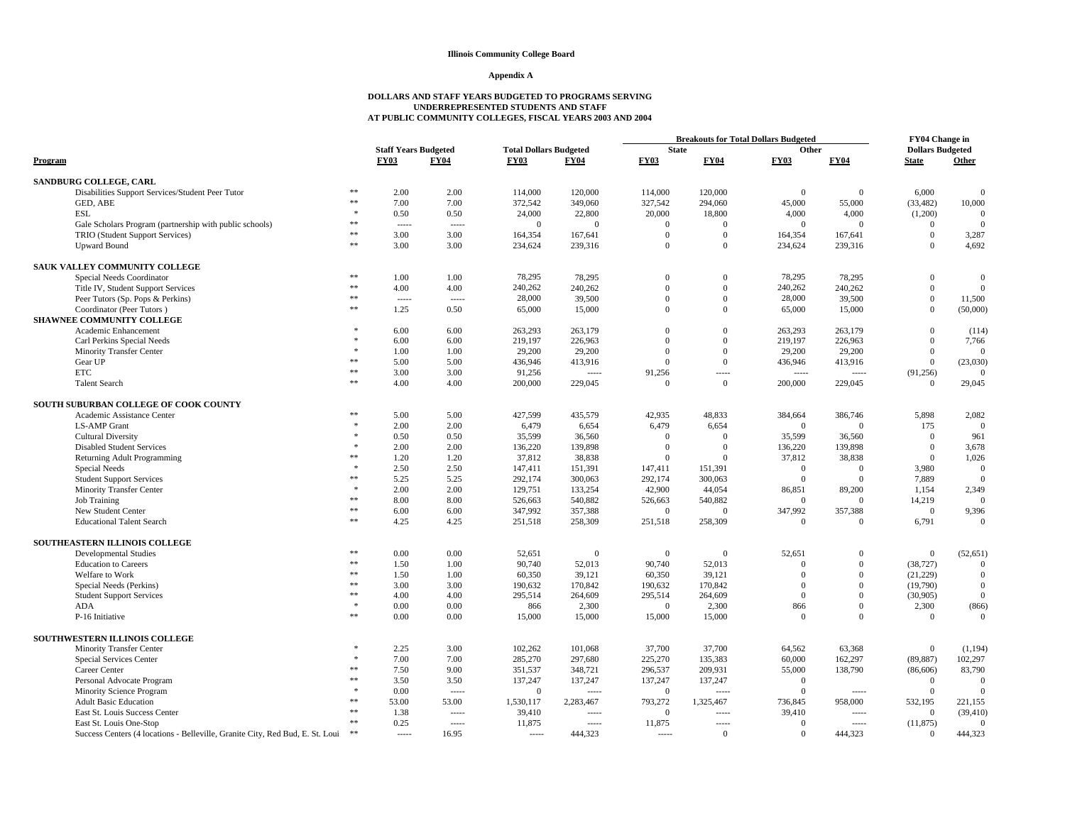**Illinois Community College Board**

**Appendix A**

**DOLLARS AND STAFF YEARS BUDGETED TO PROGRAMS SERVING UNDERREPRESENTED STUDENTS AND STAFF AT PUBLIC COMMUNITY COLLEGES, FISCAL YEARS 2003 AND 2004**

| Program | | Staff Years Budgeted | | Total Dollars Budgeted | | Breakouts for Total Dollars Budgeted: State | | Breakouts for Total Dollars Budgeted: Other | | FY04 Change in Dollars Budgeted | |
|---|---|---|---|---|---|---|---|---|---|---|---|
| | | FY03 | FY04 | FY03 | FY04 | FY03 | FY04 | FY03 | FY04 | State | Other |
| **SANDBURG COLLEGE, CARL** | | | | | | | | | | | |
| Disabilities Support Services/Student Peer Tutor | ** | 2.00 | 2.00 | 114,000 | 120,000 | 114,000 | 120,000 | 0 | 0 | 6,000 | 0 |
| GED, ABE | ** | 7.00 | 7.00 | 372,542 | 349,060 | 327,542 | 294,060 | 45,000 | 55,000 | (33,482) | 10,000 |
| ESL | * | 0.50 | 0.50 | 24,000 | 22,800 | 20,000 | 18,800 | 4,000 | 4,000 | (1,200) | 0 |
| Gale Scholars Program (partnership with public schools) | ** | ----- | ----- | 0 | 0 | 0 | 0 | 0 | 0 | 0 | 0 |
| TRIO (Student Support Services) | ** | 3.00 | 3.00 | 164,354 | 167,641 | 0 | 0 | 164,354 | 167,641 | 0 | 3,287 |
| Upward Bound | ** | 3.00 | 3.00 | 234,624 | 239,316 | 0 | 0 | 234,624 | 239,316 | 0 | 4,692 |
| **SAUK VALLEY COMMUNITY COLLEGE** | | | | | | | | | | | |
| Special Needs Coordinator | ** | 1.00 | 1.00 | 78,295 | 78,295 | 0 | 0 | 78,295 | 78,295 | 0 | 0 |
| Title IV, Student Support Services | ** | 4.00 | 4.00 | 240,262 | 240,262 | 0 | 0 | 240,262 | 240,262 | 0 | 0 |
| Peer Tutors (Sp. Pops & Perkins) | ** | ----- | ----- | 28,000 | 39,500 | 0 | 0 | 28,000 | 39,500 | 0 | 11,500 |
| Coordinator (Peer Tutors ) | ** | 1.25 | 0.50 | 65,000 | 15,000 | 0 | 0 | 65,000 | 15,000 | 0 | (50,000) |
| **SHAWNEE COMMUNITY COLLEGE** | | | | | | | | | | | |
| Academic Enhancement | * | 6.00 | 6.00 | 263,293 | 263,179 | 0 | 0 | 263,293 | 263,179 | 0 | (114) |
| Carl Perkins Special Needs | * | 6.00 | 6.00 | 219,197 | 226,963 | 0 | 0 | 219,197 | 226,963 | 0 | 7,766 |
| Minority Transfer Center | * | 1.00 | 1.00 | 29,200 | 29,200 | 0 | 0 | 29,200 | 29,200 | 0 | 0 |
| Gear UP | ** | 5.00 | 5.00 | 436,946 | 413,916 | 0 | 0 | 436,946 | 413,916 | 0 | (23,030) |
| ETC | ** | 3.00 | 3.00 | 91,256 | ----- | 91,256 | ----- | ----- | ----- | (91,256) | 0 |
| Talent Search | ** | 4.00 | 4.00 | 200,000 | 229,045 | 0 | 0 | 200,000 | 229,045 | 0 | 29,045 |
| **SOUTH SUBURBAN COLLEGE OF COOK COUNTY** | | | | | | | | | | | |
| Academic Assistance Center | ** | 5.00 | 5.00 | 427,599 | 435,579 | 42,935 | 48,833 | 384,664 | 386,746 | 5,898 | 2,082 |
| LS-AMP Grant | * | 2.00 | 2.00 | 6,479 | 6,654 | 6,479 | 6,654 | 0 | 0 | 175 | 0 |
| Cultural Diversity | * | 0.50 | 0.50 | 35,599 | 36,560 | 0 | 0 | 35,599 | 36,560 | 0 | 961 |
| Disabled Student Services | * | 2.00 | 2.00 | 136,220 | 139,898 | 0 | 0 | 136,220 | 139,898 | 0 | 3,678 |
| Returning Adult Programming | ** | 1.20 | 1.20 | 37,812 | 38,838 | 0 | 0 | 37,812 | 38,838 | 0 | 1,026 |
| Special Needs | * | 2.50 | 2.50 | 147,411 | 151,391 | 147,411 | 151,391 | 0 | 0 | 3,980 | 0 |
| Student Support Services | ** | 5.25 | 5.25 | 292,174 | 300,063 | 292,174 | 300,063 | 0 | 0 | 7,889 | 0 |
| Minority Transfer Center | * | 2.00 | 2.00 | 129,751 | 133,254 | 42,900 | 44,054 | 86,851 | 89,200 | 1,154 | 2,349 |
| Job Training | ** | 8.00 | 8.00 | 526,663 | 540,882 | 526,663 | 540,882 | 0 | 0 | 14,219 | 0 |
| New Student Center | ** | 6.00 | 6.00 | 347,992 | 357,388 | 0 | 0 | 347,992 | 357,388 | 0 | 9,396 |
| Educational Talent Search | ** | 4.25 | 4.25 | 251,518 | 258,309 | 251,518 | 258,309 | 0 | 0 | 6,791 | 0 |
| **SOUTHEASTERN ILLINOIS COLLEGE** | | | | | | | | | | | |
| Developmental Studies | ** | 0.00 | 0.00 | 52,651 | 0 | 0 | 0 | 52,651 | 0 | 0 | (52,651) |
| Education to Careers | ** | 1.50 | 1.00 | 90,740 | 52,013 | 90,740 | 52,013 | 0 | 0 | (38,727) | 0 |
| Welfare to Work | ** | 1.50 | 1.00 | 60,350 | 39,121 | 60,350 | 39,121 | 0 | 0 | (21,229) | 0 |
| Special Needs (Perkins) | ** | 3.00 | 3.00 | 190,632 | 170,842 | 190,632 | 170,842 | 0 | 0 | (19,790) | 0 |
| Student Support Services | ** | 4.00 | 4.00 | 295,514 | 264,609 | 295,514 | 264,609 | 0 | 0 | (30,905) | 0 |
| ADA | * | 0.00 | 0.00 | 866 | 2,300 | 0 | 2,300 | 866 | 0 | 2,300 | (866) |
| P-16 Initiative | ** | 0.00 | 0.00 | 15,000 | 15,000 | 15,000 | 15,000 | 0 | 0 | 0 | 0 |
| **SOUTHWESTERN ILLINOIS COLLEGE** | | | | | | | | | | | |
| Minority Transfer Center | * | 2.25 | 3.00 | 102,262 | 101,068 | 37,700 | 37,700 | 64,562 | 63,368 | 0 | (1,194) |
| Special Services Center | * | 7.00 | 7.00 | 285,270 | 297,680 | 225,270 | 135,383 | 60,000 | 162,297 | (89,887) | 102,297 |
| Career Center | ** | 7.50 | 9.00 | 351,537 | 348,721 | 296,537 | 209,931 | 55,000 | 138,790 | (86,606) | 83,790 |
| Personal Advocate Program | ** | 3.50 | 3.50 | 137,247 | 137,247 | 137,247 | 137,247 | 0 | | 0 | 0 |
| Minority Science Program | * | 0.00 | ----- | 0 | ----- | 0 | ----- | 0 | ----- | 0 | 0 |
| Adult Basic Education | ** | 53.00 | 53.00 | 1,530,117 | 2,283,467 | 793,272 | 1,325,467 | 736,845 | 958,000 | 532,195 | 221,155 |
| East St. Louis Success Center | ** | 1.38 | ----- | 39,410 | ----- | 0 | ----- | 39,410 | ----- | 0 | (39,410) |
| East St. Louis One-Stop | ** | 0.25 | ----- | 11,875 | ----- | 11,875 | ----- | 0 | ----- | (11,875) | 0 |
| Success Centers (4 locations - Belleville, Granite City, Red Bud, E. St. Loui | ** | ----- | 16.95 | ----- | 444,323 | ----- | 0 | 0 | 444,323 | 0 | 444,323 |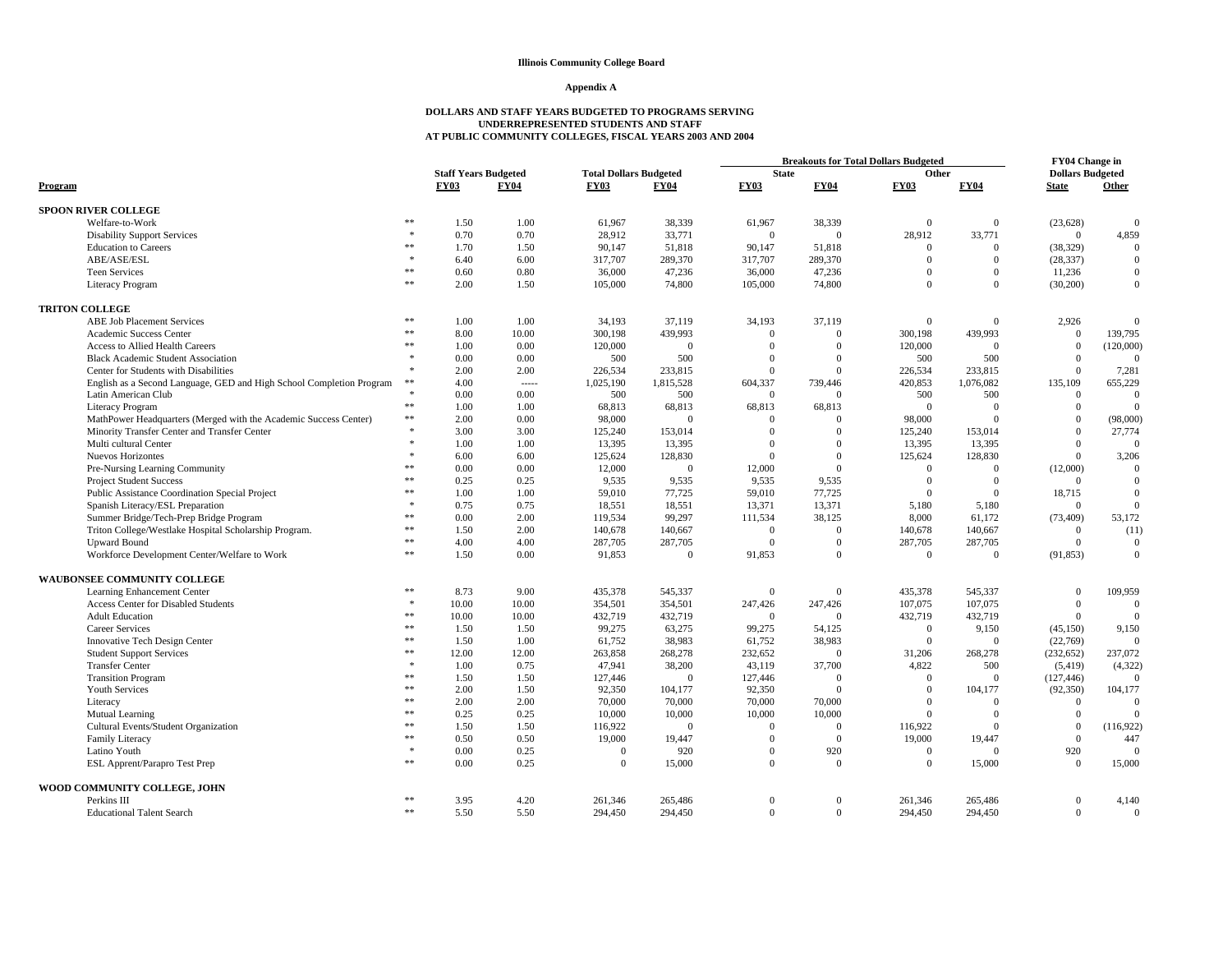**Illinois Community College Board**

**Appendix A**

**DOLLARS AND STAFF YEARS BUDGETED TO PROGRAMS SERVING UNDERREPRESENTED STUDENTS AND STAFF AT PUBLIC COMMUNITY COLLEGES, FISCAL YEARS 2003 AND 2004**

| Program | | Staff Years Budgeted | | Total Dollars Budgeted | | Breakouts for Total Dollars Budgeted | | | | FY04 Change in Dollars Budgeted | |
|---|---|---|---|---|---|---|---|---|---|---|---|
| | | | | | | State | | Other | | | |
| | | FY03 | FY04 | FY03 | FY04 | FY03 | FY04 | FY03 | FY04 | State | Other |
| **SPOON RIVER COLLEGE** | | | | | | | | | | | |
| Welfare-to-Work | ** | 1.50 | 1.00 | 61,967 | 38,339 | 61,967 | 38,339 | 0 | 0 | (23,628) | 0 |
| Disability Support Services | * | 0.70 | 0.70 | 28,912 | 33,771 | 0 | 0 | 28,912 | 33,771 | 0 | 4,859 |
| Education to Careers | ** | 1.70 | 1.50 | 90,147 | 51,818 | 90,147 | 51,818 | 0 | 0 | (38,329) | 0 |
| ABE/ASE/ESL | * | 6.40 | 6.00 | 317,707 | 289,370 | 317,707 | 289,370 | 0 | 0 | (28,337) | 0 |
| Teen Services | ** | 0.60 | 0.80 | 36,000 | 47,236 | 36,000 | 47,236 | 0 | 0 | 11,236 | 0 |
| Literacy Program | ** | 2.00 | 1.50 | 105,000 | 74,800 | 105,000 | 74,800 | 0 | 0 | (30,200) | 0 |
| **TRITON COLLEGE** | | | | | | | | | | | |
| ABE Job Placement Services | ** | 1.00 | 1.00 | 34,193 | 37,119 | 34,193 | 37,119 | 0 | 0 | 2,926 | 0 |
| Academic Success Center | ** | 8.00 | 10.00 | 300,198 | 439,993 | 0 | 0 | 300,198 | 439,993 | 0 | 139,795 |
| Access to Allied Health Careers | ** | 1.00 | 0.00 | 120,000 | 0 | 0 | 0 | 120,000 | 0 | 0 | (120,000) |
| Black Academic Student Association | * | 0.00 | 0.00 | 500 | 500 | 0 | 0 | 500 | 500 | 0 | 0 |
| Center for Students with Disabilities | * | 2.00 | 2.00 | 226,534 | 233,815 | 0 | 0 | 226,534 | 233,815 | 0 | 7,281 |
| English as a Second Language, GED and High School Completion Program | ** | 4.00 | ----- | 1,025,190 | 1,815,528 | 604,337 | 739,446 | 420,853 | 1,076,082 | 135,109 | 655,229 |
| Latin American Club | * | 0.00 | 0.00 | 500 | 500 | 0 | 0 | 500 | 500 | 0 | 0 |
| Literacy Program | ** | 1.00 | 1.00 | 68,813 | 68,813 | 68,813 | 68,813 | 0 | 0 | 0 | 0 |
| MathPower Headquarters (Merged with the Academic Success Center) | ** | 2.00 | 0.00 | 98,000 | 0 | 0 | 0 | 98,000 | 0 | 0 | (98,000) |
| Minority Transfer Center and Transfer Center | * | 3.00 | 3.00 | 125,240 | 153,014 | 0 | 0 | 125,240 | 153,014 | 0 | 27,774 |
| Multi cultural Center | * | 1.00 | 1.00 | 13,395 | 13,395 | 0 | 0 | 13,395 | 13,395 | 0 | 0 |
| Nuevos Horizontes | * | 6.00 | 6.00 | 125,624 | 128,830 | 0 | 0 | 125,624 | 128,830 | 0 | 3,206 |
| Pre-Nursing Learning Community | ** | 0.00 | 0.00 | 12,000 | 0 | 12,000 | 0 | 0 | 0 | (12,000) | 0 |
| Project Student Success | ** | 0.25 | 0.25 | 9,535 | 9,535 | 9,535 | 9,535 | 0 | 0 | 0 | 0 |
| Public Assistance Coordination Special Project | ** | 1.00 | 1.00 | 59,010 | 77,725 | 59,010 | 77,725 | 0 | 0 | 18,715 | 0 |
| Spanish Literacy/ESL Preparation | * | 0.75 | 0.75 | 18,551 | 18,551 | 13,371 | 13,371 | 5,180 | 5,180 | 0 | 0 |
| Summer Bridge/Tech-Prep Bridge Program | ** | 0.00 | 2.00 | 119,534 | 99,297 | 111,534 | 38,125 | 8,000 | 61,172 | (73,409) | 53,172 |
| Triton College/Westlake Hospital Scholarship Program. | ** | 1.50 | 2.00 | 140,678 | 140,667 | 0 | 0 | 140,678 | 140,667 | 0 | (11) |
| Upward Bound | ** | 4.00 | 4.00 | 287,705 | 287,705 | 0 | 0 | 287,705 | 287,705 | 0 | 0 |
| Workforce Development Center/Welfare to Work | ** | 1.50 | 0.00 | 91,853 | 0 | 91,853 | 0 | 0 | 0 | (91,853) | 0 |
| **WAUBONSEE COMMUNITY COLLEGE** | | | | | | | | | | | |
| Learning Enhancement Center | ** | 8.73 | 9.00 | 435,378 | 545,337 | 0 | 0 | 435,378 | 545,337 | 0 | 109,959 |
| Access Center for Disabled Students | * | 10.00 | 10.00 | 354,501 | 354,501 | 247,426 | 247,426 | 107,075 | 107,075 | 0 | 0 |
| Adult Education | ** | 10.00 | 10.00 | 432,719 | 432,719 | 0 | 0 | 432,719 | 432,719 | 0 | 0 |
| Career Services | ** | 1.50 | 1.50 | 99,275 | 63,275 | 99,275 | 54,125 | 0 | 9,150 | (45,150) | 9,150 |
| Innovative Tech Design Center | ** | 1.50 | 1.00 | 61,752 | 38,983 | 61,752 | 38,983 | 0 | 0 | (22,769) | 0 |
| Student Support Services | ** | 12.00 | 12.00 | 263,858 | 268,278 | 232,652 | 0 | 31,206 | 268,278 | (232,652) | 237,072 |
| Transfer Center | * | 1.00 | 0.75 | 47,941 | 38,200 | 43,119 | 37,700 | 4,822 | 500 | (5,419) | (4,322) |
| Transition Program | ** | 1.50 | 1.50 | 127,446 | 0 | 127,446 | 0 | 0 | 0 | (127,446) | 0 |
| Youth Services | ** | 2.00 | 1.50 | 92,350 | 104,177 | 92,350 | 0 | 0 | 104,177 | (92,350) | 104,177 |
| Literacy | ** | 2.00 | 2.00 | 70,000 | 70,000 | 70,000 | 70,000 | 0 | 0 | 0 | 0 |
| Mutual Learning | ** | 0.25 | 0.25 | 10,000 | 10,000 | 10,000 | 10,000 | 0 | 0 | 0 | 0 |
| Cultural Events/Student Organization | ** | 1.50 | 1.50 | 116,922 | 0 | 0 | 0 | 116,922 | 0 | 0 | (116,922) |
| Family Literacy | ** | 0.50 | 0.50 | 19,000 | 19,447 | 0 | 0 | 19,000 | 19,447 | 0 | 447 |
| Latino Youth | * | 0.00 | 0.25 | 0 | 920 | 0 | 920 | 0 | 0 | 920 | 0 |
| ESL Apprent/Parapro Test Prep | ** | 0.00 | 0.25 | 0 | 15,000 | 0 | 0 | 0 | 15,000 | 0 | 15,000 |
| **WOOD COMMUNITY COLLEGE, JOHN** | | | | | | | | | | | |
| Perkins III | ** | 3.95 | 4.20 | 261,346 | 265,486 | 0 | 0 | 261,346 | 265,486 | 0 | 4,140 |
| Educational Talent Search | ** | 5.50 | 5.50 | 294,450 | 294,450 | 0 | 0 | 294,450 | 294,450 | 0 | 0 |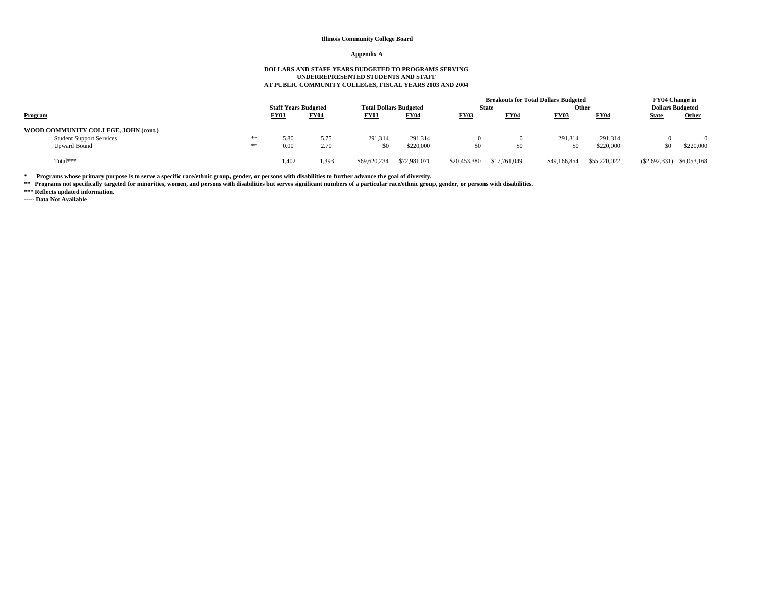**Illinois Community College Board**

**Appendix A**

**DOLLARS AND STAFF YEARS BUDGETED TO PROGRAMS SERVING UNDERREPRESENTED STUDENTS AND STAFF AT PUBLIC COMMUNITY COLLEGES, FISCAL YEARS 2003 AND 2004**

| Program | | Staff Years Budgeted | | Total Dollars Budgeted | | Breakouts for Total Dollars Budgeted | | | | FY04 Change in Dollars Budgeted | |
|---|---|---|---|---|---|---|---|---|---|---|---|
| | | | | | | State | | Other | | | |
| | | FY03 | FY04 | FY03 | FY04 | FY03 | FY04 | FY03 | FY04 | State | Other |
| **WOOD COMMUNITY COLLEGE, JOHN (cont.)** | | | | | | | | | | | |
| Student Support Services | ** | 5.80 | 5.75 | 291,314 | 291,314 | 0 | 0 | 291,314 | 291,314 | 0 | 0 |
| Upward Bound | ** | 0.00 | 2.70 | $0 | $220,000 | $0 | $0 | $0 | $220,000 | $0 | $220,000 |
| Total*** | | 1,402 | 1,393 | $69,620,234 | $72,981,071 | $20,453,380 | $17,761,049 | $49,166,854 | $55,220,022 | ($2,692,331) | $6,053,168 |

**\* Programs whose primary purpose is to serve a specific race/ethnic group, gender, or persons with disabilities to further advance the goal of diversity.**

**\*\* Programs not specifically targeted for minorities, women, and persons with disabilities but serves significant numbers of a particular race/ethnic group, gender, or persons with disabilities.**

**\*\*\* Reflects updated information.**

**----- Data Not Available**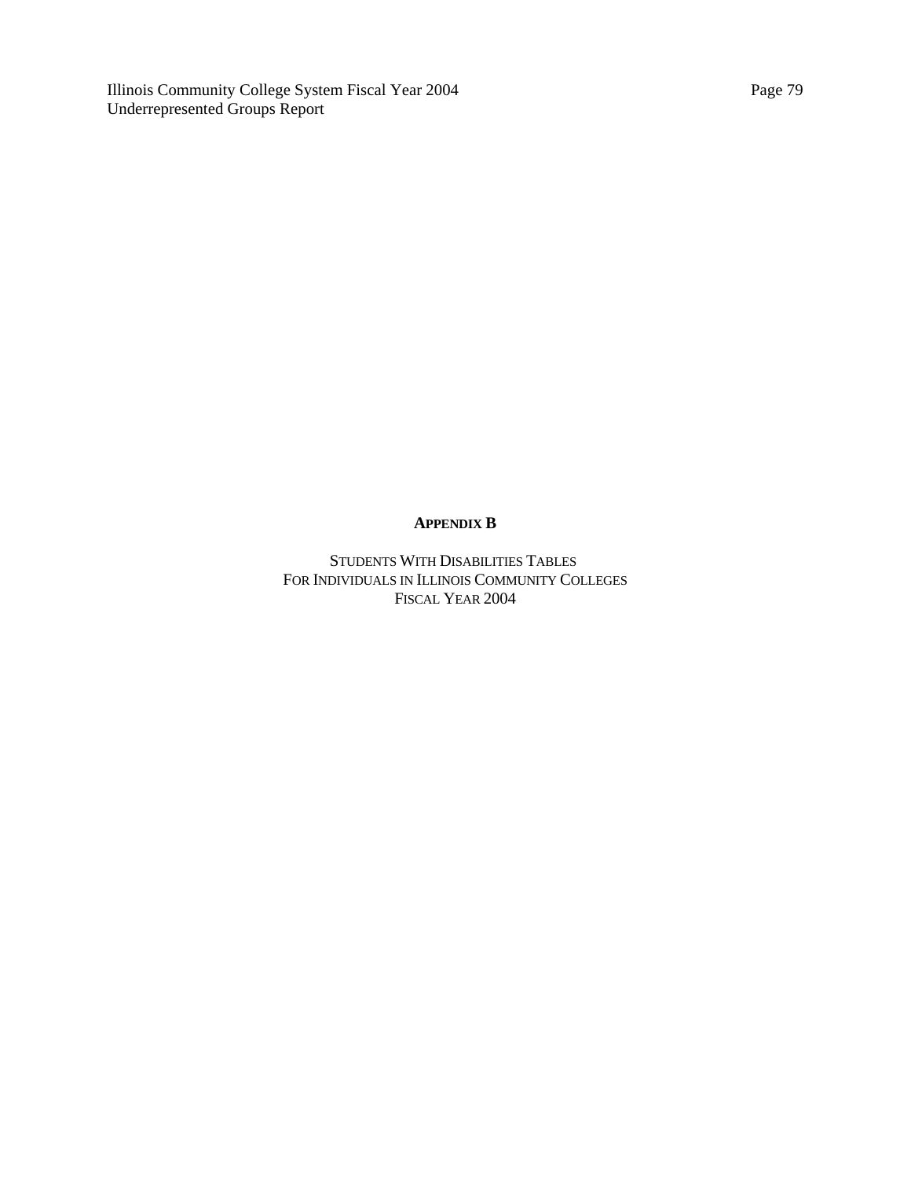## APPENDIX B

STUDENTS WITH DISABILITIES TABLES
FOR INDIVIDUALS IN ILLINOIS COMMUNITY COLLEGES
FISCAL YEAR 2004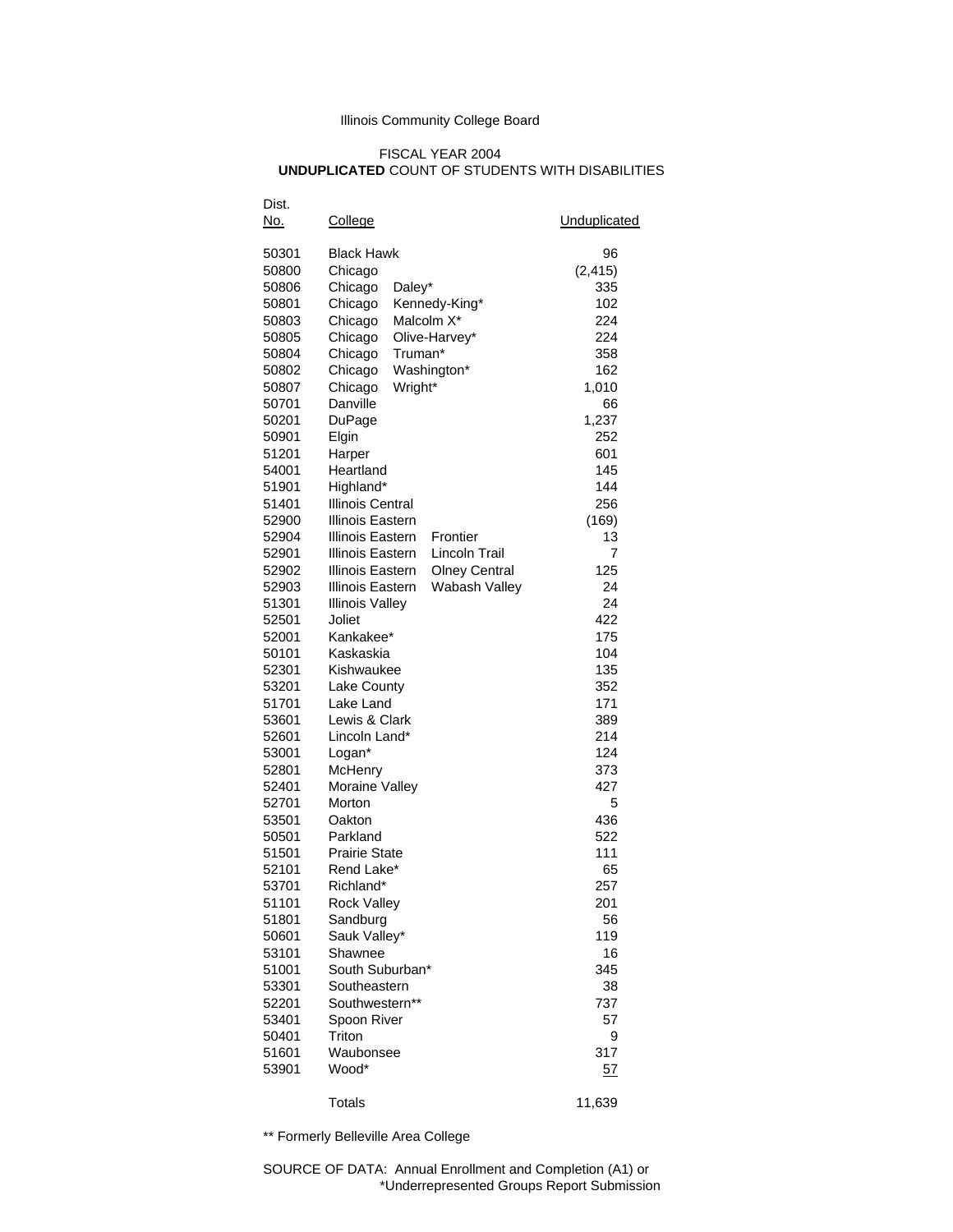Illinois Community College Board

FISCAL YEAR 2004
**UNDUPLICATED** COUNT OF STUDENTS WITH DISABILITIES

| Dist. No. | College | | Unduplicated |
|---|---|---|---|
| 50301 | Black Hawk | | 96 |
| 50800 | Chicago | | (2,415) |
| 50806 | Chicago | Daley* | 335 |
| 50801 | Chicago | Kennedy-King* | 102 |
| 50803 | Chicago | Malcolm X* | 224 |
| 50805 | Chicago | Olive-Harvey* | 224 |
| 50804 | Chicago | Truman* | 358 |
| 50802 | Chicago | Washington* | 162 |
| 50807 | Chicago | Wright* | 1,010 |
| 50701 | Danville | | 66 |
| 50201 | DuPage | | 1,237 |
| 50901 | Elgin | | 252 |
| 51201 | Harper | | 601 |
| 54001 | Heartland | | 145 |
| 51901 | Highland* | | 144 |
| 51401 | Illinois Central | | 256 |
| 52900 | Illinois Eastern | | (169) |
| 52904 | Illinois Eastern | Frontier | 13 |
| 52901 | Illinois Eastern | Lincoln Trail | 7 |
| 52902 | Illinois Eastern | Olney Central | 125 |
| 52903 | Illinois Eastern | Wabash Valley | 24 |
| 51301 | Illinois Valley | | 24 |
| 52501 | Joliet | | 422 |
| 52001 | Kankakee* | | 175 |
| 50101 | Kaskaskia | | 104 |
| 52301 | Kishwaukee | | 135 |
| 53201 | Lake County | | 352 |
| 51701 | Lake Land | | 171 |
| 53601 | Lewis & Clark | | 389 |
| 52601 | Lincoln Land* | | 214 |
| 53001 | Logan* | | 124 |
| 52801 | McHenry | | 373 |
| 52401 | Moraine Valley | | 427 |
| 52701 | Morton | | 5 |
| 53501 | Oakton | | 436 |
| 50501 | Parkland | | 522 |
| 51501 | Prairie State | | 111 |
| 52101 | Rend Lake* | | 65 |
| 53701 | Richland* | | 257 |
| 51101 | Rock Valley | | 201 |
| 51801 | Sandburg | | 56 |
| 50601 | Sauk Valley* | | 119 |
| 53101 | Shawnee | | 16 |
| 51001 | South Suburban* | | 345 |
| 53301 | Southeastern | | 38 |
| 52201 | Southwestern** | | 737 |
| 53401 | Spoon River | | 57 |
| 50401 | Triton | | 9 |
| 51601 | Waubonsee | | 317 |
| 53901 | Wood* | | 57 |
| | Totals | | 11,639 |

** Formerly Belleville Area College

SOURCE OF DATA: Annual Enrollment and Completion (A1) or
*Underrepresented Groups Report Submission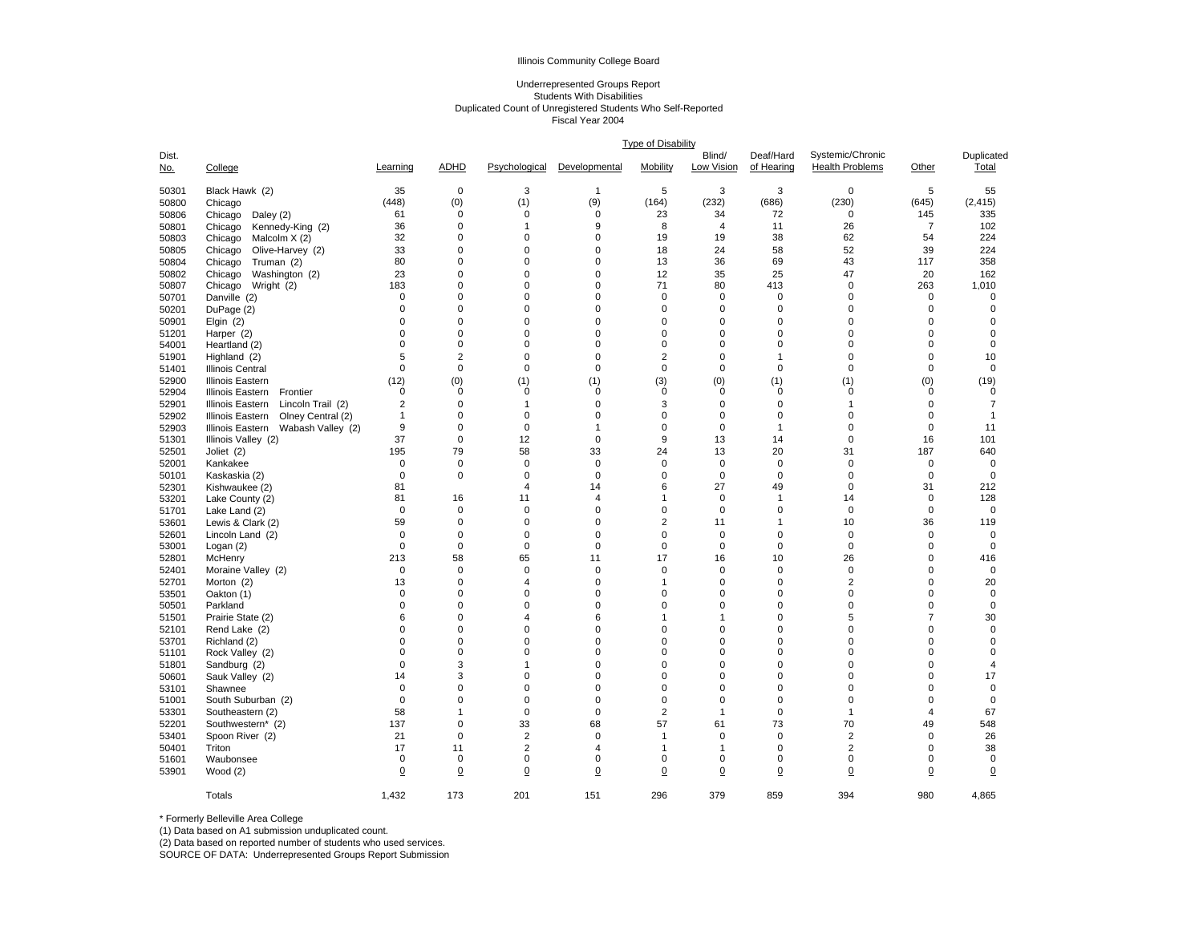Illinois Community College Board

Underrepresented Groups Report
Students With Disabilities
Duplicated Count of Unregistered Students Who Self-Reported
Fiscal Year 2004

| Dist. No. | College | Learning | ADHD | Psychological | Developmental | Mobility | Blind/ Low Vision | Deaf/Hard of Hearing | Systemic/Chronic Health Problems | Other | Duplicated Total |
|---|---|---|---|---|---|---|---|---|---|---|---|
| | | Type of Disability | | | | | | | | | |
| 50301 | Black Hawk (2) | 35 | 0 | 3 | 1 | 5 | 3 | 3 | 0 | 5 | 55 |
| 50800 | Chicago | (448) | (0) | (1) | (9) | (164) | (232) | (686) | (230) | (645) | (2,415) |
| 50806 | Chicago Daley (2) | 61 | 0 | 0 | 0 | 23 | 34 | 72 | 0 | 145 | 335 |
| 50801 | Chicago Kennedy-King (2) | 36 | 0 | 1 | 9 | 8 | 4 | 11 | 26 | 7 | 102 |
| 50803 | Chicago Malcolm X (2) | 32 | 0 | 0 | 0 | 19 | 19 | 38 | 62 | 54 | 224 |
| 50805 | Chicago Olive-Harvey (2) | 33 | 0 | 0 | 0 | 18 | 24 | 58 | 52 | 39 | 224 |
| 50804 | Chicago Truman (2) | 80 | 0 | 0 | 0 | 13 | 36 | 69 | 43 | 117 | 358 |
| 50802 | Chicago Washington (2) | 23 | 0 | 0 | 0 | 12 | 35 | 25 | 47 | 20 | 162 |
| 50807 | Chicago Wright (2) | 183 | 0 | 0 | 0 | 71 | 80 | 413 | 0 | 263 | 1,010 |
| 50701 | Danville (2) | 0 | 0 | 0 | 0 | 0 | 0 | 0 | 0 | 0 | 0 |
| 50201 | DuPage (2) | 0 | 0 | 0 | 0 | 0 | 0 | 0 | 0 | 0 | 0 |
| 50901 | Elgin (2) | 0 | 0 | 0 | 0 | 0 | 0 | 0 | 0 | 0 | 0 |
| 51201 | Harper (2) | 0 | 0 | 0 | 0 | 0 | 0 | 0 | 0 | 0 | 0 |
| 54001 | Heartland (2) | 0 | 0 | 0 | 0 | 0 | 0 | 0 | 0 | 0 | 0 |
| 51901 | Highland (2) | 5 | 2 | 0 | 0 | 2 | 0 | 1 | 0 | 0 | 10 |
| 51401 | Illinois Central | 0 | 0 | 0 | 0 | 0 | 0 | 0 | 0 | 0 | 0 |
| 52900 | Illinois Eastern | (12) | (0) | (1) | (1) | (3) | (0) | (1) | (1) | (0) | (19) |
| 52904 | Illinois Eastern Frontier | 0 | 0 | 0 | 0 | 0 | 0 | 0 | 0 | 0 | 0 |
| 52901 | Illinois Eastern Lincoln Trail (2) | 2 | 0 | 1 | 0 | 3 | 0 | 0 | 1 | 0 | 7 |
| 52902 | Illinois Eastern Olney Central (2) | 1 | 0 | 0 | 0 | 0 | 0 | 0 | 0 | 0 | 1 |
| 52903 | Illinois Eastern Wabash Valley (2) | 9 | 0 | 0 | 1 | 0 | 0 | 1 | 0 | 0 | 11 |
| 51301 | Illinois Valley (2) | 37 | 0 | 12 | 0 | 9 | 13 | 14 | 0 | 16 | 101 |
| 52501 | Joliet (2) | 195 | 79 | 58 | 33 | 24 | 13 | 20 | 31 | 187 | 640 |
| 52001 | Kankakee | 0 | 0 | 0 | 0 | 0 | 0 | 0 | 0 | 0 | 0 |
| 50101 | Kaskaskia (2) | 0 | 0 | 0 | 0 | 0 | 0 | 0 | 0 | 0 | 0 |
| 52301 | Kishwaukee (2) | 81 | | 4 | 14 | 6 | 27 | 49 | 0 | 31 | 212 |
| 53201 | Lake County (2) | 81 | 16 | 11 | 4 | 1 | 0 | 1 | 14 | 0 | 128 |
| 51701 | Lake Land (2) | 0 | 0 | 0 | 0 | 0 | 0 | 0 | 0 | 0 | 0 |
| 53601 | Lewis & Clark (2) | 59 | 0 | 0 | 0 | 2 | 11 | 1 | 10 | 36 | 119 |
| 52601 | Lincoln Land (2) | 0 | 0 | 0 | 0 | 0 | 0 | 0 | 0 | 0 | 0 |
| 53001 | Logan (2) | 0 | 0 | 0 | 0 | 0 | 0 | 0 | 0 | 0 | 0 |
| 52801 | McHenry | 213 | 58 | 65 | 11 | 17 | 16 | 10 | 26 | 0 | 416 |
| 52401 | Moraine Valley (2) | 0 | 0 | 0 | 0 | 0 | 0 | 0 | 0 | 0 | 0 |
| 52701 | Morton (2) | 13 | 0 | 4 | 0 | 1 | 0 | 0 | 2 | 0 | 20 |
| 53501 | Oakton (1) | 0 | 0 | 0 | 0 | 0 | 0 | 0 | 0 | 0 | 0 |
| 50501 | Parkland | 0 | 0 | 0 | 0 | 0 | 0 | 0 | 0 | 0 | 0 |
| 51501 | Prairie State (2) | 6 | 0 | 4 | 6 | 1 | 1 | 0 | 5 | 7 | 30 |
| 52101 | Rend Lake (2) | 0 | 0 | 0 | 0 | 0 | 0 | 0 | 0 | 0 | 0 |
| 53701 | Richland (2) | 0 | 0 | 0 | 0 | 0 | 0 | 0 | 0 | 0 | 0 |
| 51101 | Rock Valley (2) | 0 | 0 | 0 | 0 | 0 | 0 | 0 | 0 | 0 | 0 |
| 51801 | Sandburg (2) | 0 | 3 | 1 | 0 | 0 | 0 | 0 | 0 | 0 | 4 |
| 50601 | Sauk Valley (2) | 14 | 3 | 0 | 0 | 0 | 0 | 0 | 0 | 0 | 17 |
| 53101 | Shawnee | 0 | 0 | 0 | 0 | 0 | 0 | 0 | 0 | 0 | 0 |
| 51001 | South Suburban (2) | 0 | 0 | 0 | 0 | 0 | 0 | 0 | 0 | 0 | 0 |
| 53301 | Southeastern (2) | 58 | 1 | 0 | 0 | 2 | 1 | 0 | 1 | 4 | 67 |
| 52201 | Southwestern* (2) | 137 | 0 | 33 | 68 | 57 | 61 | 73 | 70 | 49 | 548 |
| 53401 | Spoon River (2) | 21 | 0 | 2 | 0 | 1 | 0 | 0 | 2 | 0 | 26 |
| 50401 | Triton | 17 | 11 | 2 | 4 | 1 | 1 | 0 | 2 | 0 | 38 |
| 51601 | Waubonsee | 0 | 0 | 0 | 0 | 0 | 0 | 0 | 0 | 0 | 0 |
| 53901 | Wood (2) | 0 | 0 | 0 | 0 | 0 | 0 | 0 | 0 | 0 | 0 |
| | Totals | 1,432 | 173 | 201 | 151 | 296 | 379 | 859 | 394 | 980 | 4,865 |

\* Formerly Belleville Area College
(1) Data based on A1 submission unduplicated count.
(2) Data based on reported number of students who used services.
SOURCE OF DATA: Underrepresented Groups Report Submission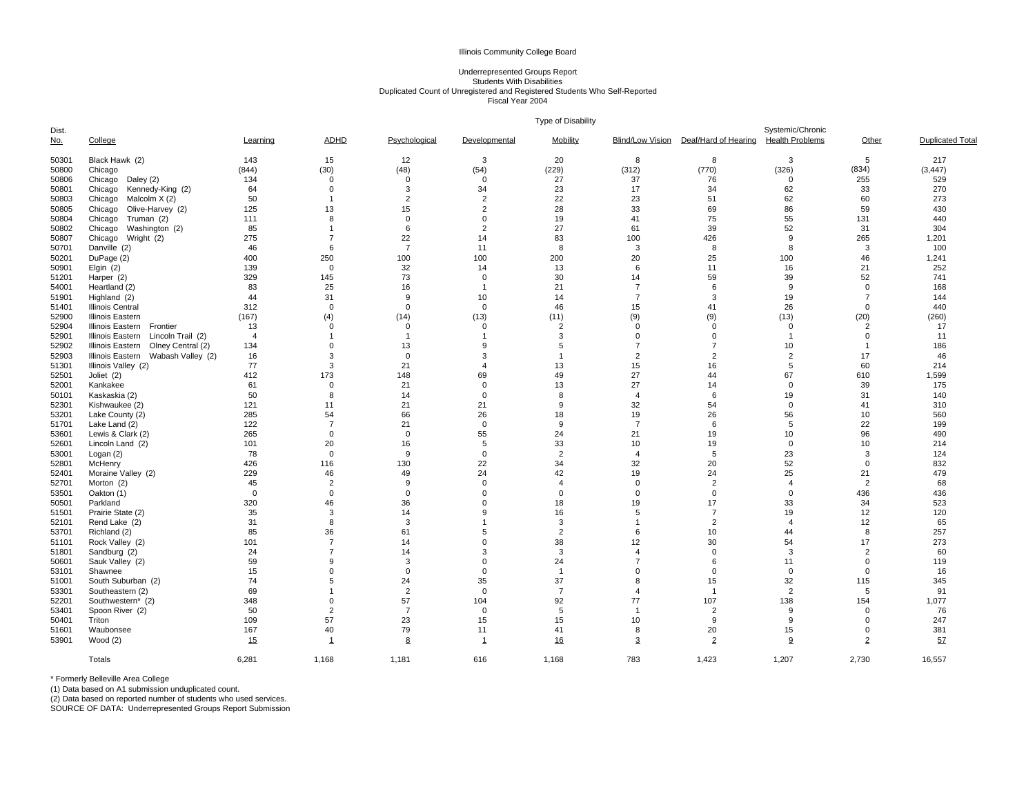Illinois Community College Board

Underrepresented Groups Report
Students With Disabilities
Duplicated Count of Unregistered and Registered Students Who Self-Reported
Fiscal Year 2004

| Dist. No. | College | Learning | ADHD | Psychological | Developmental | Mobility | Blind/Low Vision | Deaf/Hard of Hearing | Systemic/Chronic Health Problems | Other | Duplicated Total |
|---|---|---|---|---|---|---|---|---|---|---|---|
| | | Type of Disability | | | | | | | | | |
| 50301 | Black Hawk (2) | 143 | 15 | 12 | 3 | 20 | 8 | 8 | 3 | 5 | 217 |
| 50800 | Chicago | (844) | (30) | (48) | (54) | (229) | (312) | (770) | (326) | (834) | (3,447) |
| 50806 | Chicago Daley (2) | 134 | 0 | 0 | 0 | 27 | 37 | 76 | 0 | 255 | 529 |
| 50801 | Chicago Kennedy-King (2) | 64 | 0 | 3 | 34 | 23 | 17 | 34 | 62 | 33 | 270 |
| 50803 | Chicago Malcolm X (2) | 50 | 1 | 2 | 2 | 22 | 23 | 51 | 62 | 60 | 273 |
| 50805 | Chicago Olive-Harvey (2) | 125 | 13 | 15 | 2 | 28 | 33 | 69 | 86 | 59 | 430 |
| 50804 | Chicago Truman (2) | 111 | 8 | 0 | 0 | 19 | 41 | 75 | 55 | 131 | 440 |
| 50802 | Chicago Washington (2) | 85 | 1 | 6 | 2 | 27 | 61 | 39 | 52 | 31 | 304 |
| 50807 | Chicago Wright (2) | 275 | 7 | 22 | 14 | 83 | 100 | 426 | 9 | 265 | 1,201 |
| 50701 | Danville (2) | 46 | 6 | 7 | 11 | 8 | 3 | 8 | 8 | 3 | 100 |
| 50201 | DuPage (2) | 400 | 250 | 100 | 100 | 200 | 20 | 25 | 100 | 46 | 1,241 |
| 50901 | Elgin (2) | 139 | 0 | 32 | 14 | 13 | 6 | 11 | 16 | 21 | 252 |
| 51201 | Harper (2) | 329 | 145 | 73 | 0 | 30 | 14 | 59 | 39 | 52 | 741 |
| 54001 | Heartland (2) | 83 | 25 | 16 | 1 | 21 | 7 | 6 | 9 | 0 | 168 |
| 51901 | Highland (2) | 44 | 31 | 9 | 10 | 14 | 7 | 3 | 19 | 7 | 144 |
| 51401 | Illinois Central | 312 | 0 | 0 | 0 | 46 | 15 | 41 | 26 | 0 | 440 |
| 52900 | Illinois Eastern | (167) | (4) | (14) | (13) | (11) | (9) | (9) | (13) | (20) | (260) |
| 52904 | Illinois Eastern Frontier | 13 | 0 | 0 | 0 | 2 | 0 | 0 | 0 | 2 | 17 |
| 52901 | Illinois Eastern Lincoln Trail (2) | 4 | 1 | 1 | 1 | 3 | 0 | 0 | 1 | 0 | 11 |
| 52902 | Illinois Eastern Olney Central (2) | 134 | 0 | 13 | 9 | 5 | 7 | 7 | 10 | 1 | 186 |
| 52903 | Illinois Eastern Wabash Valley (2) | 16 | 3 | 0 | 3 | 1 | 2 | 2 | 2 | 17 | 46 |
| 51301 | Illinois Valley (2) | 77 | 3 | 21 | 4 | 13 | 15 | 16 | 5 | 60 | 214 |
| 52501 | Joliet (2) | 412 | 173 | 148 | 69 | 49 | 27 | 44 | 67 | 610 | 1,599 |
| 52001 | Kankakee | 61 | 0 | 21 | 0 | 13 | 27 | 14 | 0 | 39 | 175 |
| 50101 | Kaskaskia (2) | 50 | 8 | 14 | 0 | 8 | 4 | 6 | 19 | 31 | 140 |
| 52301 | Kishwaukee (2) | 121 | 11 | 21 | 21 | 9 | 32 | 54 | 0 | 41 | 310 |
| 53201 | Lake County (2) | 285 | 54 | 66 | 26 | 18 | 19 | 26 | 56 | 10 | 560 |
| 51701 | Lake Land (2) | 122 | 7 | 21 | 0 | 9 | 7 | 6 | 5 | 22 | 199 |
| 53601 | Lewis & Clark (2) | 265 | 0 | 0 | 55 | 24 | 21 | 19 | 10 | 96 | 490 |
| 52601 | Lincoln Land (2) | 101 | 20 | 16 | 5 | 33 | 10 | 19 | 0 | 10 | 214 |
| 53001 | Logan (2) | 78 | 0 | 9 | 0 | 2 | 4 | 5 | 23 | 3 | 124 |
| 52801 | McHenry | 426 | 116 | 130 | 22 | 34 | 32 | 20 | 52 | 0 | 832 |
| 52401 | Moraine Valley (2) | 229 | 46 | 49 | 24 | 42 | 19 | 24 | 25 | 21 | 479 |
| 52701 | Morton (2) | 45 | 2 | 9 | 0 | 4 | 0 | 2 | 4 | 2 | 68 |
| 53501 | Oakton (1) | 0 | 0 | 0 | 0 | 0 | 0 | 0 | 0 | 436 | 436 |
| 50501 | Parkland | 320 | 46 | 36 | 0 | 18 | 19 | 17 | 33 | 34 | 523 |
| 51501 | Prairie State (2) | 35 | 3 | 14 | 9 | 16 | 5 | 7 | 19 | 12 | 120 |
| 52101 | Rend Lake (2) | 31 | 8 | 3 | 1 | 3 | 1 | 2 | 4 | 12 | 65 |
| 53701 | Richland (2) | 85 | 36 | 61 | 5 | 2 | 6 | 10 | 44 | 8 | 257 |
| 51101 | Rock Valley (2) | 101 | 7 | 14 | 0 | 38 | 12 | 30 | 54 | 17 | 273 |
| 51801 | Sandburg (2) | 24 | 7 | 14 | 3 | 3 | 4 | 0 | 3 | 2 | 60 |
| 50601 | Sauk Valley (2) | 59 | 9 | 3 | 0 | 24 | 7 | 6 | 11 | 0 | 119 |
| 53101 | Shawnee | 15 | 0 | 0 | 0 | 1 | 0 | 0 | 0 | 0 | 16 |
| 51001 | South Suburban (2) | 74 | 5 | 24 | 35 | 37 | 8 | 15 | 32 | 115 | 345 |
| 53301 | Southeastern (2) | 69 | 1 | 2 | 0 | 7 | 4 | 1 | 2 | 5 | 91 |
| 52201 | Southwestern* (2) | 348 | 0 | 57 | 104 | 92 | 77 | 107 | 138 | 154 | 1,077 |
| 53401 | Spoon River (2) | 50 | 2 | 7 | 0 | 5 | 1 | 2 | 9 | 0 | 76 |
| 50401 | Triton | 109 | 57 | 23 | 15 | 15 | 10 | 9 | 9 | 0 | 247 |
| 51601 | Waubonsee | 167 | 40 | 79 | 11 | 41 | 8 | 20 | 15 | 0 | 381 |
| 53901 | Wood (2) | 15 | 1 | 8 | 1 | 16 | 3 | 2 | 9 | 2 | 57 |
| | Totals | 6,281 | 1,168 | 1,181 | 616 | 1,168 | 783 | 1,423 | 1,207 | 2,730 | 16,557 |

\* Formerly Belleville Area College
(1) Data based on A1 submission unduplicated count.
(2) Data based on reported number of students who used services.
SOURCE OF DATA: Underrepresented Groups Report Submission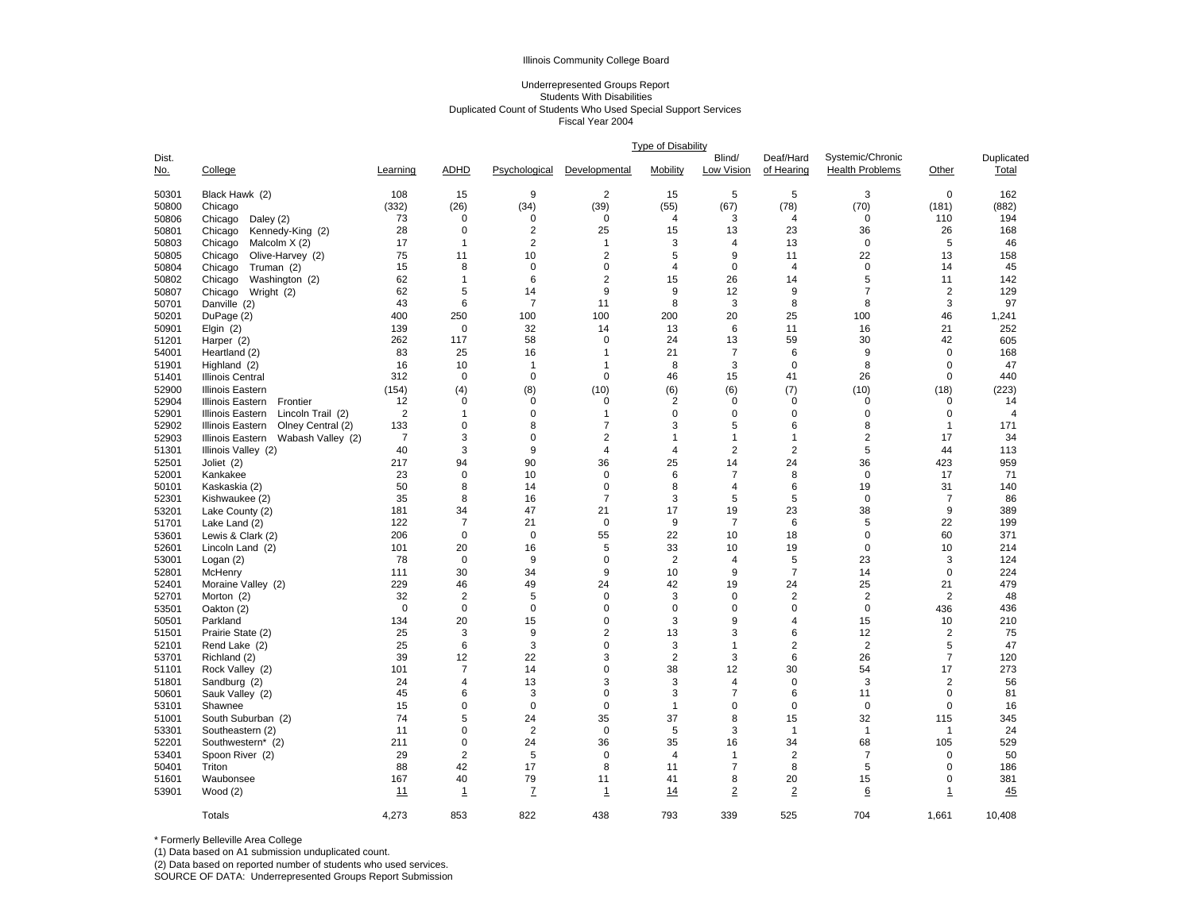Illinois Community College Board

Underrepresented Groups Report
Students With Disabilities
Duplicated Count of Students Who Used Special Support Services
Fiscal Year 2004

| | | Type of Disability | | | | | | | | | |
|---|---|---|---|---|---|---|---|---|---|---|---|
| Dist. No. | College | Learning | ADHD | Psychological | Developmental | Mobility | Blind/ Low Vision | Deaf/Hard of Hearing | Systemic/Chronic Health Problems | Other | Duplicated Total |
| 50301 | Black Hawk (2) | 108 | 15 | 9 | 2 | 15 | 5 | 5 | 3 | 0 | 162 |
| 50800 | Chicago | (332) | (26) | (34) | (39) | (55) | (67) | (78) | (70) | (181) | (882) |
| 50806 | Chicago Daley (2) | 73 | 0 | 0 | 0 | 4 | 3 | 4 | 0 | 110 | 194 |
| 50801 | Chicago Kennedy-King (2) | 28 | 0 | 2 | 25 | 15 | 13 | 23 | 36 | 26 | 168 |
| 50803 | Chicago Malcolm X (2) | 17 | 1 | 2 | 1 | 3 | 4 | 13 | 0 | 5 | 46 |
| 50805 | Chicago Olive-Harvey (2) | 75 | 11 | 10 | 2 | 5 | 9 | 11 | 22 | 13 | 158 |
| 50804 | Chicago Truman (2) | 15 | 8 | 0 | 0 | 4 | 0 | 4 | 0 | 14 | 45 |
| 50802 | Chicago Washington (2) | 62 | 1 | 6 | 2 | 15 | 26 | 14 | 5 | 11 | 142 |
| 50807 | Chicago Wright (2) | 62 | 5 | 14 | 9 | 9 | 12 | 9 | 7 | 2 | 129 |
| 50701 | Danville (2) | 43 | 6 | 7 | 11 | 8 | 3 | 8 | 8 | 3 | 97 |
| 50201 | DuPage (2) | 400 | 250 | 100 | 100 | 200 | 20 | 25 | 100 | 46 | 1,241 |
| 50901 | Elgin (2) | 139 | 0 | 32 | 14 | 13 | 6 | 11 | 16 | 21 | 252 |
| 51201 | Harper (2) | 262 | 117 | 58 | 0 | 24 | 13 | 59 | 30 | 42 | 605 |
| 54001 | Heartland (2) | 83 | 25 | 16 | 1 | 21 | 7 | 6 | 9 | 0 | 168 |
| 51901 | Highland (2) | 16 | 10 | 1 | 1 | 8 | 3 | 0 | 8 | 0 | 47 |
| 51401 | Illinois Central | 312 | 0 | 0 | 0 | 46 | 15 | 41 | 26 | 0 | 440 |
| 52900 | Illinois Eastern | (154) | (4) | (8) | (10) | (6) | (6) | (7) | (10) | (18) | (223) |
| 52904 | Illinois Eastern Frontier | 12 | 0 | 0 | 0 | 2 | 0 | 0 | 0 | 0 | 14 |
| 52901 | Illinois Eastern Lincoln Trail (2) | 2 | 1 | 0 | 1 | 0 | 0 | 0 | 0 | 0 | 4 |
| 52902 | Illinois Eastern Olney Central (2) | 133 | 0 | 8 | 7 | 3 | 5 | 6 | 8 | 1 | 171 |
| 52903 | Illinois Eastern Wabash Valley (2) | 7 | 3 | 0 | 2 | 1 | 1 | 1 | 2 | 17 | 34 |
| 51301 | Illinois Valley (2) | 40 | 3 | 9 | 4 | 4 | 2 | 2 | 5 | 44 | 113 |
| 52501 | Joliet (2) | 217 | 94 | 90 | 36 | 25 | 14 | 24 | 36 | 423 | 959 |
| 52001 | Kankakee | 23 | 0 | 10 | 0 | 6 | 7 | 8 | 0 | 17 | 71 |
| 50101 | Kaskaskia (2) | 50 | 8 | 14 | 0 | 8 | 4 | 6 | 19 | 31 | 140 |
| 52301 | Kishwaukee (2) | 35 | 8 | 16 | 7 | 3 | 5 | 5 | 0 | 7 | 86 |
| 53201 | Lake County (2) | 181 | 34 | 47 | 21 | 17 | 19 | 23 | 38 | 9 | 389 |
| 51701 | Lake Land (2) | 122 | 7 | 21 | 0 | 9 | 7 | 6 | 5 | 22 | 199 |
| 53601 | Lewis & Clark (2) | 206 | 0 | 0 | 55 | 22 | 10 | 18 | 0 | 60 | 371 |
| 52601 | Lincoln Land (2) | 101 | 20 | 16 | 5 | 33 | 10 | 19 | 0 | 10 | 214 |
| 53001 | Logan (2) | 78 | 0 | 9 | 0 | 2 | 4 | 5 | 23 | 3 | 124 |
| 52801 | McHenry | 111 | 30 | 34 | 9 | 10 | 9 | 7 | 14 | 0 | 224 |
| 52401 | Moraine Valley (2) | 229 | 46 | 49 | 24 | 42 | 19 | 24 | 25 | 21 | 479 |
| 52701 | Morton (2) | 32 | 2 | 5 | 0 | 3 | 0 | 2 | 2 | 2 | 48 |
| 53501 | Oakton (2) | 0 | 0 | 0 | 0 | 0 | 0 | 0 | 0 | 436 | 436 |
| 50501 | Parkland | 134 | 20 | 15 | 0 | 3 | 9 | 4 | 15 | 10 | 210 |
| 51501 | Prairie State (2) | 25 | 3 | 9 | 2 | 13 | 3 | 6 | 12 | 2 | 75 |
| 52101 | Rend Lake (2) | 25 | 6 | 3 | 0 | 3 | 1 | 2 | 2 | 5 | 47 |
| 53701 | Richland (2) | 39 | 12 | 22 | 3 | 2 | 3 | 6 | 26 | 7 | 120 |
| 51101 | Rock Valley (2) | 101 | 7 | 14 | 0 | 38 | 12 | 30 | 54 | 17 | 273 |
| 51801 | Sandburg (2) | 24 | 4 | 13 | 3 | 3 | 4 | 0 | 3 | 2 | 56 |
| 50601 | Sauk Valley (2) | 45 | 6 | 3 | 0 | 3 | 7 | 6 | 11 | 0 | 81 |
| 53101 | Shawnee | 15 | 0 | 0 | 0 | 1 | 0 | 0 | 0 | 0 | 16 |
| 51001 | South Suburban (2) | 74 | 5 | 24 | 35 | 37 | 8 | 15 | 32 | 115 | 345 |
| 53301 | Southeastern (2) | 11 | 0 | 2 | 0 | 5 | 3 | 1 | 1 | 1 | 24 |
| 52201 | Southwestern* (2) | 211 | 0 | 24 | 36 | 35 | 16 | 34 | 68 | 105 | 529 |
| 53401 | Spoon River (2) | 29 | 2 | 5 | 0 | 4 | 1 | 2 | 7 | 0 | 50 |
| 50401 | Triton | 88 | 42 | 17 | 8 | 11 | 7 | 8 | 5 | 0 | 186 |
| 51601 | Waubonsee | 167 | 40 | 79 | 11 | 41 | 8 | 20 | 15 | 0 | 381 |
| 53901 | Wood (2) | 11 | 1 | 7 | 1 | 14 | 2 | 2 | 6 | 1 | 45 |
| | Totals | 4,273 | 853 | 822 | 438 | 793 | 339 | 525 | 704 | 1,661 | 10,408 |

* Formerly Belleville Area College
(1) Data based on A1 submission unduplicated count.
(2) Data based on reported number of students who used services.
SOURCE OF DATA: Underrepresented Groups Report Submission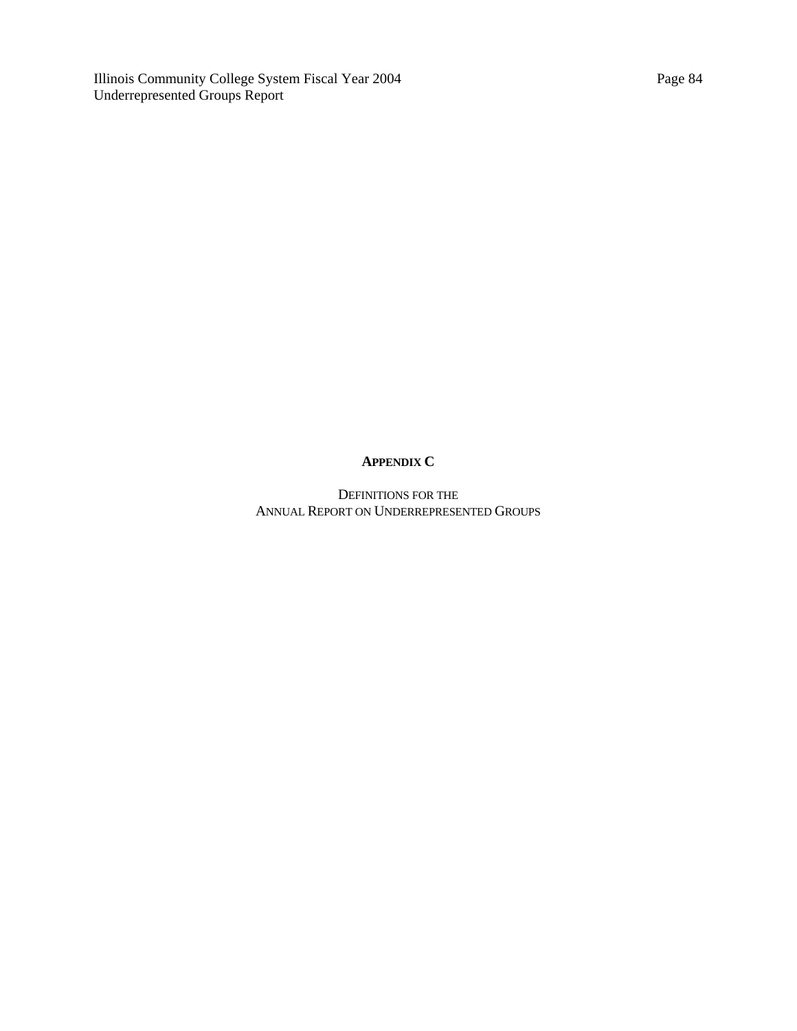# APPENDIX C

DEFINITIONS FOR THE
ANNUAL REPORT ON UNDERREPRESENTED GROUPS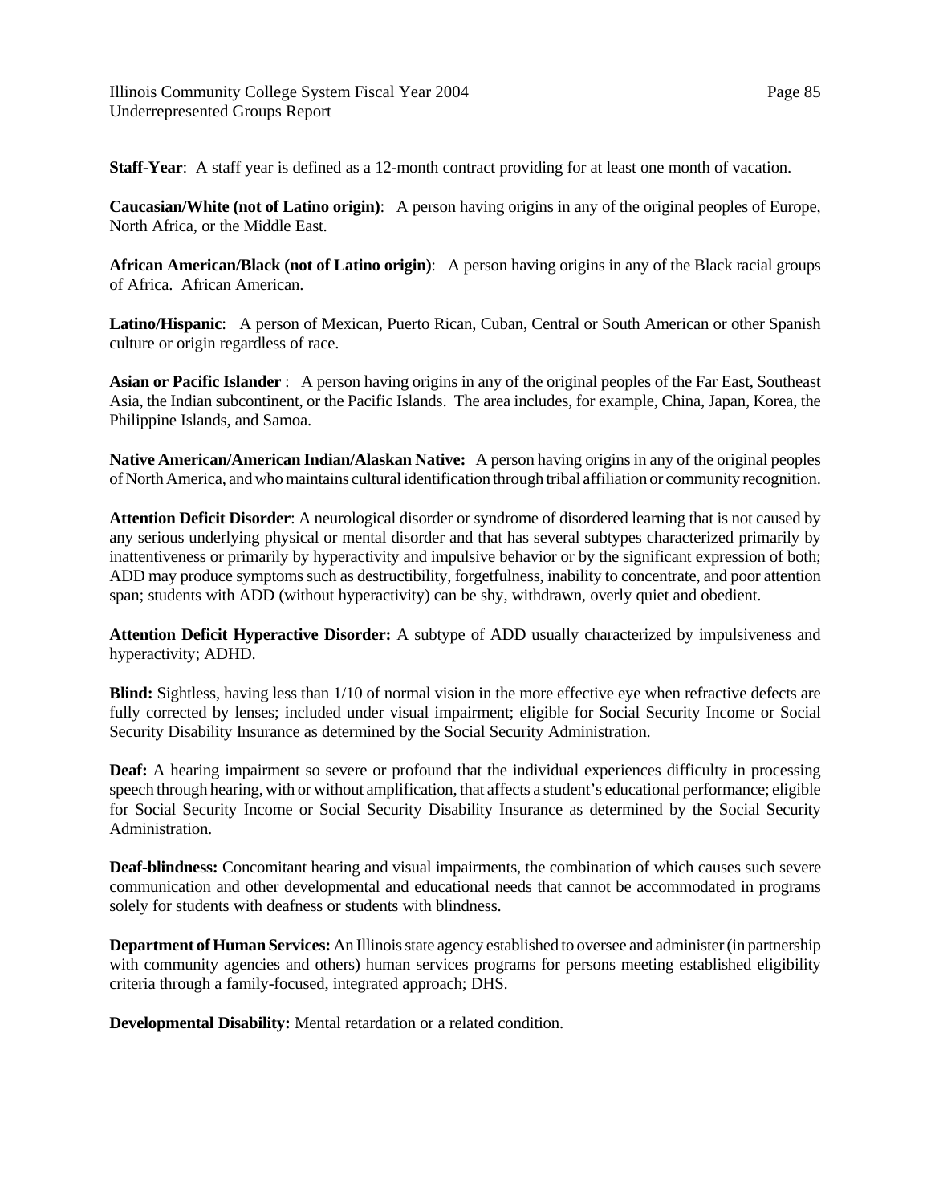**Staff-Year**: A staff year is defined as a 12-month contract providing for at least one month of vacation.

**Caucasian/White (not of Latino origin)**: A person having origins in any of the original peoples of Europe, North Africa, or the Middle East.

**African American/Black (not of Latino origin)**: A person having origins in any of the Black racial groups of Africa. African American.

**Latino/Hispanic**: A person of Mexican, Puerto Rican, Cuban, Central or South American or other Spanish culture or origin regardless of race.

**Asian or Pacific Islander** : A person having origins in any of the original peoples of the Far East, Southeast Asia, the Indian subcontinent, or the Pacific Islands. The area includes, for example, China, Japan, Korea, the Philippine Islands, and Samoa.

**Native American/American Indian/Alaskan Native:** A person having origins in any of the original peoples of North America, and who maintains cultural identification through tribal affiliation or community recognition.

**Attention Deficit Disorder**: A neurological disorder or syndrome of disordered learning that is not caused by any serious underlying physical or mental disorder and that has several subtypes characterized primarily by inattentiveness or primarily by hyperactivity and impulsive behavior or by the significant expression of both; ADD may produce symptoms such as destructibility, forgetfulness, inability to concentrate, and poor attention span; students with ADD (without hyperactivity) can be shy, withdrawn, overly quiet and obedient.

**Attention Deficit Hyperactive Disorder:** A subtype of ADD usually characterized by impulsiveness and hyperactivity; ADHD.

**Blind:** Sightless, having less than 1/10 of normal vision in the more effective eye when refractive defects are fully corrected by lenses; included under visual impairment; eligible for Social Security Income or Social Security Disability Insurance as determined by the Social Security Administration.

**Deaf:** A hearing impairment so severe or profound that the individual experiences difficulty in processing speech through hearing, with or without amplification, that affects a student's educational performance; eligible for Social Security Income or Social Security Disability Insurance as determined by the Social Security Administration.

**Deaf-blindness:** Concomitant hearing and visual impairments, the combination of which causes such severe communication and other developmental and educational needs that cannot be accommodated in programs solely for students with deafness or students with blindness.

**Department of Human Services:** An Illinois state agency established to oversee and administer (in partnership with community agencies and others) human services programs for persons meeting established eligibility criteria through a family-focused, integrated approach; DHS.

**Developmental Disability:** Mental retardation or a related condition.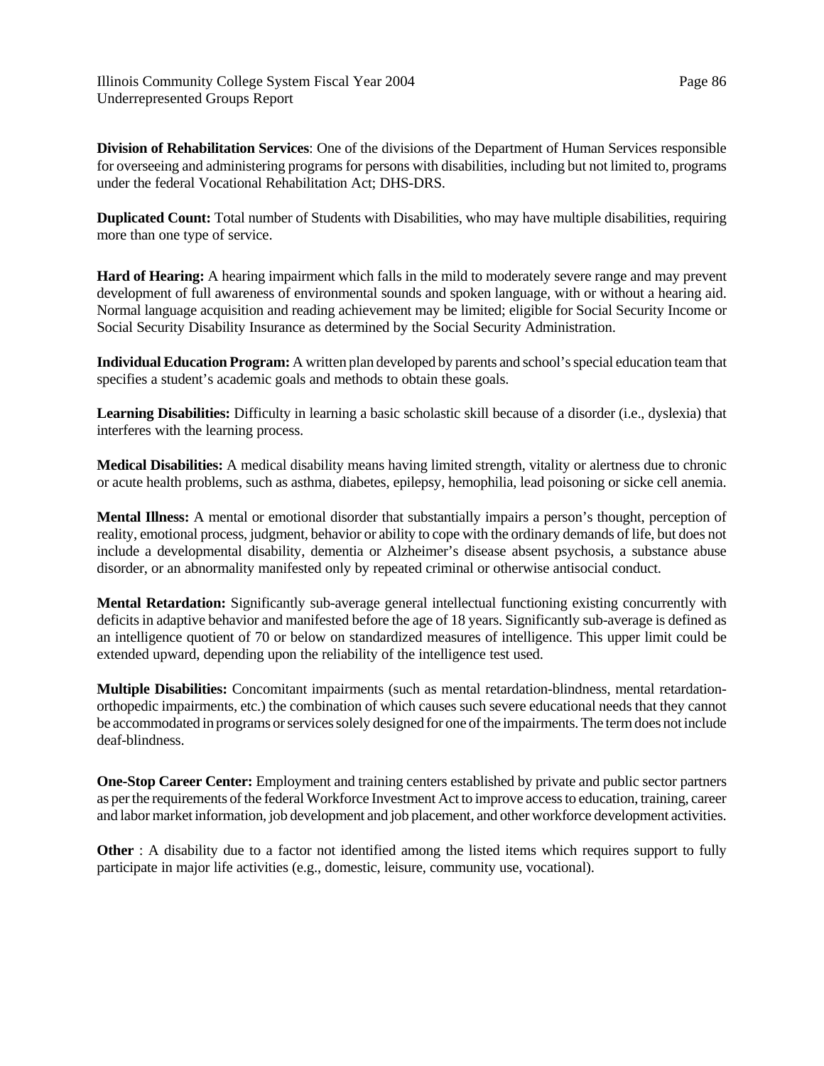**Division of Rehabilitation Services**: One of the divisions of the Department of Human Services responsible for overseeing and administering programs for persons with disabilities, including but not limited to, programs under the federal Vocational Rehabilitation Act; DHS-DRS.

**Duplicated Count:** Total number of Students with Disabilities, who may have multiple disabilities, requiring more than one type of service.

**Hard of Hearing:** A hearing impairment which falls in the mild to moderately severe range and may prevent development of full awareness of environmental sounds and spoken language, with or without a hearing aid. Normal language acquisition and reading achievement may be limited; eligible for Social Security Income or Social Security Disability Insurance as determined by the Social Security Administration.

**Individual Education Program:** A written plan developed by parents and school's special education team that specifies a student's academic goals and methods to obtain these goals.

**Learning Disabilities:** Difficulty in learning a basic scholastic skill because of a disorder (i.e., dyslexia) that interferes with the learning process.

**Medical Disabilities:** A medical disability means having limited strength, vitality or alertness due to chronic or acute health problems, such as asthma, diabetes, epilepsy, hemophilia, lead poisoning or sicke cell anemia.

**Mental Illness:** A mental or emotional disorder that substantially impairs a person's thought, perception of reality, emotional process, judgment, behavior or ability to cope with the ordinary demands of life, but does not include a developmental disability, dementia or Alzheimer's disease absent psychosis, a substance abuse disorder, or an abnormality manifested only by repeated criminal or otherwise antisocial conduct.

**Mental Retardation:** Significantly sub-average general intellectual functioning existing concurrently with deficits in adaptive behavior and manifested before the age of 18 years. Significantly sub-average is defined as an intelligence quotient of 70 or below on standardized measures of intelligence. This upper limit could be extended upward, depending upon the reliability of the intelligence test used.

**Multiple Disabilities:** Concomitant impairments (such as mental retardation-blindness, mental retardation-orthopedic impairments, etc.) the combination of which causes such severe educational needs that they cannot be accommodated in programs or services solely designed for one of the impairments. The term does not include deaf-blindness.

**One-Stop Career Center:** Employment and training centers established by private and public sector partners as per the requirements of the federal Workforce Investment Act to improve access to education, training, career and labor market information, job development and job placement, and other workforce development activities.

**Other** : A disability due to a factor not identified among the listed items which requires support to fully participate in major life activities (e.g., domestic, leisure, community use, vocational).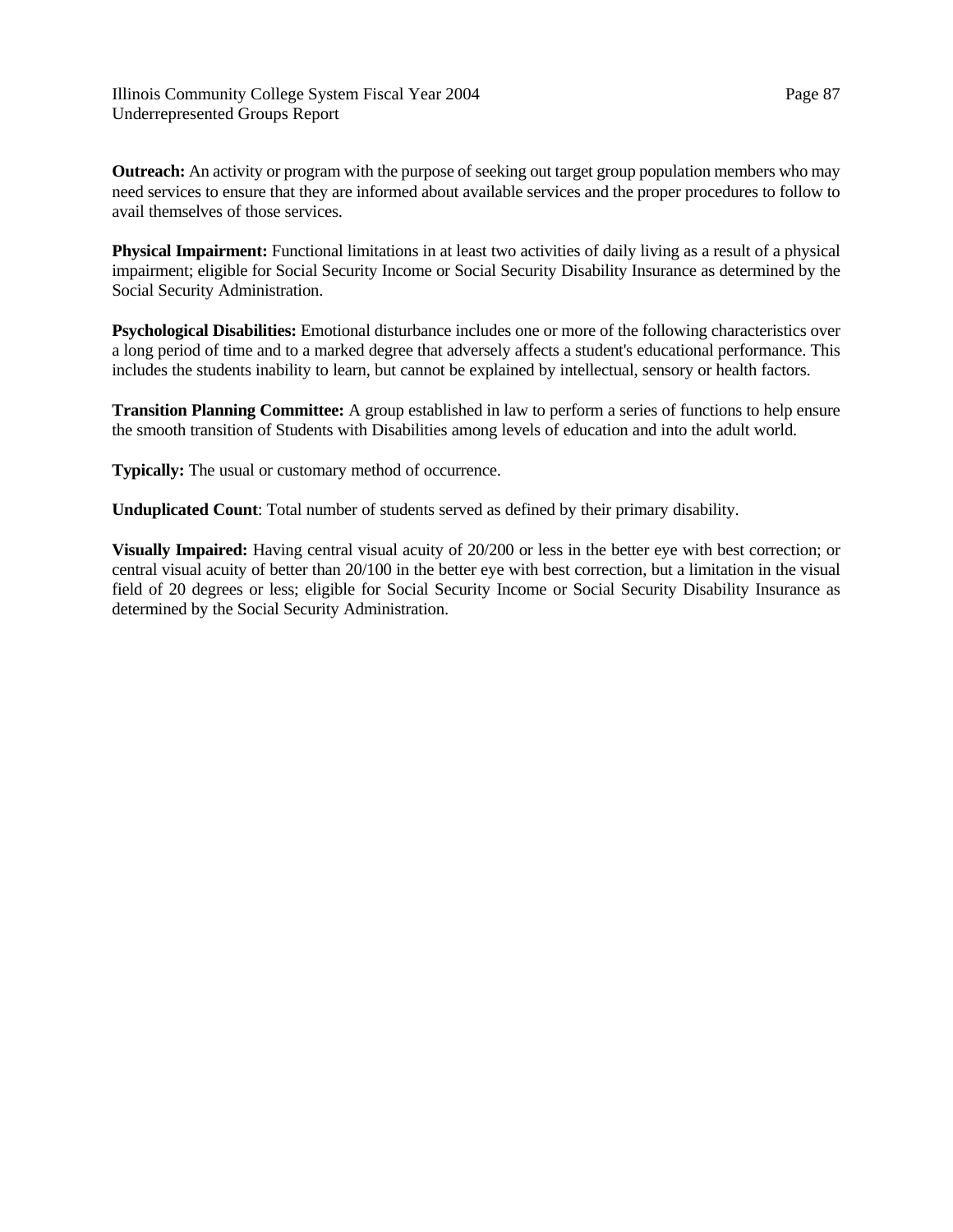**Outreach:** An activity or program with the purpose of seeking out target group population members who may need services to ensure that they are informed about available services and the proper procedures to follow to avail themselves of those services.

**Physical Impairment:** Functional limitations in at least two activities of daily living as a result of a physical impairment; eligible for Social Security Income or Social Security Disability Insurance as determined by the Social Security Administration.

**Psychological Disabilities:** Emotional disturbance includes one or more of the following characteristics over a long period of time and to a marked degree that adversely affects a student's educational performance. This includes the students inability to learn, but cannot be explained by intellectual, sensory or health factors.

**Transition Planning Committee:** A group established in law to perform a series of functions to help ensure the smooth transition of Students with Disabilities among levels of education and into the adult world.

**Typically:** The usual or customary method of occurrence.

**Unduplicated Count**: Total number of students served as defined by their primary disability.

**Visually Impaired:** Having central visual acuity of 20/200 or less in the better eye with best correction; or central visual acuity of better than 20/100 in the better eye with best correction, but a limitation in the visual field of 20 degrees or less; eligible for Social Security Income or Social Security Disability Insurance as determined by the Social Security Administration.